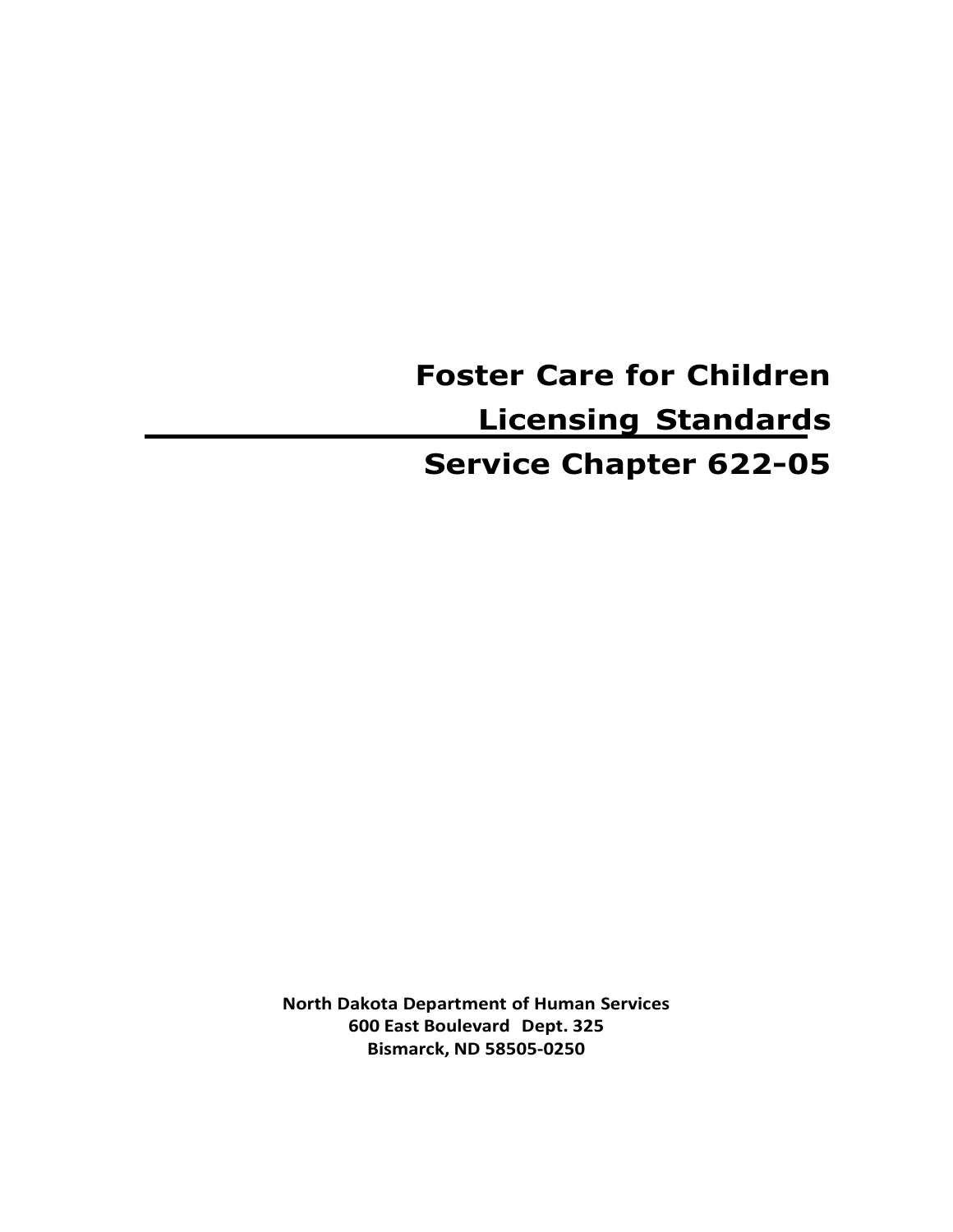# Foster Care for Children Licensing Standards

# Service Chapter 622-05

**North Dakota Department of Human Services**
**600 East Boulevard Dept. 325**
**Bismarck, ND 58505-0250**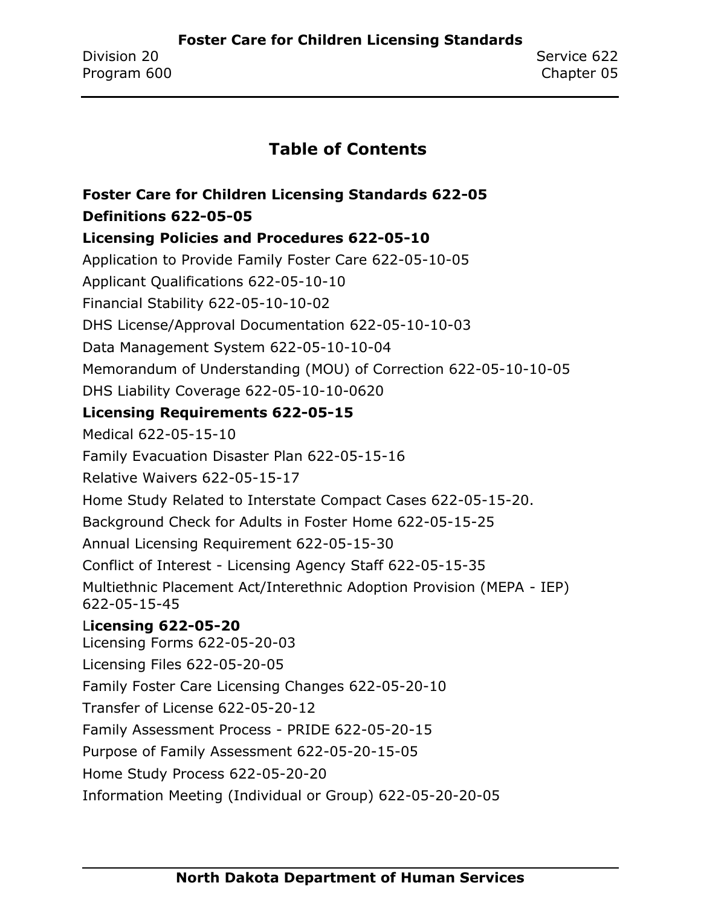# Table of Contents

**Foster Care for Children Licensing Standards 622-05**

**Definitions 622-05-05**

**Licensing Policies and Procedures 622-05-10**

Application to Provide Family Foster Care 622-05-10-05

Applicant Qualifications 622-05-10-10

Financial Stability 622-05-10-10-02

DHS License/Approval Documentation 622-05-10-10-03

Data Management System 622-05-10-10-04

Memorandum of Understanding (MOU) of Correction 622-05-10-10-05

DHS Liability Coverage 622-05-10-10-0620

**Licensing Requirements 622-05-15**

Medical 622-05-15-10

Family Evacuation Disaster Plan 622-05-15-16

Relative Waivers 622-05-15-17

Home Study Related to Interstate Compact Cases 622-05-15-20.

Background Check for Adults in Foster Home 622-05-15-25

Annual Licensing Requirement 622-05-15-30

Conflict of Interest - Licensing Agency Staff 622-05-15-35

Multiethnic Placement Act/Interethnic Adoption Provision (MEPA - IEP) 622-05-15-45

L**icensing 622-05-20**

Licensing Forms 622-05-20-03

Licensing Files 622-05-20-05

Family Foster Care Licensing Changes 622-05-20-10

Transfer of License 622-05-20-12

Family Assessment Process - PRIDE 622-05-20-15

Purpose of Family Assessment 622-05-20-15-05

Home Study Process 622-05-20-20

Information Meeting (Individual or Group) 622-05-20-20-05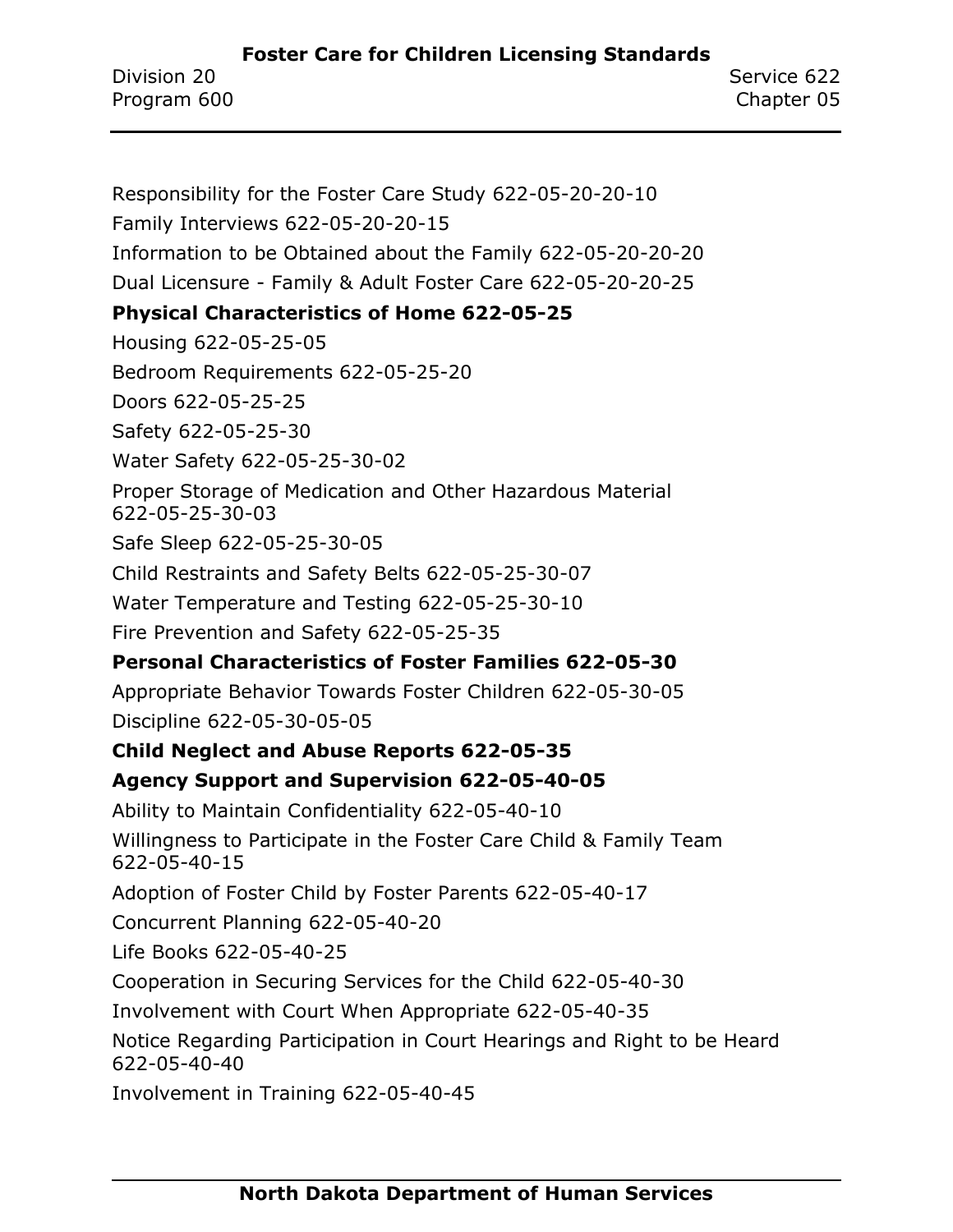Responsibility for the Foster Care Study 622-05-20-20-10

Family Interviews 622-05-20-20-15

Information to be Obtained about the Family 622-05-20-20-20

Dual Licensure - Family & Adult Foster Care 622-05-20-20-25

**Physical Characteristics of Home 622-05-25**

Housing 622-05-25-05

Bedroom Requirements 622-05-25-20

Doors 622-05-25-25

Safety 622-05-25-30

Water Safety 622-05-25-30-02

Proper Storage of Medication and Other Hazardous Material 622-05-25-30-03

Safe Sleep 622-05-25-30-05

Child Restraints and Safety Belts 622-05-25-30-07

Water Temperature and Testing 622-05-25-30-10

Fire Prevention and Safety 622-05-25-35

**Personal Characteristics of Foster Families 622-05-30**

Appropriate Behavior Towards Foster Children 622-05-30-05

Discipline 622-05-30-05-05

**Child Neglect and Abuse Reports 622-05-35**

**Agency Support and Supervision 622-05-40-05**

Ability to Maintain Confidentiality 622-05-40-10

Willingness to Participate in the Foster Care Child & Family Team 622-05-40-15

Adoption of Foster Child by Foster Parents 622-05-40-17

Concurrent Planning 622-05-40-20

Life Books 622-05-40-25

Cooperation in Securing Services for the Child 622-05-40-30

Involvement with Court When Appropriate 622-05-40-35

Notice Regarding Participation in Court Hearings and Right to be Heard 622-05-40-40

Involvement in Training 622-05-40-45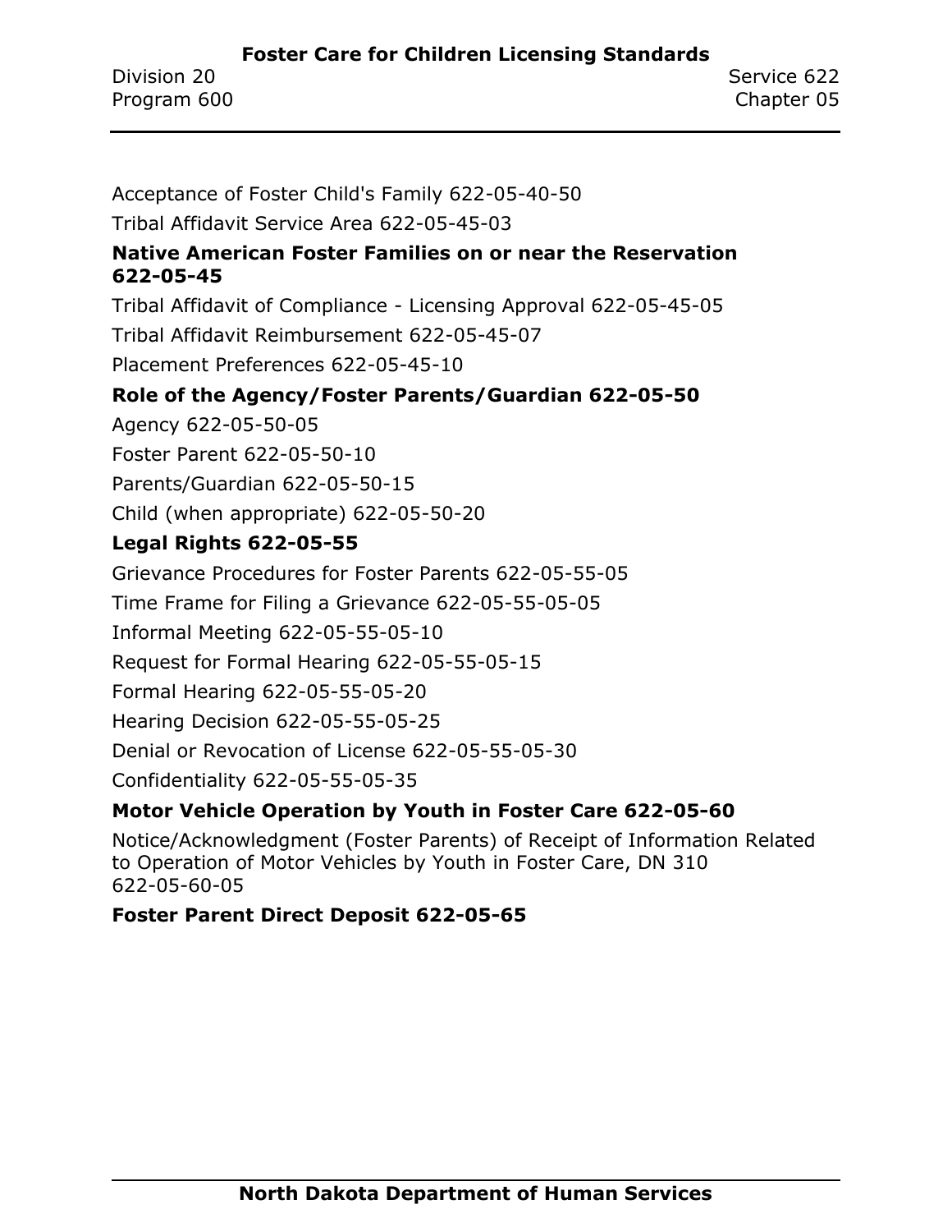Acceptance of Foster Child's Family 622-05-40-50

Tribal Affidavit Service Area 622-05-45-03

**Native American Foster Families on or near the Reservation 622-05-45**

Tribal Affidavit of Compliance - Licensing Approval 622-05-45-05

Tribal Affidavit Reimbursement 622-05-45-07

Placement Preferences 622-05-45-10

**Role of the Agency/Foster Parents/Guardian 622-05-50**

Agency 622-05-50-05

Foster Parent 622-05-50-10

Parents/Guardian 622-05-50-15

Child (when appropriate) 622-05-50-20

**Legal Rights 622-05-55**

Grievance Procedures for Foster Parents 622-05-55-05

Time Frame for Filing a Grievance 622-05-55-05-05

Informal Meeting 622-05-55-05-10

Request for Formal Hearing 622-05-55-05-15

Formal Hearing 622-05-55-05-20

Hearing Decision 622-05-55-05-25

Denial or Revocation of License 622-05-55-05-30

Confidentiality 622-05-55-05-35

**Motor Vehicle Operation by Youth in Foster Care 622-05-60**

Notice/Acknowledgment (Foster Parents) of Receipt of Information Related to Operation of Motor Vehicles by Youth in Foster Care, DN 310 622-05-60-05

**Foster Parent Direct Deposit 622-05-65**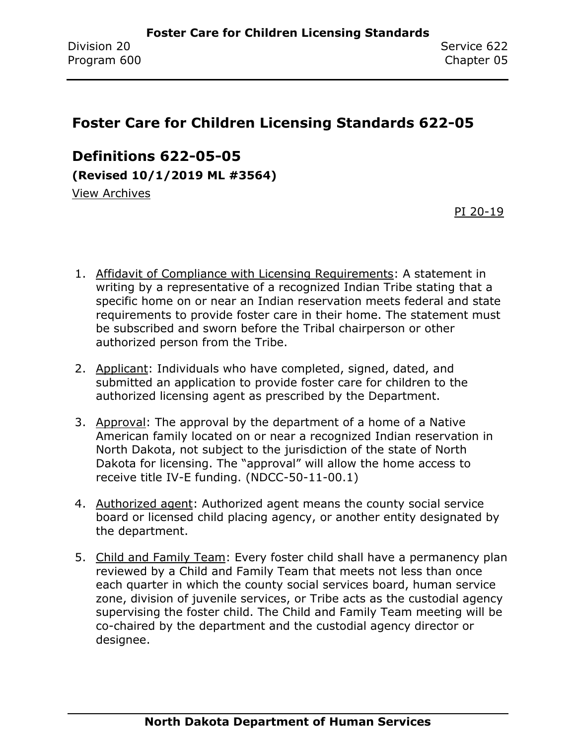# Foster Care for Children Licensing Standards 622-05

## Definitions 622-05-05

**(Revised 10/1/2019 ML #3564)**

View Archives

PI 20-19

1. Affidavit of Compliance with Licensing Requirements: A statement in writing by a representative of a recognized Indian Tribe stating that a specific home on or near an Indian reservation meets federal and state requirements to provide foster care in their home. The statement must be subscribed and sworn before the Tribal chairperson or other authorized person from the Tribe.

2. Applicant: Individuals who have completed, signed, dated, and submitted an application to provide foster care for children to the authorized licensing agent as prescribed by the Department.

3. Approval: The approval by the department of a home of a Native American family located on or near a recognized Indian reservation in North Dakota, not subject to the jurisdiction of the state of North Dakota for licensing. The "approval" will allow the home access to receive title IV-E funding. (NDCC-50-11-00.1)

4. Authorized agent: Authorized agent means the county social service board or licensed child placing agency, or another entity designated by the department.

5. Child and Family Team: Every foster child shall have a permanency plan reviewed by a Child and Family Team that meets not less than once each quarter in which the county social services board, human service zone, division of juvenile services, or Tribe acts as the custodial agency supervising the foster child. The Child and Family Team meeting will be co-chaired by the department and the custodial agency director or designee.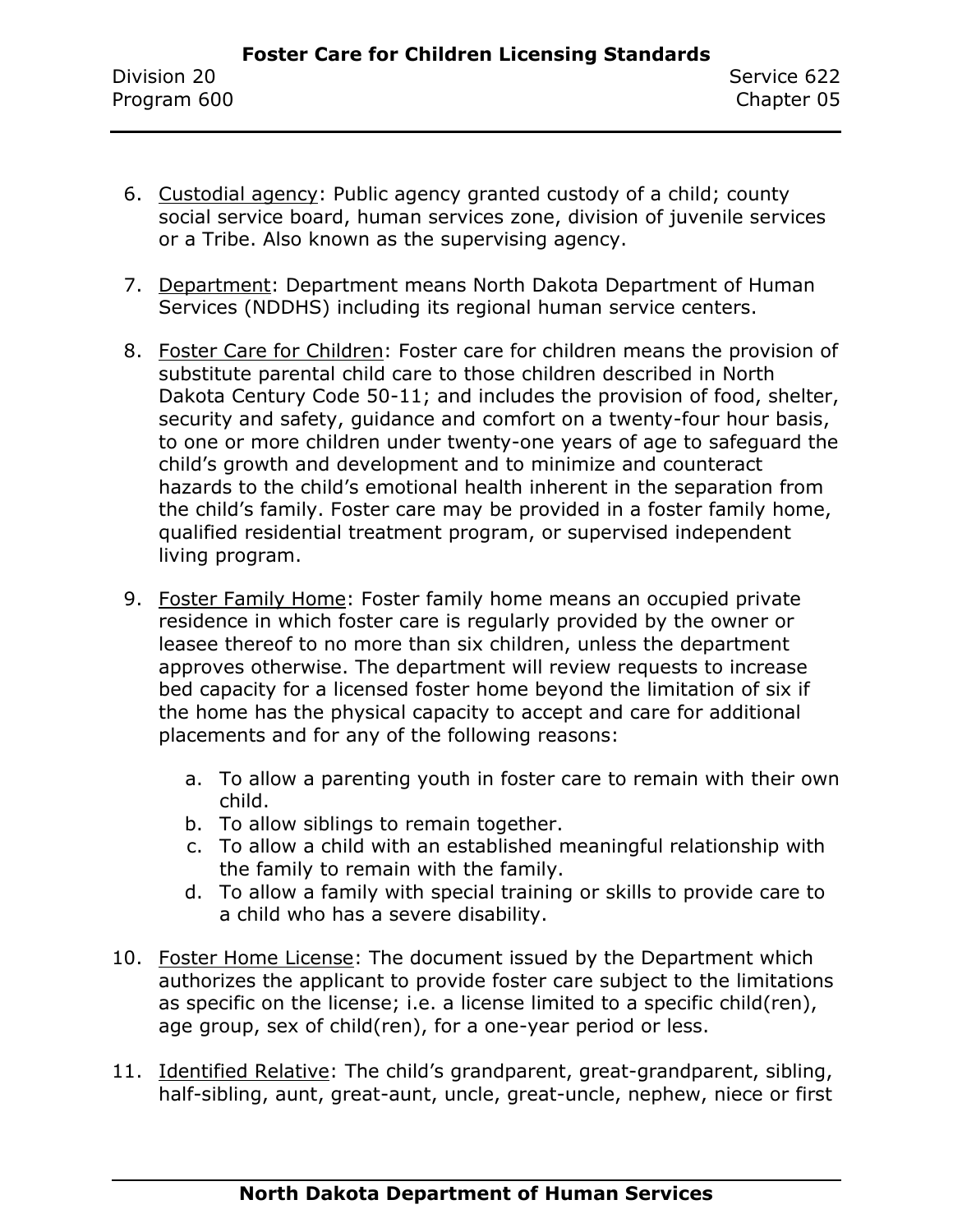6. <u>Custodial agency</u>: Public agency granted custody of a child; county social service board, human services zone, division of juvenile services or a Tribe. Also known as the supervising agency.

7. <u>Department</u>: Department means North Dakota Department of Human Services (NDDHS) including its regional human service centers.

8. <u>Foster Care for Children</u>: Foster care for children means the provision of substitute parental child care to those children described in North Dakota Century Code 50-11; and includes the provision of food, shelter, security and safety, guidance and comfort on a twenty-four hour basis, to one or more children under twenty-one years of age to safeguard the child's growth and development and to minimize and counteract hazards to the child's emotional health inherent in the separation from the child's family. Foster care may be provided in a foster family home, qualified residential treatment program, or supervised independent living program.

9. <u>Foster Family Home</u>: Foster family home means an occupied private residence in which foster care is regularly provided by the owner or leasee thereof to no more than six children, unless the department approves otherwise. The department will review requests to increase bed capacity for a licensed foster home beyond the limitation of six if the home has the physical capacity to accept and care for additional placements and for any of the following reasons:

   a. To allow a parenting youth in foster care to remain with their own child.
   b. To allow siblings to remain together.
   c. To allow a child with an established meaningful relationship with the family to remain with the family.
   d. To allow a family with special training or skills to provide care to a child who has a severe disability.

10. <u>Foster Home License</u>: The document issued by the Department which authorizes the applicant to provide foster care subject to the limitations as specific on the license; i.e. a license limited to a specific child(ren), age group, sex of child(ren), for a one-year period or less.

11. <u>Identified Relative</u>: The child's grandparent, great-grandparent, sibling, half-sibling, aunt, great-aunt, uncle, great-uncle, nephew, niece or first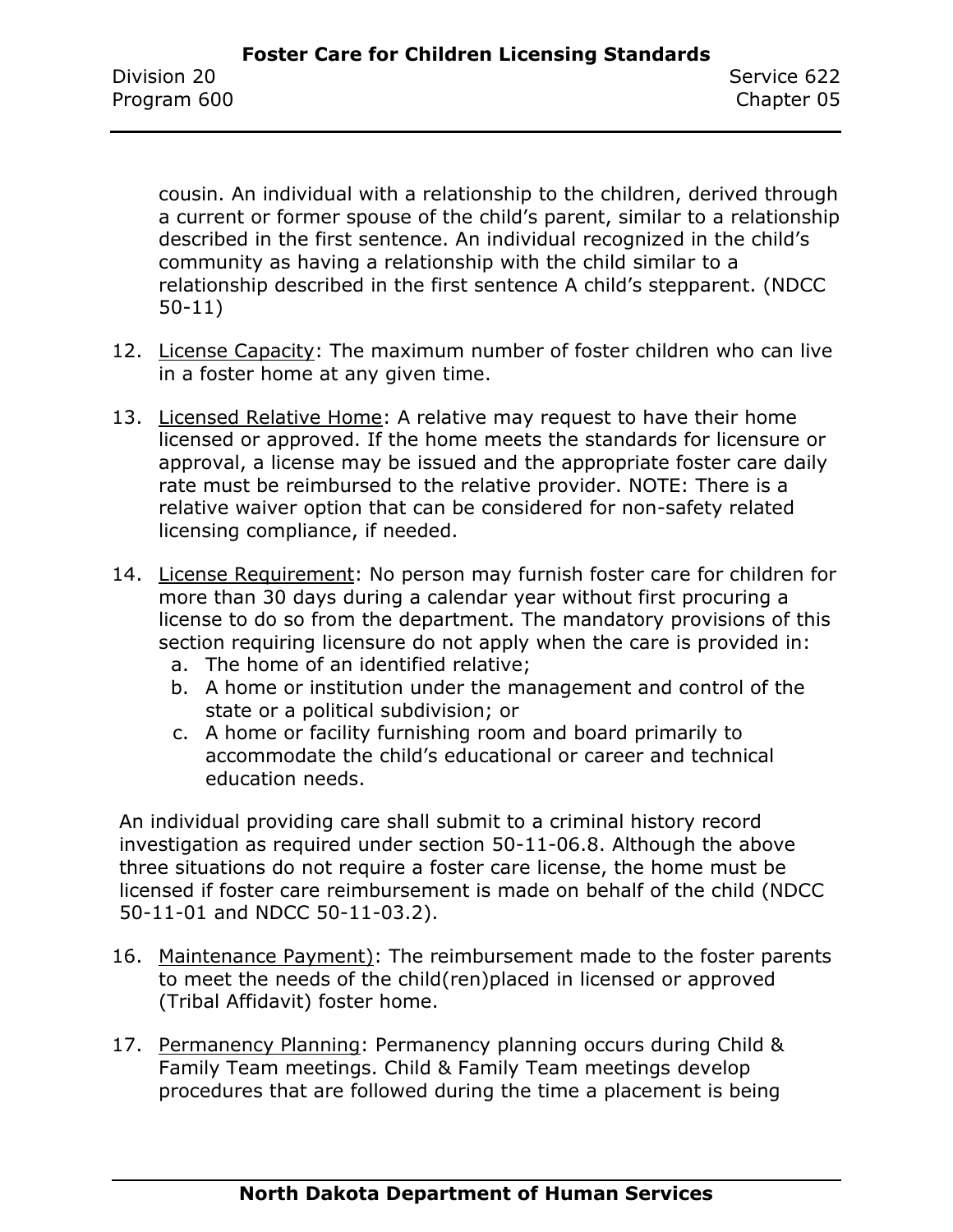cousin. An individual with a relationship to the children, derived through a current or former spouse of the child's parent, similar to a relationship described in the first sentence. An individual recognized in the child's community as having a relationship with the child similar to a relationship described in the first sentence A child's stepparent. (NDCC 50-11)

12. License Capacity: The maximum number of foster children who can live in a foster home at any given time.

13. Licensed Relative Home: A relative may request to have their home licensed or approved. If the home meets the standards for licensure or approval, a license may be issued and the appropriate foster care daily rate must be reimbursed to the relative provider. NOTE: There is a relative waiver option that can be considered for non-safety related licensing compliance, if needed.

14. License Requirement: No person may furnish foster care for children for more than 30 days during a calendar year without first procuring a license to do so from the department. The mandatory provisions of this section requiring licensure do not apply when the care is provided in:
    a. The home of an identified relative;
    b. A home or institution under the management and control of the state or a political subdivision; or
    c. A home or facility furnishing room and board primarily to accommodate the child's educational or career and technical education needs.

An individual providing care shall submit to a criminal history record investigation as required under section 50-11-06.8. Although the above three situations do not require a foster care license, the home must be licensed if foster care reimbursement is made on behalf of the child (NDCC 50-11-01 and NDCC 50-11-03.2).

16. Maintenance Payment): The reimbursement made to the foster parents to meet the needs of the child(ren)placed in licensed or approved (Tribal Affidavit) foster home.

17. Permanency Planning: Permanency planning occurs during Child & Family Team meetings. Child & Family Team meetings develop procedures that are followed during the time a placement is being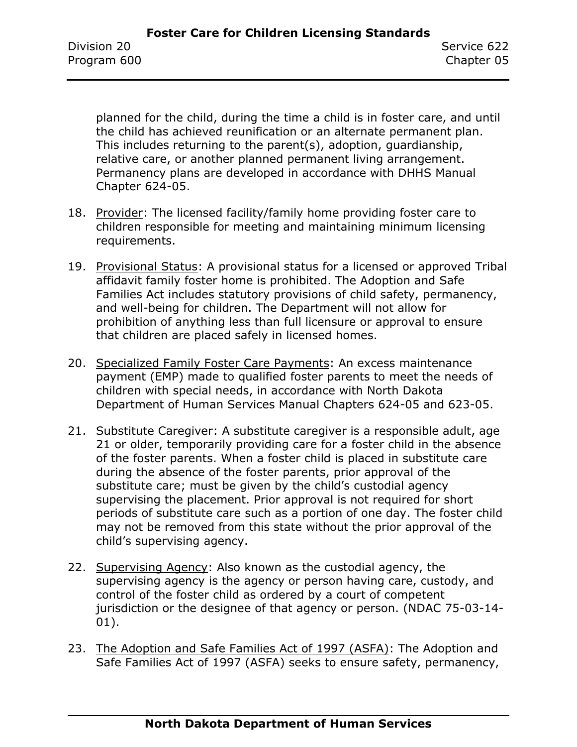planned for the child, during the time a child is in foster care, and until the child has achieved reunification or an alternate permanent plan. This includes returning to the parent(s), adoption, guardianship, relative care, or another planned permanent living arrangement. Permanency plans are developed in accordance with DHHS Manual Chapter 624-05.

18. Provider: The licensed facility/family home providing foster care to children responsible for meeting and maintaining minimum licensing requirements.

19. Provisional Status: A provisional status for a licensed or approved Tribal affidavit family foster home is prohibited. The Adoption and Safe Families Act includes statutory provisions of child safety, permanency, and well-being for children. The Department will not allow for prohibition of anything less than full licensure or approval to ensure that children are placed safely in licensed homes.

20. Specialized Family Foster Care Payments: An excess maintenance payment (EMP) made to qualified foster parents to meet the needs of children with special needs, in accordance with North Dakota Department of Human Services Manual Chapters 624-05 and 623-05.

21. Substitute Caregiver: A substitute caregiver is a responsible adult, age 21 or older, temporarily providing care for a foster child in the absence of the foster parents. When a foster child is placed in substitute care during the absence of the foster parents, prior approval of the substitute care; must be given by the child's custodial agency supervising the placement. Prior approval is not required for short periods of substitute care such as a portion of one day. The foster child may not be removed from this state without the prior approval of the child's supervising agency.

22. Supervising Agency: Also known as the custodial agency, the supervising agency is the agency or person having care, custody, and control of the foster child as ordered by a court of competent jurisdiction or the designee of that agency or person. (NDAC 75-03-14-01).

23. The Adoption and Safe Families Act of 1997 (ASFA): The Adoption and Safe Families Act of 1997 (ASFA) seeks to ensure safety, permanency,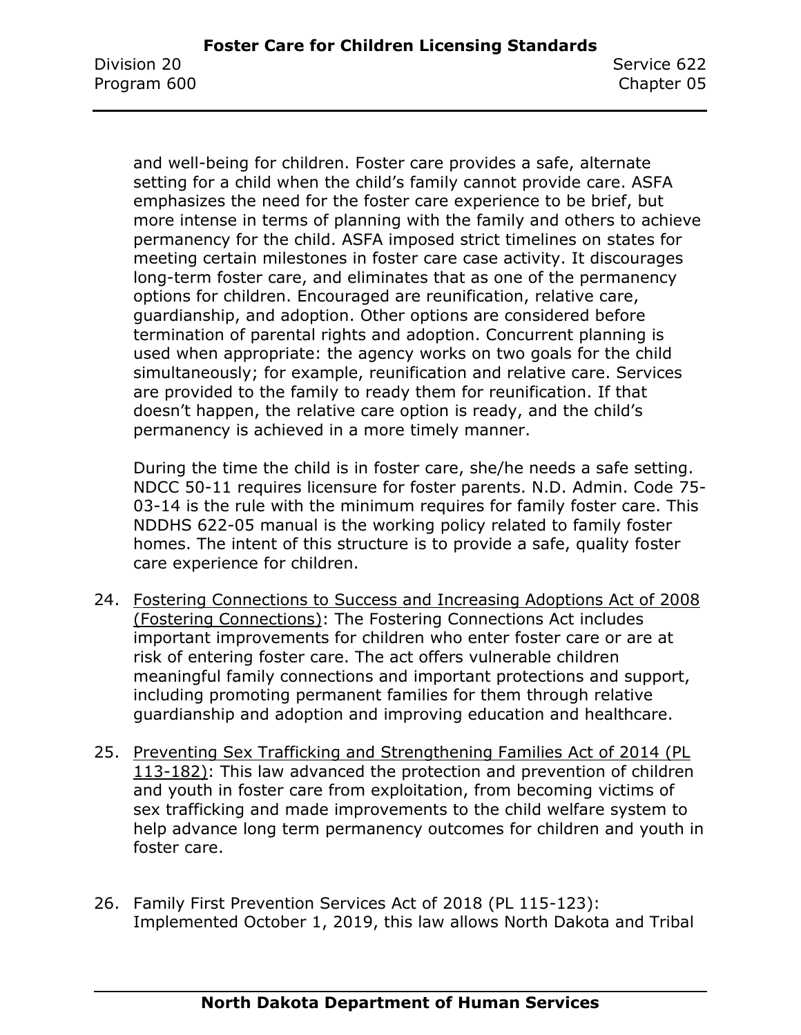and well-being for children. Foster care provides a safe, alternate setting for a child when the child's family cannot provide care. ASFA emphasizes the need for the foster care experience to be brief, but more intense in terms of planning with the family and others to achieve permanency for the child. ASFA imposed strict timelines on states for meeting certain milestones in foster care case activity. It discourages long-term foster care, and eliminates that as one of the permanency options for children. Encouraged are reunification, relative care, guardianship, and adoption. Other options are considered before termination of parental rights and adoption. Concurrent planning is used when appropriate: the agency works on two goals for the child simultaneously; for example, reunification and relative care. Services are provided to the family to ready them for reunification. If that doesn't happen, the relative care option is ready, and the child's permanency is achieved in a more timely manner.

During the time the child is in foster care, she/he needs a safe setting. NDCC 50-11 requires licensure for foster parents. N.D. Admin. Code 75-03-14 is the rule with the minimum requires for family foster care. This NDDHS 622-05 manual is the working policy related to family foster homes. The intent of this structure is to provide a safe, quality foster care experience for children.

24. Fostering Connections to Success and Increasing Adoptions Act of 2008 (Fostering Connections): The Fostering Connections Act includes important improvements for children who enter foster care or are at risk of entering foster care. The act offers vulnerable children meaningful family connections and important protections and support, including promoting permanent families for them through relative guardianship and adoption and improving education and healthcare.

25. Preventing Sex Trafficking and Strengthening Families Act of 2014 (PL 113-182): This law advanced the protection and prevention of children and youth in foster care from exploitation, from becoming victims of sex trafficking and made improvements to the child welfare system to help advance long term permanency outcomes for children and youth in foster care.

26. Family First Prevention Services Act of 2018 (PL 115-123): Implemented October 1, 2019, this law allows North Dakota and Tribal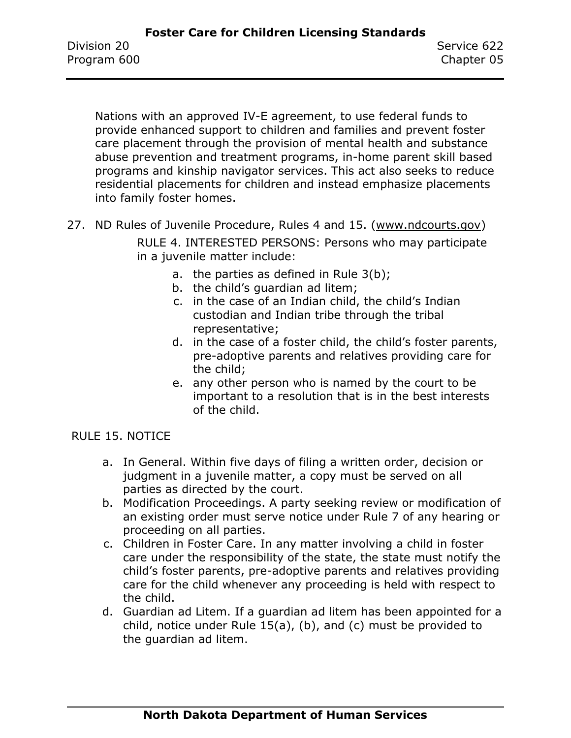Nations with an approved IV-E agreement, to use federal funds to provide enhanced support to children and families and prevent foster care placement through the provision of mental health and substance abuse prevention and treatment programs, in-home parent skill based programs and kinship navigator services. This act also seeks to reduce residential placements for children and instead emphasize placements into family foster homes.

27. ND Rules of Juvenile Procedure, Rules 4 and 15. (www.ndcourts.gov)

    RULE 4. INTERESTED PERSONS: Persons who may participate in a juvenile matter include:

    a. the parties as defined in Rule 3(b);
    b. the child's guardian ad litem;
    c. in the case of an Indian child, the child's Indian custodian and Indian tribe through the tribal representative;
    d. in the case of a foster child, the child's foster parents, pre-adoptive parents and relatives providing care for the child;
    e. any other person who is named by the court to be important to a resolution that is in the best interests of the child.

RULE 15. NOTICE

a. In General. Within five days of filing a written order, decision or judgment in a juvenile matter, a copy must be served on all parties as directed by the court.
b. Modification Proceedings. A party seeking review or modification of an existing order must serve notice under Rule 7 of any hearing or proceeding on all parties.
c. Children in Foster Care. In any matter involving a child in foster care under the responsibility of the state, the state must notify the child's foster parents, pre-adoptive parents and relatives providing care for the child whenever any proceeding is held with respect to the child.
d. Guardian ad Litem. If a guardian ad litem has been appointed for a child, notice under Rule 15(a), (b), and (c) must be provided to the guardian ad litem.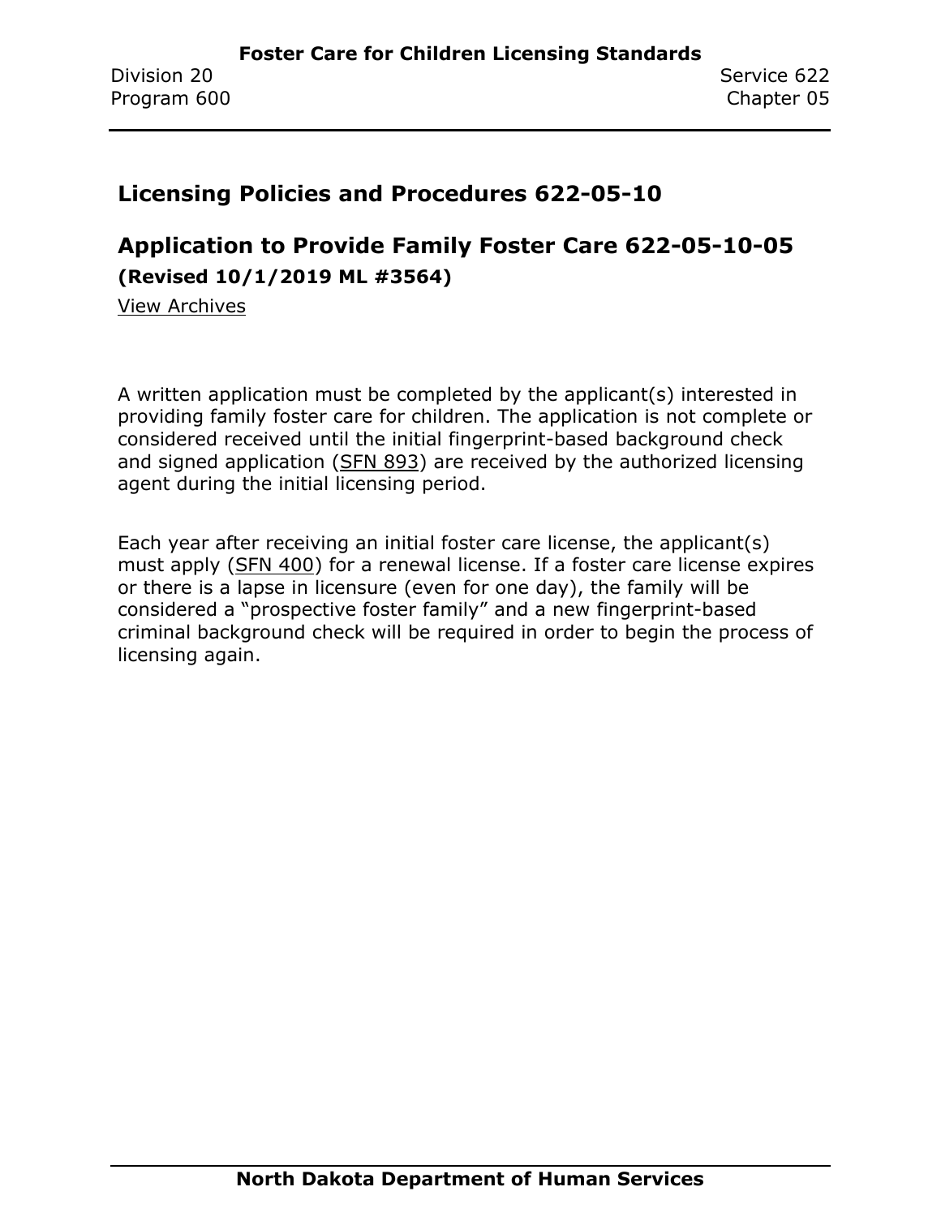## Licensing Policies and Procedures 622-05-10

## Application to Provide Family Foster Care 622-05-10-05

**(Revised 10/1/2019 ML #3564)**

View Archives

A written application must be completed by the applicant(s) interested in providing family foster care for children. The application is not complete or considered received until the initial fingerprint-based background check and signed application (SFN 893) are received by the authorized licensing agent during the initial licensing period.

Each year after receiving an initial foster care license, the applicant(s) must apply (SFN 400) for a renewal license. If a foster care license expires or there is a lapse in licensure (even for one day), the family will be considered a "prospective foster family" and a new fingerprint-based criminal background check will be required in order to begin the process of licensing again.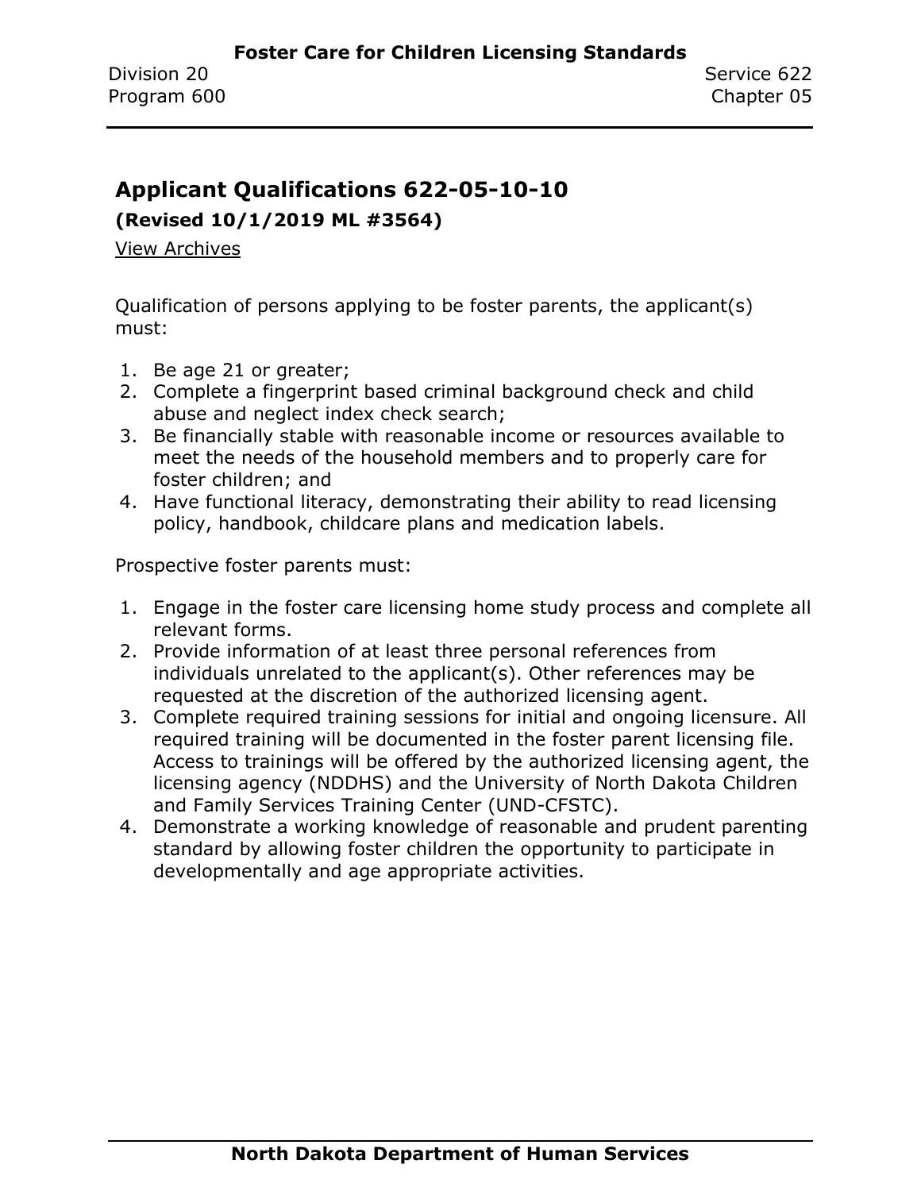## Applicant Qualifications 622-05-10-10

**(Revised 10/1/2019 ML #3564)**

View Archives

Qualification of persons applying to be foster parents, the applicant(s) must:

1. Be age 21 or greater;
2. Complete a fingerprint based criminal background check and child abuse and neglect index check search;
3. Be financially stable with reasonable income or resources available to meet the needs of the household members and to properly care for foster children; and
4. Have functional literacy, demonstrating their ability to read licensing policy, handbook, childcare plans and medication labels.

Prospective foster parents must:

1. Engage in the foster care licensing home study process and complete all relevant forms.
2. Provide information of at least three personal references from individuals unrelated to the applicant(s). Other references may be requested at the discretion of the authorized licensing agent.
3. Complete required training sessions for initial and ongoing licensure. All required training will be documented in the foster parent licensing file. Access to trainings will be offered by the authorized licensing agent, the licensing agency (NDDHS) and the University of North Dakota Children and Family Services Training Center (UND-CFSTC).
4. Demonstrate a working knowledge of reasonable and prudent parenting standard by allowing foster children the opportunity to participate in developmentally and age appropriate activities.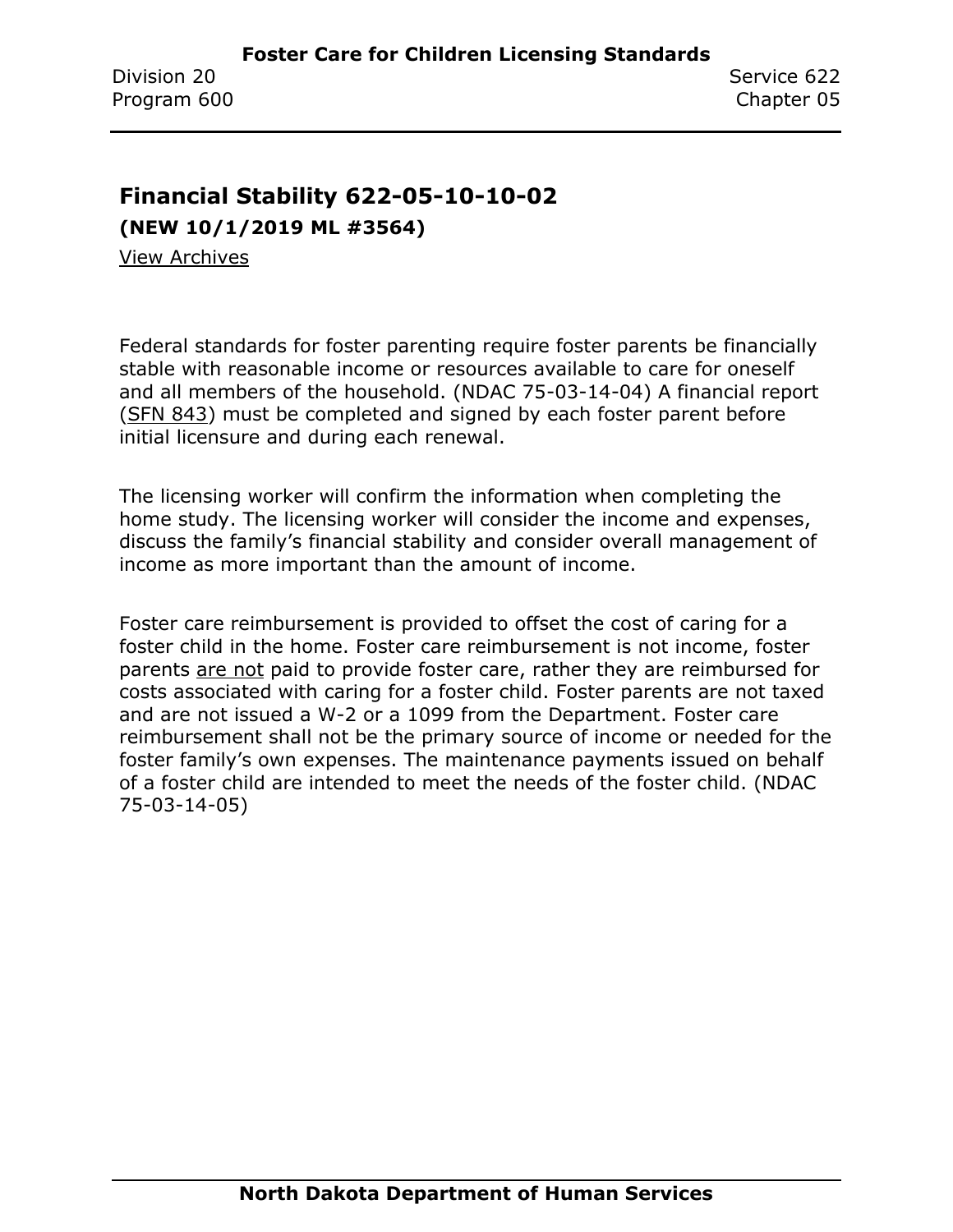## Financial Stability 622-05-10-10-02

**(NEW 10/1/2019 ML #3564)**

View Archives

Federal standards for foster parenting require foster parents be financially stable with reasonable income or resources available to care for oneself and all members of the household. (NDAC 75-03-14-04) A financial report (SFN 843) must be completed and signed by each foster parent before initial licensure and during each renewal.

The licensing worker will confirm the information when completing the home study. The licensing worker will consider the income and expenses, discuss the family's financial stability and consider overall management of income as more important than the amount of income.

Foster care reimbursement is provided to offset the cost of caring for a foster child in the home. Foster care reimbursement is not income, foster parents are not paid to provide foster care, rather they are reimbursed for costs associated with caring for a foster child. Foster parents are not taxed and are not issued a W-2 or a 1099 from the Department. Foster care reimbursement shall not be the primary source of income or needed for the foster family's own expenses. The maintenance payments issued on behalf of a foster child are intended to meet the needs of the foster child. (NDAC 75-03-14-05)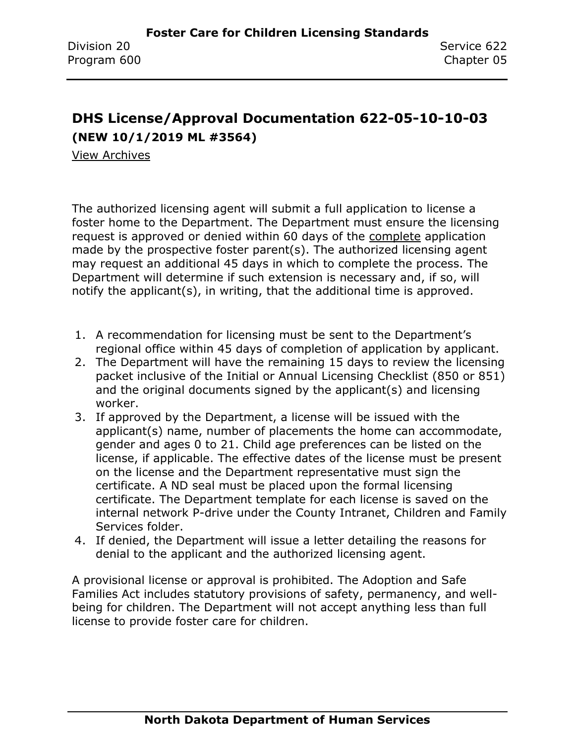## DHS License/Approval Documentation 622-05-10-10-03

**(NEW 10/1/2019 ML #3564)**

View Archives

The authorized licensing agent will submit a full application to license a foster home to the Department. The Department must ensure the licensing request is approved or denied within 60 days of the complete application made by the prospective foster parent(s). The authorized licensing agent may request an additional 45 days in which to complete the process. The Department will determine if such extension is necessary and, if so, will notify the applicant(s), in writing, that the additional time is approved.

1. A recommendation for licensing must be sent to the Department's regional office within 45 days of completion of application by applicant.
2. The Department will have the remaining 15 days to review the licensing packet inclusive of the Initial or Annual Licensing Checklist (850 or 851) and the original documents signed by the applicant(s) and licensing worker.
3. If approved by the Department, a license will be issued with the applicant(s) name, number of placements the home can accommodate, gender and ages 0 to 21. Child age preferences can be listed on the license, if applicable. The effective dates of the license must be present on the license and the Department representative must sign the certificate. A ND seal must be placed upon the formal licensing certificate. The Department template for each license is saved on the internal network P-drive under the County Intranet, Children and Family Services folder.
4. If denied, the Department will issue a letter detailing the reasons for denial to the applicant and the authorized licensing agent.

A provisional license or approval is prohibited. The Adoption and Safe Families Act includes statutory provisions of safety, permanency, and well-being for children. The Department will not accept anything less than full license to provide foster care for children.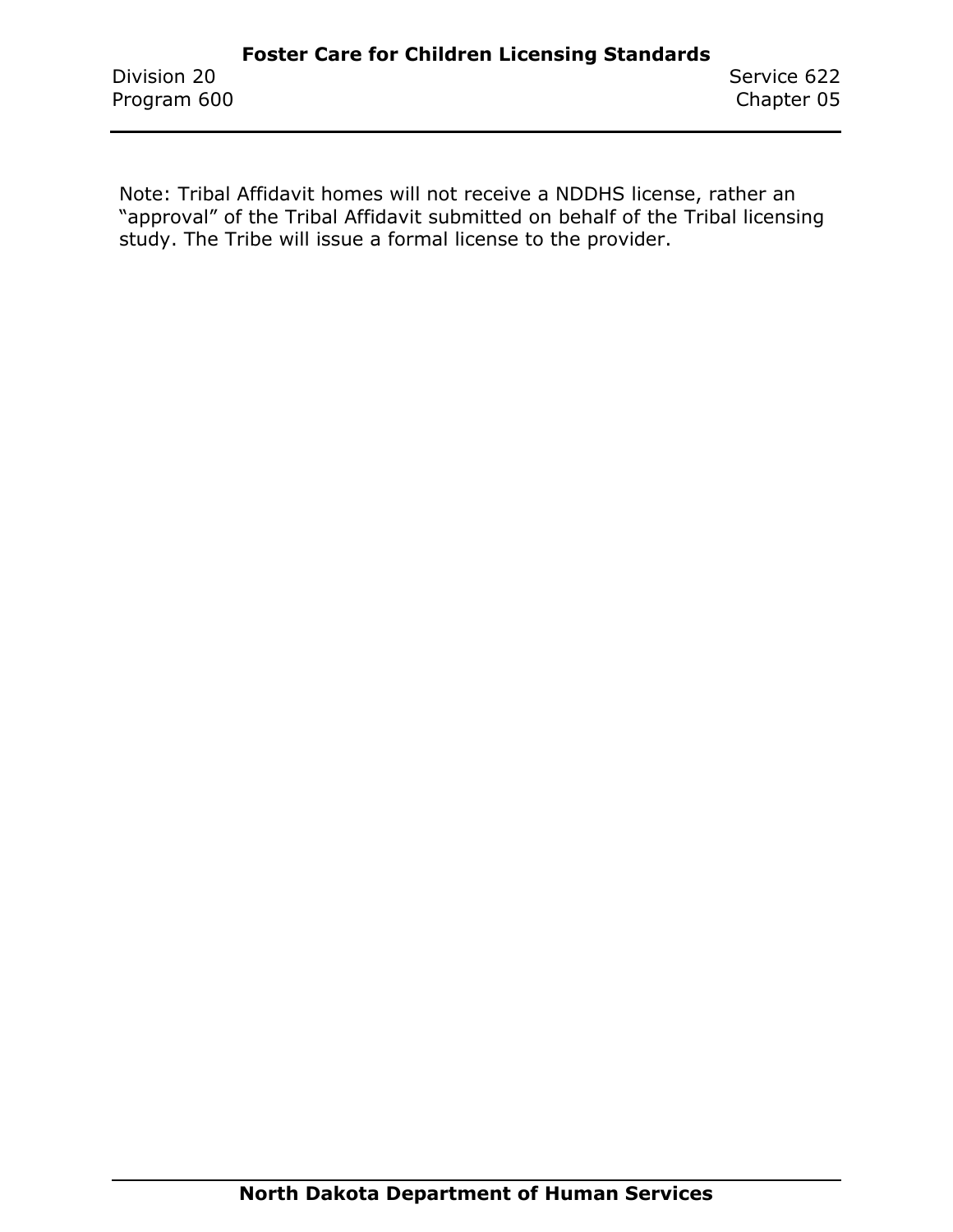Note: Tribal Affidavit homes will not receive a NDDHS license, rather an "approval" of the Tribal Affidavit submitted on behalf of the Tribal licensing study. The Tribe will issue a formal license to the provider.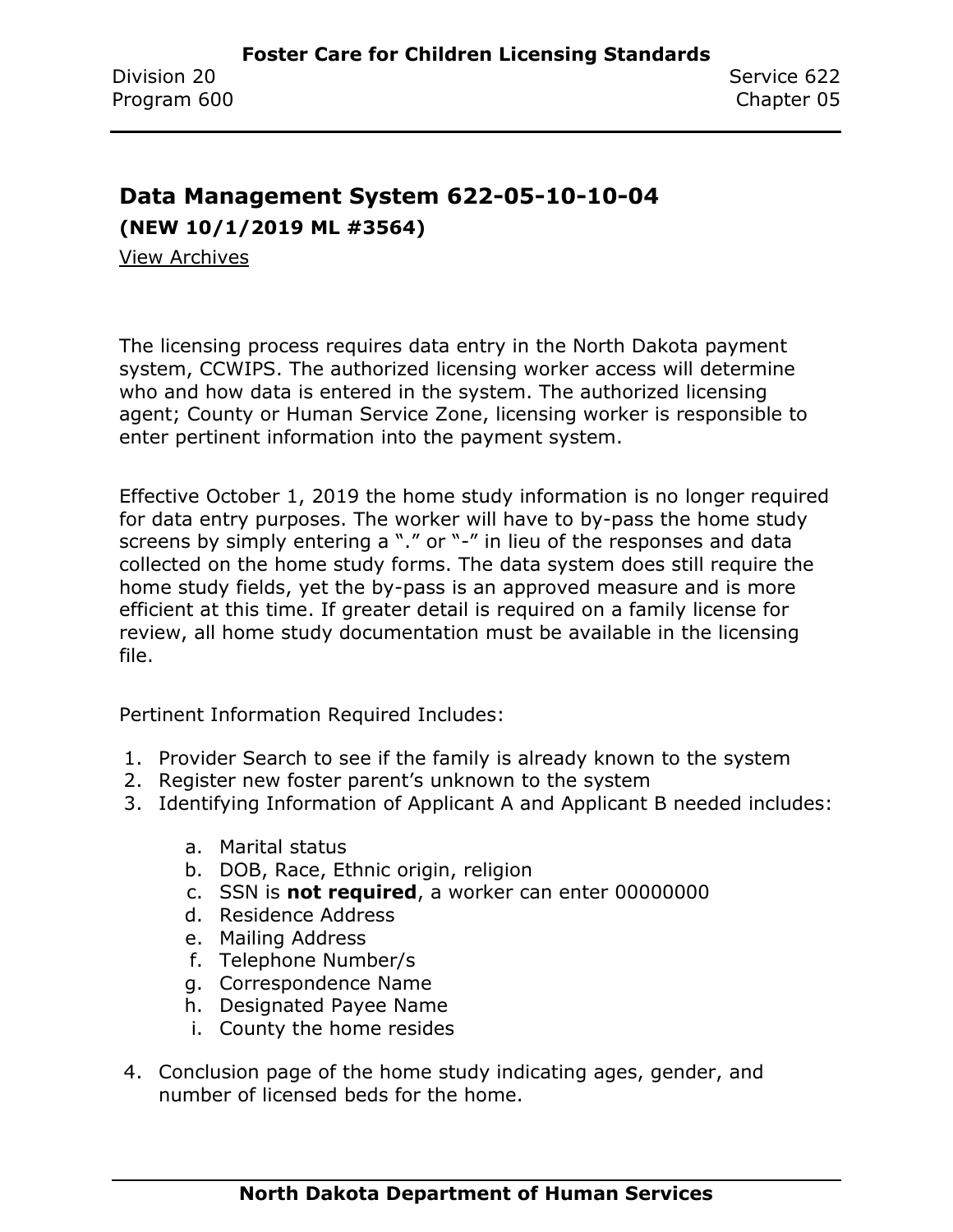## Data Management System 622-05-10-10-04

**(NEW 10/1/2019 ML #3564)**

View Archives

The licensing process requires data entry in the North Dakota payment system, CCWIPS. The authorized licensing worker access will determine who and how data is entered in the system. The authorized licensing agent; County or Human Service Zone, licensing worker is responsible to enter pertinent information into the payment system.

Effective October 1, 2019 the home study information is no longer required for data entry purposes. The worker will have to by-pass the home study screens by simply entering a "." or "-" in lieu of the responses and data collected on the home study forms. The data system does still require the home study fields, yet the by-pass is an approved measure and is more efficient at this time. If greater detail is required on a family license for review, all home study documentation must be available in the licensing file.

Pertinent Information Required Includes:

1. Provider Search to see if the family is already known to the system
2. Register new foster parent's unknown to the system
3. Identifying Information of Applicant A and Applicant B needed includes:
   a. Marital status
   b. DOB, Race, Ethnic origin, religion
   c. SSN is **not required**, a worker can enter 00000000
   d. Residence Address
   e. Mailing Address
   f. Telephone Number/s
   g. Correspondence Name
   h. Designated Payee Name
   i. County the home resides
4. Conclusion page of the home study indicating ages, gender, and number of licensed beds for the home.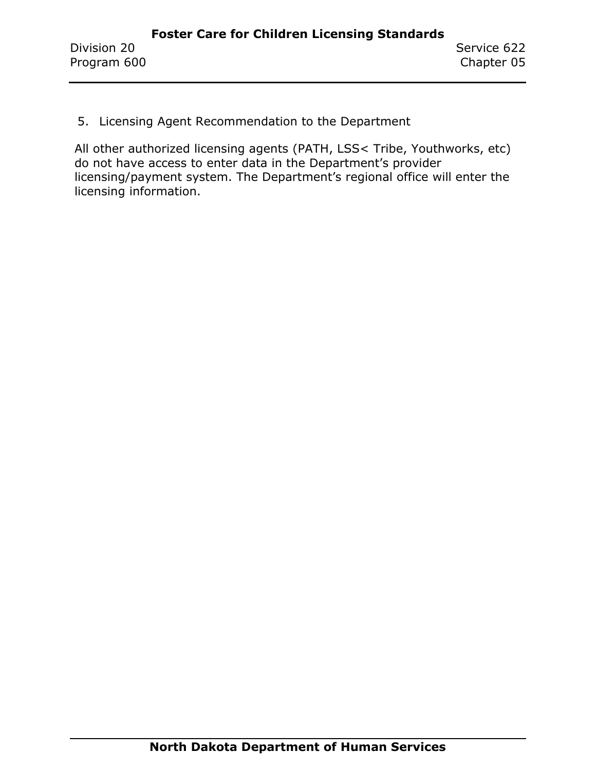5. Licensing Agent Recommendation to the Department

All other authorized licensing agents (PATH, LSS< Tribe, Youthworks, etc) do not have access to enter data in the Department's provider licensing/payment system. The Department's regional office will enter the licensing information.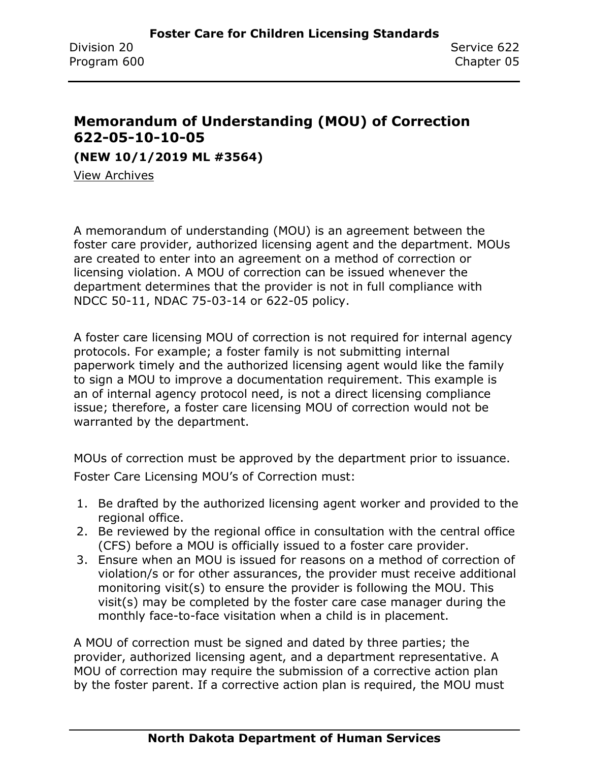## Memorandum of Understanding (MOU) of Correction 622-05-10-10-05

**(NEW 10/1/2019 ML #3564)**

View Archives

A memorandum of understanding (MOU) is an agreement between the foster care provider, authorized licensing agent and the department. MOUs are created to enter into an agreement on a method of correction or licensing violation. A MOU of correction can be issued whenever the department determines that the provider is not in full compliance with NDCC 50-11, NDAC 75-03-14 or 622-05 policy.

A foster care licensing MOU of correction is not required for internal agency protocols. For example; a foster family is not submitting internal paperwork timely and the authorized licensing agent would like the family to sign a MOU to improve a documentation requirement. This example is an of internal agency protocol need, is not a direct licensing compliance issue; therefore, a foster care licensing MOU of correction would not be warranted by the department.

MOUs of correction must be approved by the department prior to issuance. Foster Care Licensing MOU's of Correction must:

1. Be drafted by the authorized licensing agent worker and provided to the regional office.
2. Be reviewed by the regional office in consultation with the central office (CFS) before a MOU is officially issued to a foster care provider.
3. Ensure when an MOU is issued for reasons on a method of correction of violation/s or for other assurances, the provider must receive additional monitoring visit(s) to ensure the provider is following the MOU. This visit(s) may be completed by the foster care case manager during the monthly face-to-face visitation when a child is in placement.

A MOU of correction must be signed and dated by three parties; the provider, authorized licensing agent, and a department representative. A MOU of correction may require the submission of a corrective action plan by the foster parent. If a corrective action plan is required, the MOU must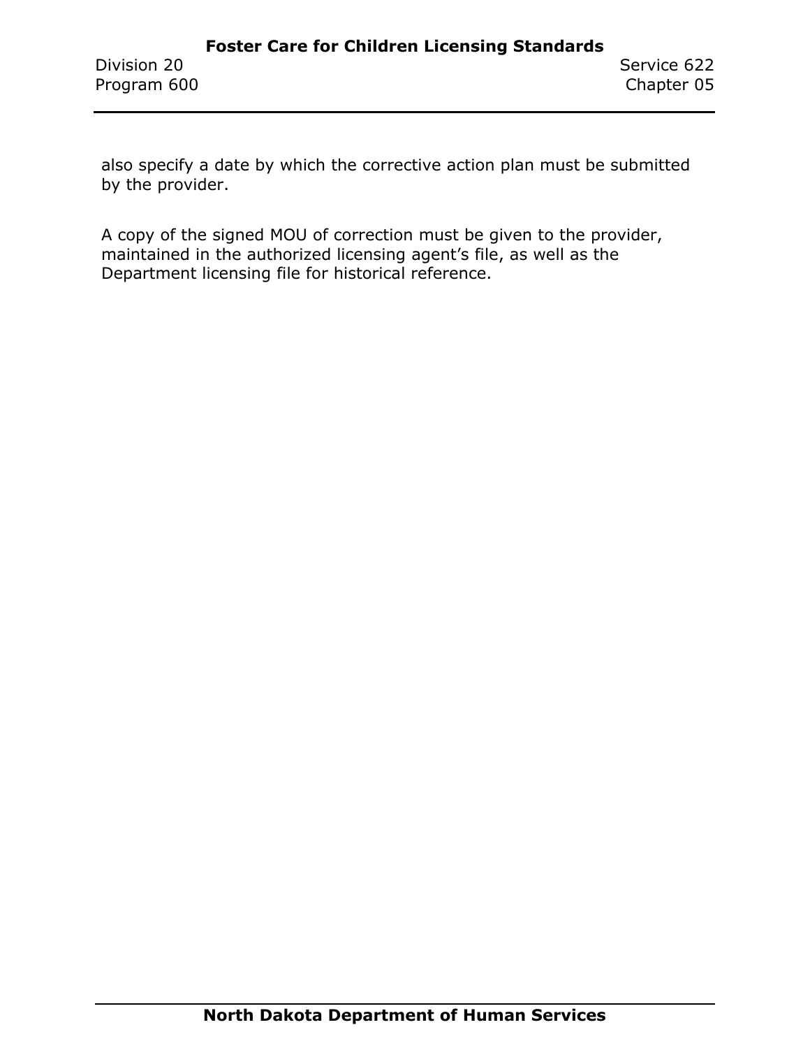also specify a date by which the corrective action plan must be submitted by the provider.

A copy of the signed MOU of correction must be given to the provider, maintained in the authorized licensing agent's file, as well as the Department licensing file for historical reference.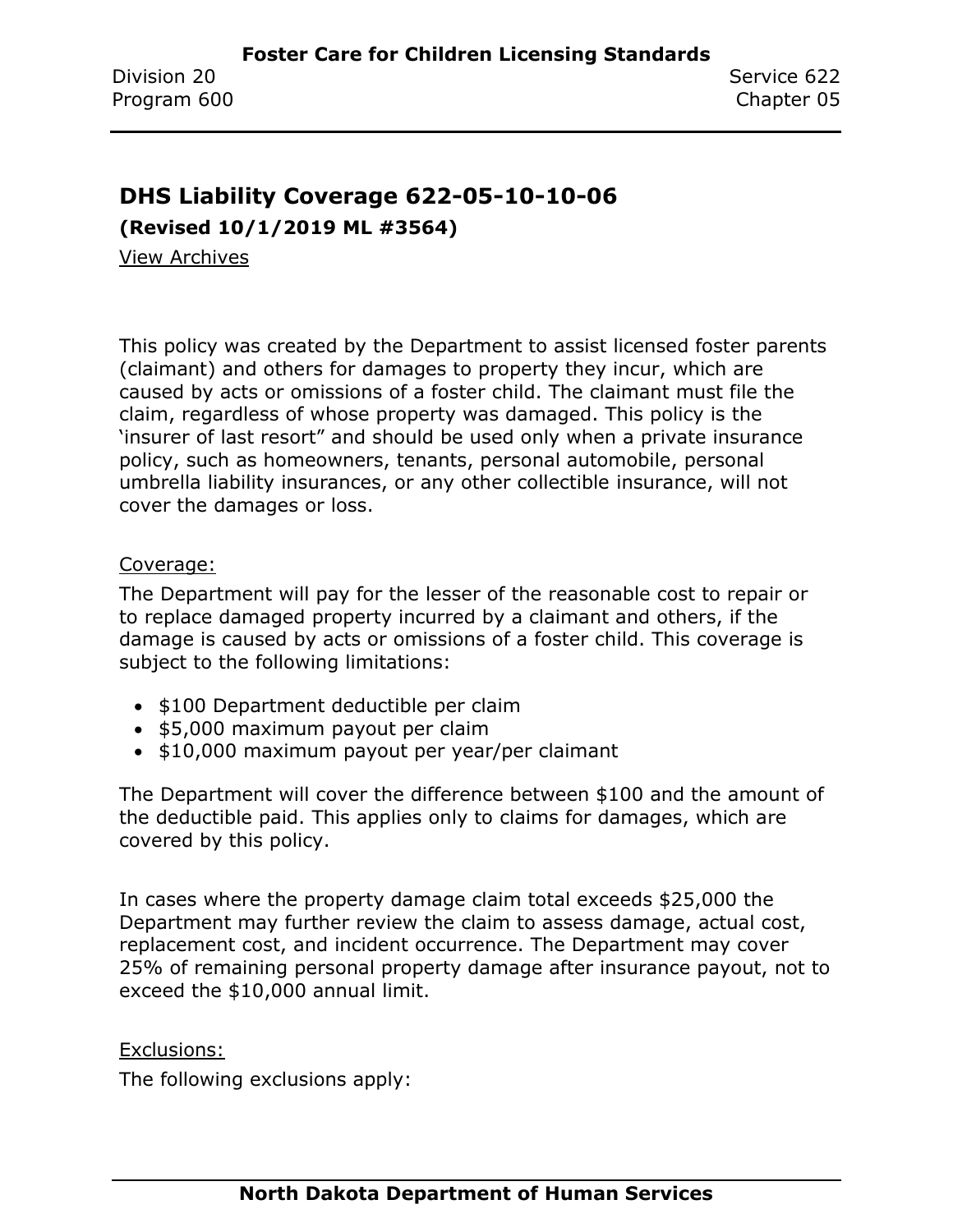## DHS Liability Coverage 622-05-10-10-06

**(Revised 10/1/2019 ML #3564)**

View Archives

This policy was created by the Department to assist licensed foster parents (claimant) and others for damages to property they incur, which are caused by acts or omissions of a foster child. The claimant must file the claim, regardless of whose property was damaged. This policy is the 'insurer of last resort" and should be used only when a private insurance policy, such as homeowners, tenants, personal automobile, personal umbrella liability insurances, or any other collectible insurance, will not cover the damages or loss.

Coverage:

The Department will pay for the lesser of the reasonable cost to repair or to replace damaged property incurred by a claimant and others, if the damage is caused by acts or omissions of a foster child. This coverage is subject to the following limitations:

- $100 Department deductible per claim
- $5,000 maximum payout per claim
- $10,000 maximum payout per year/per claimant

The Department will cover the difference between $100 and the amount of the deductible paid. This applies only to claims for damages, which are covered by this policy.

In cases where the property damage claim total exceeds $25,000 the Department may further review the claim to assess damage, actual cost, replacement cost, and incident occurrence. The Department may cover 25% of remaining personal property damage after insurance payout, not to exceed the $10,000 annual limit.

Exclusions:

The following exclusions apply: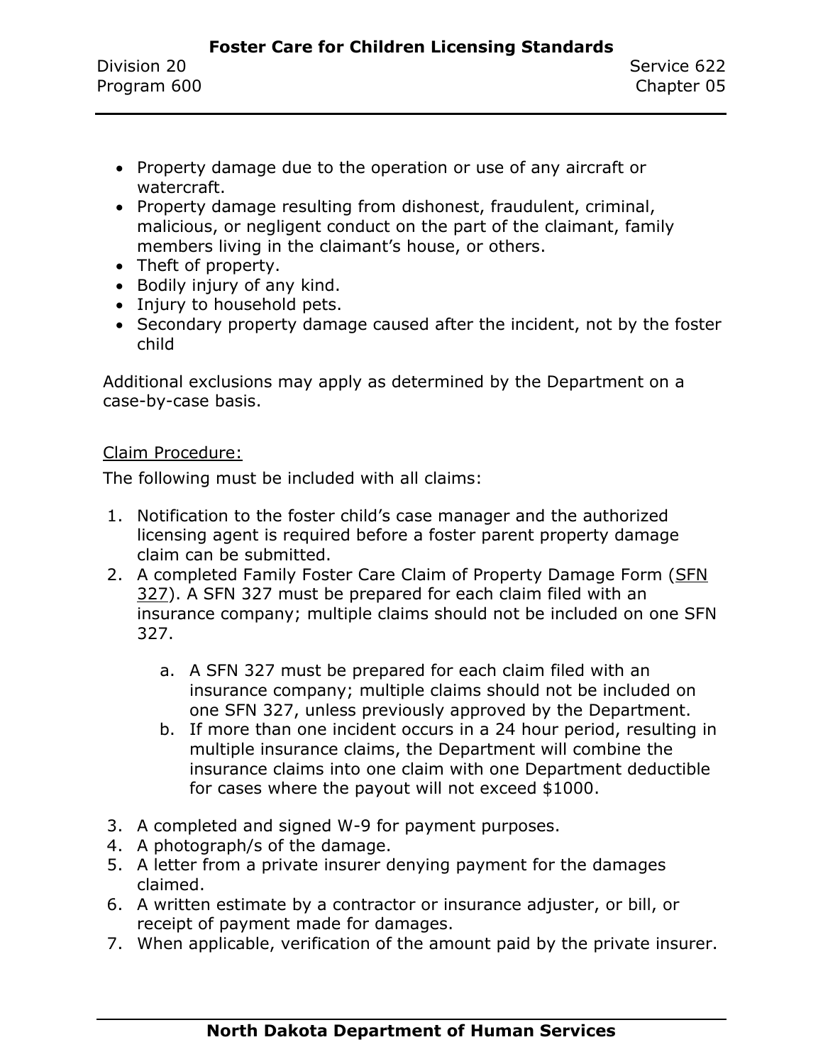- Property damage due to the operation or use of any aircraft or watercraft.
- Property damage resulting from dishonest, fraudulent, criminal, malicious, or negligent conduct on the part of the claimant, family members living in the claimant's house, or others.
- Theft of property.
- Bodily injury of any kind.
- Injury to household pets.
- Secondary property damage caused after the incident, not by the foster child

Additional exclusions may apply as determined by the Department on a case-by-case basis.

Claim Procedure:

The following must be included with all claims:

1. Notification to the foster child's case manager and the authorized licensing agent is required before a foster parent property damage claim can be submitted.
2. A completed Family Foster Care Claim of Property Damage Form (SFN 327). A SFN 327 must be prepared for each claim filed with an insurance company; multiple claims should not be included on one SFN 327.

    a. A SFN 327 must be prepared for each claim filed with an insurance company; multiple claims should not be included on one SFN 327, unless previously approved by the Department.
    b. If more than one incident occurs in a 24 hour period, resulting in multiple insurance claims, the Department will combine the insurance claims into one claim with one Department deductible for cases where the payout will not exceed $1000.

3. A completed and signed W-9 for payment purposes.
4. A photograph/s of the damage.
5. A letter from a private insurer denying payment for the damages claimed.
6. A written estimate by a contractor or insurance adjuster, or bill, or receipt of payment made for damages.
7. When applicable, verification of the amount paid by the private insurer.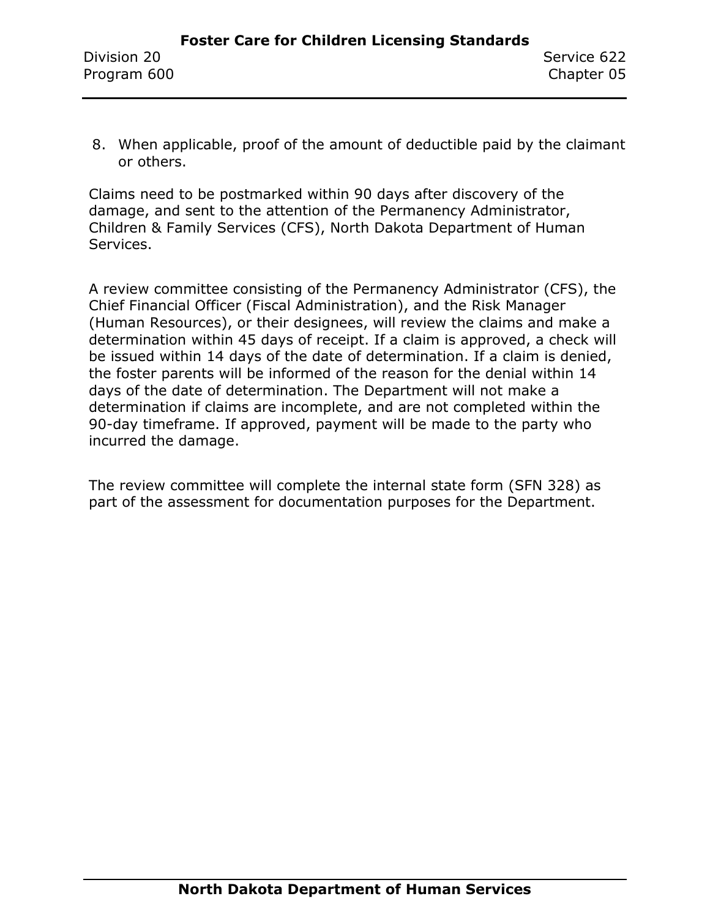8. When applicable, proof of the amount of deductible paid by the claimant or others.

Claims need to be postmarked within 90 days after discovery of the damage, and sent to the attention of the Permanency Administrator, Children & Family Services (CFS), North Dakota Department of Human Services.

A review committee consisting of the Permanency Administrator (CFS), the Chief Financial Officer (Fiscal Administration), and the Risk Manager (Human Resources), or their designees, will review the claims and make a determination within 45 days of receipt. If a claim is approved, a check will be issued within 14 days of the date of determination. If a claim is denied, the foster parents will be informed of the reason for the denial within 14 days of the date of determination. The Department will not make a determination if claims are incomplete, and are not completed within the 90-day timeframe. If approved, payment will be made to the party who incurred the damage.

The review committee will complete the internal state form (SFN 328) as part of the assessment for documentation purposes for the Department.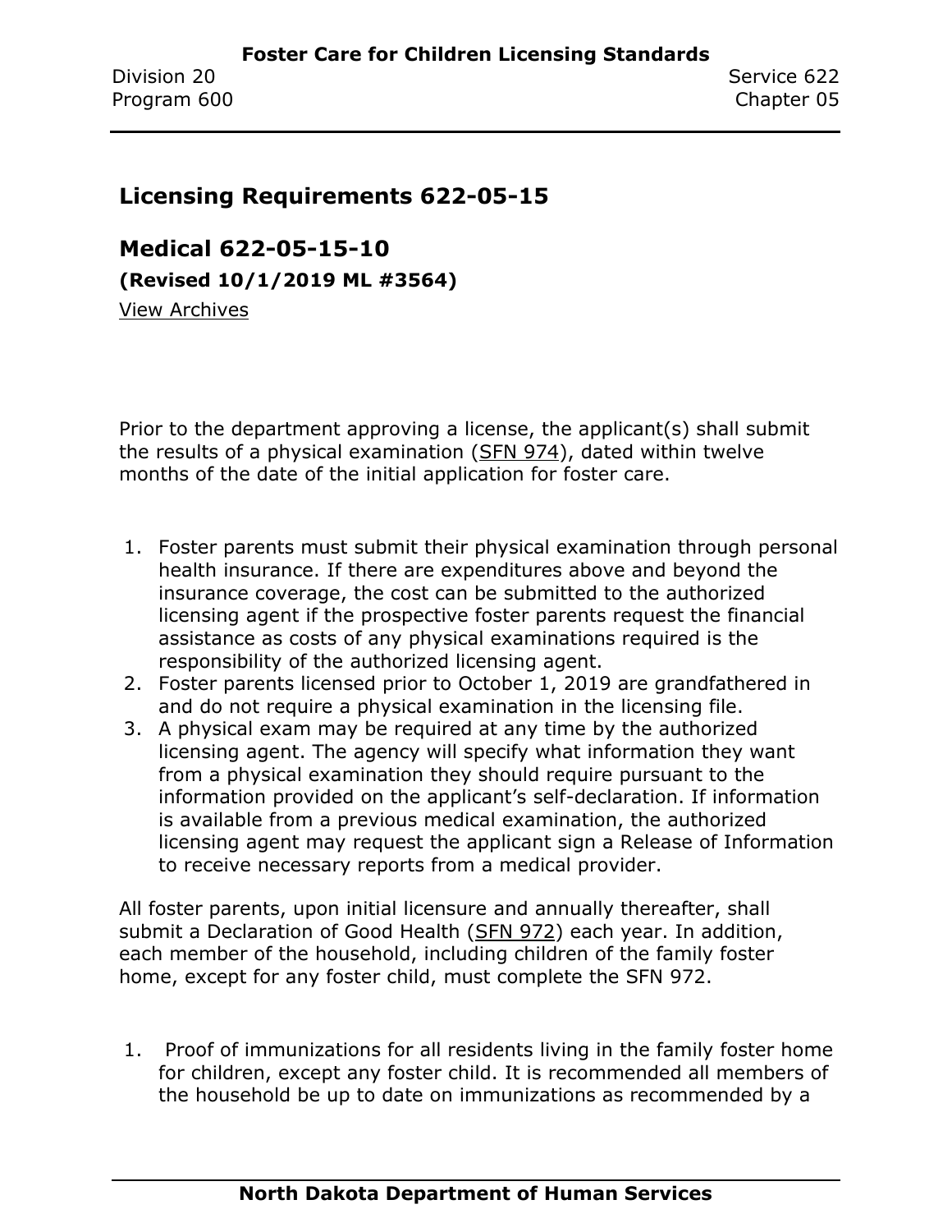## Licensing Requirements 622-05-15

## Medical 622-05-15-10

**(Revised 10/1/2019 ML #3564)**

View Archives

Prior to the department approving a license, the applicant(s) shall submit the results of a physical examination (SFN 974), dated within twelve months of the date of the initial application for foster care.

1. Foster parents must submit their physical examination through personal health insurance. If there are expenditures above and beyond the insurance coverage, the cost can be submitted to the authorized licensing agent if the prospective foster parents request the financial assistance as costs of any physical examinations required is the responsibility of the authorized licensing agent.
2. Foster parents licensed prior to October 1, 2019 are grandfathered in and do not require a physical examination in the licensing file.
3. A physical exam may be required at any time by the authorized licensing agent. The agency will specify what information they want from a physical examination they should require pursuant to the information provided on the applicant's self-declaration. If information is available from a previous medical examination, the authorized licensing agent may request the applicant sign a Release of Information to receive necessary reports from a medical provider.

All foster parents, upon initial licensure and annually thereafter, shall submit a Declaration of Good Health (SFN 972) each year. In addition, each member of the household, including children of the family foster home, except for any foster child, must complete the SFN 972.

1. Proof of immunizations for all residents living in the family foster home for children, except any foster child. It is recommended all members of the household be up to date on immunizations as recommended by a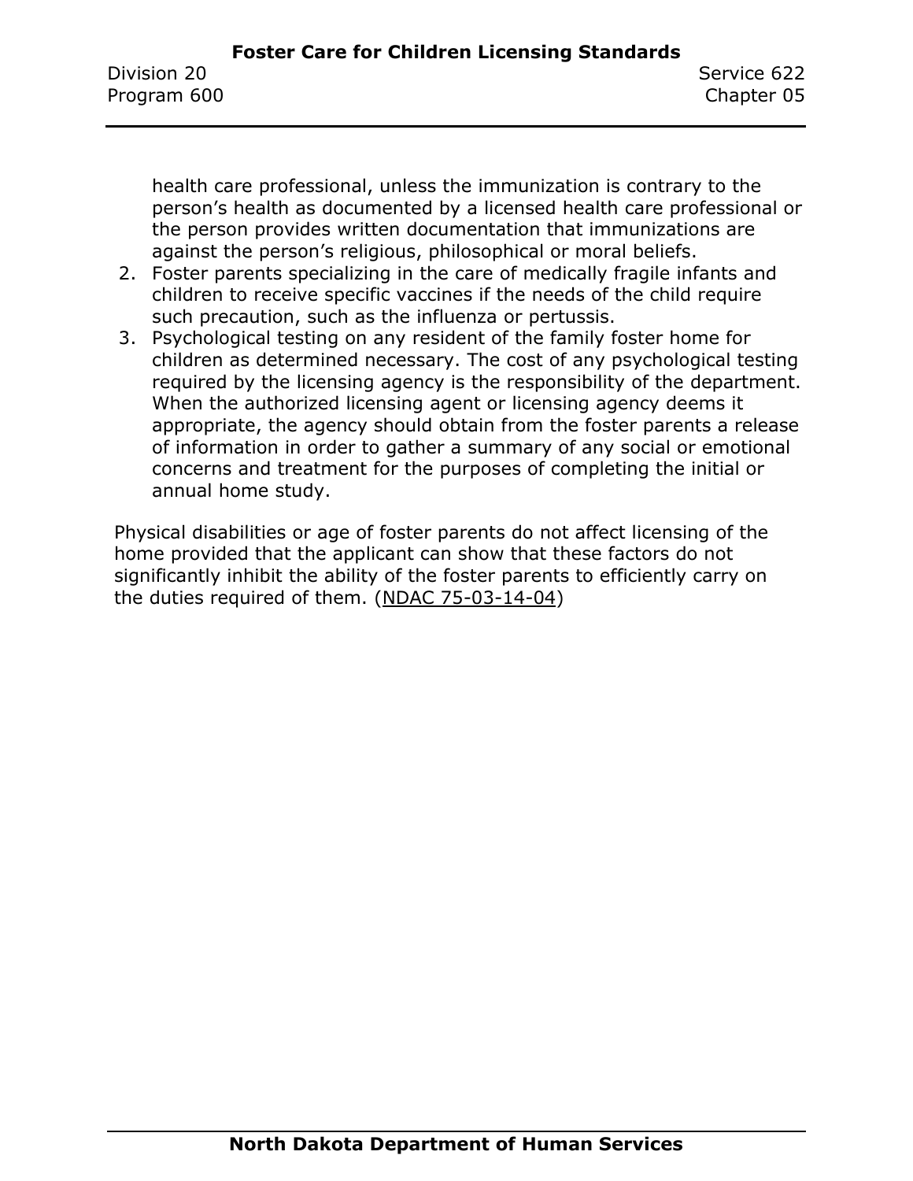health care professional, unless the immunization is contrary to the person's health as documented by a licensed health care professional or the person provides written documentation that immunizations are against the person's religious, philosophical or moral beliefs.

2. Foster parents specializing in the care of medically fragile infants and children to receive specific vaccines if the needs of the child require such precaution, such as the influenza or pertussis.
3. Psychological testing on any resident of the family foster home for children as determined necessary. The cost of any psychological testing required by the licensing agency is the responsibility of the department. When the authorized licensing agent or licensing agency deems it appropriate, the agency should obtain from the foster parents a release of information in order to gather a summary of any social or emotional concerns and treatment for the purposes of completing the initial or annual home study.

Physical disabilities or age of foster parents do not affect licensing of the home provided that the applicant can show that these factors do not significantly inhibit the ability of the foster parents to efficiently carry on the duties required of them. (NDAC 75-03-14-04)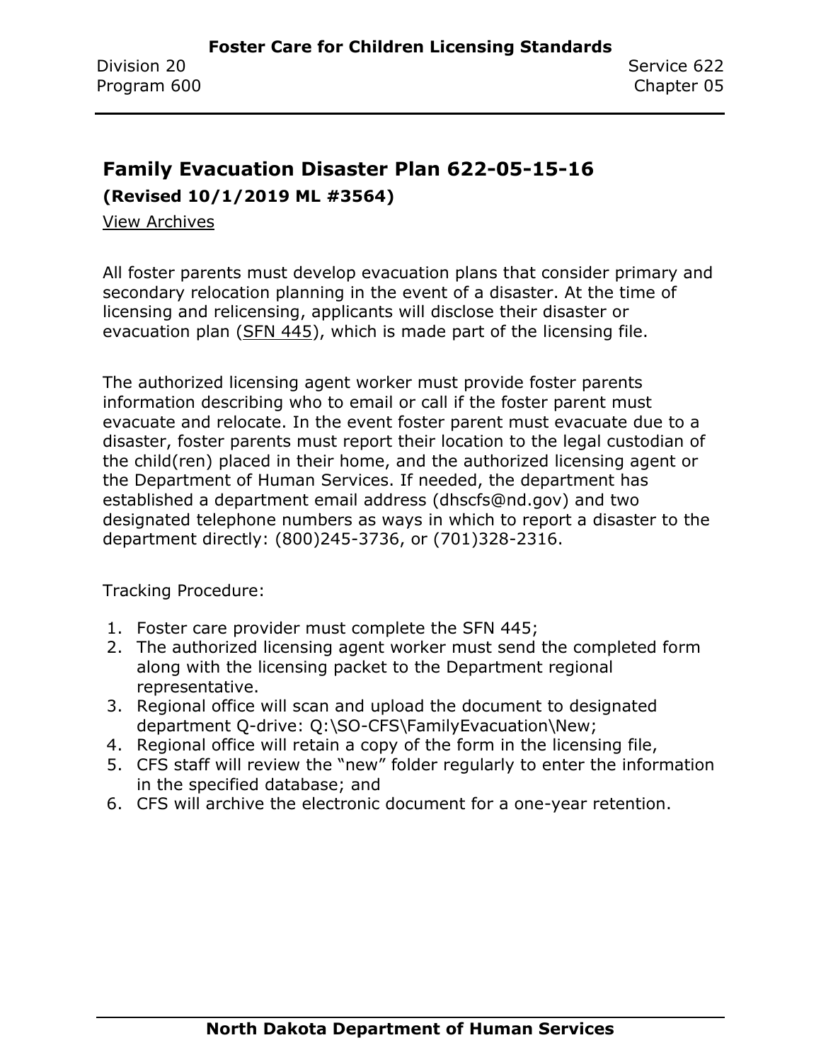## Family Evacuation Disaster Plan 622-05-15-16

**(Revised 10/1/2019 ML #3564)**

View Archives

All foster parents must develop evacuation plans that consider primary and secondary relocation planning in the event of a disaster. At the time of licensing and relicensing, applicants will disclose their disaster or evacuation plan (SFN 445), which is made part of the licensing file.

The authorized licensing agent worker must provide foster parents information describing who to email or call if the foster parent must evacuate and relocate. In the event foster parent must evacuate due to a disaster, foster parents must report their location to the legal custodian of the child(ren) placed in their home, and the authorized licensing agent or the Department of Human Services. If needed, the department has established a department email address (dhscfs@nd.gov) and two designated telephone numbers as ways in which to report a disaster to the department directly: (800)245-3736, or (701)328-2316.

Tracking Procedure:

1. Foster care provider must complete the SFN 445;
2. The authorized licensing agent worker must send the completed form along with the licensing packet to the Department regional representative.
3. Regional office will scan and upload the document to designated department Q-drive: Q:\SO-CFS\FamilyEvacuation\New;
4. Regional office will retain a copy of the form in the licensing file,
5. CFS staff will review the "new" folder regularly to enter the information in the specified database; and
6. CFS will archive the electronic document for a one-year retention.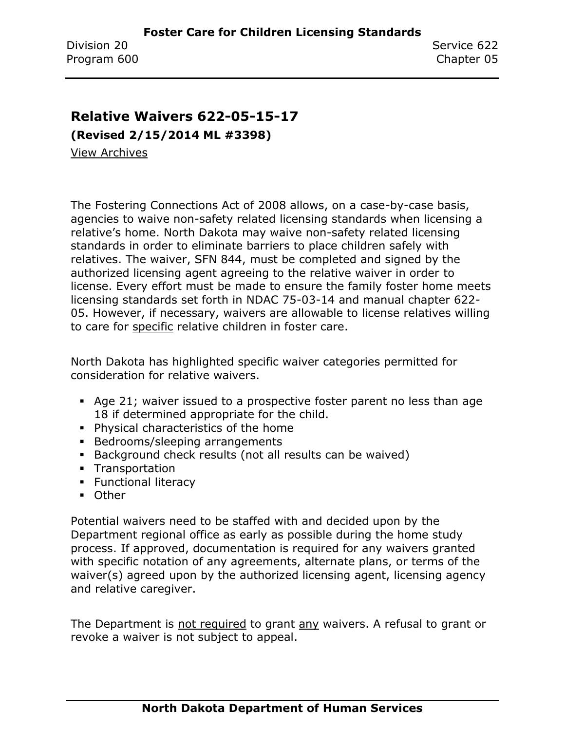## Relative Waivers 622-05-15-17

**(Revised 2/15/2014 ML #3398)**

View Archives

The Fostering Connections Act of 2008 allows, on a case-by-case basis, agencies to waive non-safety related licensing standards when licensing a relative's home. North Dakota may waive non-safety related licensing standards in order to eliminate barriers to place children safely with relatives. The waiver, SFN 844, must be completed and signed by the authorized licensing agent agreeing to the relative waiver in order to license. Every effort must be made to ensure the family foster home meets licensing standards set forth in NDAC 75-03-14 and manual chapter 622-05. However, if necessary, waivers are allowable to license relatives willing to care for specific relative children in foster care.

North Dakota has highlighted specific waiver categories permitted for consideration for relative waivers.

- Age 21; waiver issued to a prospective foster parent no less than age 18 if determined appropriate for the child.
- Physical characteristics of the home
- Bedrooms/sleeping arrangements
- Background check results (not all results can be waived)
- Transportation
- Functional literacy
- Other

Potential waivers need to be staffed with and decided upon by the Department regional office as early as possible during the home study process. If approved, documentation is required for any waivers granted with specific notation of any agreements, alternate plans, or terms of the waiver(s) agreed upon by the authorized licensing agent, licensing agency and relative caregiver.

The Department is not required to grant any waivers. A refusal to grant or revoke a waiver is not subject to appeal.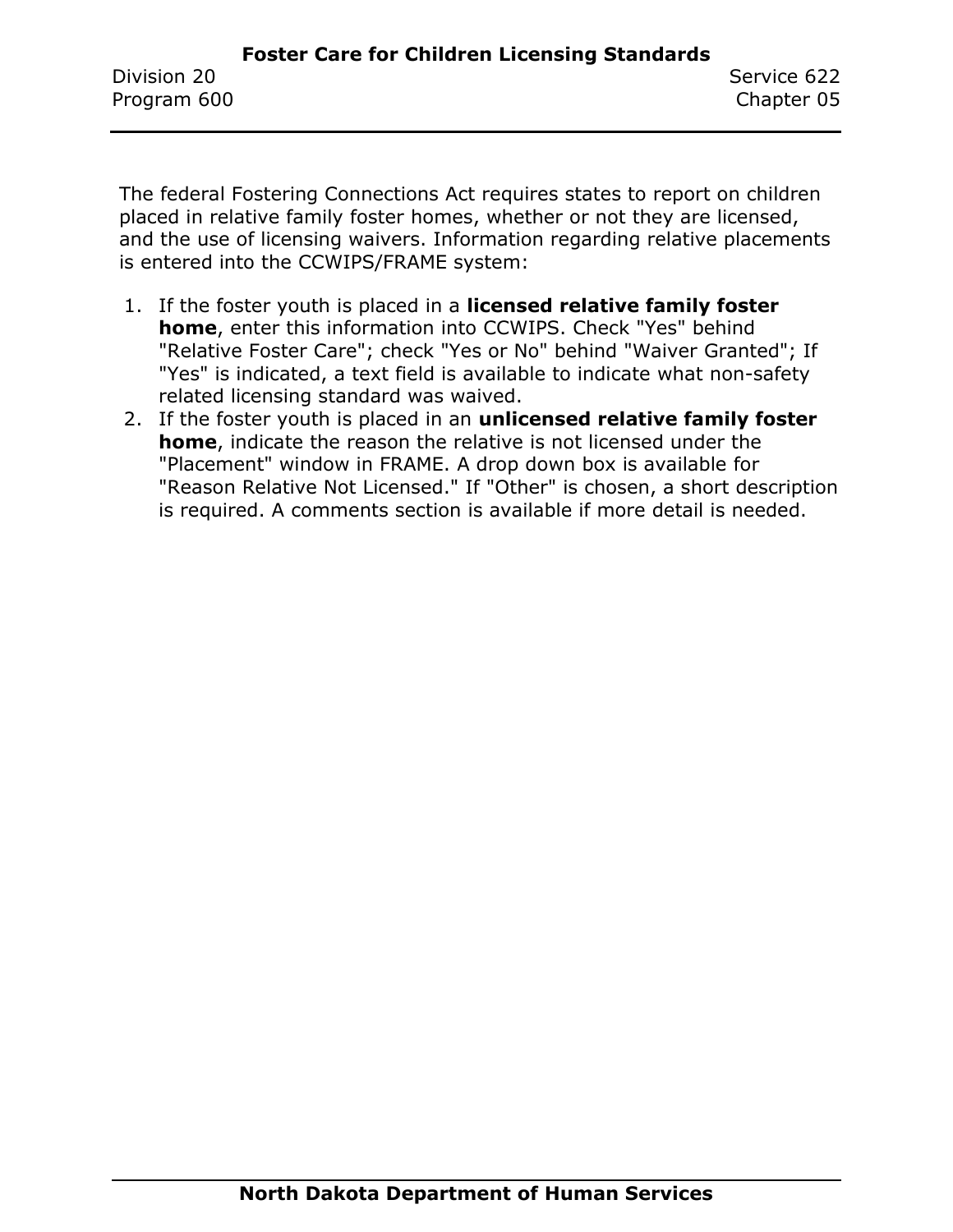The federal Fostering Connections Act requires states to report on children placed in relative family foster homes, whether or not they are licensed, and the use of licensing waivers. Information regarding relative placements is entered into the CCWIPS/FRAME system:

1. If the foster youth is placed in a **licensed relative family foster home**, enter this information into CCWIPS. Check "Yes" behind "Relative Foster Care"; check "Yes or No" behind "Waiver Granted"; If "Yes" is indicated, a text field is available to indicate what non-safety related licensing standard was waived.
2. If the foster youth is placed in an **unlicensed relative family foster home**, indicate the reason the relative is not licensed under the "Placement" window in FRAME. A drop down box is available for "Reason Relative Not Licensed." If "Other" is chosen, a short description is required. A comments section is available if more detail is needed.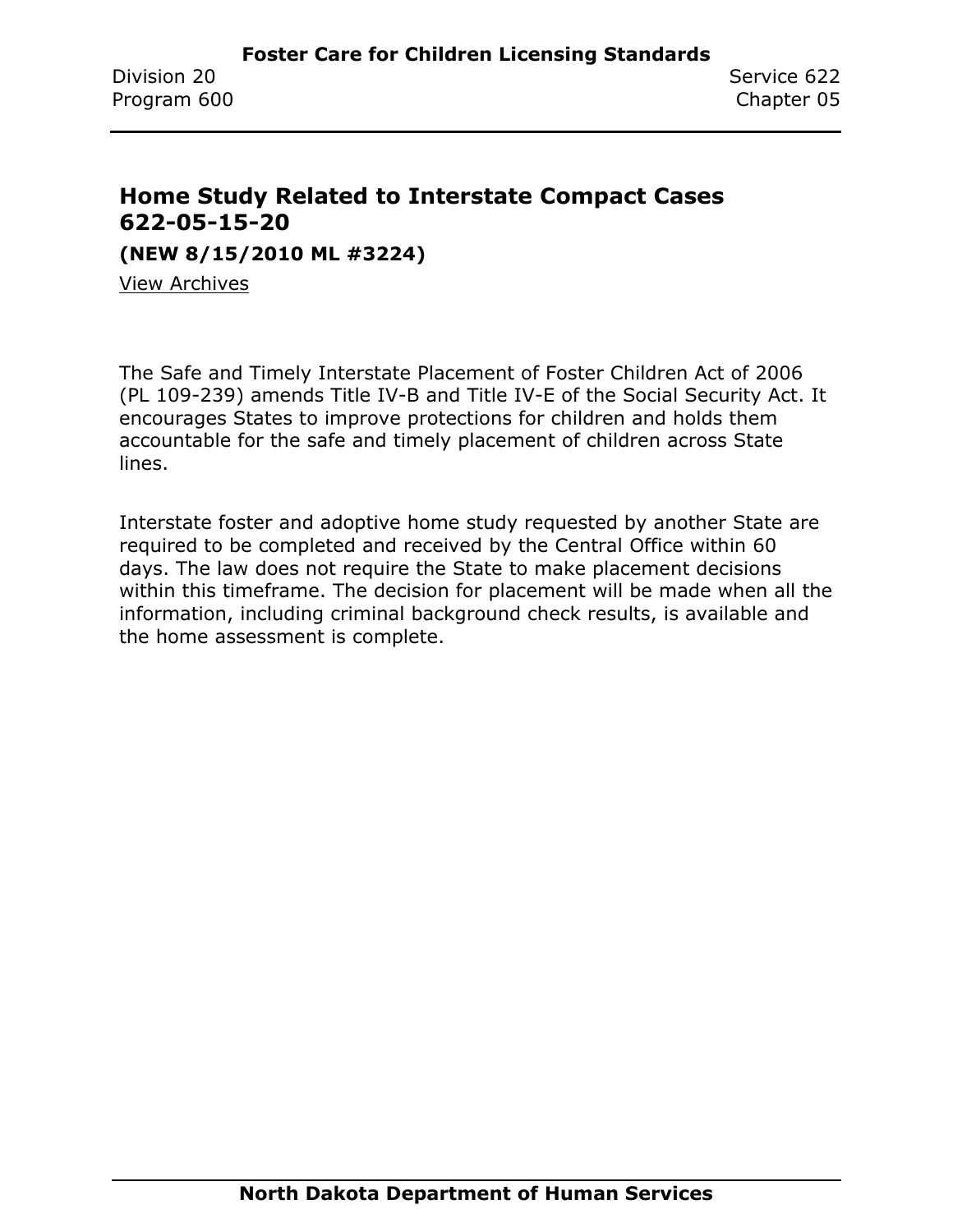## Home Study Related to Interstate Compact Cases 622-05-15-20

**(NEW 8/15/2010 ML #3224)**

View Archives

The Safe and Timely Interstate Placement of Foster Children Act of 2006 (PL 109-239) amends Title IV-B and Title IV-E of the Social Security Act. It encourages States to improve protections for children and holds them accountable for the safe and timely placement of children across State lines.

Interstate foster and adoptive home study requested by another State are required to be completed and received by the Central Office within 60 days. The law does not require the State to make placement decisions within this timeframe. The decision for placement will be made when all the information, including criminal background check results, is available and the home assessment is complete.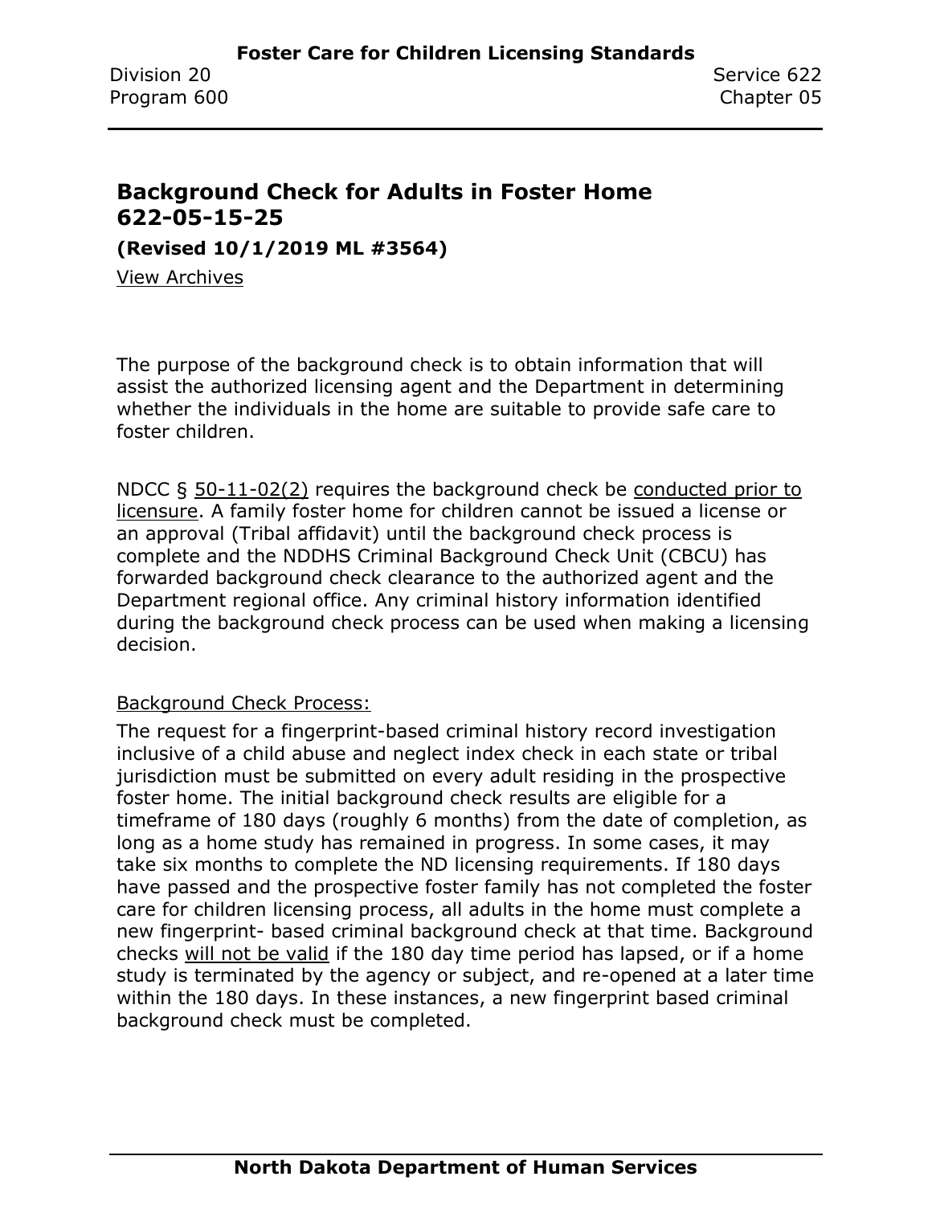## Background Check for Adults in Foster Home 622-05-15-25

**(Revised 10/1/2019 ML #3564)**

View Archives

The purpose of the background check is to obtain information that will assist the authorized licensing agent and the Department in determining whether the individuals in the home are suitable to provide safe care to foster children.

NDCC § 50-11-02(2) requires the background check be conducted prior to licensure. A family foster home for children cannot be issued a license or an approval (Tribal affidavit) until the background check process is complete and the NDDHS Criminal Background Check Unit (CBCU) has forwarded background check clearance to the authorized agent and the Department regional office. Any criminal history information identified during the background check process can be used when making a licensing decision.

Background Check Process:

The request for a fingerprint-based criminal history record investigation inclusive of a child abuse and neglect index check in each state or tribal jurisdiction must be submitted on every adult residing in the prospective foster home. The initial background check results are eligible for a timeframe of 180 days (roughly 6 months) from the date of completion, as long as a home study has remained in progress. In some cases, it may take six months to complete the ND licensing requirements. If 180 days have passed and the prospective foster family has not completed the foster care for children licensing process, all adults in the home must complete a new fingerprint- based criminal background check at that time. Background checks will not be valid if the 180 day time period has lapsed, or if a home study is terminated by the agency or subject, and re-opened at a later time within the 180 days. In these instances, a new fingerprint based criminal background check must be completed.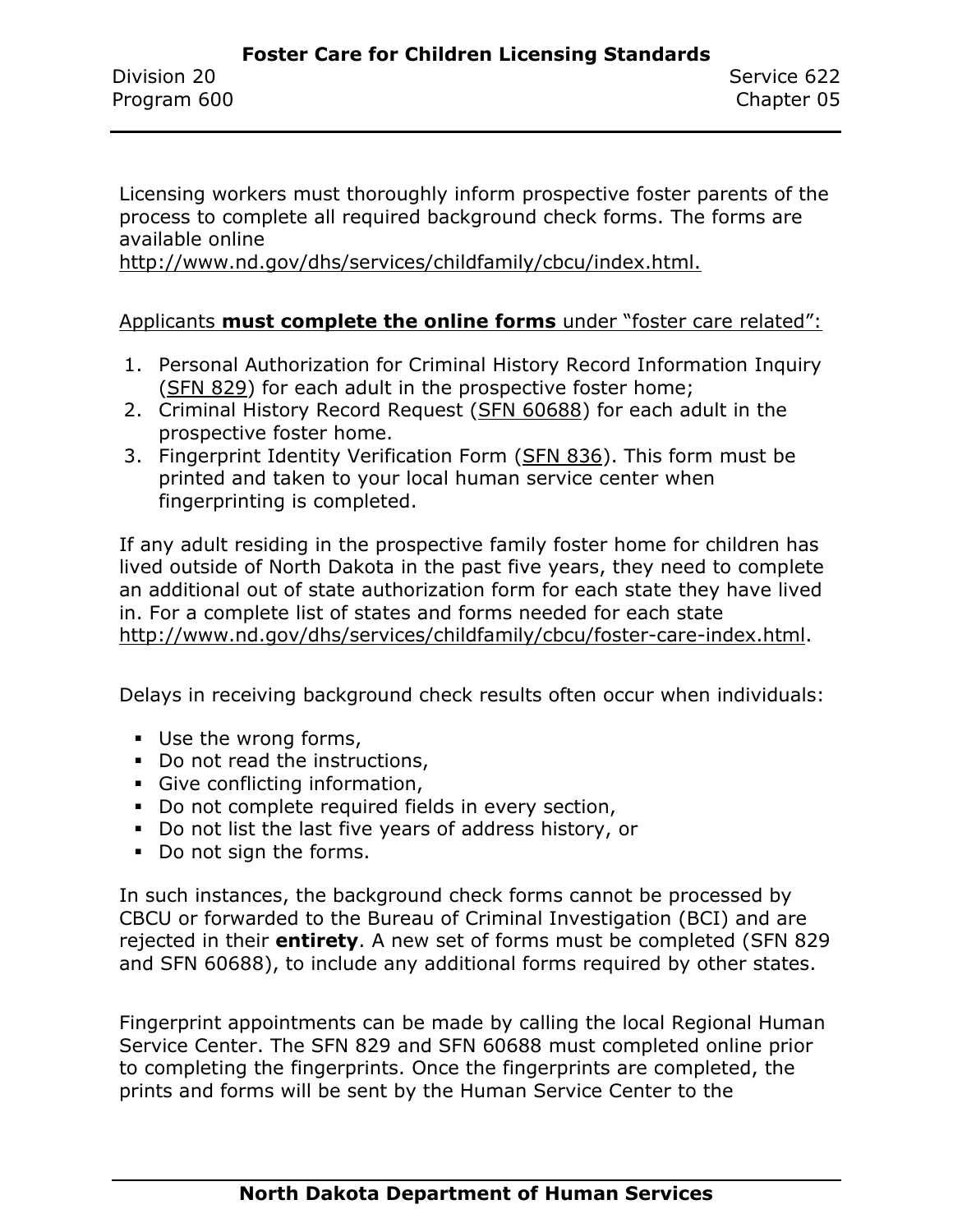Licensing workers must thoroughly inform prospective foster parents of the process to complete all required background check forms. The forms are available online
http://www.nd.gov/dhs/services/childfamily/cbcu/index.html.

Applicants **must complete the online forms** under "foster care related":

1. Personal Authorization for Criminal History Record Information Inquiry (SFN 829) for each adult in the prospective foster home;
2. Criminal History Record Request (SFN 60688) for each adult in the prospective foster home.
3. Fingerprint Identity Verification Form (SFN 836). This form must be printed and taken to your local human service center when fingerprinting is completed.

If any adult residing in the prospective family foster home for children has lived outside of North Dakota in the past five years, they need to complete an additional out of state authorization form for each state they have lived in. For a complete list of states and forms needed for each state http://www.nd.gov/dhs/services/childfamily/cbcu/foster-care-index.html.

Delays in receiving background check results often occur when individuals:

- Use the wrong forms,
- Do not read the instructions,
- Give conflicting information,
- Do not complete required fields in every section,
- Do not list the last five years of address history, or
- Do not sign the forms.

In such instances, the background check forms cannot be processed by CBCU or forwarded to the Bureau of Criminal Investigation (BCI) and are rejected in their **entirety**. A new set of forms must be completed (SFN 829 and SFN 60688), to include any additional forms required by other states.

Fingerprint appointments can be made by calling the local Regional Human Service Center. The SFN 829 and SFN 60688 must completed online prior to completing the fingerprints. Once the fingerprints are completed, the prints and forms will be sent by the Human Service Center to the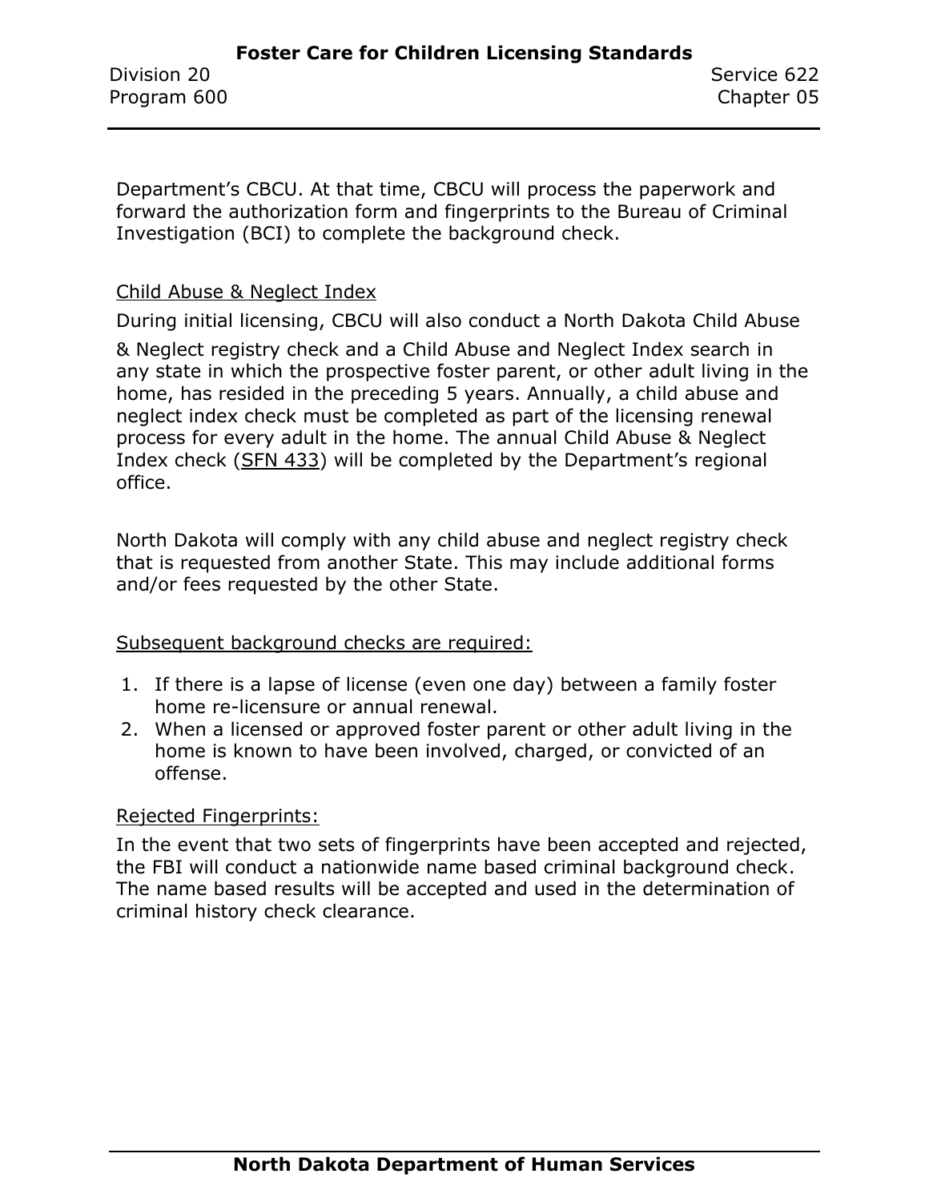Department's CBCU. At that time, CBCU will process the paperwork and forward the authorization form and fingerprints to the Bureau of Criminal Investigation (BCI) to complete the background check.

Child Abuse & Neglect Index

During initial licensing, CBCU will also conduct a North Dakota Child Abuse & Neglect registry check and a Child Abuse and Neglect Index search in any state in which the prospective foster parent, or other adult living in the home, has resided in the preceding 5 years. Annually, a child abuse and neglect index check must be completed as part of the licensing renewal process for every adult in the home. The annual Child Abuse & Neglect Index check (SFN 433) will be completed by the Department's regional office.

North Dakota will comply with any child abuse and neglect registry check that is requested from another State. This may include additional forms and/or fees requested by the other State.

Subsequent background checks are required:

1. If there is a lapse of license (even one day) between a family foster home re-licensure or annual renewal.
2. When a licensed or approved foster parent or other adult living in the home is known to have been involved, charged, or convicted of an offense.

Rejected Fingerprints:

In the event that two sets of fingerprints have been accepted and rejected, the FBI will conduct a nationwide name based criminal background check. The name based results will be accepted and used in the determination of criminal history check clearance.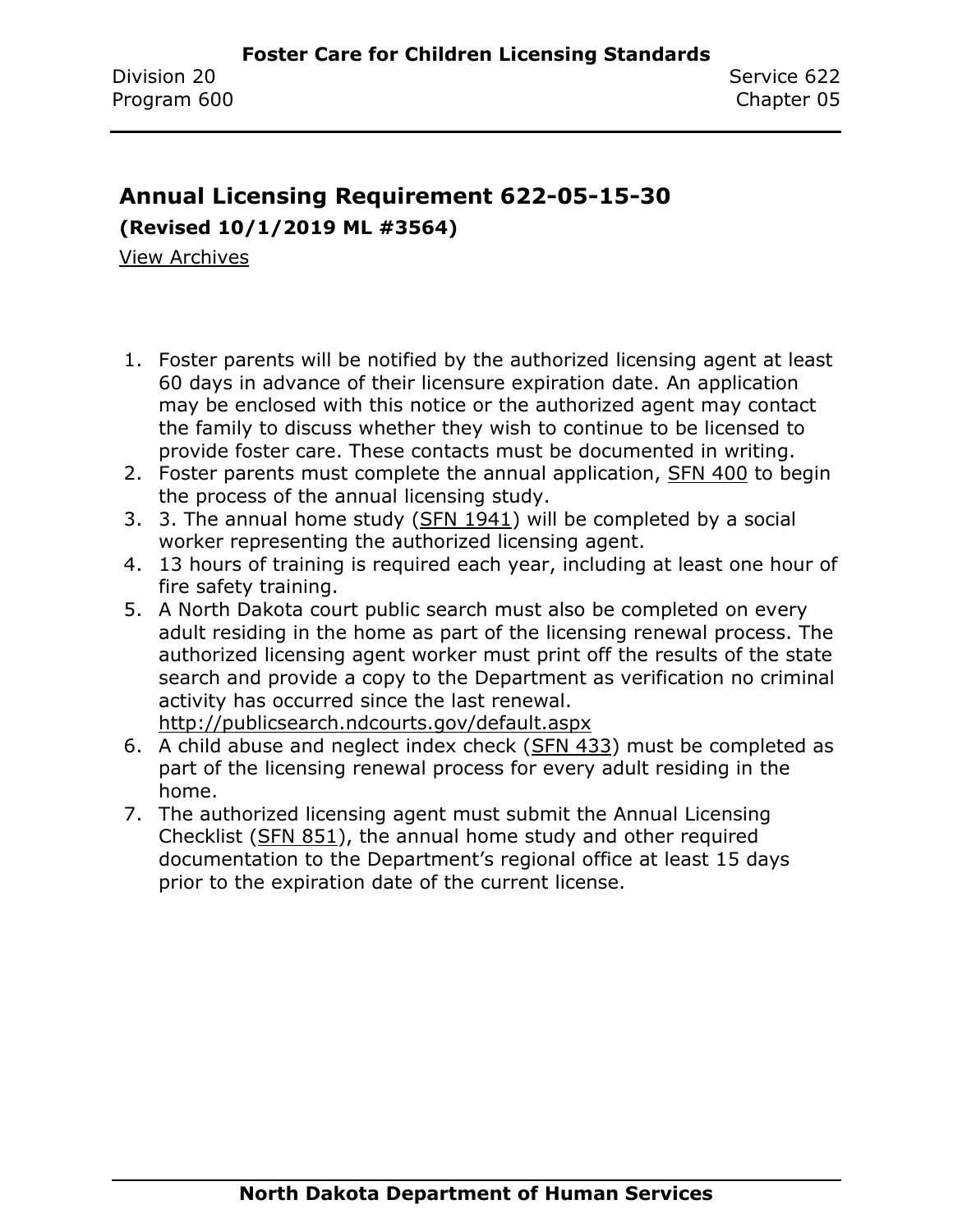## Annual Licensing Requirement 622-05-15-30

**(Revised 10/1/2019 ML #3564)**

View Archives

1. Foster parents will be notified by the authorized licensing agent at least 60 days in advance of their licensure expiration date. An application may be enclosed with this notice or the authorized agent may contact the family to discuss whether they wish to continue to be licensed to provide foster care. These contacts must be documented in writing.
2. Foster parents must complete the annual application, SFN 400 to begin the process of the annual licensing study.
3. 3. The annual home study (SFN 1941) will be completed by a social worker representing the authorized licensing agent.
4. 13 hours of training is required each year, including at least one hour of fire safety training.
5. A North Dakota court public search must also be completed on every adult residing in the home as part of the licensing renewal process. The authorized licensing agent worker must print off the results of the state search and provide a copy to the Department as verification no criminal activity has occurred since the last renewal. http://publicsearch.ndcourts.gov/default.aspx
6. A child abuse and neglect index check (SFN 433) must be completed as part of the licensing renewal process for every adult residing in the home.
7. The authorized licensing agent must submit the Annual Licensing Checklist (SFN 851), the annual home study and other required documentation to the Department's regional office at least 15 days prior to the expiration date of the current license.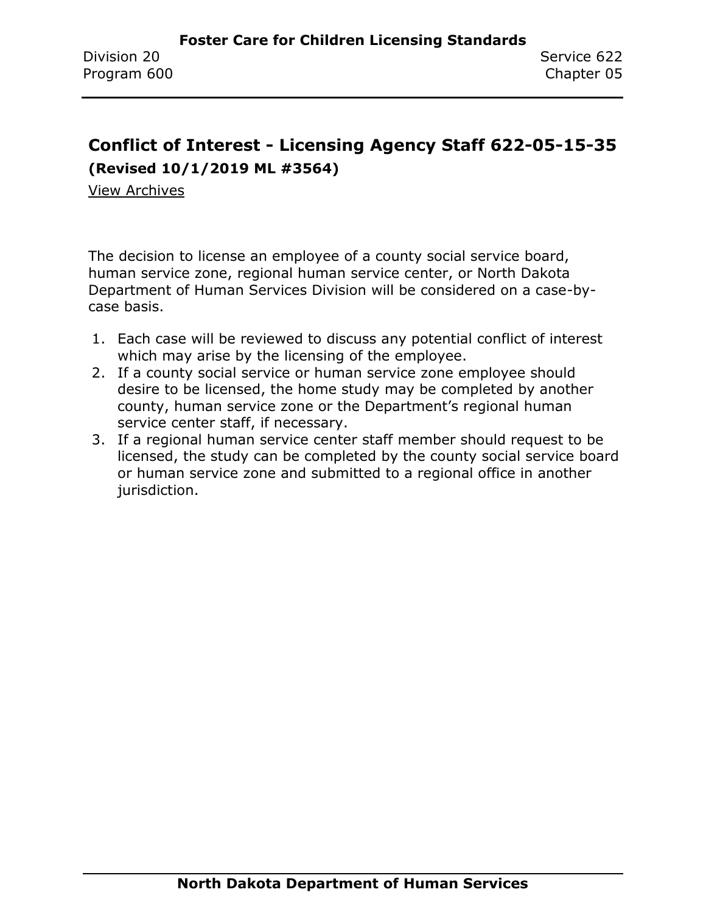## Conflict of Interest - Licensing Agency Staff 622-05-15-35

**(Revised 10/1/2019 ML #3564)**

View Archives

The decision to license an employee of a county social service board, human service zone, regional human service center, or North Dakota Department of Human Services Division will be considered on a case-by-case basis.

1. Each case will be reviewed to discuss any potential conflict of interest which may arise by the licensing of the employee.
2. If a county social service or human service zone employee should desire to be licensed, the home study may be completed by another county, human service zone or the Department's regional human service center staff, if necessary.
3. If a regional human service center staff member should request to be licensed, the study can be completed by the county social service board or human service zone and submitted to a regional office in another jurisdiction.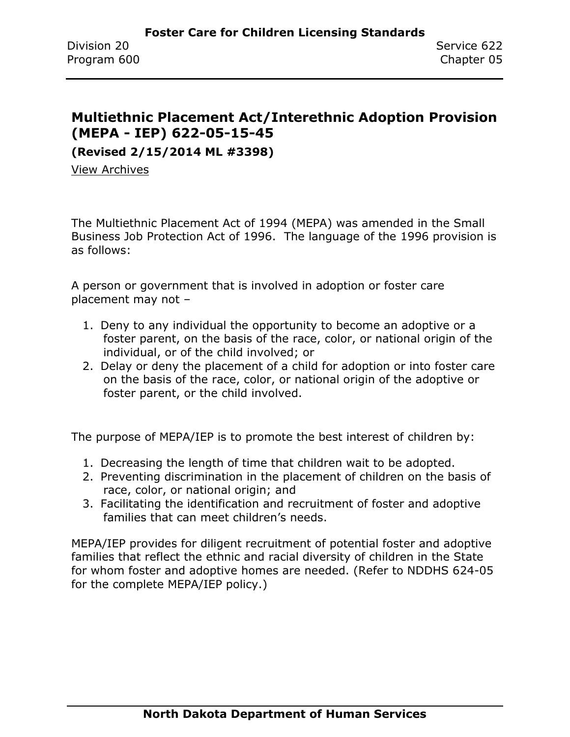## Multiethnic Placement Act/Interethnic Adoption Provision (MEPA - IEP) 622-05-15-45

**(Revised 2/15/2014 ML #3398)**

View Archives

The Multiethnic Placement Act of 1994 (MEPA) was amended in the Small Business Job Protection Act of 1996. The language of the 1996 provision is as follows:

A person or government that is involved in adoption or foster care placement may not –

1. Deny to any individual the opportunity to become an adoptive or a foster parent, on the basis of the race, color, or national origin of the individual, or of the child involved; or
2. Delay or deny the placement of a child for adoption or into foster care on the basis of the race, color, or national origin of the adoptive or foster parent, or the child involved.

The purpose of MEPA/IEP is to promote the best interest of children by:

1. Decreasing the length of time that children wait to be adopted.
2. Preventing discrimination in the placement of children on the basis of race, color, or national origin; and
3. Facilitating the identification and recruitment of foster and adoptive families that can meet children's needs.

MEPA/IEP provides for diligent recruitment of potential foster and adoptive families that reflect the ethnic and racial diversity of children in the State for whom foster and adoptive homes are needed. (Refer to NDDHS 624-05 for the complete MEPA/IEP policy.)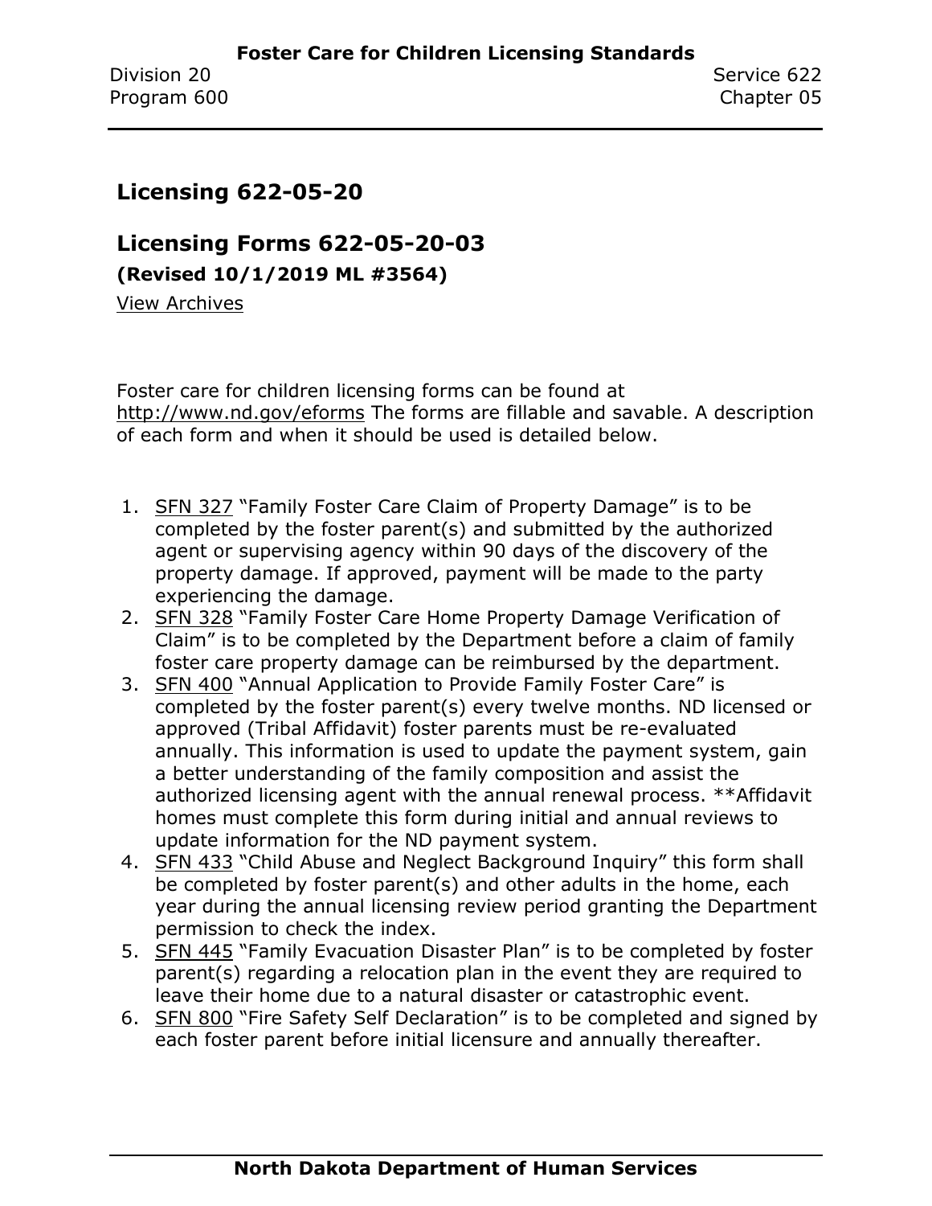## Licensing 622-05-20

## Licensing Forms 622-05-20-03

**(Revised 10/1/2019 ML #3564)**

View Archives

Foster care for children licensing forms can be found at http://www.nd.gov/eforms The forms are fillable and savable. A description of each form and when it should be used is detailed below.

1. SFN 327 "Family Foster Care Claim of Property Damage" is to be completed by the foster parent(s) and submitted by the authorized agent or supervising agency within 90 days of the discovery of the property damage. If approved, payment will be made to the party experiencing the damage.
2. SFN 328 "Family Foster Care Home Property Damage Verification of Claim" is to be completed by the Department before a claim of family foster care property damage can be reimbursed by the department.
3. SFN 400 "Annual Application to Provide Family Foster Care" is completed by the foster parent(s) every twelve months. ND licensed or approved (Tribal Affidavit) foster parents must be re-evaluated annually. This information is used to update the payment system, gain a better understanding of the family composition and assist the authorized licensing agent with the annual renewal process. **Affidavit homes must complete this form during initial and annual reviews to update information for the ND payment system.
4. SFN 433 "Child Abuse and Neglect Background Inquiry" this form shall be completed by foster parent(s) and other adults in the home, each year during the annual licensing review period granting the Department permission to check the index.
5. SFN 445 "Family Evacuation Disaster Plan" is to be completed by foster parent(s) regarding a relocation plan in the event they are required to leave their home due to a natural disaster or catastrophic event.
6. SFN 800 "Fire Safety Self Declaration" is to be completed and signed by each foster parent before initial licensure and annually thereafter.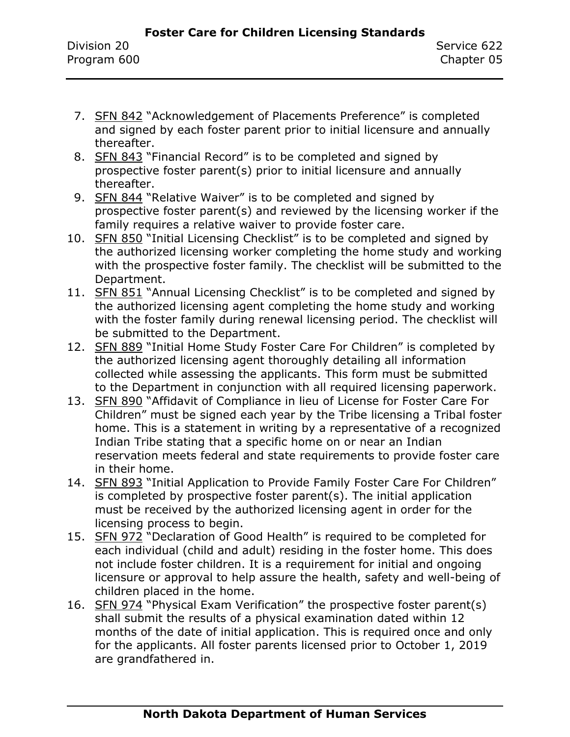7. SFN 842 "Acknowledgement of Placements Preference" is completed and signed by each foster parent prior to initial licensure and annually thereafter.
8. SFN 843 "Financial Record" is to be completed and signed by prospective foster parent(s) prior to initial licensure and annually thereafter.
9. SFN 844 "Relative Waiver" is to be completed and signed by prospective foster parent(s) and reviewed by the licensing worker if the family requires a relative waiver to provide foster care.
10. SFN 850 "Initial Licensing Checklist" is to be completed and signed by the authorized licensing worker completing the home study and working with the prospective foster family. The checklist will be submitted to the Department.
11. SFN 851 "Annual Licensing Checklist" is to be completed and signed by the authorized licensing agent completing the home study and working with the foster family during renewal licensing period. The checklist will be submitted to the Department.
12. SFN 889 "Initial Home Study Foster Care For Children" is completed by the authorized licensing agent thoroughly detailing all information collected while assessing the applicants. This form must be submitted to the Department in conjunction with all required licensing paperwork.
13. SFN 890 "Affidavit of Compliance in lieu of License for Foster Care For Children" must be signed each year by the Tribe licensing a Tribal foster home. This is a statement in writing by a representative of a recognized Indian Tribe stating that a specific home on or near an Indian reservation meets federal and state requirements to provide foster care in their home.
14. SFN 893 "Initial Application to Provide Family Foster Care For Children" is completed by prospective foster parent(s). The initial application must be received by the authorized licensing agent in order for the licensing process to begin.
15. SFN 972 "Declaration of Good Health" is required to be completed for each individual (child and adult) residing in the foster home. This does not include foster children. It is a requirement for initial and ongoing licensure or approval to help assure the health, safety and well-being of children placed in the home.
16. SFN 974 "Physical Exam Verification" the prospective foster parent(s) shall submit the results of a physical examination dated within 12 months of the date of initial application. This is required once and only for the applicants. All foster parents licensed prior to October 1, 2019 are grandfathered in.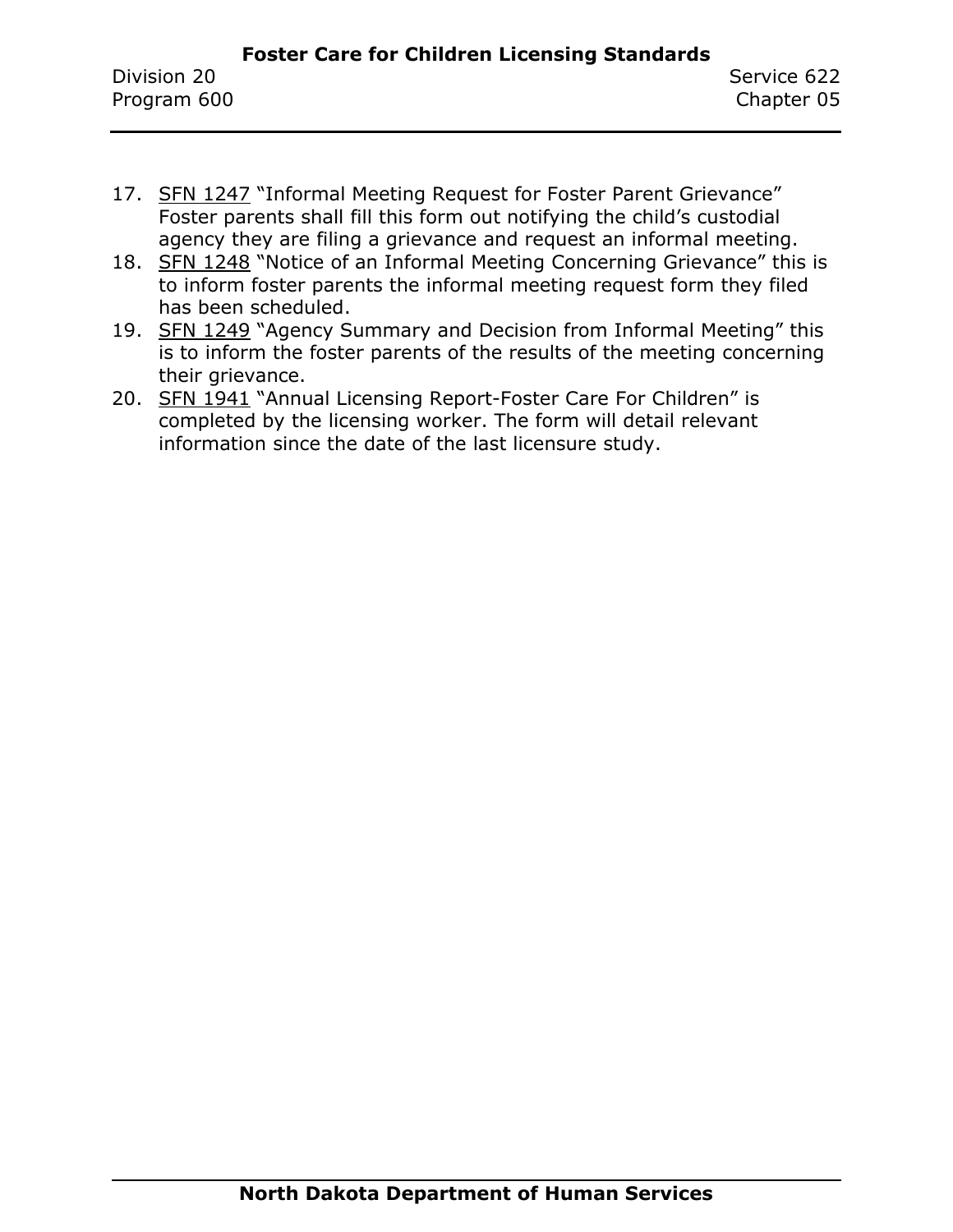17. SFN 1247 "Informal Meeting Request for Foster Parent Grievance" Foster parents shall fill this form out notifying the child's custodial agency they are filing a grievance and request an informal meeting.
18. SFN 1248 "Notice of an Informal Meeting Concerning Grievance" this is to inform foster parents the informal meeting request form they filed has been scheduled.
19. SFN 1249 "Agency Summary and Decision from Informal Meeting" this is to inform the foster parents of the results of the meeting concerning their grievance.
20. SFN 1941 "Annual Licensing Report-Foster Care For Children" is completed by the licensing worker. The form will detail relevant information since the date of the last licensure study.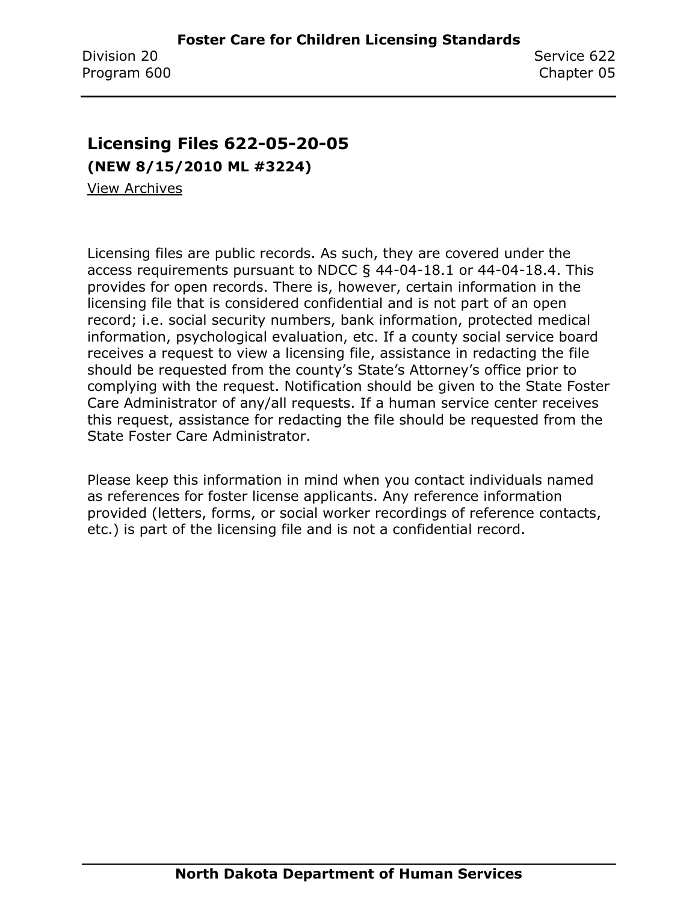## Licensing Files 622-05-20-05

**(NEW 8/15/2010 ML #3224)**

View Archives

Licensing files are public records. As such, they are covered under the access requirements pursuant to NDCC § 44-04-18.1 or 44-04-18.4. This provides for open records. There is, however, certain information in the licensing file that is considered confidential and is not part of an open record; i.e. social security numbers, bank information, protected medical information, psychological evaluation, etc. If a county social service board receives a request to view a licensing file, assistance in redacting the file should be requested from the county's State's Attorney's office prior to complying with the request. Notification should be given to the State Foster Care Administrator of any/all requests. If a human service center receives this request, assistance for redacting the file should be requested from the State Foster Care Administrator.

Please keep this information in mind when you contact individuals named as references for foster license applicants. Any reference information provided (letters, forms, or social worker recordings of reference contacts, etc.) is part of the licensing file and is not a confidential record.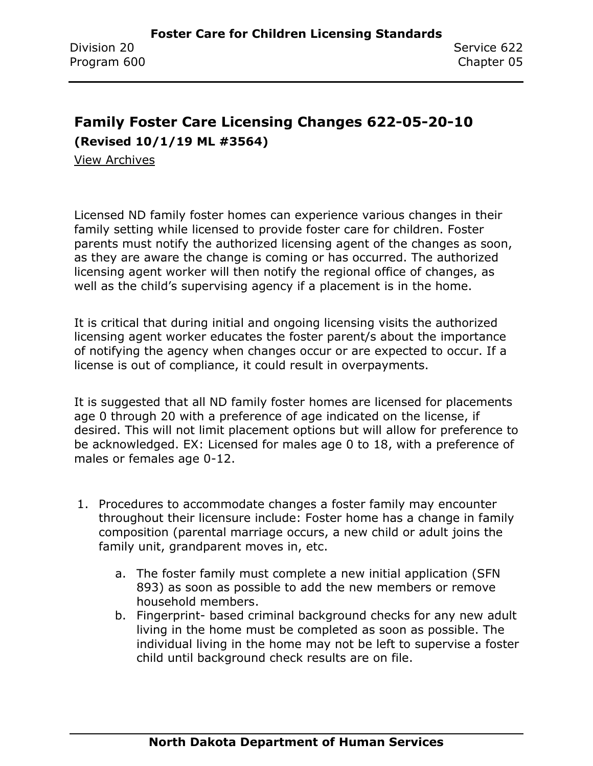## Family Foster Care Licensing Changes 622-05-20-10

**(Revised 10/1/19 ML #3564)**

View Archives

Licensed ND family foster homes can experience various changes in their family setting while licensed to provide foster care for children. Foster parents must notify the authorized licensing agent of the changes as soon, as they are aware the change is coming or has occurred. The authorized licensing agent worker will then notify the regional office of changes, as well as the child's supervising agency if a placement is in the home.

It is critical that during initial and ongoing licensing visits the authorized licensing agent worker educates the foster parent/s about the importance of notifying the agency when changes occur or are expected to occur. If a license is out of compliance, it could result in overpayments.

It is suggested that all ND family foster homes are licensed for placements age 0 through 20 with a preference of age indicated on the license, if desired. This will not limit placement options but will allow for preference to be acknowledged. EX: Licensed for males age 0 to 18, with a preference of males or females age 0-12.

1. Procedures to accommodate changes a foster family may encounter throughout their licensure include: Foster home has a change in family composition (parental marriage occurs, a new child or adult joins the family unit, grandparent moves in, etc.
    a. The foster family must complete a new initial application (SFN 893) as soon as possible to add the new members or remove household members.
    b. Fingerprint- based criminal background checks for any new adult living in the home must be completed as soon as possible. The individual living in the home may not be left to supervise a foster child until background check results are on file.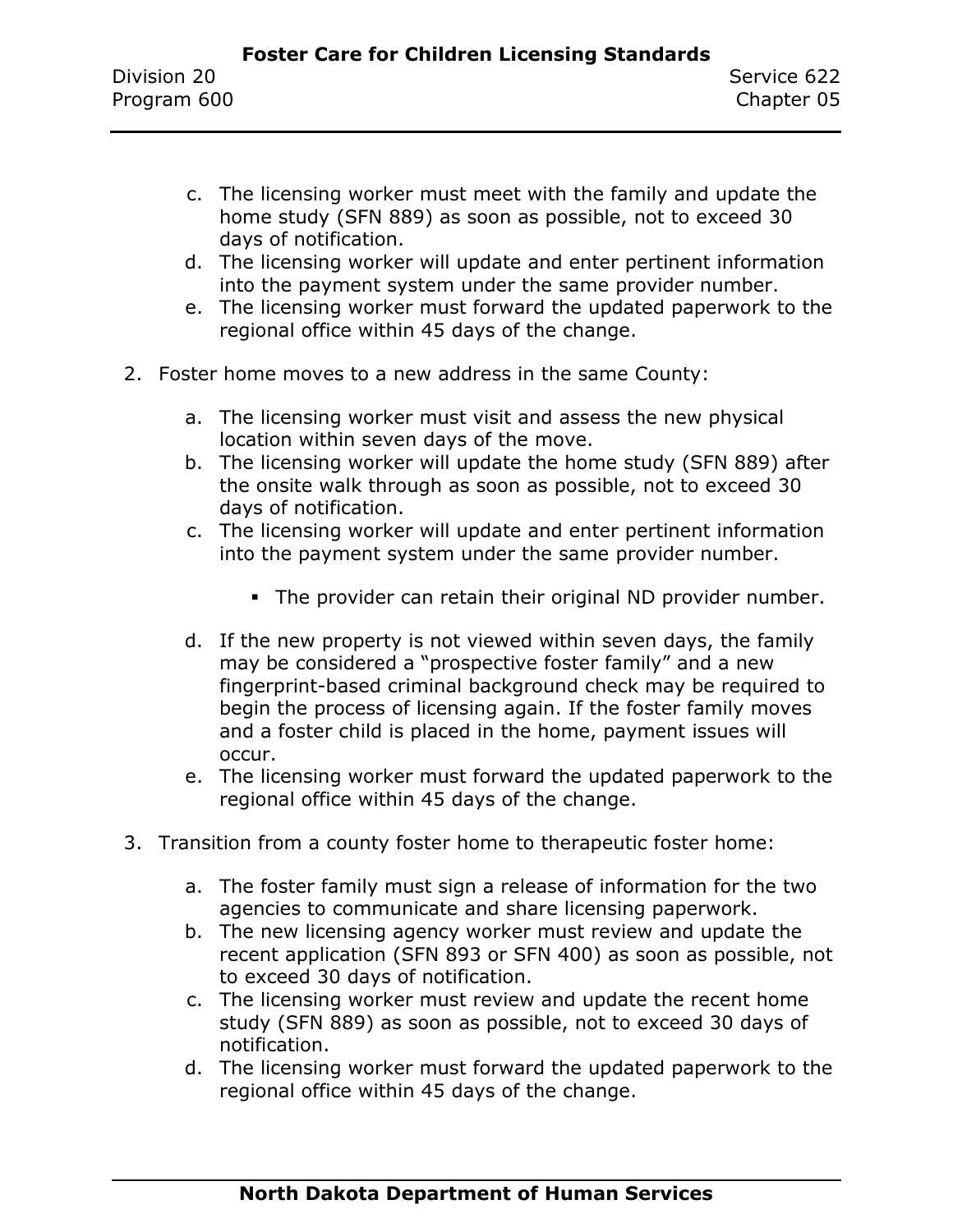c. The licensing worker must meet with the family and update the home study (SFN 889) as soon as possible, not to exceed 30 days of notification.
d. The licensing worker will update and enter pertinent information into the payment system under the same provider number.
e. The licensing worker must forward the updated paperwork to the regional office within 45 days of the change.

2. Foster home moves to a new address in the same County:

   a. The licensing worker must visit and assess the new physical location within seven days of the move.
   b. The licensing worker will update the home study (SFN 889) after the onsite walk through as soon as possible, not to exceed 30 days of notification.
   c. The licensing worker will update and enter pertinent information into the payment system under the same provider number.

      - The provider can retain their original ND provider number.

   d. If the new property is not viewed within seven days, the family may be considered a "prospective foster family" and a new fingerprint-based criminal background check may be required to begin the process of licensing again. If the foster family moves and a foster child is placed in the home, payment issues will occur.
   e. The licensing worker must forward the updated paperwork to the regional office within 45 days of the change.

3. Transition from a county foster home to therapeutic foster home:

   a. The foster family must sign a release of information for the two agencies to communicate and share licensing paperwork.
   b. The new licensing agency worker must review and update the recent application (SFN 893 or SFN 400) as soon as possible, not to exceed 30 days of notification.
   c. The licensing worker must review and update the recent home study (SFN 889) as soon as possible, not to exceed 30 days of notification.
   d. The licensing worker must forward the updated paperwork to the regional office within 45 days of the change.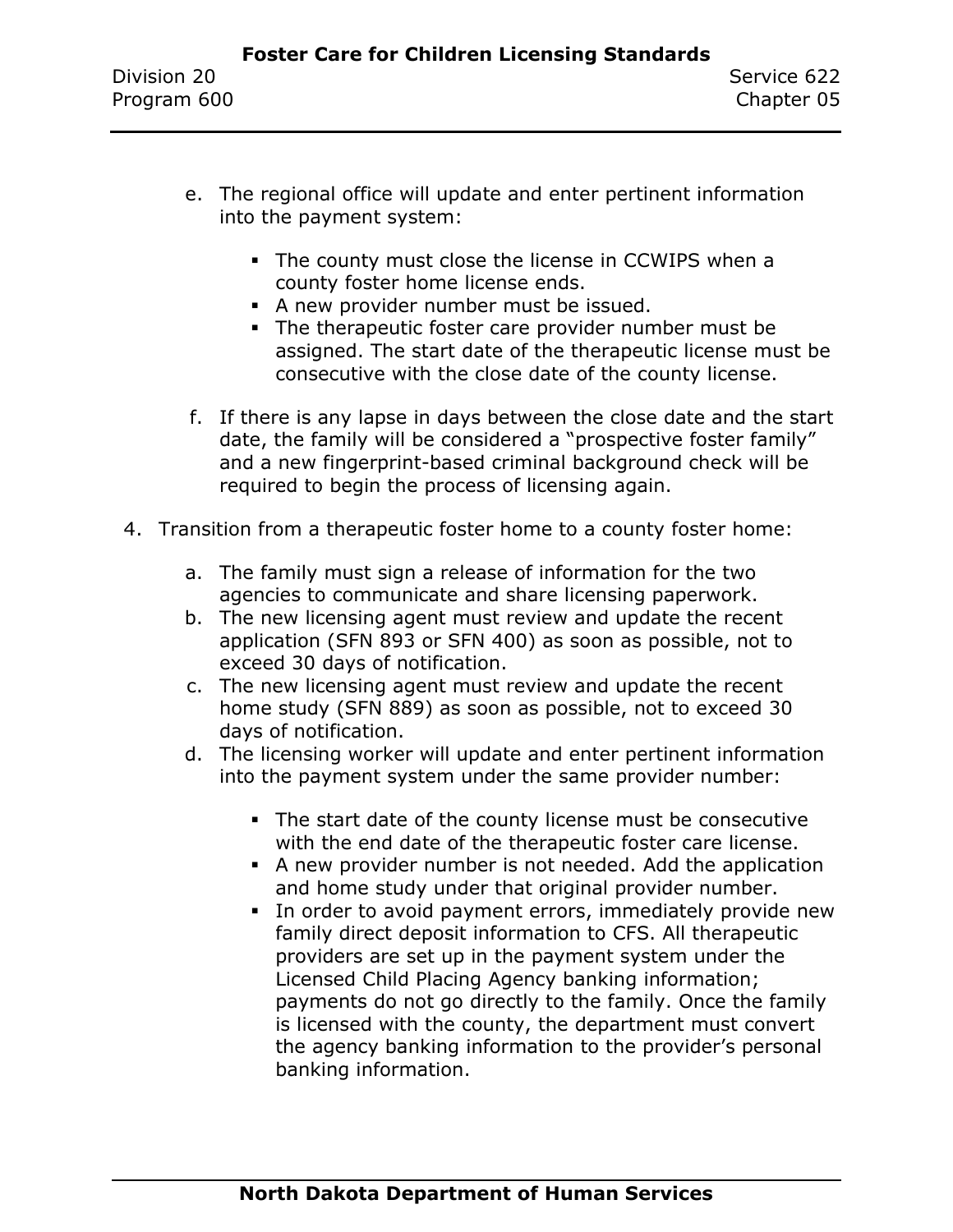e. The regional office will update and enter pertinent information into the payment system:

   - The county must close the license in CCWIPS when a county foster home license ends.
   - A new provider number must be issued.
   - The therapeutic foster care provider number must be assigned. The start date of the therapeutic license must be consecutive with the close date of the county license.

f. If there is any lapse in days between the close date and the start date, the family will be considered a "prospective foster family" and a new fingerprint-based criminal background check will be required to begin the process of licensing again.

4. Transition from a therapeutic foster home to a county foster home:

   a. The family must sign a release of information for the two agencies to communicate and share licensing paperwork.
   b. The new licensing agent must review and update the recent application (SFN 893 or SFN 400) as soon as possible, not to exceed 30 days of notification.
   c. The new licensing agent must review and update the recent home study (SFN 889) as soon as possible, not to exceed 30 days of notification.
   d. The licensing worker will update and enter pertinent information into the payment system under the same provider number:

      - The start date of the county license must be consecutive with the end date of the therapeutic foster care license.
      - A new provider number is not needed. Add the application and home study under that original provider number.
      - In order to avoid payment errors, immediately provide new family direct deposit information to CFS. All therapeutic providers are set up in the payment system under the Licensed Child Placing Agency banking information; payments do not go directly to the family. Once the family is licensed with the county, the department must convert the agency banking information to the provider's personal banking information.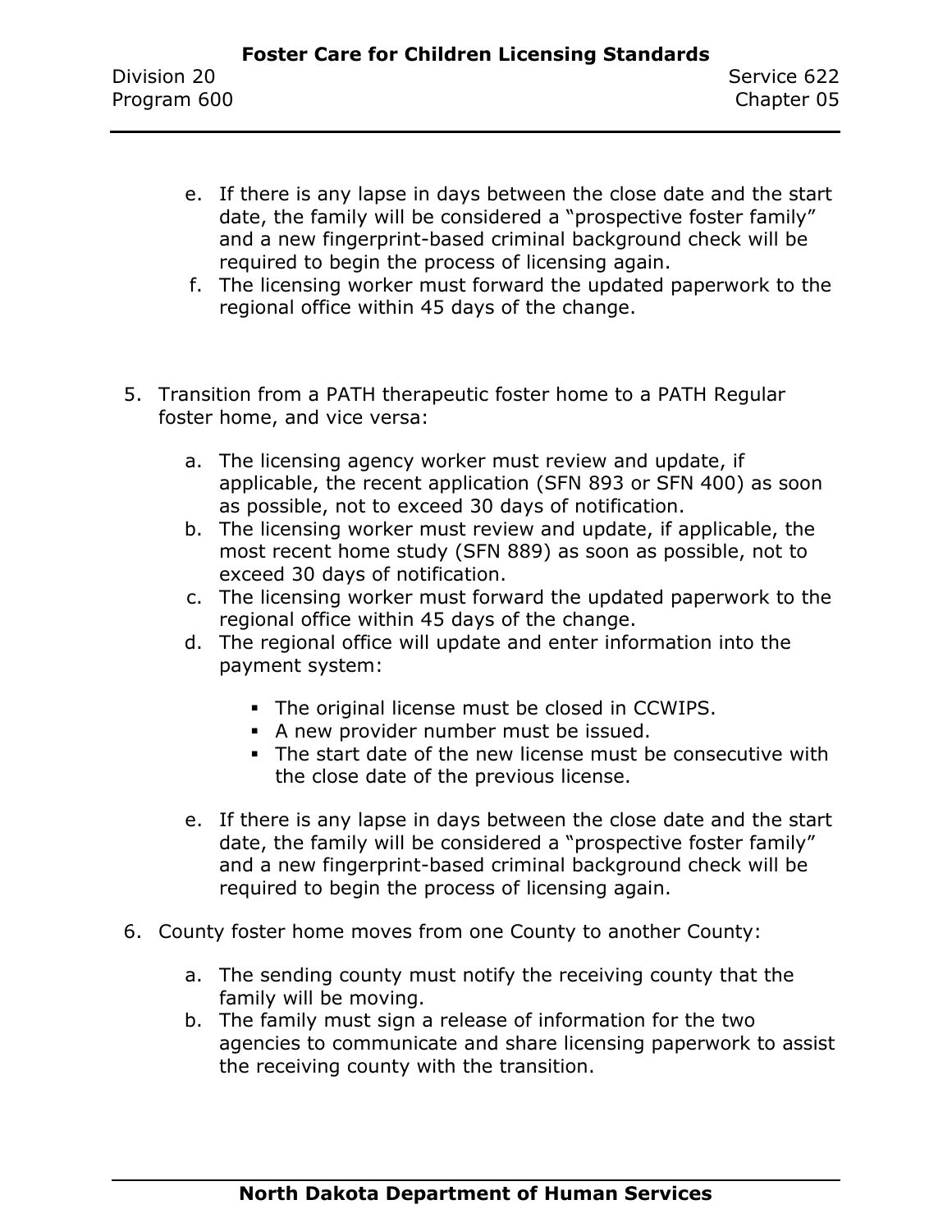e. If there is any lapse in days between the close date and the start date, the family will be considered a "prospective foster family" and a new fingerprint-based criminal background check will be required to begin the process of licensing again.
f. The licensing worker must forward the updated paperwork to the regional office within 45 days of the change.

5. Transition from a PATH therapeutic foster home to a PATH Regular foster home, and vice versa:

   a. The licensing agency worker must review and update, if applicable, the recent application (SFN 893 or SFN 400) as soon as possible, not to exceed 30 days of notification.
   b. The licensing worker must review and update, if applicable, the most recent home study (SFN 889) as soon as possible, not to exceed 30 days of notification.
   c. The licensing worker must forward the updated paperwork to the regional office within 45 days of the change.
   d. The regional office will update and enter information into the payment system:

      - The original license must be closed in CCWIPS.
      - A new provider number must be issued.
      - The start date of the new license must be consecutive with the close date of the previous license.

   e. If there is any lapse in days between the close date and the start date, the family will be considered a "prospective foster family" and a new fingerprint-based criminal background check will be required to begin the process of licensing again.

6. County foster home moves from one County to another County:

   a. The sending county must notify the receiving county that the family will be moving.
   b. The family must sign a release of information for the two agencies to communicate and share licensing paperwork to assist the receiving county with the transition.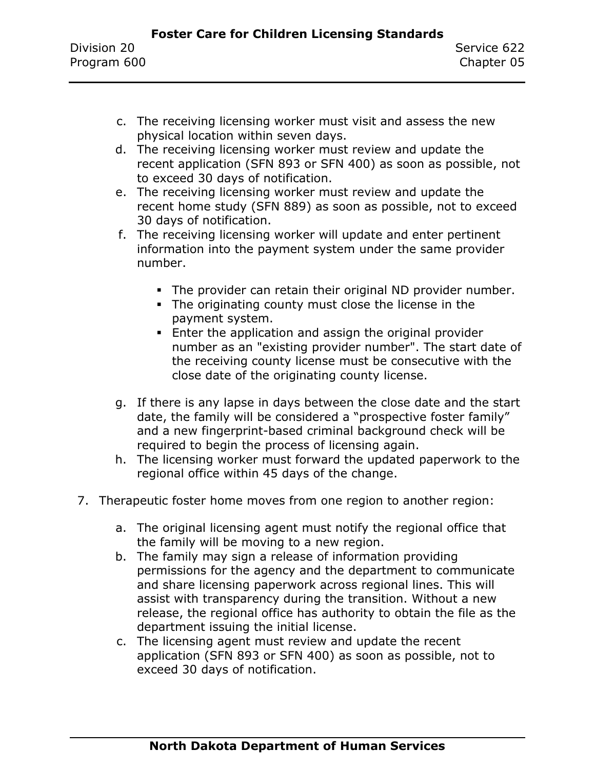c. The receiving licensing worker must visit and assess the new physical location within seven days.
d. The receiving licensing worker must review and update the recent application (SFN 893 or SFN 400) as soon as possible, not to exceed 30 days of notification.
e. The receiving licensing worker must review and update the recent home study (SFN 889) as soon as possible, not to exceed 30 days of notification.
f. The receiving licensing worker will update and enter pertinent information into the payment system under the same provider number.

    - The provider can retain their original ND provider number.
    - The originating county must close the license in the payment system.
    - Enter the application and assign the original provider number as an "existing provider number". The start date of the receiving county license must be consecutive with the close date of the originating county license.

g. If there is any lapse in days between the close date and the start date, the family will be considered a "prospective foster family" and a new fingerprint-based criminal background check will be required to begin the process of licensing again.
h. The licensing worker must forward the updated paperwork to the regional office within 45 days of the change.

7. Therapeutic foster home moves from one region to another region:

    a. The original licensing agent must notify the regional office that the family will be moving to a new region.
    b. The family may sign a release of information providing permissions for the agency and the department to communicate and share licensing paperwork across regional lines. This will assist with transparency during the transition. Without a new release, the regional office has authority to obtain the file as the department issuing the initial license.
    c. The licensing agent must review and update the recent application (SFN 893 or SFN 400) as soon as possible, not to exceed 30 days of notification.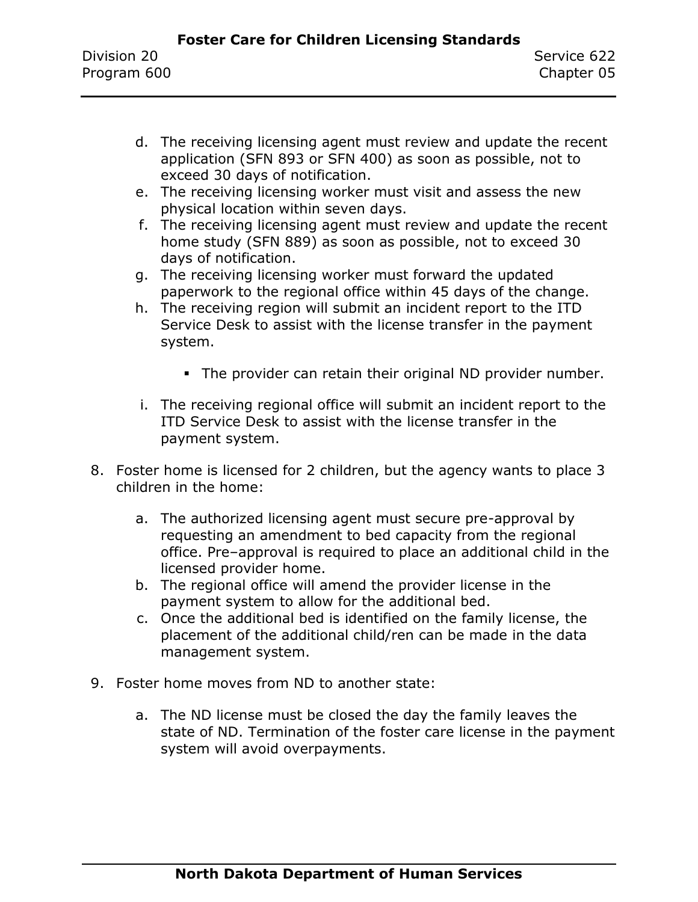d. The receiving licensing agent must review and update the recent application (SFN 893 or SFN 400) as soon as possible, not to exceed 30 days of notification.
e. The receiving licensing worker must visit and assess the new physical location within seven days.
f. The receiving licensing agent must review and update the recent home study (SFN 889) as soon as possible, not to exceed 30 days of notification.
g. The receiving licensing worker must forward the updated paperwork to the regional office within 45 days of the change.
h. The receiving region will submit an incident report to the ITD Service Desk to assist with the license transfer in the payment system.

   - The provider can retain their original ND provider number.

i. The receiving regional office will submit an incident report to the ITD Service Desk to assist with the license transfer in the payment system.

8. Foster home is licensed for 2 children, but the agency wants to place 3 children in the home:

   a. The authorized licensing agent must secure pre-approval by requesting an amendment to bed capacity from the regional office. Pre–approval is required to place an additional child in the licensed provider home.
   b. The regional office will amend the provider license in the payment system to allow for the additional bed.
   c. Once the additional bed is identified on the family license, the placement of the additional child/ren can be made in the data management system.

9. Foster home moves from ND to another state:

   a. The ND license must be closed the day the family leaves the state of ND. Termination of the foster care license in the payment system will avoid overpayments.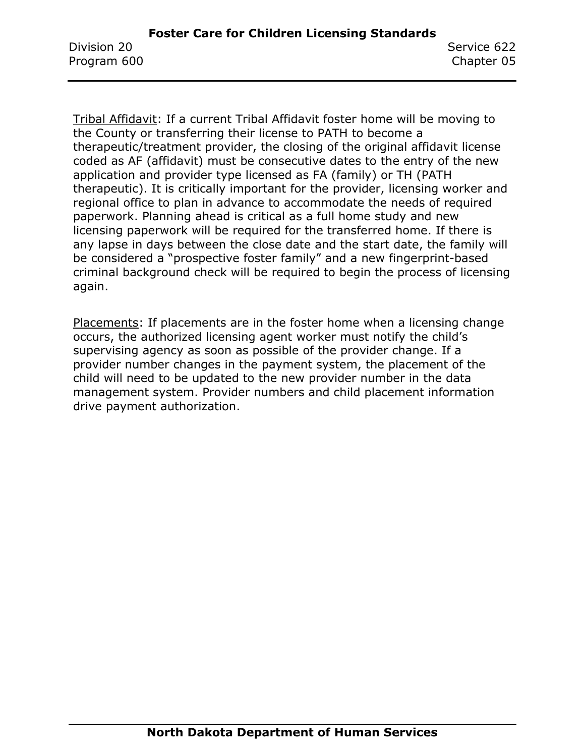Tribal Affidavit: If a current Tribal Affidavit foster home will be moving to the County or transferring their license to PATH to become a therapeutic/treatment provider, the closing of the original affidavit license coded as AF (affidavit) must be consecutive dates to the entry of the new application and provider type licensed as FA (family) or TH (PATH therapeutic). It is critically important for the provider, licensing worker and regional office to plan in advance to accommodate the needs of required paperwork. Planning ahead is critical as a full home study and new licensing paperwork will be required for the transferred home. If there is any lapse in days between the close date and the start date, the family will be considered a "prospective foster family" and a new fingerprint-based criminal background check will be required to begin the process of licensing again.

Placements: If placements are in the foster home when a licensing change occurs, the authorized licensing agent worker must notify the child's supervising agency as soon as possible of the provider change. If a provider number changes in the payment system, the placement of the child will need to be updated to the new provider number in the data management system. Provider numbers and child placement information drive payment authorization.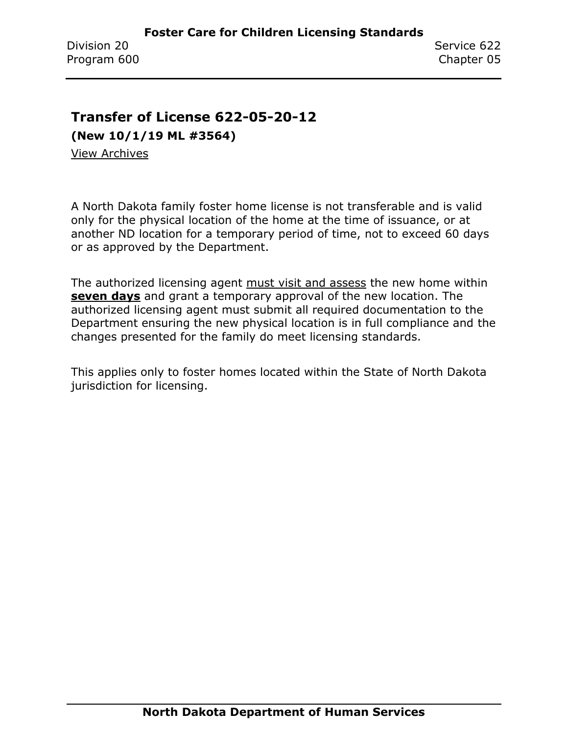## Transfer of License 622-05-20-12

**(New 10/1/19 ML #3564)**

View Archives

A North Dakota family foster home license is not transferable and is valid only for the physical location of the home at the time of issuance, or at another ND location for a temporary period of time, not to exceed 60 days or as approved by the Department.

The authorized licensing agent must visit and assess the new home within **seven days** and grant a temporary approval of the new location. The authorized licensing agent must submit all required documentation to the Department ensuring the new physical location is in full compliance and the changes presented for the family do meet licensing standards.

This applies only to foster homes located within the State of North Dakota jurisdiction for licensing.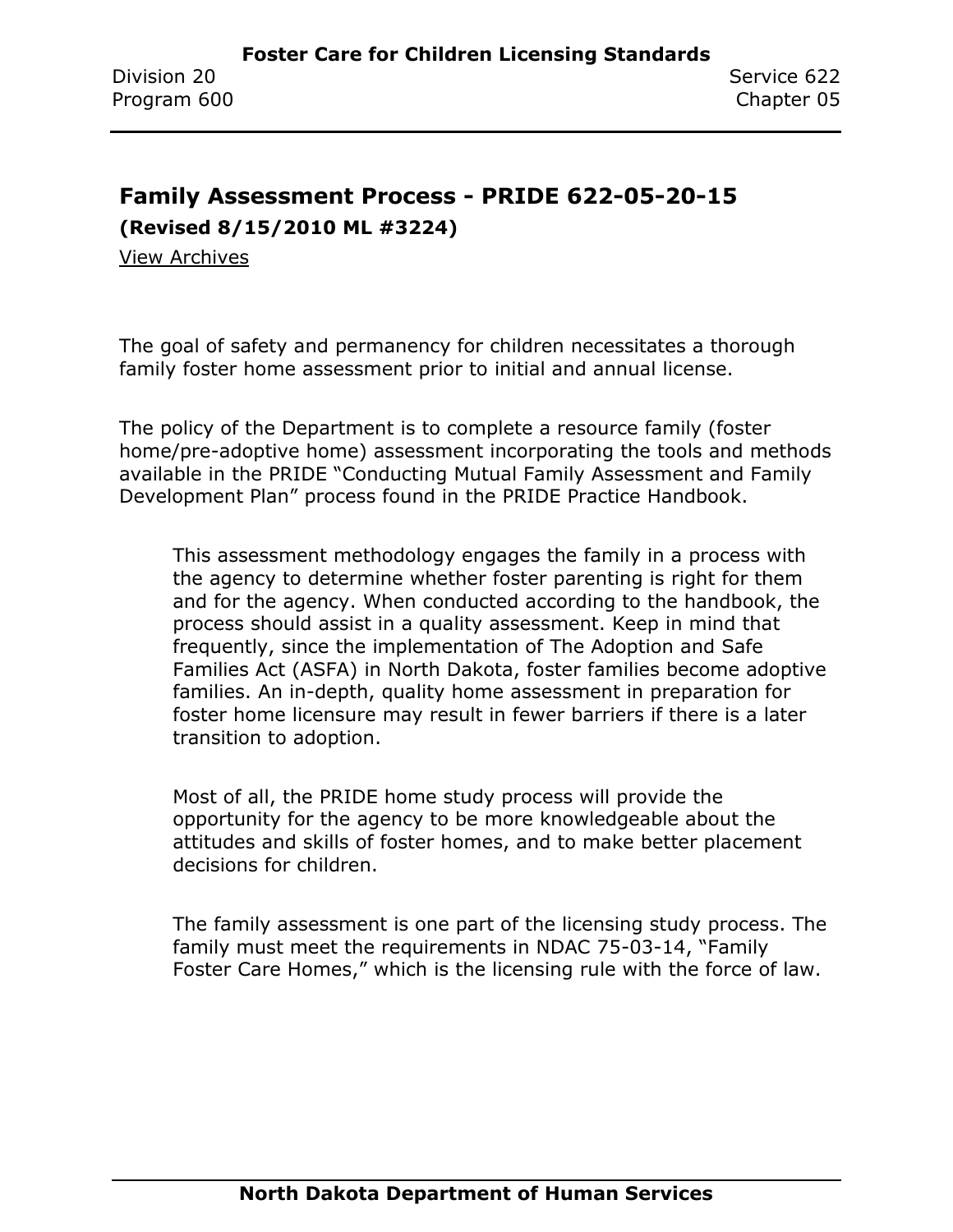## Family Assessment Process - PRIDE 622-05-20-15

**(Revised 8/15/2010 ML #3224)**

View Archives

The goal of safety and permanency for children necessitates a thorough family foster home assessment prior to initial and annual license.

The policy of the Department is to complete a resource family (foster home/pre-adoptive home) assessment incorporating the tools and methods available in the PRIDE "Conducting Mutual Family Assessment and Family Development Plan" process found in the PRIDE Practice Handbook.

> This assessment methodology engages the family in a process with the agency to determine whether foster parenting is right for them and for the agency. When conducted according to the handbook, the process should assist in a quality assessment. Keep in mind that frequently, since the implementation of The Adoption and Safe Families Act (ASFA) in North Dakota, foster families become adoptive families. An in-depth, quality home assessment in preparation for foster home licensure may result in fewer barriers if there is a later transition to adoption.
>
> Most of all, the PRIDE home study process will provide the opportunity for the agency to be more knowledgeable about the attitudes and skills of foster homes, and to make better placement decisions for children.
>
> The family assessment is one part of the licensing study process. The family must meet the requirements in NDAC 75-03-14, "Family Foster Care Homes," which is the licensing rule with the force of law.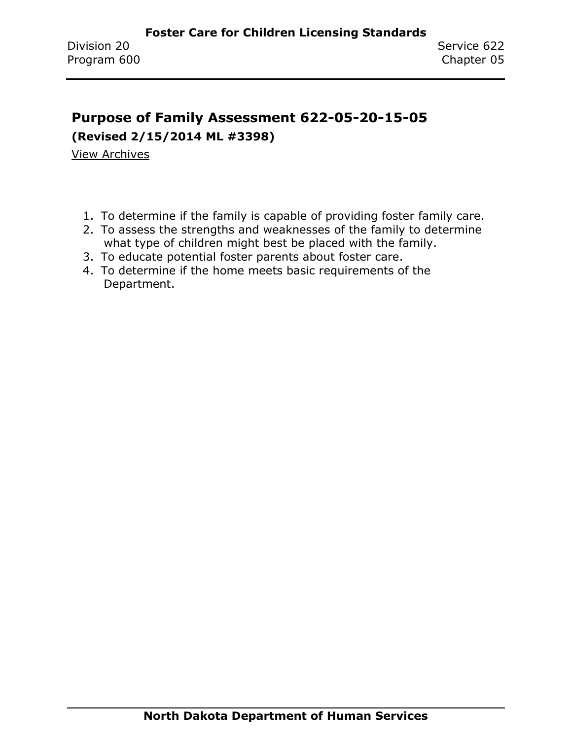## Purpose of Family Assessment 622-05-20-15-05

**(Revised 2/15/2014 ML #3398)**

View Archives

1. To determine if the family is capable of providing foster family care.
2. To assess the strengths and weaknesses of the family to determine what type of children might best be placed with the family.
3. To educate potential foster parents about foster care.
4. To determine if the home meets basic requirements of the Department.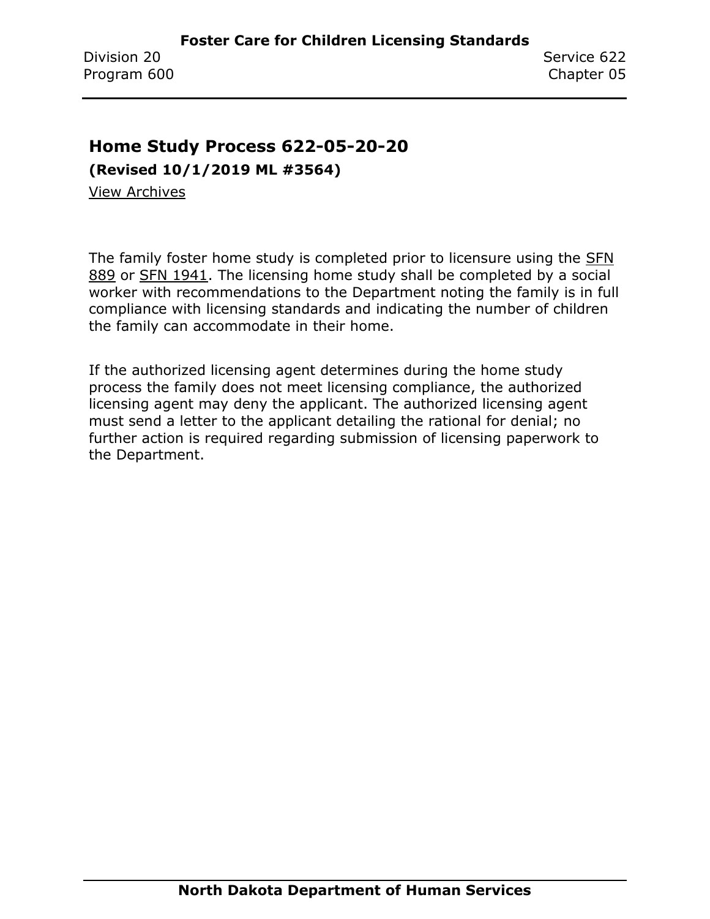## Home Study Process 622-05-20-20

**(Revised 10/1/2019 ML #3564)**

View Archives

The family foster home study is completed prior to licensure using the SFN 889 or SFN 1941. The licensing home study shall be completed by a social worker with recommendations to the Department noting the family is in full compliance with licensing standards and indicating the number of children the family can accommodate in their home.

If the authorized licensing agent determines during the home study process the family does not meet licensing compliance, the authorized licensing agent may deny the applicant. The authorized licensing agent must send a letter to the applicant detailing the rational for denial; no further action is required regarding submission of licensing paperwork to the Department.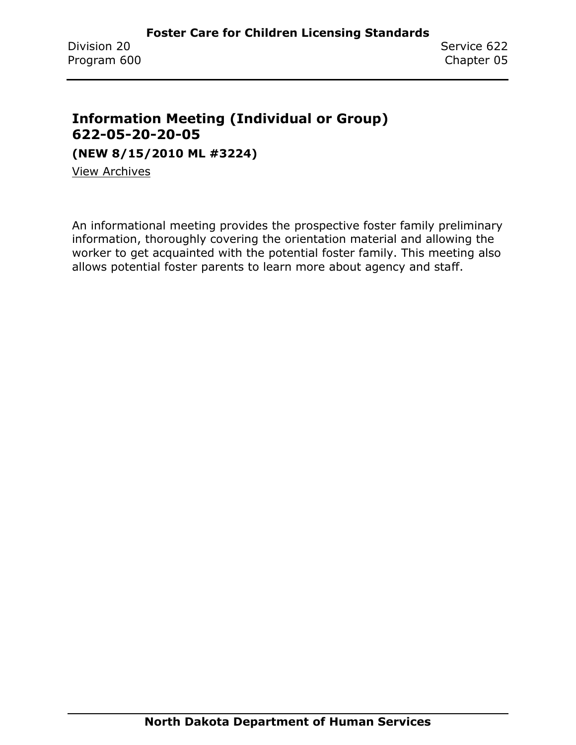## Information Meeting (Individual or Group) 622-05-20-20-05

**(NEW 8/15/2010 ML #3224)**

View Archives

An informational meeting provides the prospective foster family preliminary information, thoroughly covering the orientation material and allowing the worker to get acquainted with the potential foster family. This meeting also allows potential foster parents to learn more about agency and staff.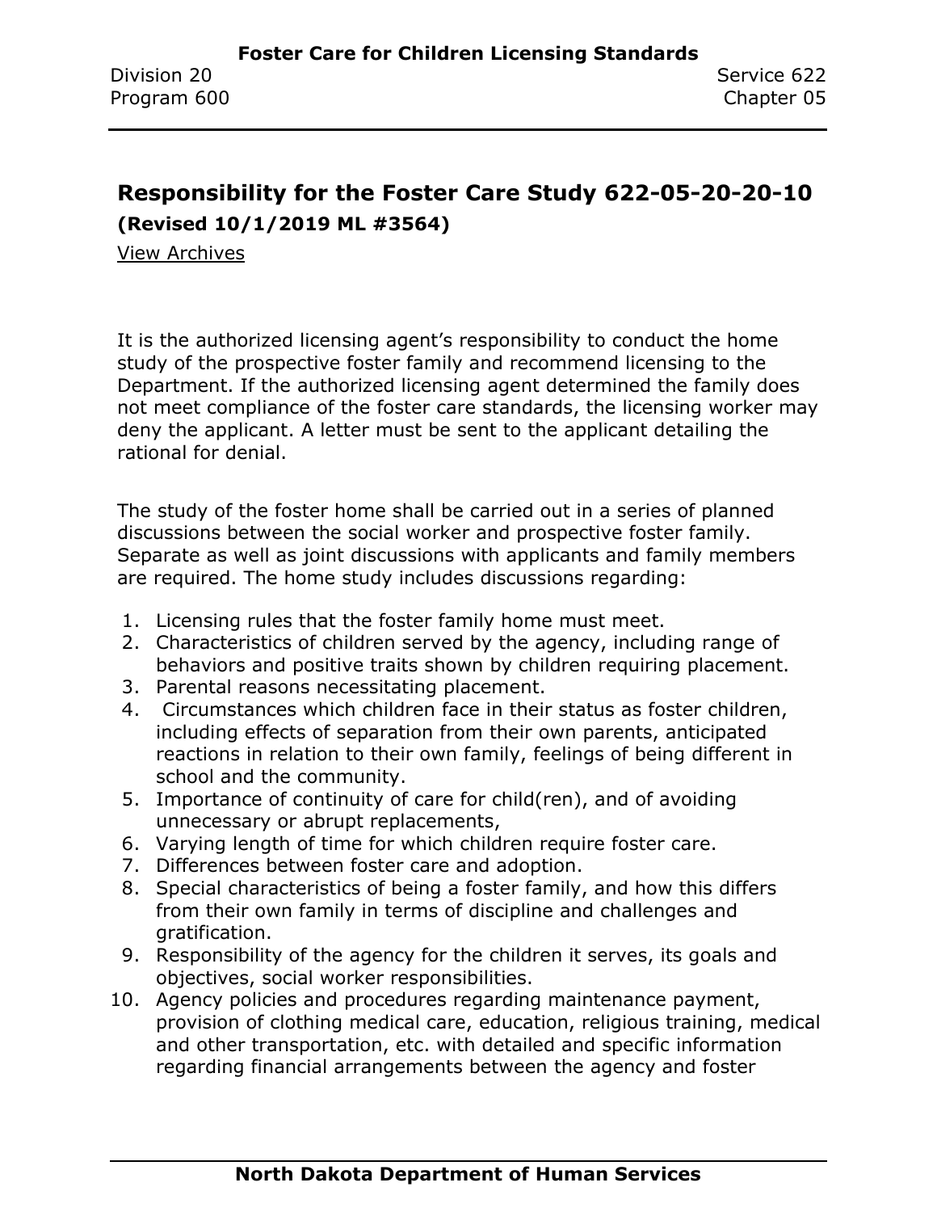## Responsibility for the Foster Care Study 622-05-20-20-10

**(Revised 10/1/2019 ML #3564)**

View Archives

It is the authorized licensing agent's responsibility to conduct the home study of the prospective foster family and recommend licensing to the Department. If the authorized licensing agent determined the family does not meet compliance of the foster care standards, the licensing worker may deny the applicant. A letter must be sent to the applicant detailing the rational for denial.

The study of the foster home shall be carried out in a series of planned discussions between the social worker and prospective foster family. Separate as well as joint discussions with applicants and family members are required. The home study includes discussions regarding:

1. Licensing rules that the foster family home must meet.
2. Characteristics of children served by the agency, including range of behaviors and positive traits shown by children requiring placement.
3. Parental reasons necessitating placement.
4. Circumstances which children face in their status as foster children, including effects of separation from their own parents, anticipated reactions in relation to their own family, feelings of being different in school and the community.
5. Importance of continuity of care for child(ren), and of avoiding unnecessary or abrupt replacements,
6. Varying length of time for which children require foster care.
7. Differences between foster care and adoption.
8. Special characteristics of being a foster family, and how this differs from their own family in terms of discipline and challenges and gratification.
9. Responsibility of the agency for the children it serves, its goals and objectives, social worker responsibilities.
10. Agency policies and procedures regarding maintenance payment, provision of clothing medical care, education, religious training, medical and other transportation, etc. with detailed and specific information regarding financial arrangements between the agency and foster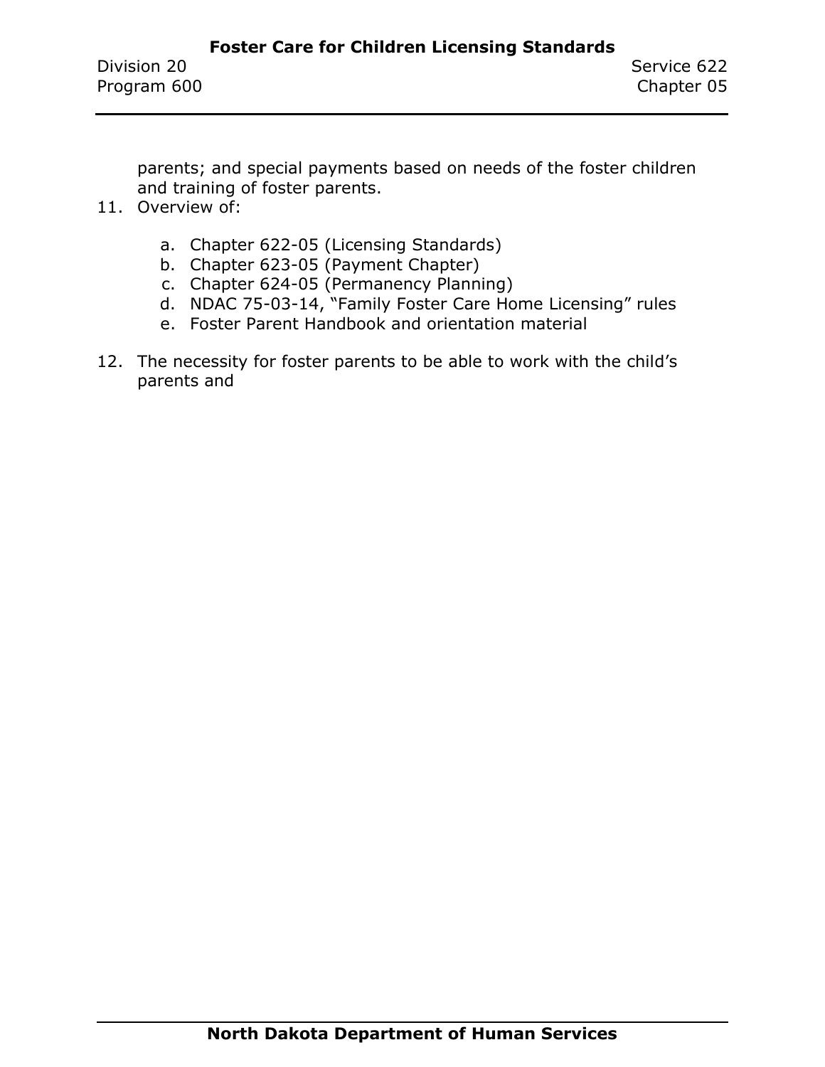parents; and special payments based on needs of the foster children and training of foster parents.

11. Overview of:

    a. Chapter 622-05 (Licensing Standards)
    b. Chapter 623-05 (Payment Chapter)
    c. Chapter 624-05 (Permanency Planning)
    d. NDAC 75-03-14, "Family Foster Care Home Licensing" rules
    e. Foster Parent Handbook and orientation material

12. The necessity for foster parents to be able to work with the child's parents and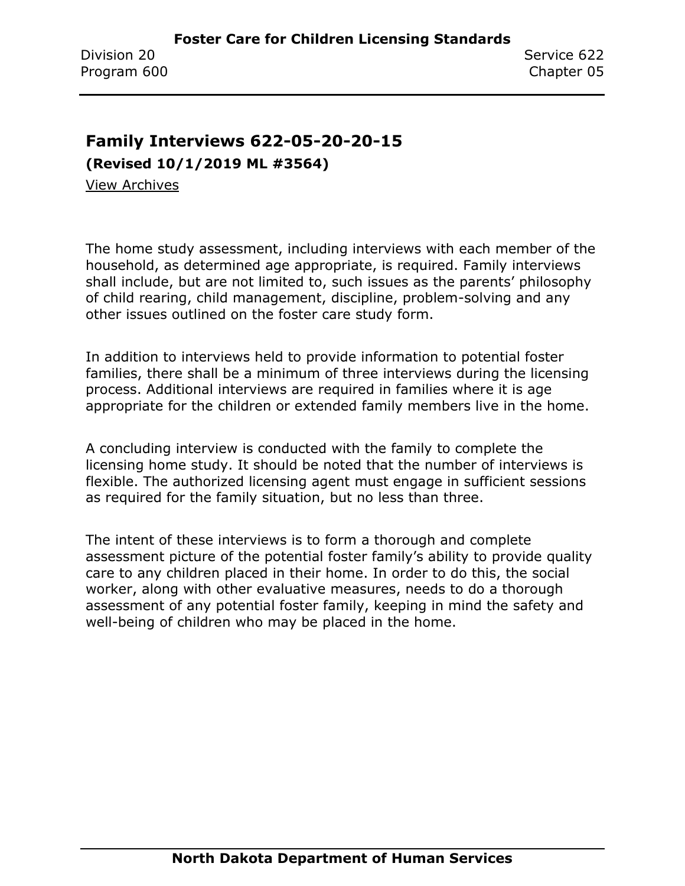## Family Interviews 622-05-20-20-15

**(Revised 10/1/2019 ML #3564)**

View Archives

The home study assessment, including interviews with each member of the household, as determined age appropriate, is required. Family interviews shall include, but are not limited to, such issues as the parents' philosophy of child rearing, child management, discipline, problem-solving and any other issues outlined on the foster care study form.

In addition to interviews held to provide information to potential foster families, there shall be a minimum of three interviews during the licensing process. Additional interviews are required in families where it is age appropriate for the children or extended family members live in the home.

A concluding interview is conducted with the family to complete the licensing home study. It should be noted that the number of interviews is flexible. The authorized licensing agent must engage in sufficient sessions as required for the family situation, but no less than three.

The intent of these interviews is to form a thorough and complete assessment picture of the potential foster family's ability to provide quality care to any children placed in their home. In order to do this, the social worker, along with other evaluative measures, needs to do a thorough assessment of any potential foster family, keeping in mind the safety and well-being of children who may be placed in the home.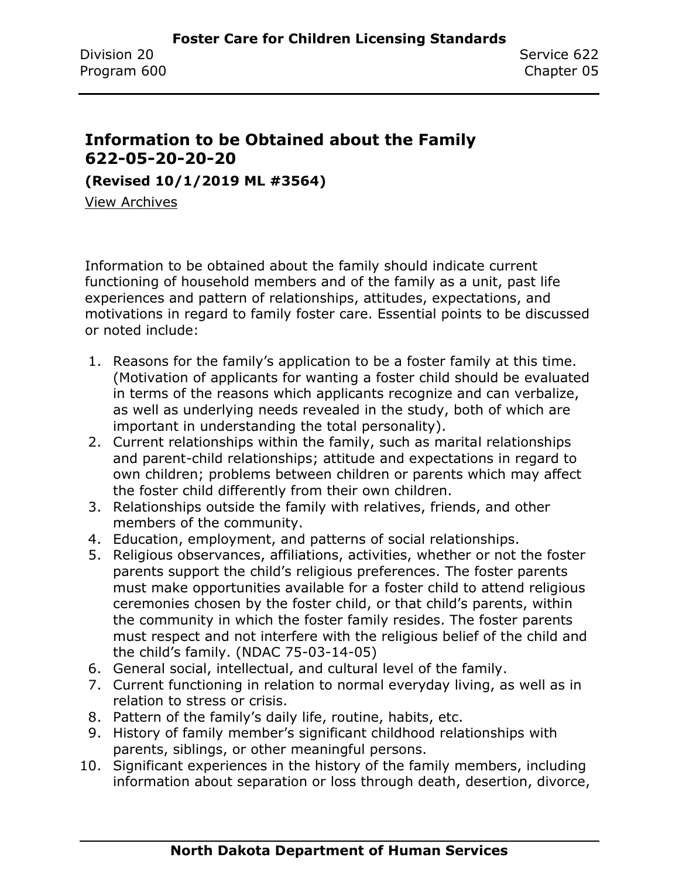## Information to be Obtained about the Family 622-05-20-20-20

**(Revised 10/1/2019 ML #3564)**

View Archives

Information to be obtained about the family should indicate current functioning of household members and of the family as a unit, past life experiences and pattern of relationships, attitudes, expectations, and motivations in regard to family foster care. Essential points to be discussed or noted include:

1. Reasons for the family's application to be a foster family at this time. (Motivation of applicants for wanting a foster child should be evaluated in terms of the reasons which applicants recognize and can verbalize, as well as underlying needs revealed in the study, both of which are important in understanding the total personality).
2. Current relationships within the family, such as marital relationships and parent-child relationships; attitude and expectations in regard to own children; problems between children or parents which may affect the foster child differently from their own children.
3. Relationships outside the family with relatives, friends, and other members of the community.
4. Education, employment, and patterns of social relationships.
5. Religious observances, affiliations, activities, whether or not the foster parents support the child's religious preferences. The foster parents must make opportunities available for a foster child to attend religious ceremonies chosen by the foster child, or that child's parents, within the community in which the foster family resides. The foster parents must respect and not interfere with the religious belief of the child and the child's family. (NDAC 75-03-14-05)
6. General social, intellectual, and cultural level of the family.
7. Current functioning in relation to normal everyday living, as well as in relation to stress or crisis.
8. Pattern of the family's daily life, routine, habits, etc.
9. History of family member's significant childhood relationships with parents, siblings, or other meaningful persons.
10. Significant experiences in the history of the family members, including information about separation or loss through death, desertion, divorce,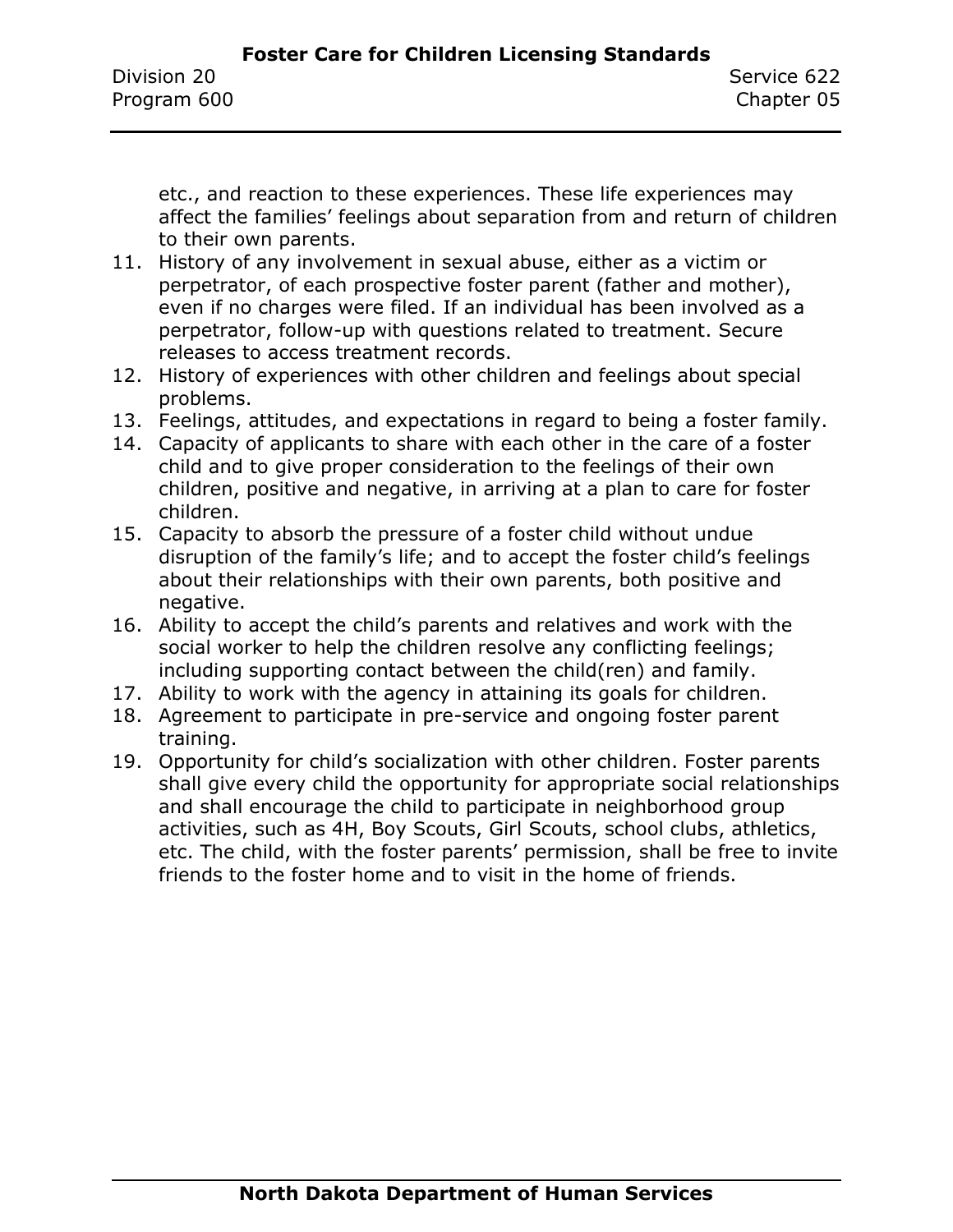etc., and reaction to these experiences. These life experiences may affect the families' feelings about separation from and return of children to their own parents.

11. History of any involvement in sexual abuse, either as a victim or perpetrator, of each prospective foster parent (father and mother), even if no charges were filed. If an individual has been involved as a perpetrator, follow-up with questions related to treatment. Secure releases to access treatment records.
12. History of experiences with other children and feelings about special problems.
13. Feelings, attitudes, and expectations in regard to being a foster family.
14. Capacity of applicants to share with each other in the care of a foster child and to give proper consideration to the feelings of their own children, positive and negative, in arriving at a plan to care for foster children.
15. Capacity to absorb the pressure of a foster child without undue disruption of the family's life; and to accept the foster child's feelings about their relationships with their own parents, both positive and negative.
16. Ability to accept the child's parents and relatives and work with the social worker to help the children resolve any conflicting feelings; including supporting contact between the child(ren) and family.
17. Ability to work with the agency in attaining its goals for children.
18. Agreement to participate in pre-service and ongoing foster parent training.
19. Opportunity for child's socialization with other children. Foster parents shall give every child the opportunity for appropriate social relationships and shall encourage the child to participate in neighborhood group activities, such as 4H, Boy Scouts, Girl Scouts, school clubs, athletics, etc. The child, with the foster parents' permission, shall be free to invite friends to the foster home and to visit in the home of friends.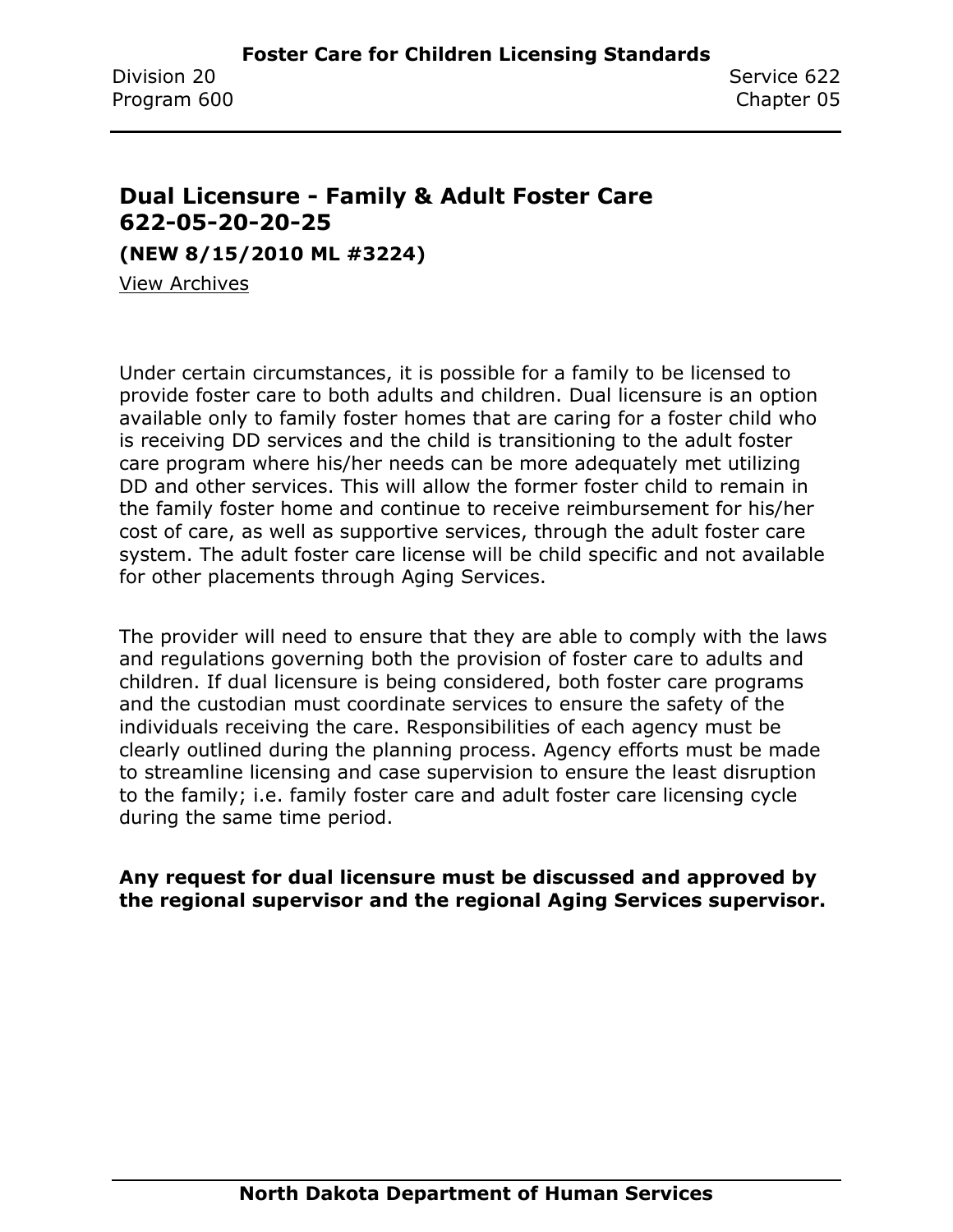## Dual Licensure - Family & Adult Foster Care 622-05-20-20-25

**(NEW 8/15/2010 ML #3224)**

View Archives

Under certain circumstances, it is possible for a family to be licensed to provide foster care to both adults and children. Dual licensure is an option available only to family foster homes that are caring for a foster child who is receiving DD services and the child is transitioning to the adult foster care program where his/her needs can be more adequately met utilizing DD and other services. This will allow the former foster child to remain in the family foster home and continue to receive reimbursement for his/her cost of care, as well as supportive services, through the adult foster care system. The adult foster care license will be child specific and not available for other placements through Aging Services.

The provider will need to ensure that they are able to comply with the laws and regulations governing both the provision of foster care to adults and children. If dual licensure is being considered, both foster care programs and the custodian must coordinate services to ensure the safety of the individuals receiving the care. Responsibilities of each agency must be clearly outlined during the planning process. Agency efforts must be made to streamline licensing and case supervision to ensure the least disruption to the family; i.e. family foster care and adult foster care licensing cycle during the same time period.

**Any request for dual licensure must be discussed and approved by the regional supervisor and the regional Aging Services supervisor.**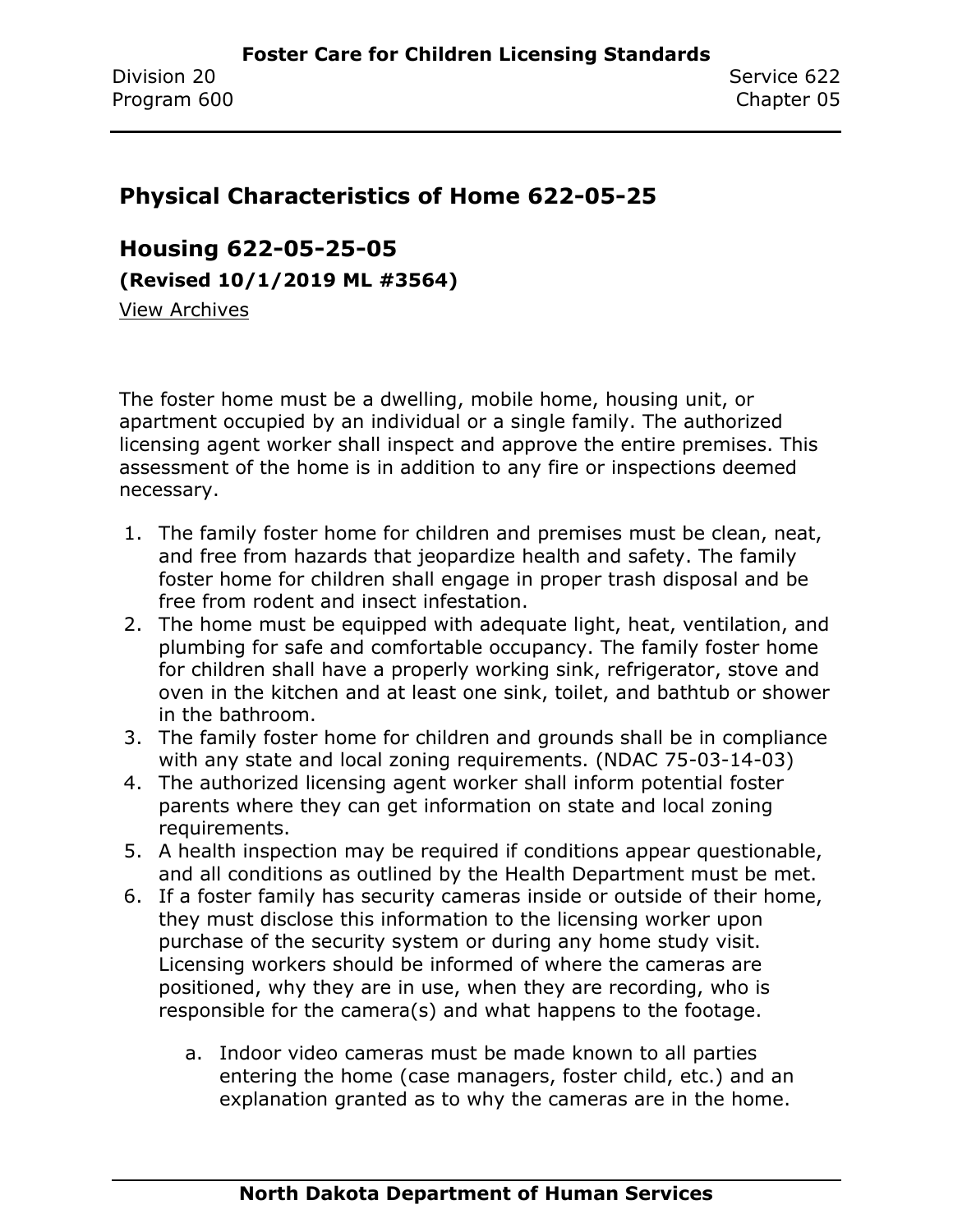## Physical Characteristics of Home 622-05-25

## Housing 622-05-25-05

**(Revised 10/1/2019 ML #3564)**

View Archives

The foster home must be a dwelling, mobile home, housing unit, or apartment occupied by an individual or a single family. The authorized licensing agent worker shall inspect and approve the entire premises. This assessment of the home is in addition to any fire or inspections deemed necessary.

1. The family foster home for children and premises must be clean, neat, and free from hazards that jeopardize health and safety. The family foster home for children shall engage in proper trash disposal and be free from rodent and insect infestation.
2. The home must be equipped with adequate light, heat, ventilation, and plumbing for safe and comfortable occupancy. The family foster home for children shall have a properly working sink, refrigerator, stove and oven in the kitchen and at least one sink, toilet, and bathtub or shower in the bathroom.
3. The family foster home for children and grounds shall be in compliance with any state and local zoning requirements. (NDAC 75-03-14-03)
4. The authorized licensing agent worker shall inform potential foster parents where they can get information on state and local zoning requirements.
5. A health inspection may be required if conditions appear questionable, and all conditions as outlined by the Health Department must be met.
6. If a foster family has security cameras inside or outside of their home, they must disclose this information to the licensing worker upon purchase of the security system or during any home study visit. Licensing workers should be informed of where the cameras are positioned, why they are in use, when they are recording, who is responsible for the camera(s) and what happens to the footage.

   a. Indoor video cameras must be made known to all parties entering the home (case managers, foster child, etc.) and an explanation granted as to why the cameras are in the home.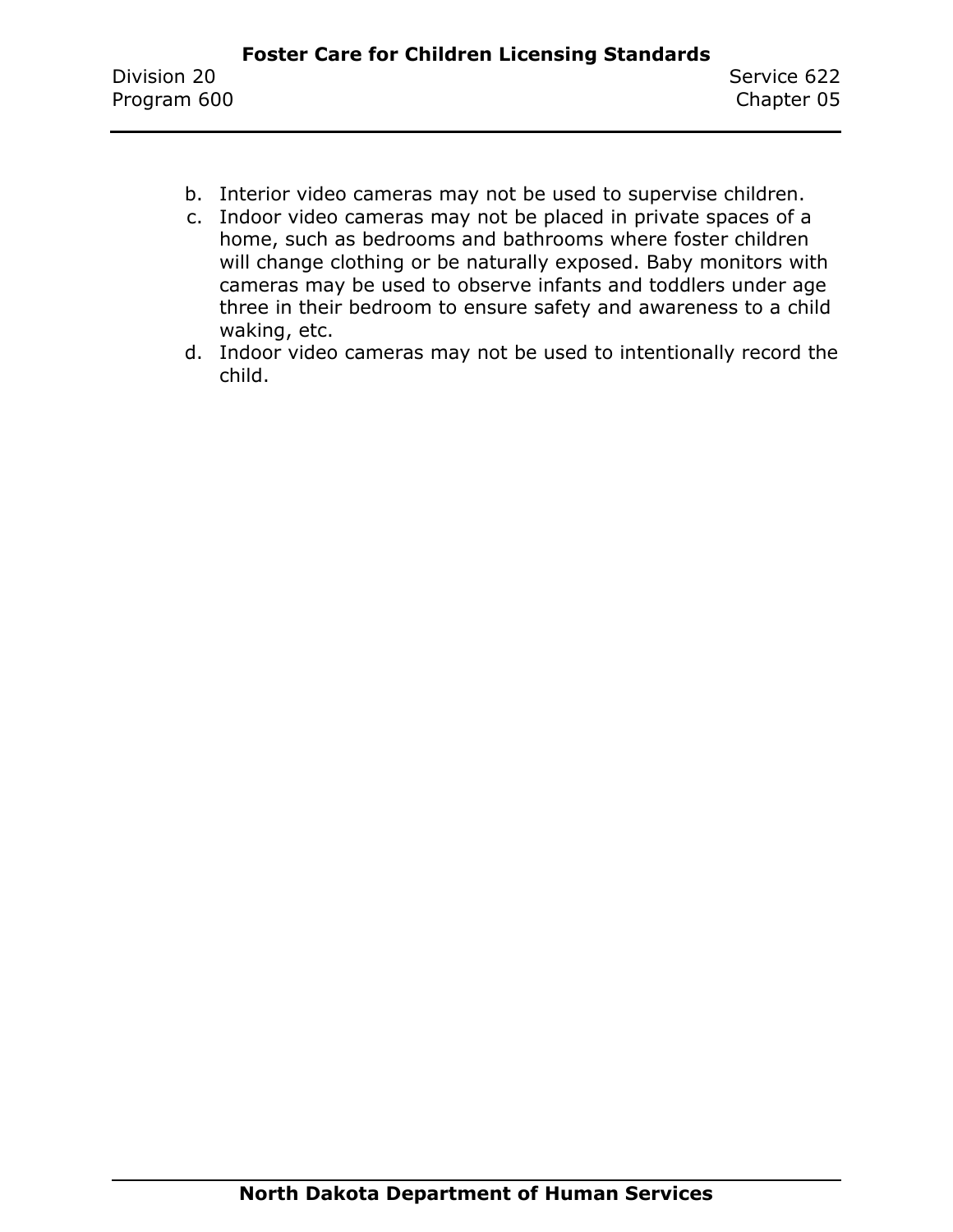b. Interior video cameras may not be used to supervise children.
c. Indoor video cameras may not be placed in private spaces of a home, such as bedrooms and bathrooms where foster children will change clothing or be naturally exposed. Baby monitors with cameras may be used to observe infants and toddlers under age three in their bedroom to ensure safety and awareness to a child waking, etc.
d. Indoor video cameras may not be used to intentionally record the child.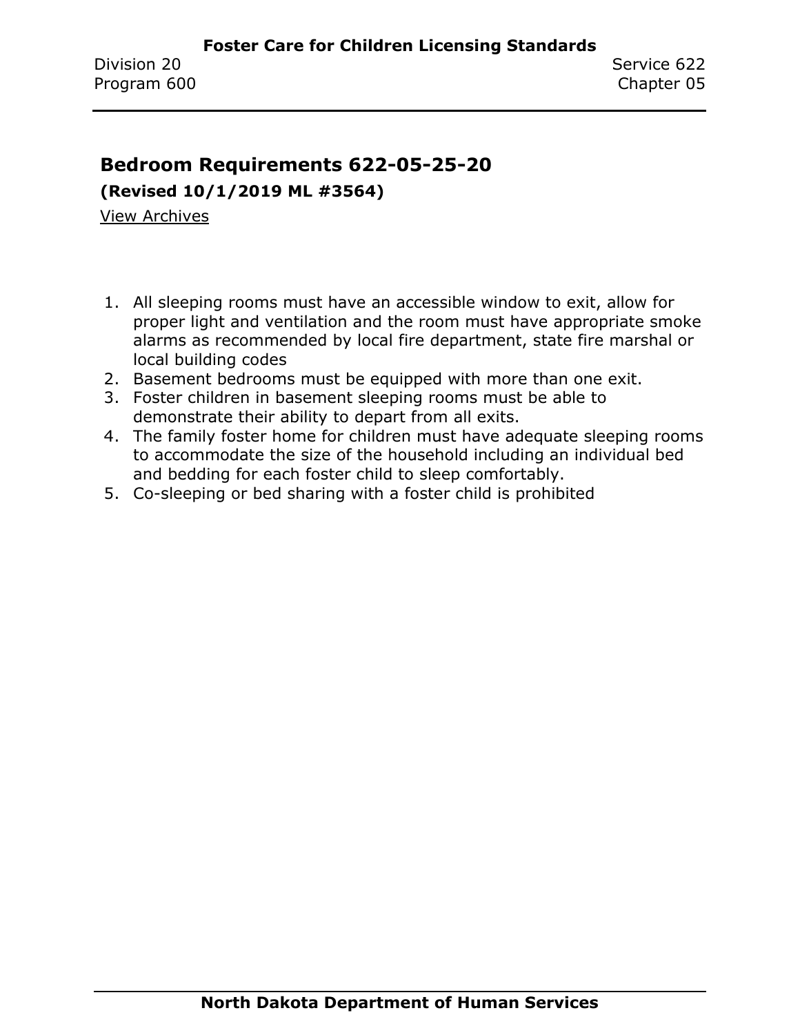## Bedroom Requirements 622-05-25-20

**(Revised 10/1/2019 ML #3564)**

View Archives

1. All sleeping rooms must have an accessible window to exit, allow for proper light and ventilation and the room must have appropriate smoke alarms as recommended by local fire department, state fire marshal or local building codes
2. Basement bedrooms must be equipped with more than one exit.
3. Foster children in basement sleeping rooms must be able to demonstrate their ability to depart from all exits.
4. The family foster home for children must have adequate sleeping rooms to accommodate the size of the household including an individual bed and bedding for each foster child to sleep comfortably.
5. Co-sleeping or bed sharing with a foster child is prohibited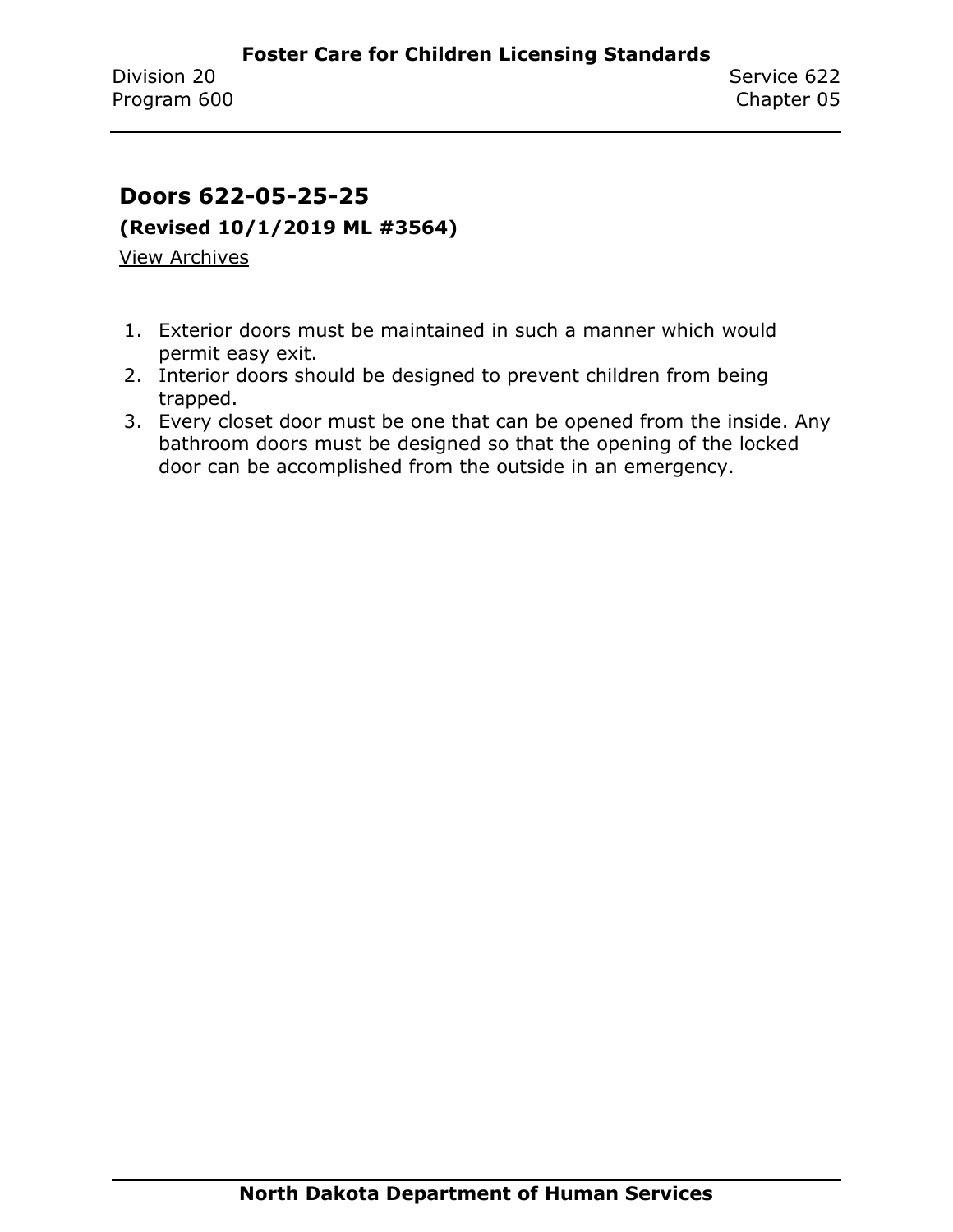## Doors 622-05-25-25

**(Revised 10/1/2019 ML #3564)**

View Archives

1. Exterior doors must be maintained in such a manner which would permit easy exit.
2. Interior doors should be designed to prevent children from being trapped.
3. Every closet door must be one that can be opened from the inside. Any bathroom doors must be designed so that the opening of the locked door can be accomplished from the outside in an emergency.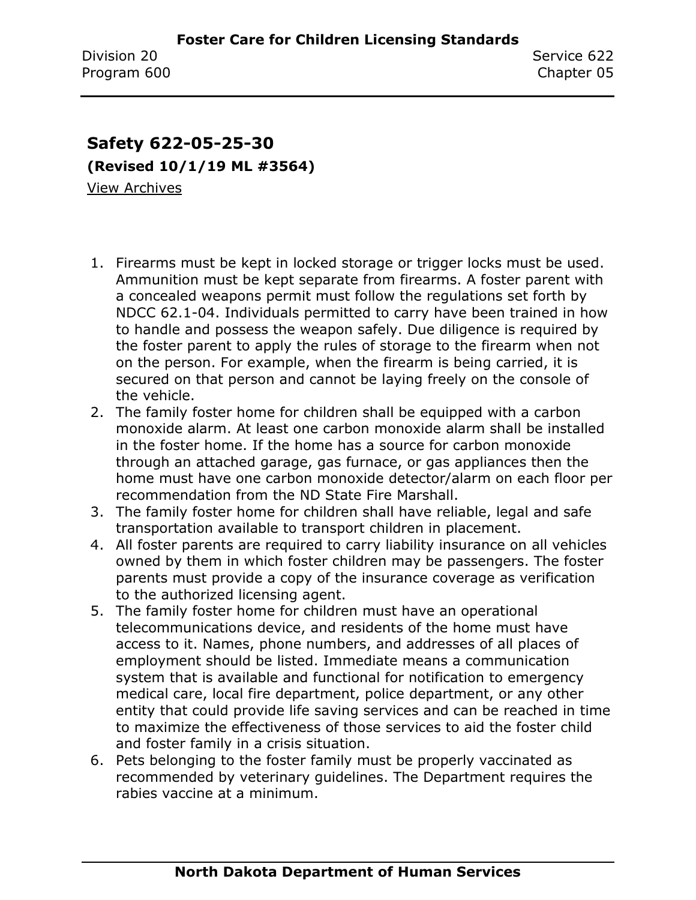## Safety 622-05-25-30

**(Revised 10/1/19 ML #3564)**

View Archives

1. Firearms must be kept in locked storage or trigger locks must be used. Ammunition must be kept separate from firearms. A foster parent with a concealed weapons permit must follow the regulations set forth by NDCC 62.1-04. Individuals permitted to carry have been trained in how to handle and possess the weapon safely. Due diligence is required by the foster parent to apply the rules of storage to the firearm when not on the person. For example, when the firearm is being carried, it is secured on that person and cannot be laying freely on the console of the vehicle.
2. The family foster home for children shall be equipped with a carbon monoxide alarm. At least one carbon monoxide alarm shall be installed in the foster home. If the home has a source for carbon monoxide through an attached garage, gas furnace, or gas appliances then the home must have one carbon monoxide detector/alarm on each floor per recommendation from the ND State Fire Marshall.
3. The family foster home for children shall have reliable, legal and safe transportation available to transport children in placement.
4. All foster parents are required to carry liability insurance on all vehicles owned by them in which foster children may be passengers. The foster parents must provide a copy of the insurance coverage as verification to the authorized licensing agent.
5. The family foster home for children must have an operational telecommunications device, and residents of the home must have access to it. Names, phone numbers, and addresses of all places of employment should be listed. Immediate means a communication system that is available and functional for notification to emergency medical care, local fire department, police department, or any other entity that could provide life saving services and can be reached in time to maximize the effectiveness of those services to aid the foster child and foster family in a crisis situation.
6. Pets belonging to the foster family must be properly vaccinated as recommended by veterinary guidelines. The Department requires the rabies vaccine at a minimum.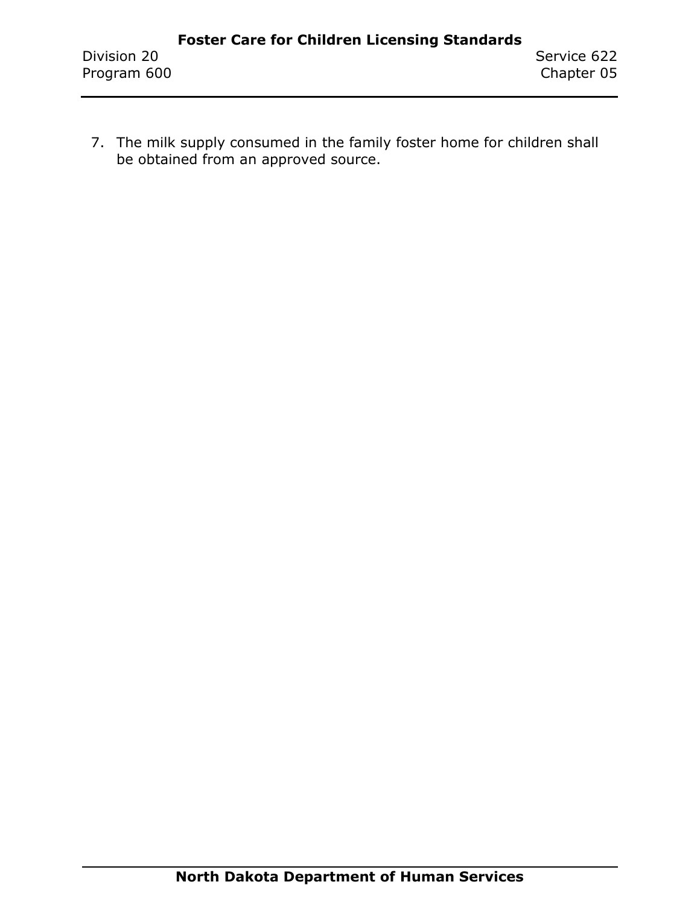7. The milk supply consumed in the family foster home for children shall be obtained from an approved source.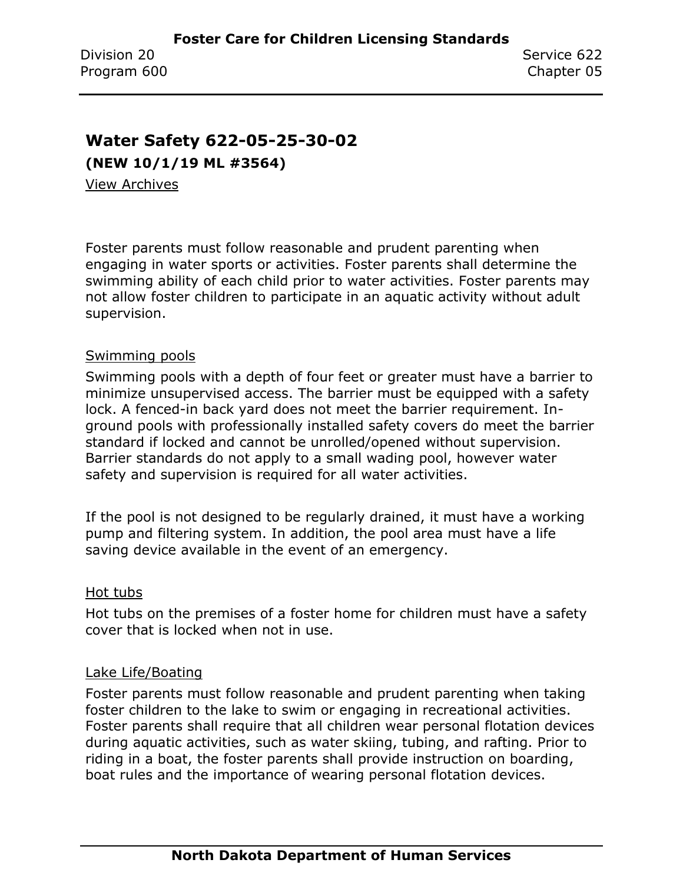## Water Safety 622-05-25-30-02

**(NEW 10/1/19 ML #3564)**

View Archives

Foster parents must follow reasonable and prudent parenting when engaging in water sports or activities. Foster parents shall determine the swimming ability of each child prior to water activities. Foster parents may not allow foster children to participate in an aquatic activity without adult supervision.

Swimming pools

Swimming pools with a depth of four feet or greater must have a barrier to minimize unsupervised access. The barrier must be equipped with a safety lock. A fenced-in back yard does not meet the barrier requirement. In-ground pools with professionally installed safety covers do meet the barrier standard if locked and cannot be unrolled/opened without supervision. Barrier standards do not apply to a small wading pool, however water safety and supervision is required for all water activities.

If the pool is not designed to be regularly drained, it must have a working pump and filtering system. In addition, the pool area must have a life saving device available in the event of an emergency.

Hot tubs

Hot tubs on the premises of a foster home for children must have a safety cover that is locked when not in use.

Lake Life/Boating

Foster parents must follow reasonable and prudent parenting when taking foster children to the lake to swim or engaging in recreational activities. Foster parents shall require that all children wear personal flotation devices during aquatic activities, such as water skiing, tubing, and rafting. Prior to riding in a boat, the foster parents shall provide instruction on boarding, boat rules and the importance of wearing personal flotation devices.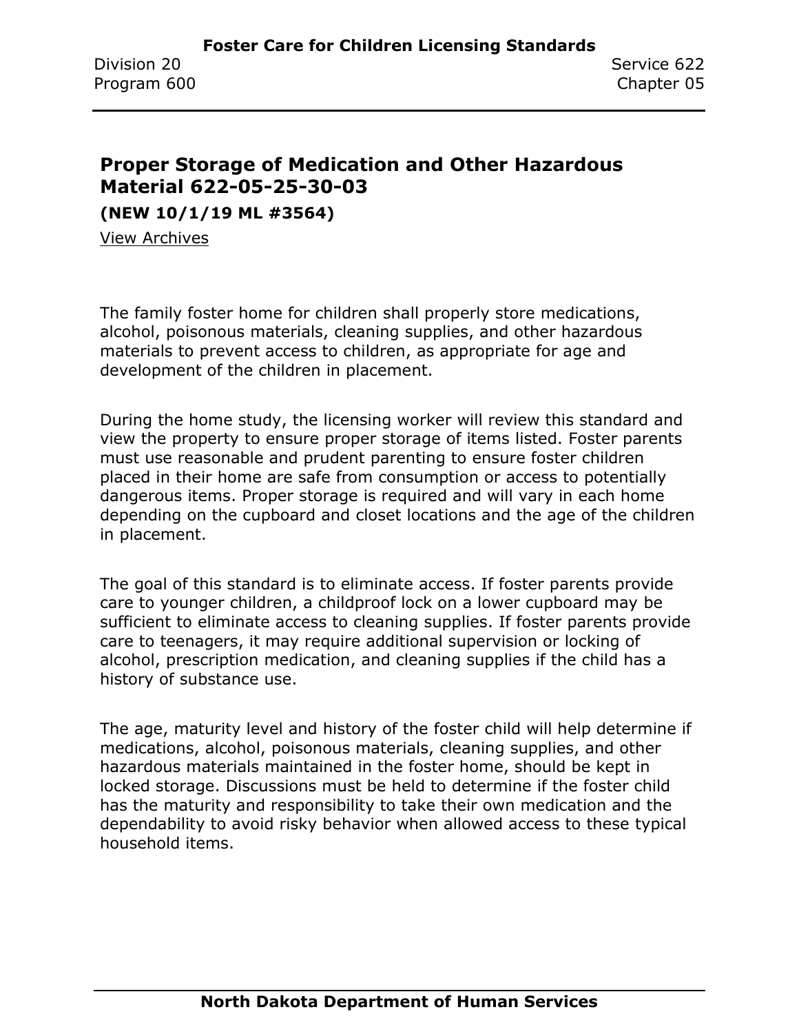## Proper Storage of Medication and Other Hazardous Material 622-05-25-30-03

**(NEW 10/1/19 ML #3564)**

View Archives

The family foster home for children shall properly store medications, alcohol, poisonous materials, cleaning supplies, and other hazardous materials to prevent access to children, as appropriate for age and development of the children in placement.

During the home study, the licensing worker will review this standard and view the property to ensure proper storage of items listed. Foster parents must use reasonable and prudent parenting to ensure foster children placed in their home are safe from consumption or access to potentially dangerous items. Proper storage is required and will vary in each home depending on the cupboard and closet locations and the age of the children in placement.

The goal of this standard is to eliminate access. If foster parents provide care to younger children, a childproof lock on a lower cupboard may be sufficient to eliminate access to cleaning supplies. If foster parents provide care to teenagers, it may require additional supervision or locking of alcohol, prescription medication, and cleaning supplies if the child has a history of substance use.

The age, maturity level and history of the foster child will help determine if medications, alcohol, poisonous materials, cleaning supplies, and other hazardous materials maintained in the foster home, should be kept in locked storage. Discussions must be held to determine if the foster child has the maturity and responsibility to take their own medication and the dependability to avoid risky behavior when allowed access to these typical household items.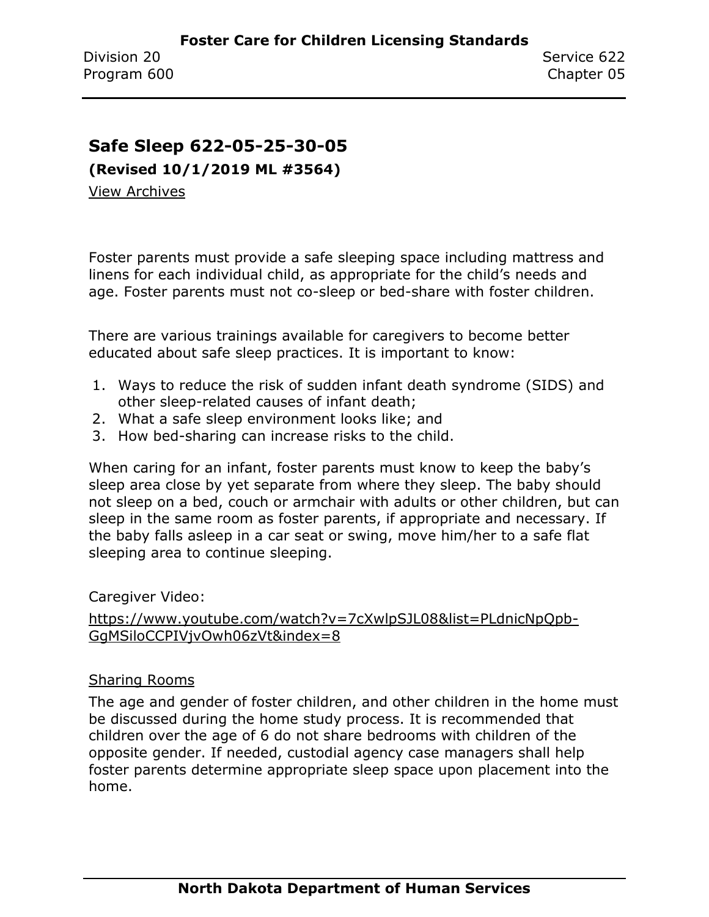## Safe Sleep 622-05-25-30-05

**(Revised 10/1/2019 ML #3564)**

View Archives

Foster parents must provide a safe sleeping space including mattress and linens for each individual child, as appropriate for the child's needs and age. Foster parents must not co-sleep or bed-share with foster children.

There are various trainings available for caregivers to become better educated about safe sleep practices. It is important to know:

1. Ways to reduce the risk of sudden infant death syndrome (SIDS) and other sleep-related causes of infant death;
2. What a safe sleep environment looks like; and
3. How bed-sharing can increase risks to the child.

When caring for an infant, foster parents must know to keep the baby's sleep area close by yet separate from where they sleep. The baby should not sleep on a bed, couch or armchair with adults or other children, but can sleep in the same room as foster parents, if appropriate and necessary. If the baby falls asleep in a car seat or swing, move him/her to a safe flat sleeping area to continue sleeping.

Caregiver Video:

https://www.youtube.com/watch?v=7cXwlpSJL08&list=PLdnicNpQpb-GgMSiloCCPIVjvOwh06zVt&index=8

Sharing Rooms

The age and gender of foster children, and other children in the home must be discussed during the home study process. It is recommended that children over the age of 6 do not share bedrooms with children of the opposite gender. If needed, custodial agency case managers shall help foster parents determine appropriate sleep space upon placement into the home.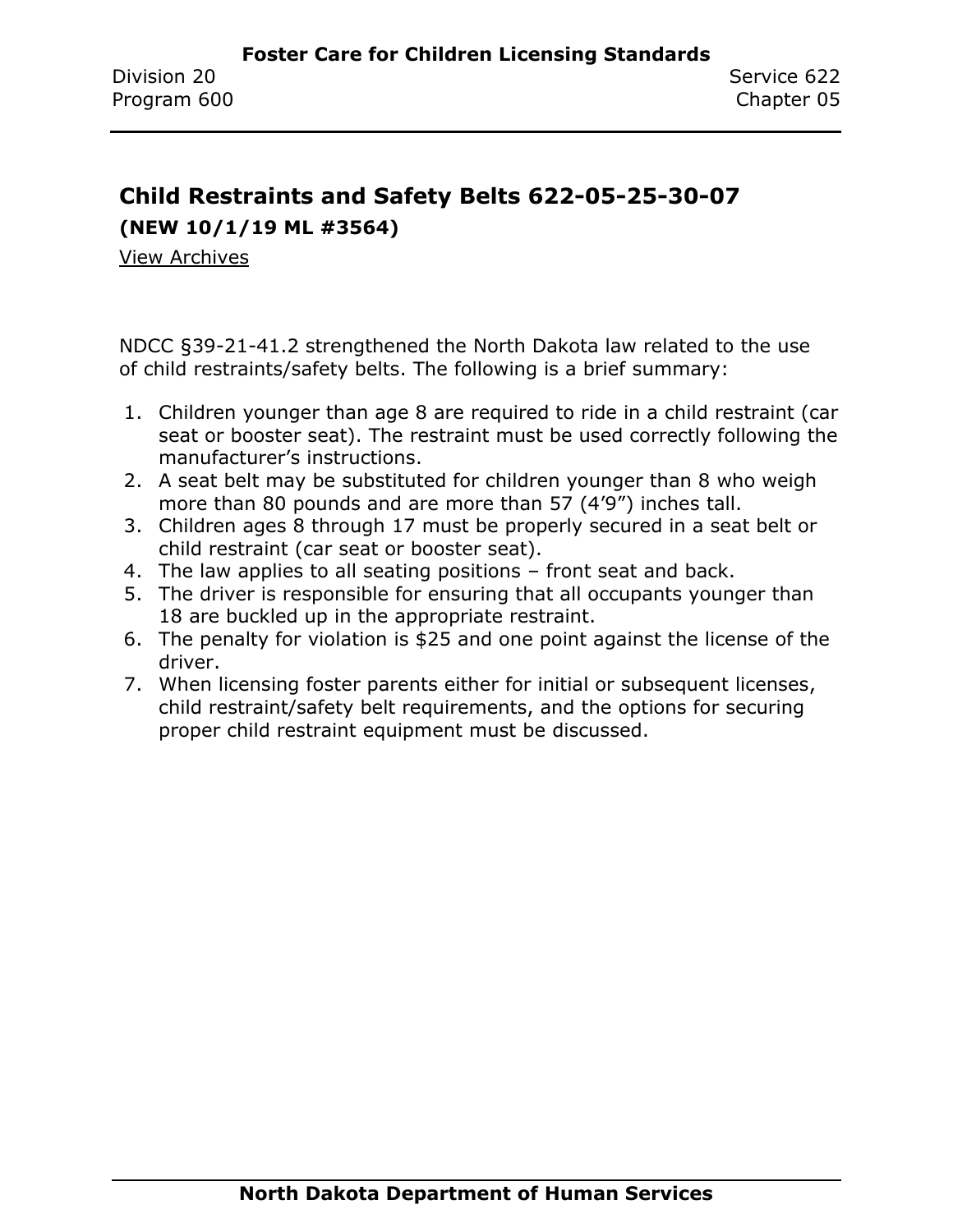## Child Restraints and Safety Belts 622-05-25-30-07

**(NEW 10/1/19 ML #3564)**

View Archives

NDCC §39-21-41.2 strengthened the North Dakota law related to the use of child restraints/safety belts. The following is a brief summary:

1. Children younger than age 8 are required to ride in a child restraint (car seat or booster seat). The restraint must be used correctly following the manufacturer's instructions.
2. A seat belt may be substituted for children younger than 8 who weigh more than 80 pounds and are more than 57 (4'9") inches tall.
3. Children ages 8 through 17 must be properly secured in a seat belt or child restraint (car seat or booster seat).
4. The law applies to all seating positions – front seat and back.
5. The driver is responsible for ensuring that all occupants younger than 18 are buckled up in the appropriate restraint.
6. The penalty for violation is $25 and one point against the license of the driver.
7. When licensing foster parents either for initial or subsequent licenses, child restraint/safety belt requirements, and the options for securing proper child restraint equipment must be discussed.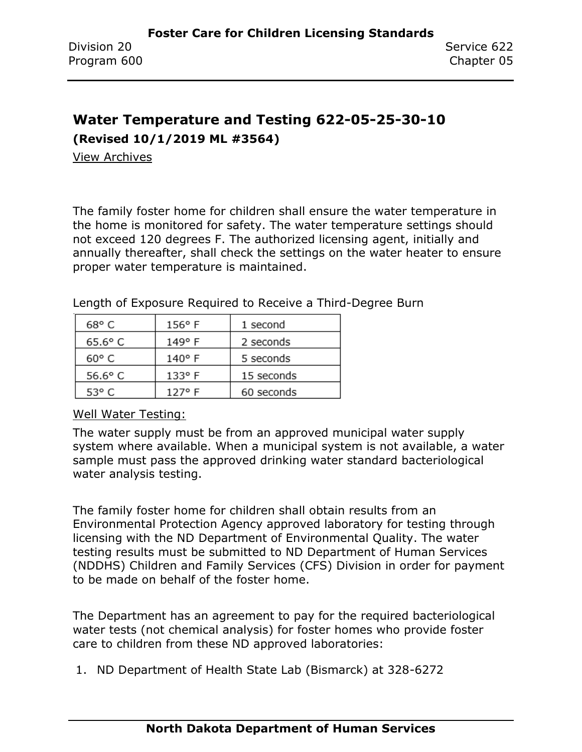## Water Temperature and Testing 622-05-25-30-10

**(Revised 10/1/2019 ML #3564)**

View Archives

The family foster home for children shall ensure the water temperature in the home is monitored for safety. The water temperature settings should not exceed 120 degrees F. The authorized licensing agent, initially and annually thereafter, shall check the settings on the water heater to ensure proper water temperature is maintained.

Length of Exposure Required to Receive a Third-Degree Burn

| | | |
|---|---|---|
| 68° C | 156° F | 1 second |
| 65.6° C | 149° F | 2 seconds |
| 60° C | 140° F | 5 seconds |
| 56.6° C | 133° F | 15 seconds |
| 53° C | 127° F | 60 seconds |

Well Water Testing:

The water supply must be from an approved municipal water supply system where available. When a municipal system is not available, a water sample must pass the approved drinking water standard bacteriological water analysis testing.

The family foster home for children shall obtain results from an Environmental Protection Agency approved laboratory for testing through licensing with the ND Department of Environmental Quality. The water testing results must be submitted to ND Department of Human Services (NDDHS) Children and Family Services (CFS) Division in order for payment to be made on behalf of the foster home.

The Department has an agreement to pay for the required bacteriological water tests (not chemical analysis) for foster homes who provide foster care to children from these ND approved laboratories:

1. ND Department of Health State Lab (Bismarck) at 328-6272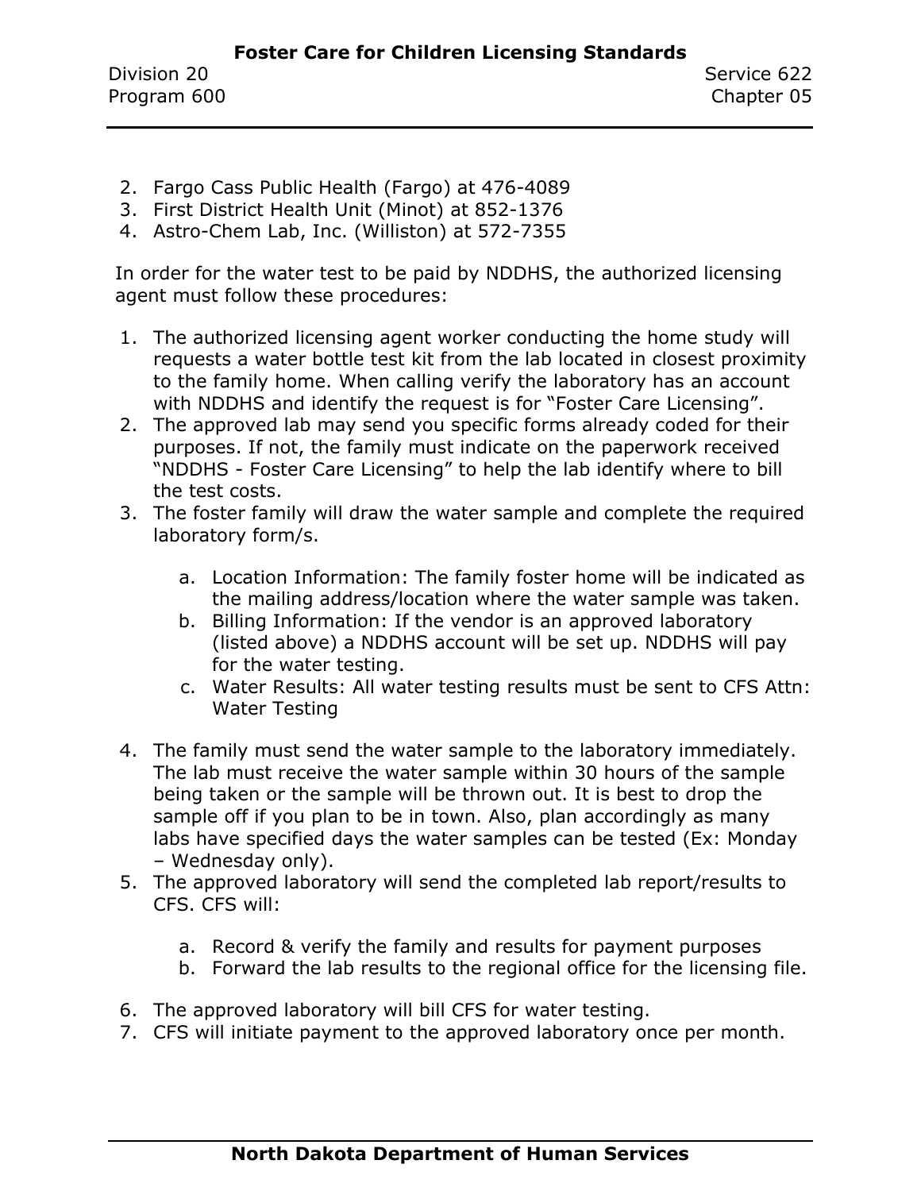2. Fargo Cass Public Health (Fargo) at 476-4089
3. First District Health Unit (Minot) at 852-1376
4. Astro-Chem Lab, Inc. (Williston) at 572-7355

In order for the water test to be paid by NDDHS, the authorized licensing agent must follow these procedures:

1. The authorized licensing agent worker conducting the home study will requests a water bottle test kit from the lab located in closest proximity to the family home. When calling verify the laboratory has an account with NDDHS and identify the request is for “Foster Care Licensing”.
2. The approved lab may send you specific forms already coded for their purposes. If not, the family must indicate on the paperwork received “NDDHS - Foster Care Licensing” to help the lab identify where to bill the test costs.
3. The foster family will draw the water sample and complete the required laboratory form/s.

   a. Location Information: The family foster home will be indicated as the mailing address/location where the water sample was taken.
   b. Billing Information: If the vendor is an approved laboratory (listed above) a NDDHS account will be set up. NDDHS will pay for the water testing.
   c. Water Results: All water testing results must be sent to CFS Attn: Water Testing

4. The family must send the water sample to the laboratory immediately. The lab must receive the water sample within 30 hours of the sample being taken or the sample will be thrown out. It is best to drop the sample off if you plan to be in town. Also, plan accordingly as many labs have specified days the water samples can be tested (Ex: Monday – Wednesday only).
5. The approved laboratory will send the completed lab report/results to CFS. CFS will:

   a. Record & verify the family and results for payment purposes
   b. Forward the lab results to the regional office for the licensing file.

6. The approved laboratory will bill CFS for water testing.
7. CFS will initiate payment to the approved laboratory once per month.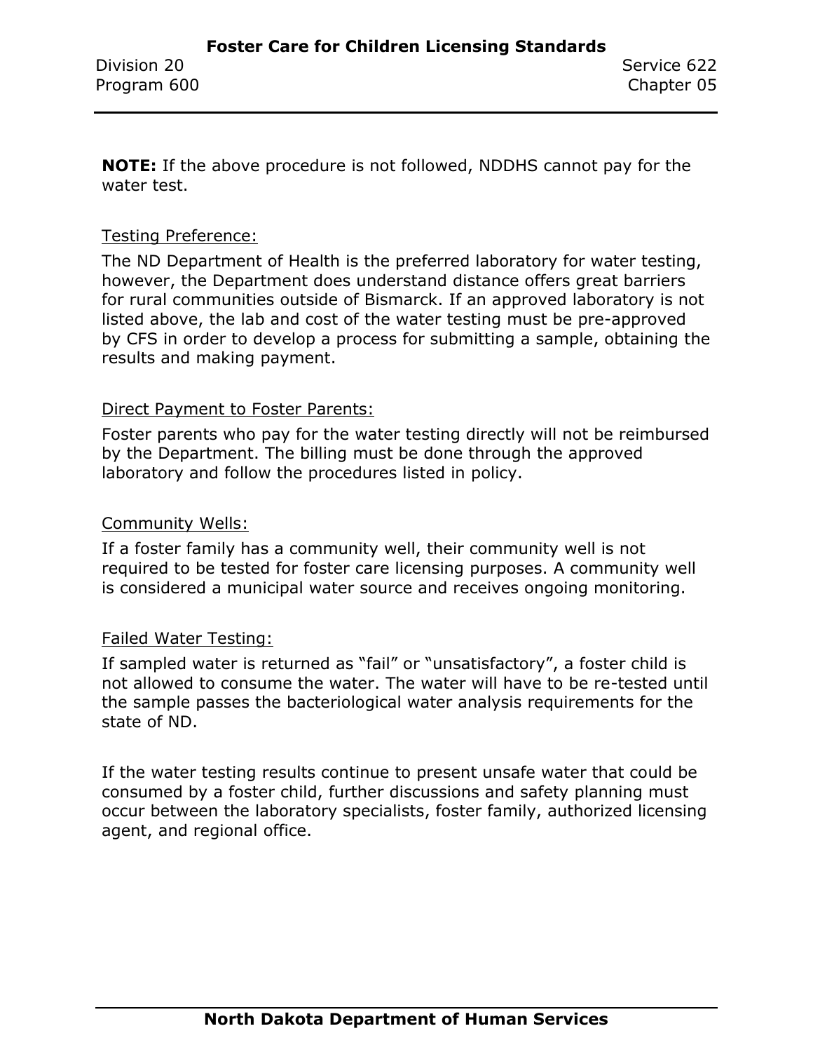**NOTE:** If the above procedure is not followed, NDDHS cannot pay for the water test.

Testing Preference:

The ND Department of Health is the preferred laboratory for water testing, however, the Department does understand distance offers great barriers for rural communities outside of Bismarck. If an approved laboratory is not listed above, the lab and cost of the water testing must be pre-approved by CFS in order to develop a process for submitting a sample, obtaining the results and making payment.

Direct Payment to Foster Parents:

Foster parents who pay for the water testing directly will not be reimbursed by the Department. The billing must be done through the approved laboratory and follow the procedures listed in policy.

Community Wells:

If a foster family has a community well, their community well is not required to be tested for foster care licensing purposes. A community well is considered a municipal water source and receives ongoing monitoring.

Failed Water Testing:

If sampled water is returned as “fail” or “unsatisfactory”, a foster child is not allowed to consume the water. The water will have to be re-tested until the sample passes the bacteriological water analysis requirements for the state of ND.

If the water testing results continue to present unsafe water that could be consumed by a foster child, further discussions and safety planning must occur between the laboratory specialists, foster family, authorized licensing agent, and regional office.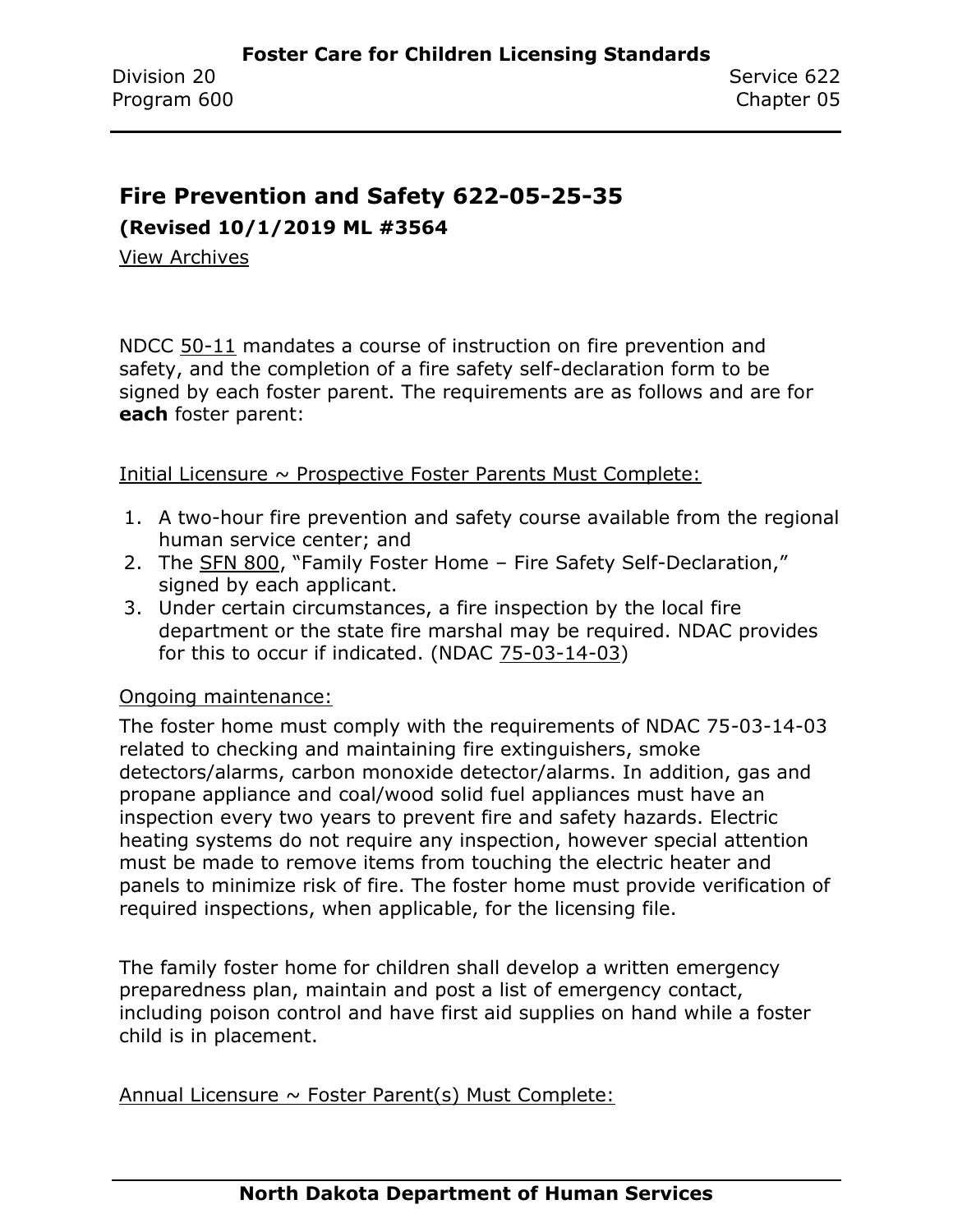## Fire Prevention and Safety 622-05-25-35

**(Revised 10/1/2019 ML #3564**

View Archives

NDCC 50-11 mandates a course of instruction on fire prevention and safety, and the completion of a fire safety self-declaration form to be signed by each foster parent. The requirements are as follows and are for **each** foster parent:

Initial Licensure ~ Prospective Foster Parents Must Complete:

1. A two-hour fire prevention and safety course available from the regional human service center; and
2. The SFN 800, "Family Foster Home – Fire Safety Self-Declaration," signed by each applicant.
3. Under certain circumstances, a fire inspection by the local fire department or the state fire marshal may be required. NDAC provides for this to occur if indicated. (NDAC 75-03-14-03)

Ongoing maintenance:

The foster home must comply with the requirements of NDAC 75-03-14-03 related to checking and maintaining fire extinguishers, smoke detectors/alarms, carbon monoxide detector/alarms. In addition, gas and propane appliance and coal/wood solid fuel appliances must have an inspection every two years to prevent fire and safety hazards. Electric heating systems do not require any inspection, however special attention must be made to remove items from touching the electric heater and panels to minimize risk of fire. The foster home must provide verification of required inspections, when applicable, for the licensing file.

The family foster home for children shall develop a written emergency preparedness plan, maintain and post a list of emergency contact, including poison control and have first aid supplies on hand while a foster child is in placement.

Annual Licensure ~ Foster Parent(s) Must Complete: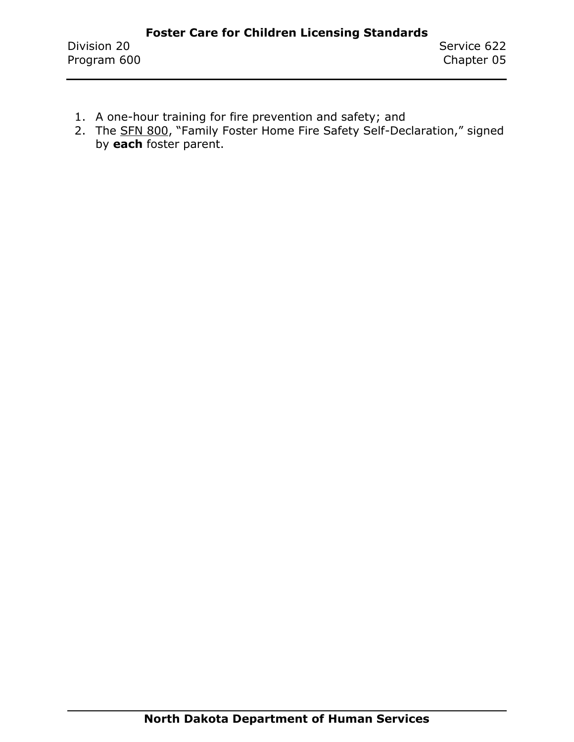1. A one-hour training for fire prevention and safety; and
2. The SFN 800, "Family Foster Home Fire Safety Self-Declaration," signed by **each** foster parent.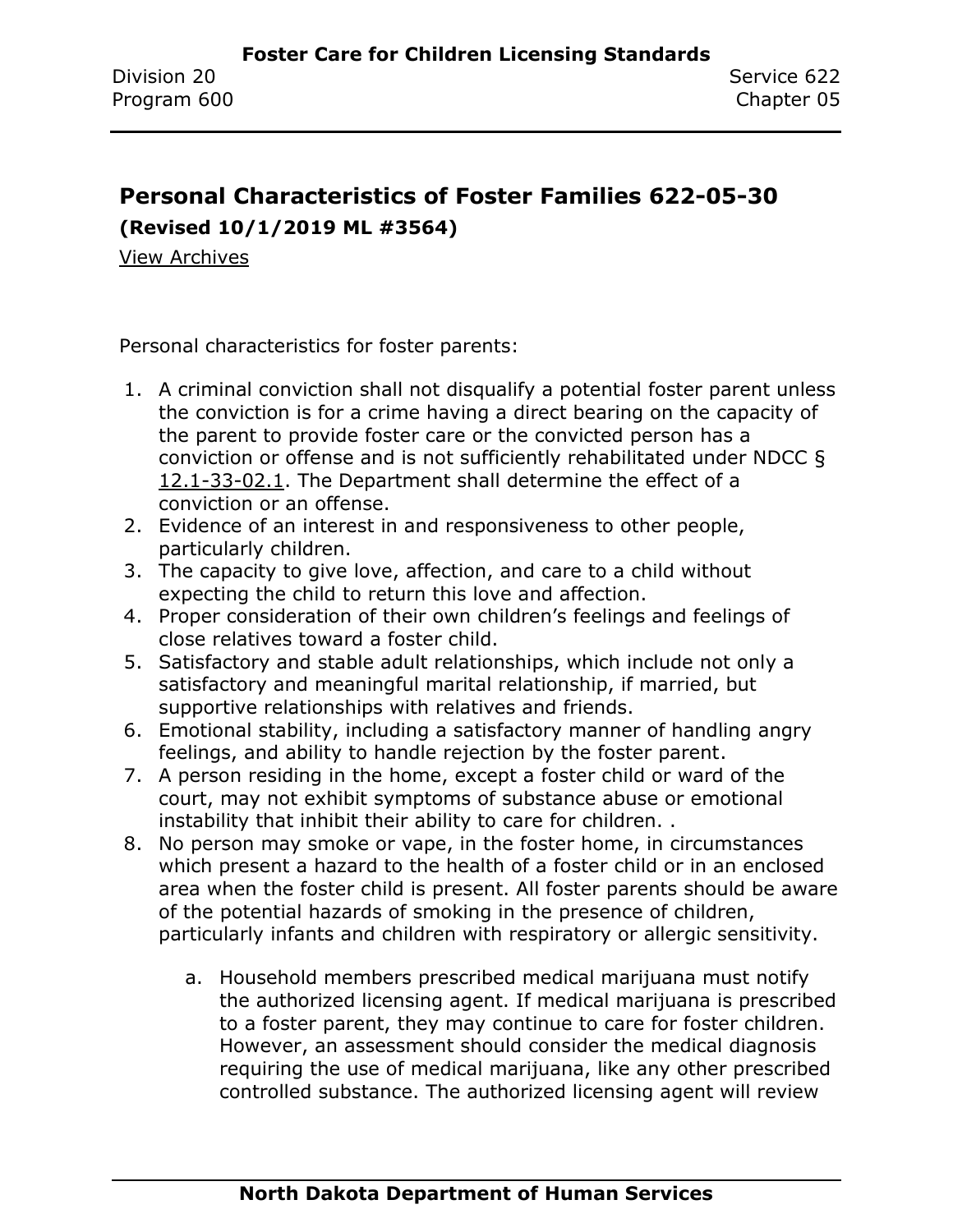## Personal Characteristics of Foster Families 622-05-30

**(Revised 10/1/2019 ML #3564)**

View Archives

Personal characteristics for foster parents:

1. A criminal conviction shall not disqualify a potential foster parent unless the conviction is for a crime having a direct bearing on the capacity of the parent to provide foster care or the convicted person has a conviction or offense and is not sufficiently rehabilitated under NDCC § 12.1-33-02.1. The Department shall determine the effect of a conviction or an offense.
2. Evidence of an interest in and responsiveness to other people, particularly children.
3. The capacity to give love, affection, and care to a child without expecting the child to return this love and affection.
4. Proper consideration of their own children's feelings and feelings of close relatives toward a foster child.
5. Satisfactory and stable adult relationships, which include not only a satisfactory and meaningful marital relationship, if married, but supportive relationships with relatives and friends.
6. Emotional stability, including a satisfactory manner of handling angry feelings, and ability to handle rejection by the foster parent.
7. A person residing in the home, except a foster child or ward of the court, may not exhibit symptoms of substance abuse or emotional instability that inhibit their ability to care for children. .
8. No person may smoke or vape, in the foster home, in circumstances which present a hazard to the health of a foster child or in an enclosed area when the foster child is present. All foster parents should be aware of the potential hazards of smoking in the presence of children, particularly infants and children with respiratory or allergic sensitivity.

    a. Household members prescribed medical marijuana must notify the authorized licensing agent. If medical marijuana is prescribed to a foster parent, they may continue to care for foster children. However, an assessment should consider the medical diagnosis requiring the use of medical marijuana, like any other prescribed controlled substance. The authorized licensing agent will review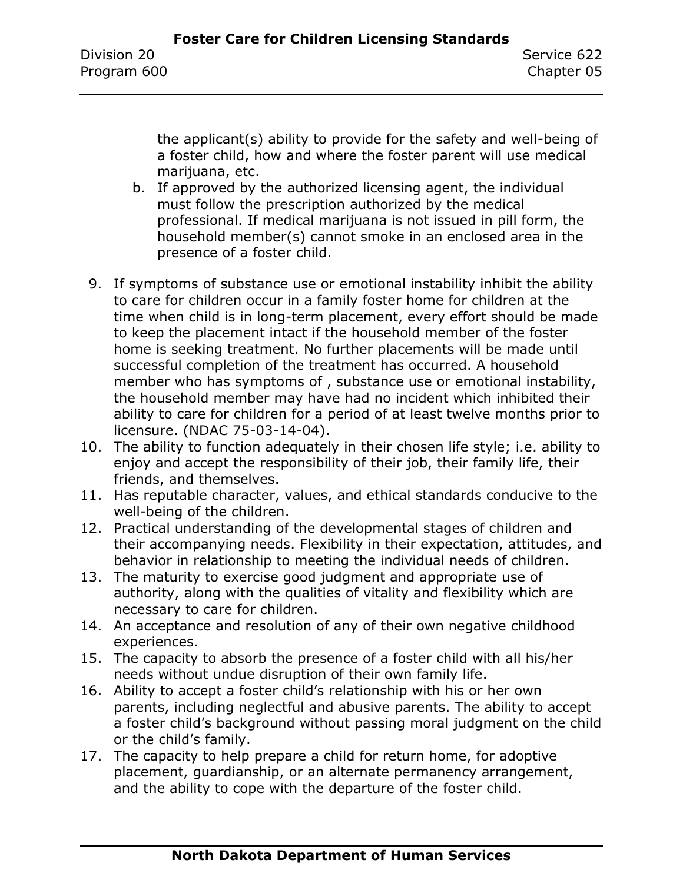the applicant(s) ability to provide for the safety and well-being of a foster child, how and where the foster parent will use medical marijuana, etc.

b. If approved by the authorized licensing agent, the individual must follow the prescription authorized by the medical professional. If medical marijuana is not issued in pill form, the household member(s) cannot smoke in an enclosed area in the presence of a foster child.

9. If symptoms of substance use or emotional instability inhibit the ability to care for children occur in a family foster home for children at the time when child is in long-term placement, every effort should be made to keep the placement intact if the household member of the foster home is seeking treatment. No further placements will be made until successful completion of the treatment has occurred. A household member who has symptoms of , substance use or emotional instability, the household member may have had no incident which inhibited their ability to care for children for a period of at least twelve months prior to licensure. (NDAC 75-03-14-04).
10. The ability to function adequately in their chosen life style; i.e. ability to enjoy and accept the responsibility of their job, their family life, their friends, and themselves.
11. Has reputable character, values, and ethical standards conducive to the well-being of the children.
12. Practical understanding of the developmental stages of children and their accompanying needs. Flexibility in their expectation, attitudes, and behavior in relationship to meeting the individual needs of children.
13. The maturity to exercise good judgment and appropriate use of authority, along with the qualities of vitality and flexibility which are necessary to care for children.
14. An acceptance and resolution of any of their own negative childhood experiences.
15. The capacity to absorb the presence of a foster child with all his/her needs without undue disruption of their own family life.
16. Ability to accept a foster child's relationship with his or her own parents, including neglectful and abusive parents. The ability to accept a foster child's background without passing moral judgment on the child or the child's family.
17. The capacity to help prepare a child for return home, for adoptive placement, guardianship, or an alternate permanency arrangement, and the ability to cope with the departure of the foster child.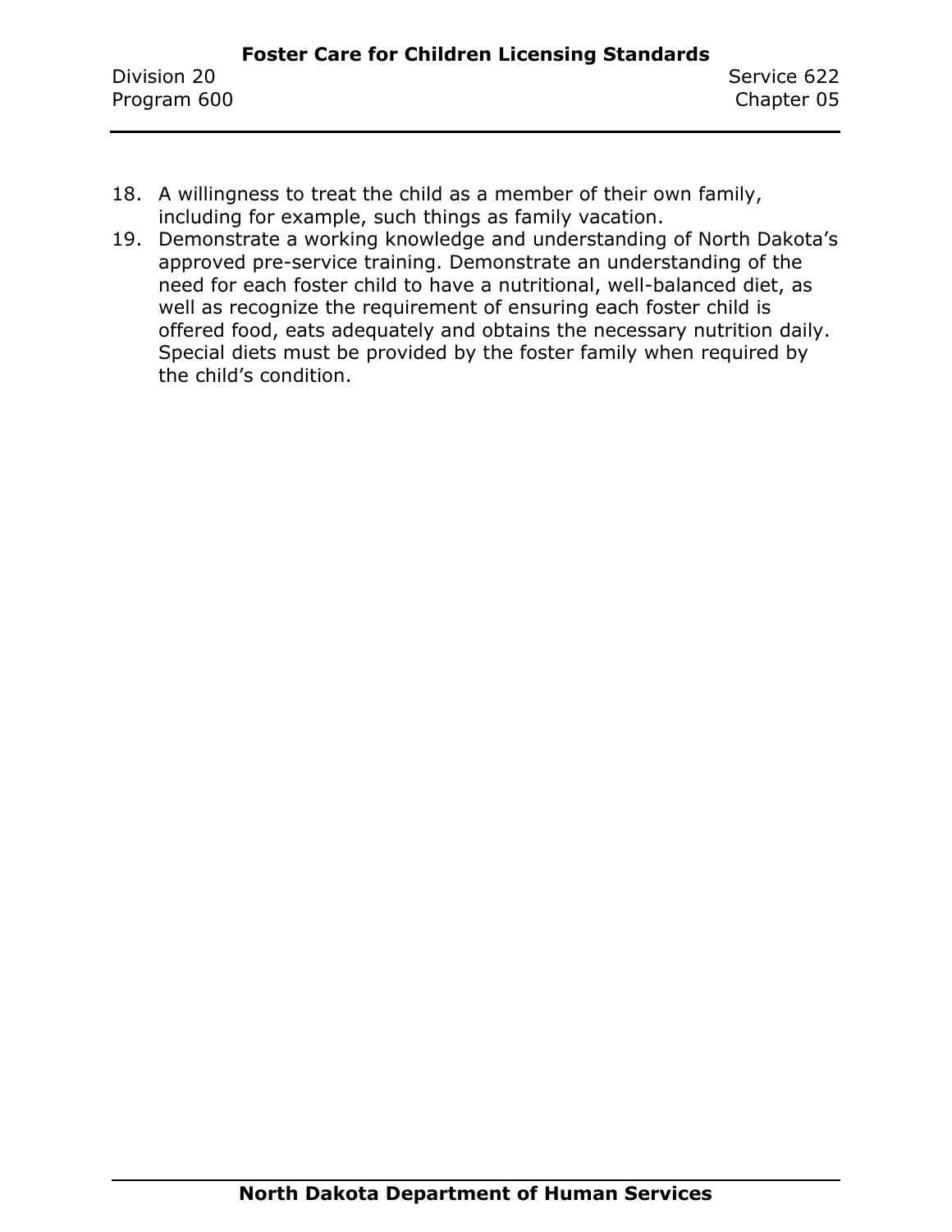18. A willingness to treat the child as a member of their own family, including for example, such things as family vacation.
19. Demonstrate a working knowledge and understanding of North Dakota's approved pre-service training. Demonstrate an understanding of the need for each foster child to have a nutritional, well-balanced diet, as well as recognize the requirement of ensuring each foster child is offered food, eats adequately and obtains the necessary nutrition daily. Special diets must be provided by the foster family when required by the child's condition.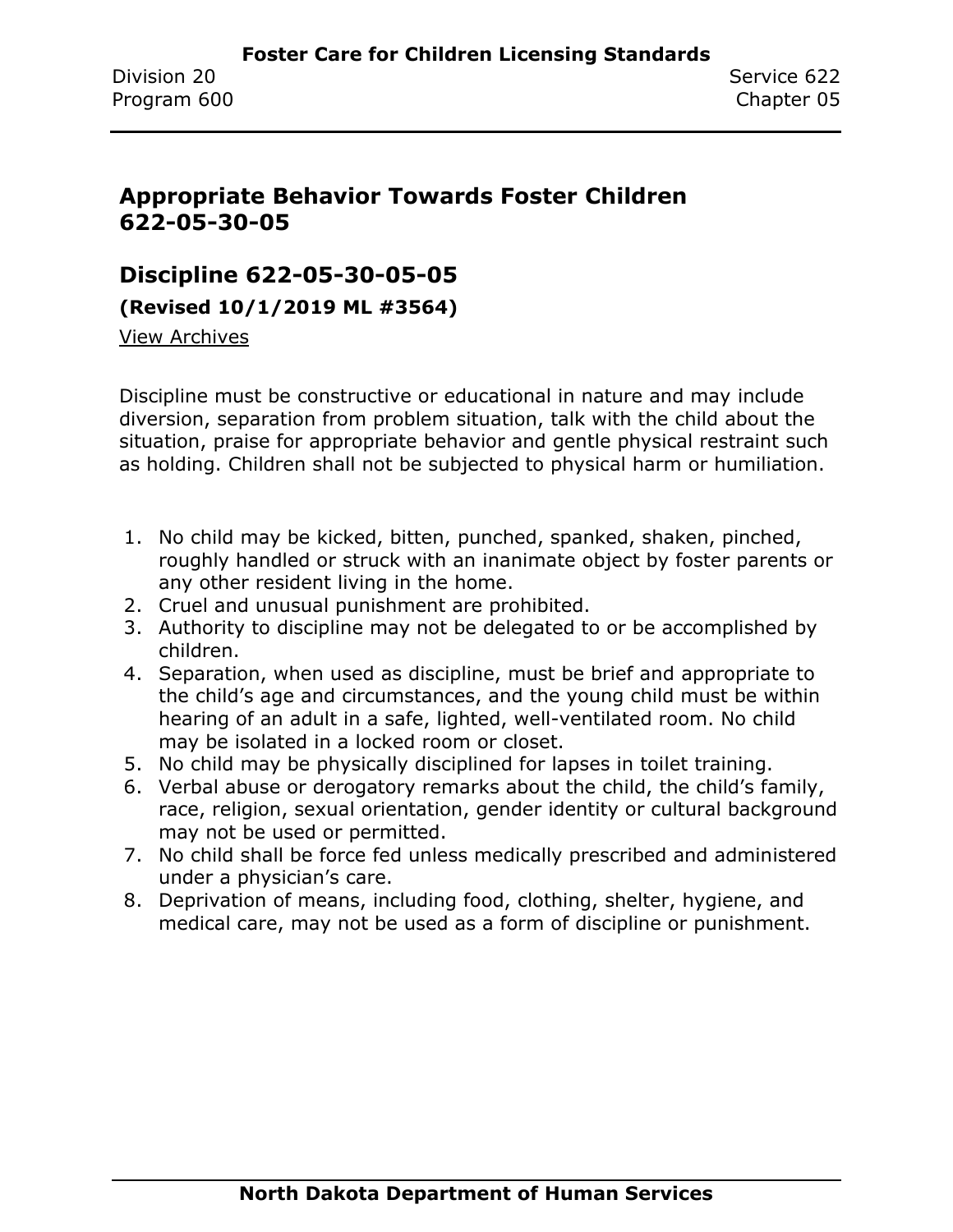## Appropriate Behavior Towards Foster Children 622-05-30-05

## Discipline 622-05-30-05-05

**(Revised 10/1/2019 ML #3564)**

View Archives

Discipline must be constructive or educational in nature and may include diversion, separation from problem situation, talk with the child about the situation, praise for appropriate behavior and gentle physical restraint such as holding. Children shall not be subjected to physical harm or humiliation.

1. No child may be kicked, bitten, punched, spanked, shaken, pinched, roughly handled or struck with an inanimate object by foster parents or any other resident living in the home.
2. Cruel and unusual punishment are prohibited.
3. Authority to discipline may not be delegated to or be accomplished by children.
4. Separation, when used as discipline, must be brief and appropriate to the child's age and circumstances, and the young child must be within hearing of an adult in a safe, lighted, well-ventilated room. No child may be isolated in a locked room or closet.
5. No child may be physically disciplined for lapses in toilet training.
6. Verbal abuse or derogatory remarks about the child, the child's family, race, religion, sexual orientation, gender identity or cultural background may not be used or permitted.
7. No child shall be force fed unless medically prescribed and administered under a physician's care.
8. Deprivation of means, including food, clothing, shelter, hygiene, and medical care, may not be used as a form of discipline or punishment.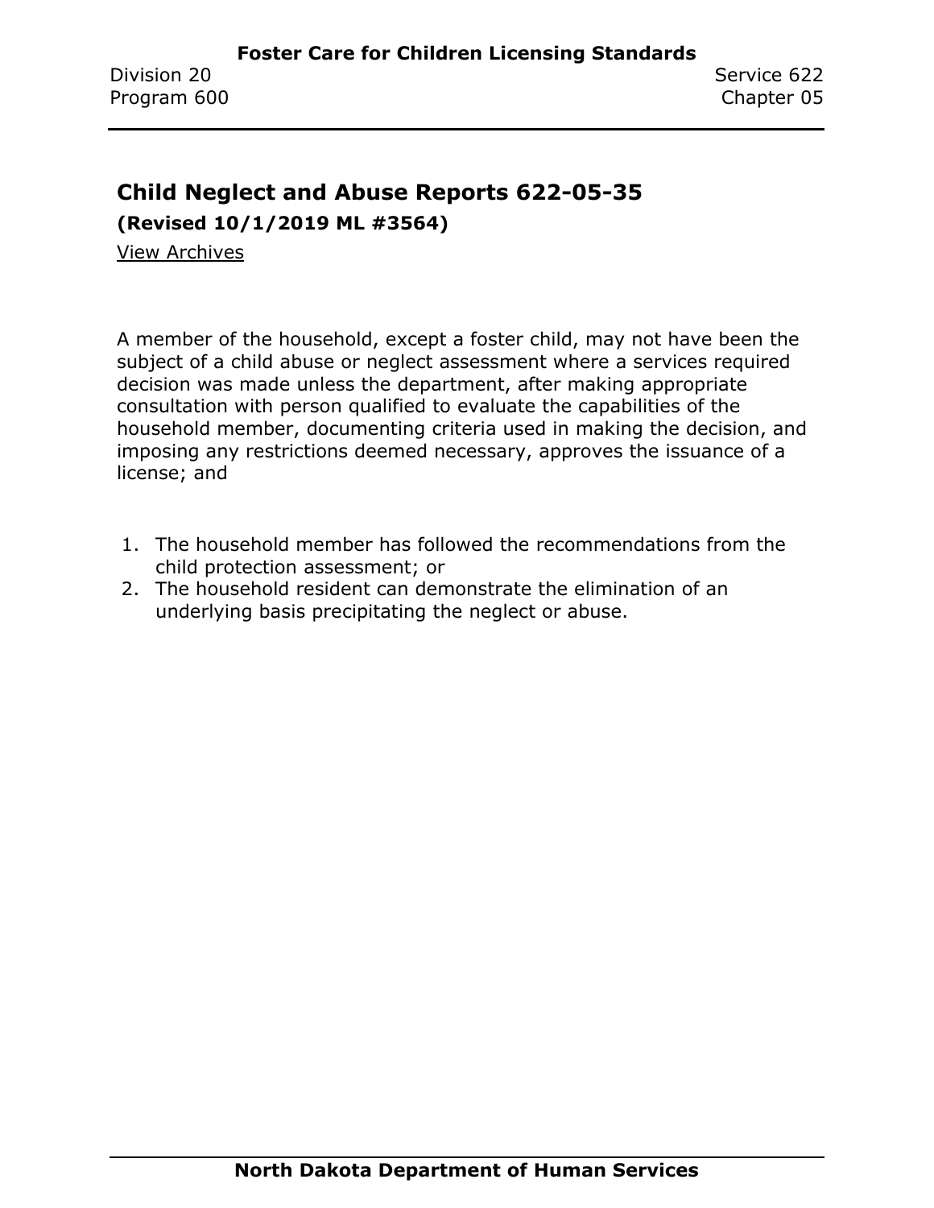## Child Neglect and Abuse Reports 622-05-35

**(Revised 10/1/2019 ML #3564)**

View Archives

A member of the household, except a foster child, may not have been the subject of a child abuse or neglect assessment where a services required decision was made unless the department, after making appropriate consultation with person qualified to evaluate the capabilities of the household member, documenting criteria used in making the decision, and imposing any restrictions deemed necessary, approves the issuance of a license; and

1. The household member has followed the recommendations from the child protection assessment; or
2. The household resident can demonstrate the elimination of an underlying basis precipitating the neglect or abuse.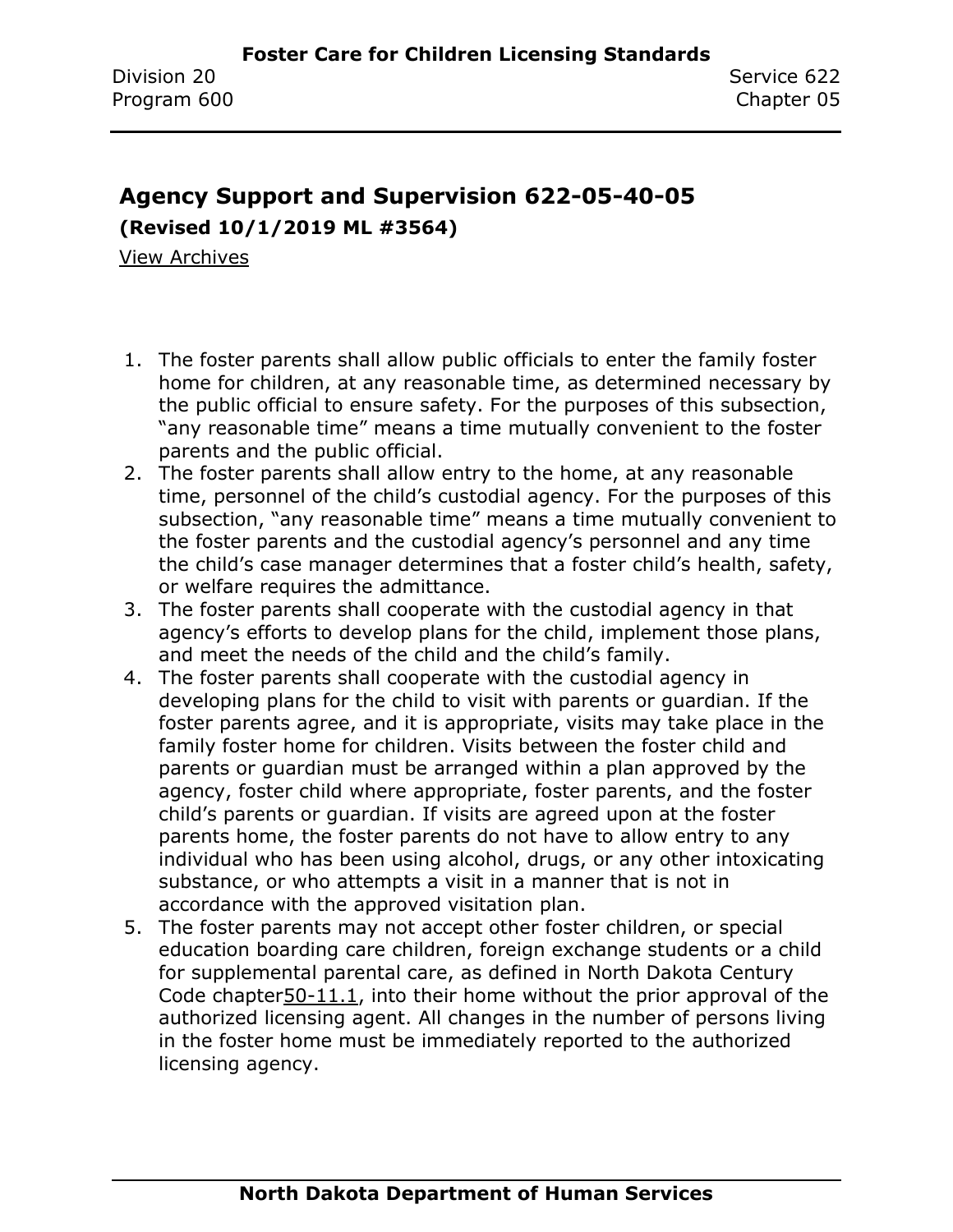## Agency Support and Supervision 622-05-40-05

**(Revised 10/1/2019 ML #3564)**

View Archives

1. The foster parents shall allow public officials to enter the family foster home for children, at any reasonable time, as determined necessary by the public official to ensure safety. For the purposes of this subsection, "any reasonable time" means a time mutually convenient to the foster parents and the public official.
2. The foster parents shall allow entry to the home, at any reasonable time, personnel of the child's custodial agency. For the purposes of this subsection, "any reasonable time" means a time mutually convenient to the foster parents and the custodial agency's personnel and any time the child's case manager determines that a foster child's health, safety, or welfare requires the admittance.
3. The foster parents shall cooperate with the custodial agency in that agency's efforts to develop plans for the child, implement those plans, and meet the needs of the child and the child's family.
4. The foster parents shall cooperate with the custodial agency in developing plans for the child to visit with parents or guardian. If the foster parents agree, and it is appropriate, visits may take place in the family foster home for children. Visits between the foster child and parents or guardian must be arranged within a plan approved by the agency, foster child where appropriate, foster parents, and the foster child's parents or guardian. If visits are agreed upon at the foster parents home, the foster parents do not have to allow entry to any individual who has been using alcohol, drugs, or any other intoxicating substance, or who attempts a visit in a manner that is not in accordance with the approved visitation plan.
5. The foster parents may not accept other foster children, or special education boarding care children, foreign exchange students or a child for supplemental parental care, as defined in North Dakota Century Code chapter50-11.1, into their home without the prior approval of the authorized licensing agent. All changes in the number of persons living in the foster home must be immediately reported to the authorized licensing agency.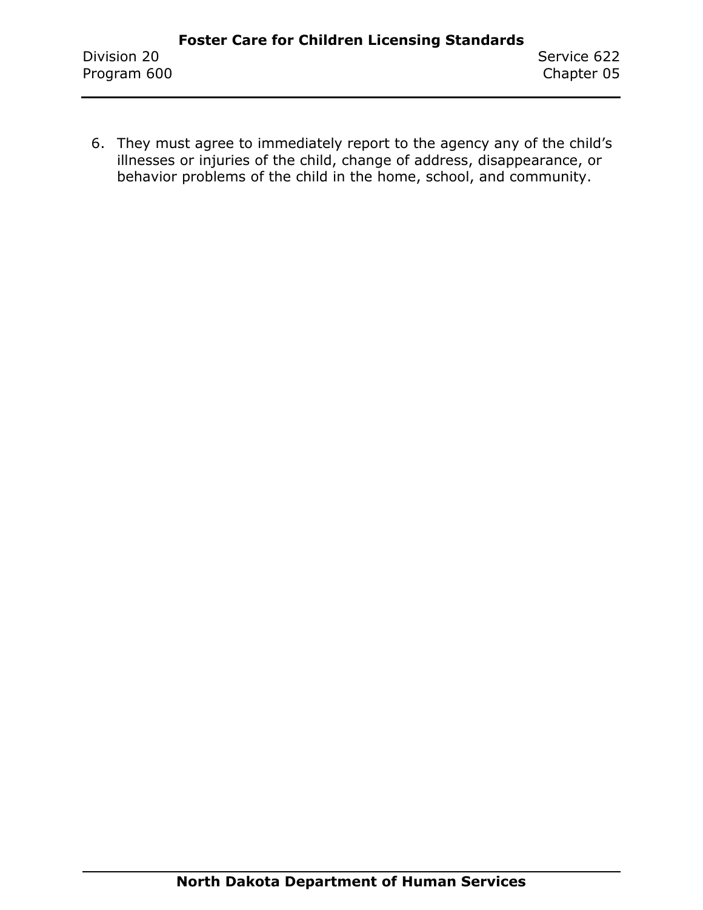6. They must agree to immediately report to the agency any of the child's illnesses or injuries of the child, change of address, disappearance, or behavior problems of the child in the home, school, and community.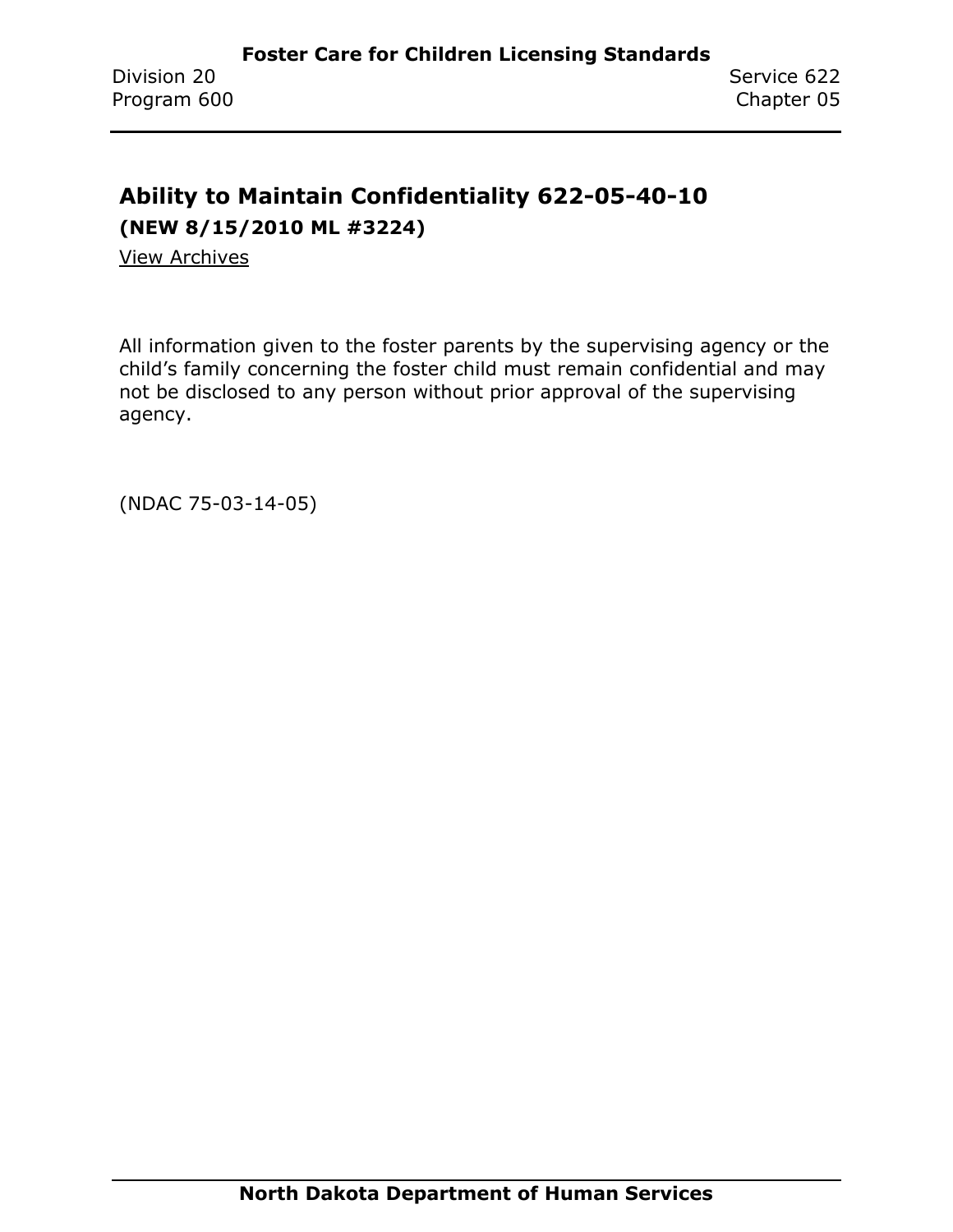## Ability to Maintain Confidentiality 622-05-40-10

**(NEW 8/15/2010 ML #3224)**

View Archives

All information given to the foster parents by the supervising agency or the child's family concerning the foster child must remain confidential and may not be disclosed to any person without prior approval of the supervising agency.

(NDAC 75-03-14-05)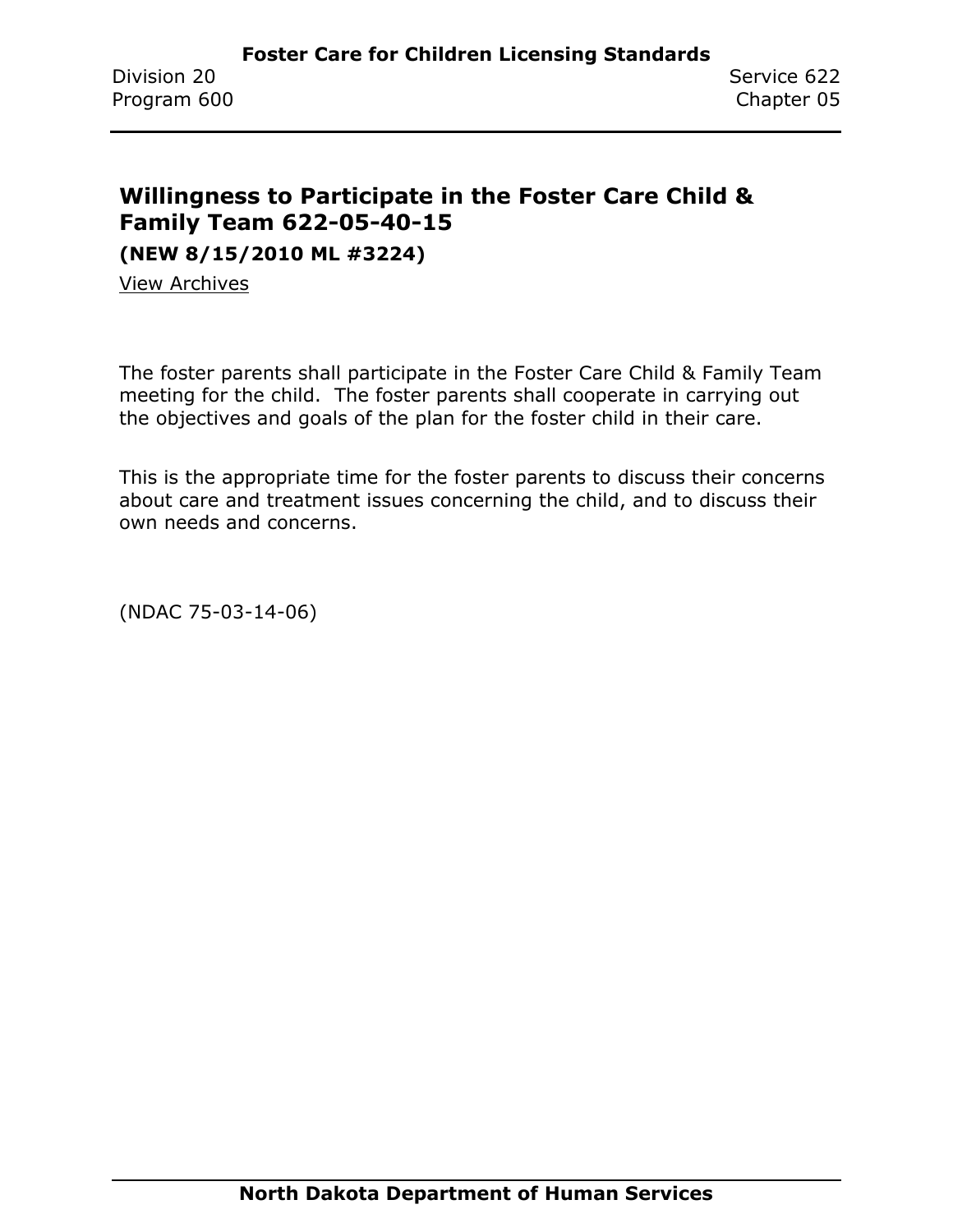## Willingness to Participate in the Foster Care Child & Family Team 622-05-40-15

**(NEW 8/15/2010 ML #3224)**

View Archives

The foster parents shall participate in the Foster Care Child & Family Team meeting for the child. The foster parents shall cooperate in carrying out the objectives and goals of the plan for the foster child in their care.

This is the appropriate time for the foster parents to discuss their concerns about care and treatment issues concerning the child, and to discuss their own needs and concerns.

(NDAC 75-03-14-06)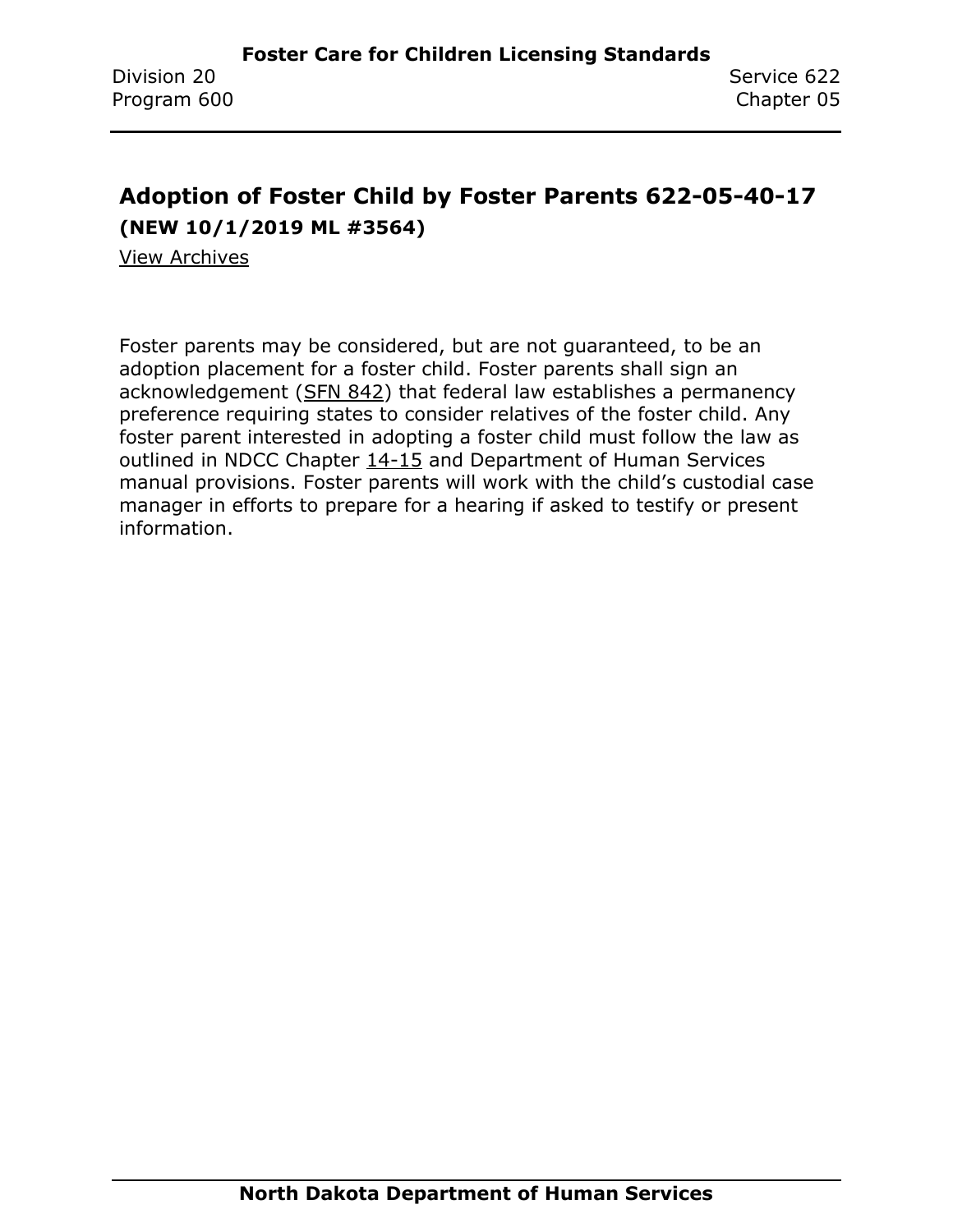## Adoption of Foster Child by Foster Parents 622-05-40-17

**(NEW 10/1/2019 ML #3564)**

View Archives

Foster parents may be considered, but are not guaranteed, to be an adoption placement for a foster child. Foster parents shall sign an acknowledgement (SFN 842) that federal law establishes a permanency preference requiring states to consider relatives of the foster child. Any foster parent interested in adopting a foster child must follow the law as outlined in NDCC Chapter 14-15 and Department of Human Services manual provisions. Foster parents will work with the child's custodial case manager in efforts to prepare for a hearing if asked to testify or present information.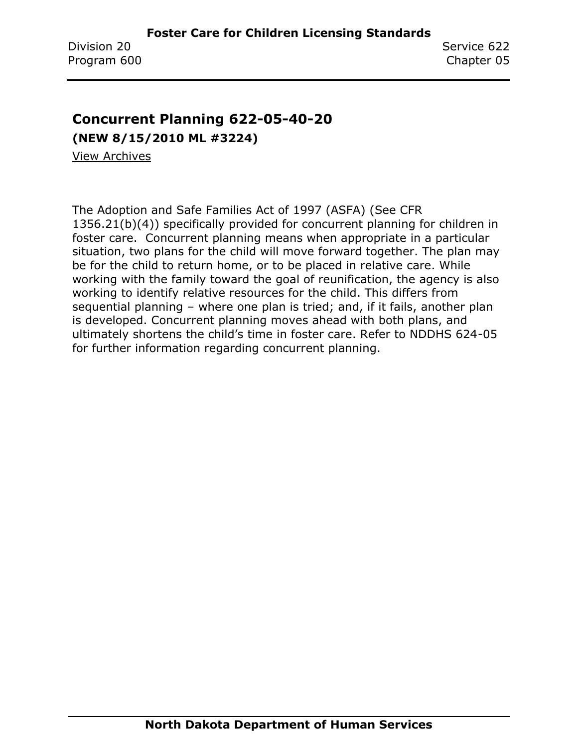## Concurrent Planning 622-05-40-20

**(NEW 8/15/2010 ML #3224)**

View Archives

The Adoption and Safe Families Act of 1997 (ASFA) (See CFR 1356.21(b)(4)) specifically provided for concurrent planning for children in foster care. Concurrent planning means when appropriate in a particular situation, two plans for the child will move forward together. The plan may be for the child to return home, or to be placed in relative care. While working with the family toward the goal of reunification, the agency is also working to identify relative resources for the child. This differs from sequential planning – where one plan is tried; and, if it fails, another plan is developed. Concurrent planning moves ahead with both plans, and ultimately shortens the child's time in foster care. Refer to NDDHS 624-05 for further information regarding concurrent planning.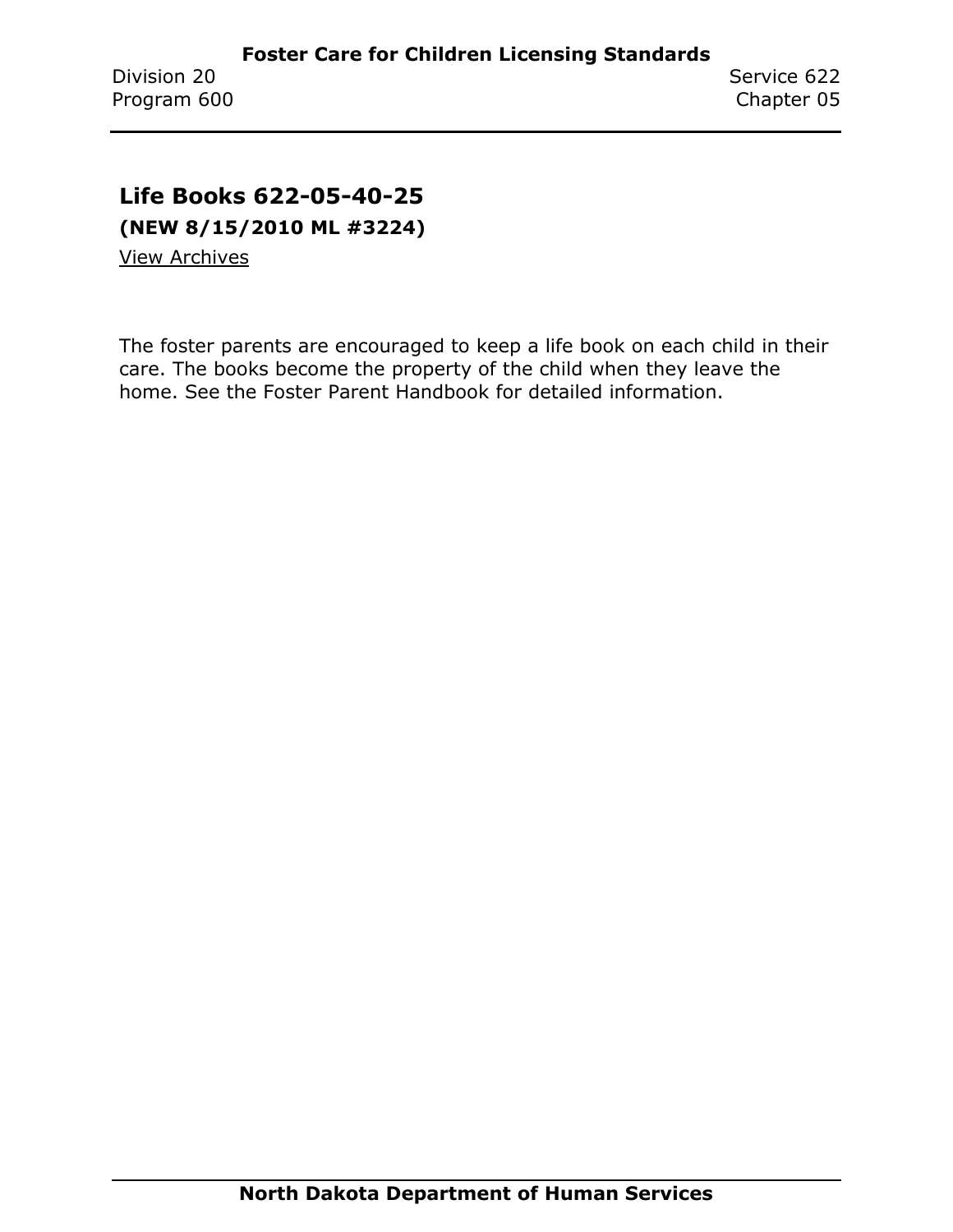## Life Books 622-05-40-25

**(NEW 8/15/2010 ML #3224)**

View Archives

The foster parents are encouraged to keep a life book on each child in their care. The books become the property of the child when they leave the home. See the Foster Parent Handbook for detailed information.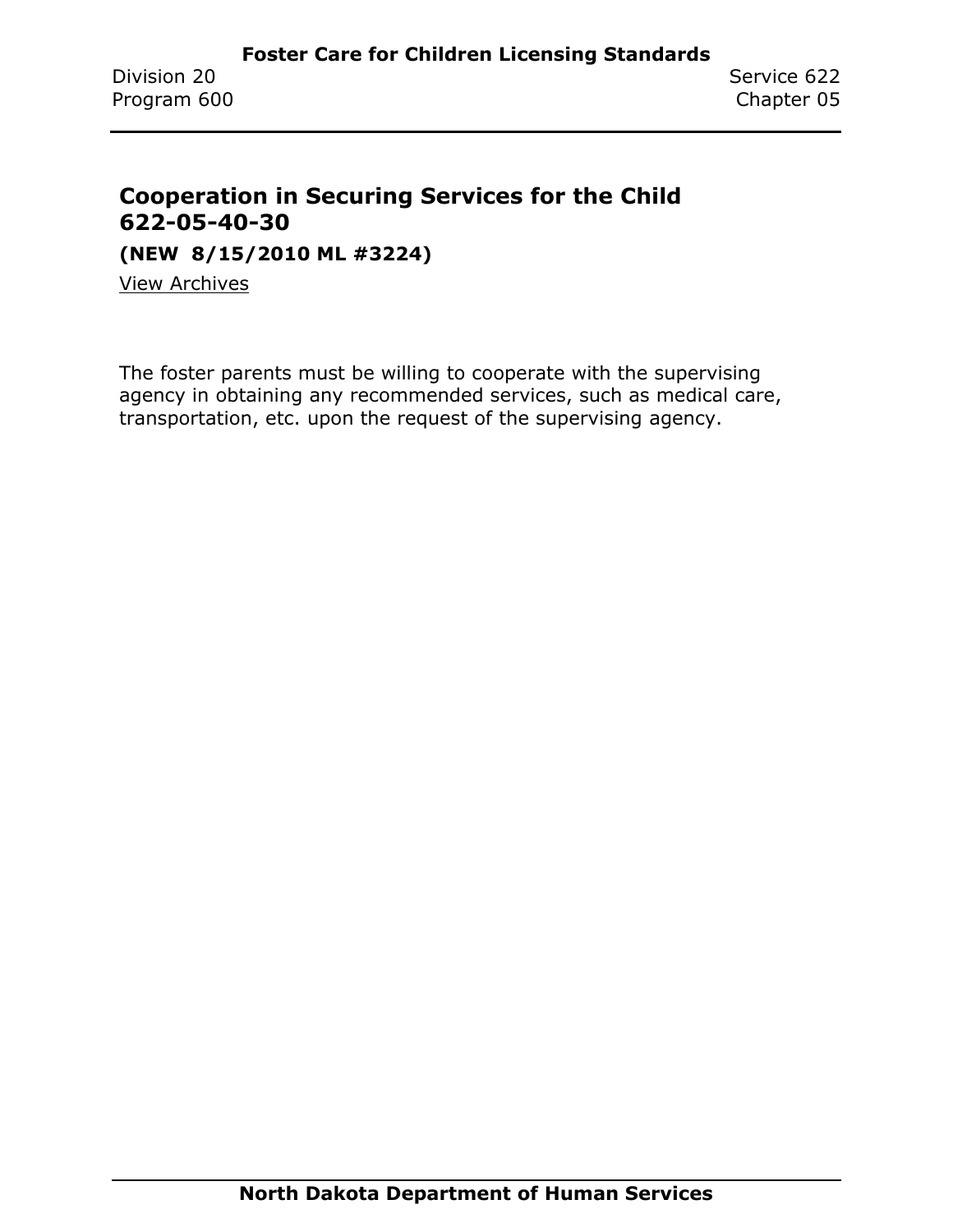## Cooperation in Securing Services for the Child 622-05-40-30

**(NEW 8/15/2010 ML #3224)**

View Archives

The foster parents must be willing to cooperate with the supervising agency in obtaining any recommended services, such as medical care, transportation, etc. upon the request of the supervising agency.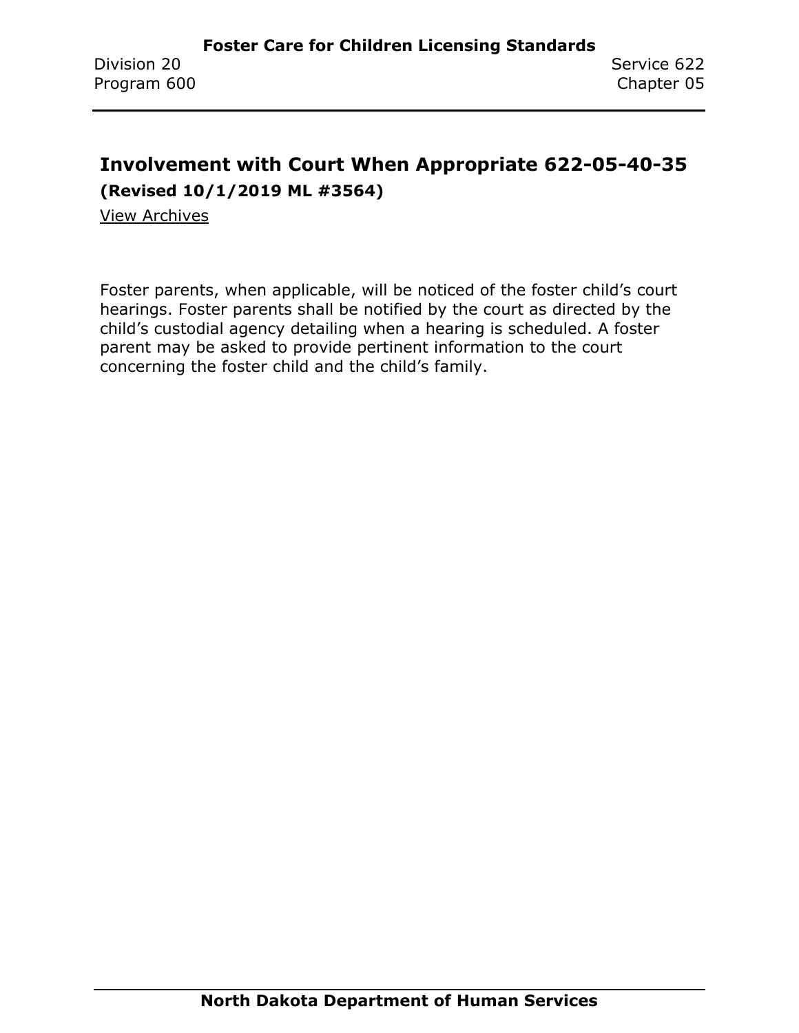## Involvement with Court When Appropriate 622-05-40-35

**(Revised 10/1/2019 ML #3564)**

View Archives

Foster parents, when applicable, will be noticed of the foster child's court hearings. Foster parents shall be notified by the court as directed by the child's custodial agency detailing when a hearing is scheduled. A foster parent may be asked to provide pertinent information to the court concerning the foster child and the child's family.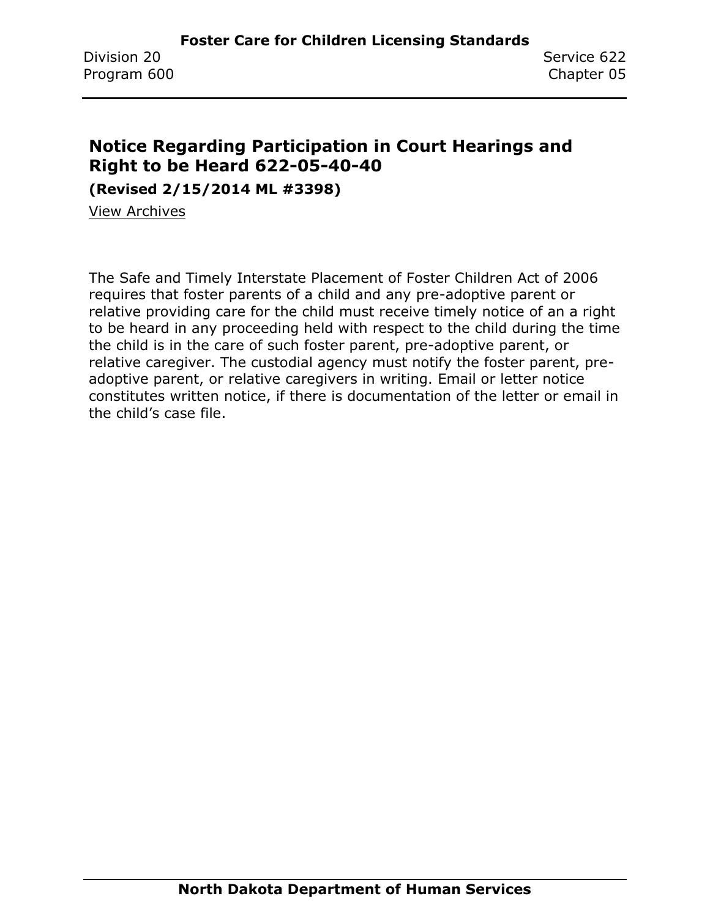## Notice Regarding Participation in Court Hearings and Right to be Heard 622-05-40-40

**(Revised 2/15/2014 ML #3398)**

View Archives

The Safe and Timely Interstate Placement of Foster Children Act of 2006 requires that foster parents of a child and any pre-adoptive parent or relative providing care for the child must receive timely notice of an a right to be heard in any proceeding held with respect to the child during the time the child is in the care of such foster parent, pre-adoptive parent, or relative caregiver. The custodial agency must notify the foster parent, pre-adoptive parent, or relative caregivers in writing. Email or letter notice constitutes written notice, if there is documentation of the letter or email in the child's case file.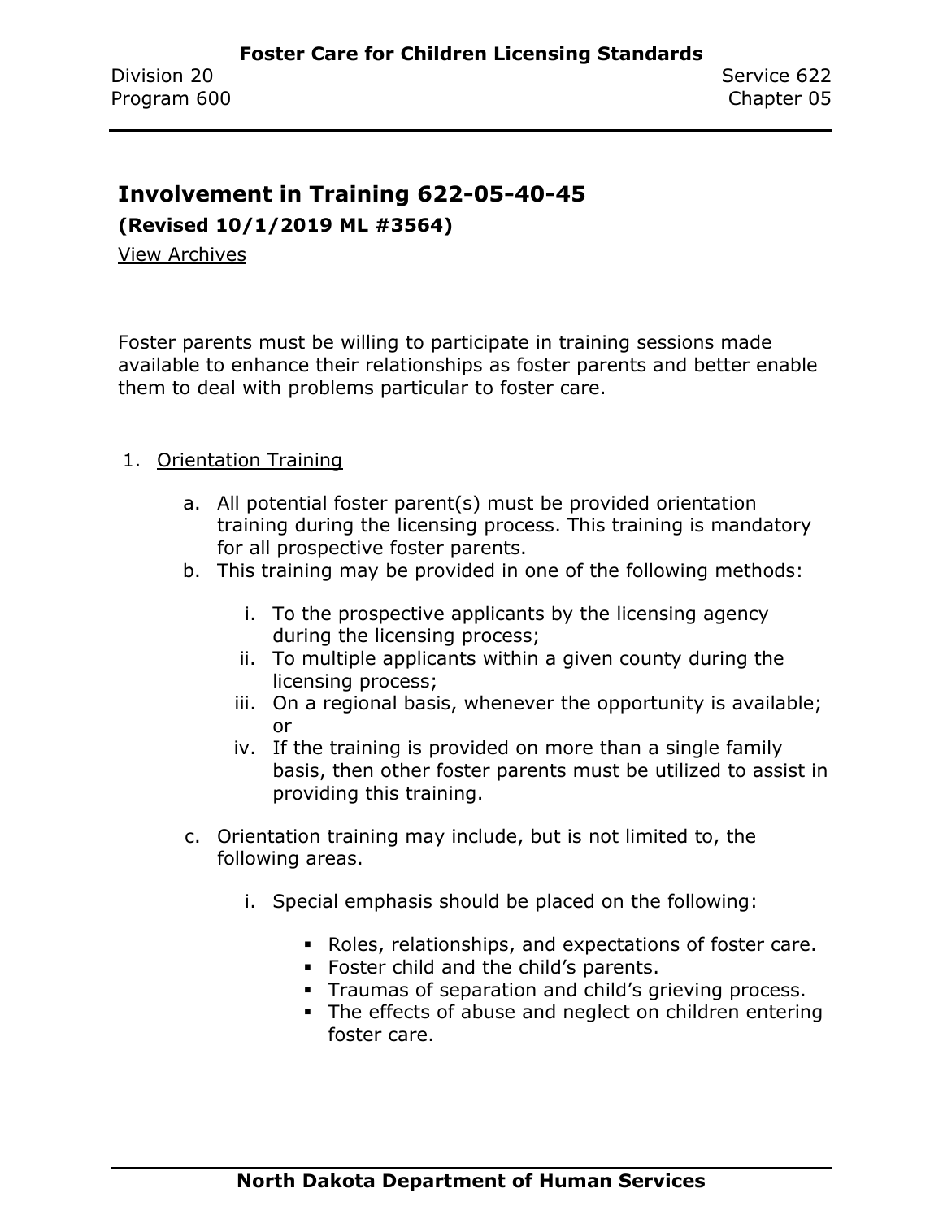## Involvement in Training 622-05-40-45

**(Revised 10/1/2019 ML #3564)**

View Archives

Foster parents must be willing to participate in training sessions made available to enhance their relationships as foster parents and better enable them to deal with problems particular to foster care.

1. Orientation Training

   a. All potential foster parent(s) must be provided orientation training during the licensing process. This training is mandatory for all prospective foster parents.

   b. This training may be provided in one of the following methods:

      i. To the prospective applicants by the licensing agency during the licensing process;

      ii. To multiple applicants within a given county during the licensing process;

      iii. On a regional basis, whenever the opportunity is available; or

      iv. If the training is provided on more than a single family basis, then other foster parents must be utilized to assist in providing this training.

   c. Orientation training may include, but is not limited to, the following areas.

      i. Special emphasis should be placed on the following:

         - Roles, relationships, and expectations of foster care.
         - Foster child and the child's parents.
         - Traumas of separation and child's grieving process.
         - The effects of abuse and neglect on children entering foster care.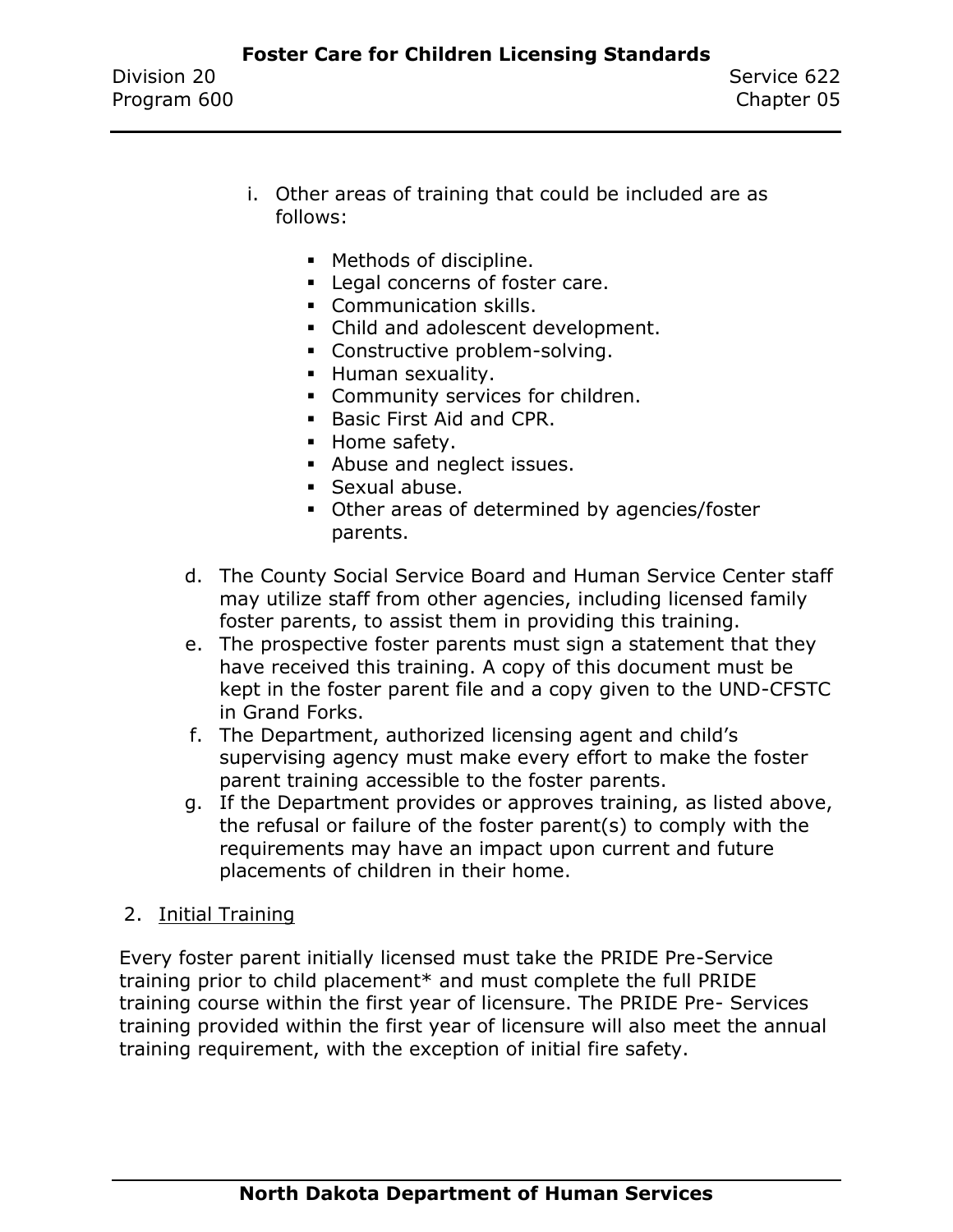i. Other areas of training that could be included are as follows:

   - Methods of discipline.
   - Legal concerns of foster care.
   - Communication skills.
   - Child and adolescent development.
   - Constructive problem-solving.
   - Human sexuality.
   - Community services for children.
   - Basic First Aid and CPR.
   - Home safety.
   - Abuse and neglect issues.
   - Sexual abuse.
   - Other areas of determined by agencies/foster parents.

d. The County Social Service Board and Human Service Center staff may utilize staff from other agencies, including licensed family foster parents, to assist them in providing this training.

e. The prospective foster parents must sign a statement that they have received this training. A copy of this document must be kept in the foster parent file and a copy given to the UND-CFSTC in Grand Forks.

f. The Department, authorized licensing agent and child's supervising agency must make every effort to make the foster parent training accessible to the foster parents.

g. If the Department provides or approves training, as listed above, the refusal or failure of the foster parent(s) to comply with the requirements may have an impact upon current and future placements of children in their home.

2. Initial Training

Every foster parent initially licensed must take the PRIDE Pre-Service training prior to child placement* and must complete the full PRIDE training course within the first year of licensure. The PRIDE Pre- Services training provided within the first year of licensure will also meet the annual training requirement, with the exception of initial fire safety.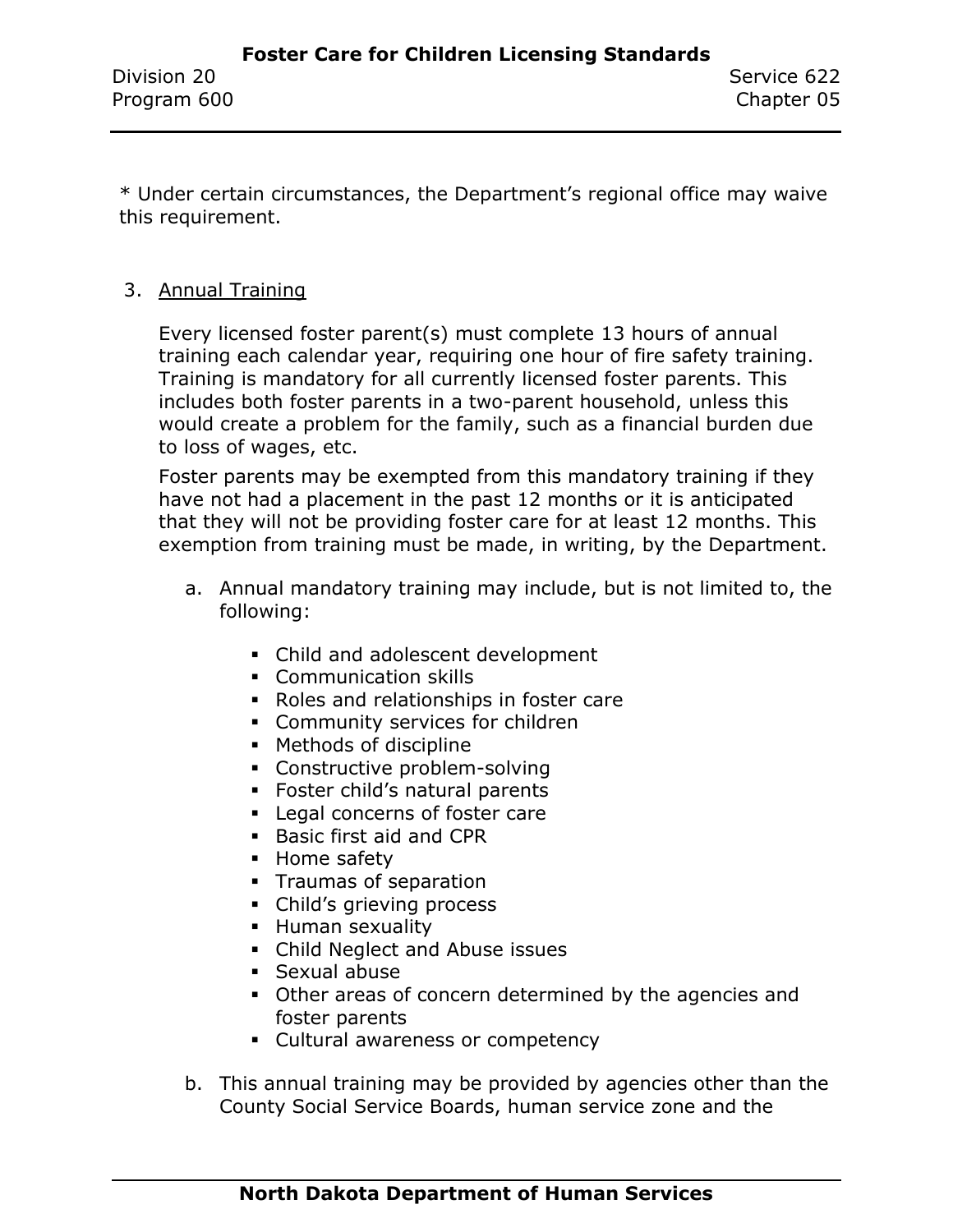* Under certain circumstances, the Department's regional office may waive this requirement.

3. Annual Training

   Every licensed foster parent(s) must complete 13 hours of annual training each calendar year, requiring one hour of fire safety training. Training is mandatory for all currently licensed foster parents. This includes both foster parents in a two-parent household, unless this would create a problem for the family, such as a financial burden due to loss of wages, etc.

   Foster parents may be exempted from this mandatory training if they have not had a placement in the past 12 months or it is anticipated that they will not be providing foster care for at least 12 months. This exemption from training must be made, in writing, by the Department.

   a. Annual mandatory training may include, but is not limited to, the following:

      - Child and adolescent development
      - Communication skills
      - Roles and relationships in foster care
      - Community services for children
      - Methods of discipline
      - Constructive problem-solving
      - Foster child's natural parents
      - Legal concerns of foster care
      - Basic first aid and CPR
      - Home safety
      - Traumas of separation
      - Child's grieving process
      - Human sexuality
      - Child Neglect and Abuse issues
      - Sexual abuse
      - Other areas of concern determined by the agencies and foster parents
      - Cultural awareness or competency

   b. This annual training may be provided by agencies other than the County Social Service Boards, human service zone and the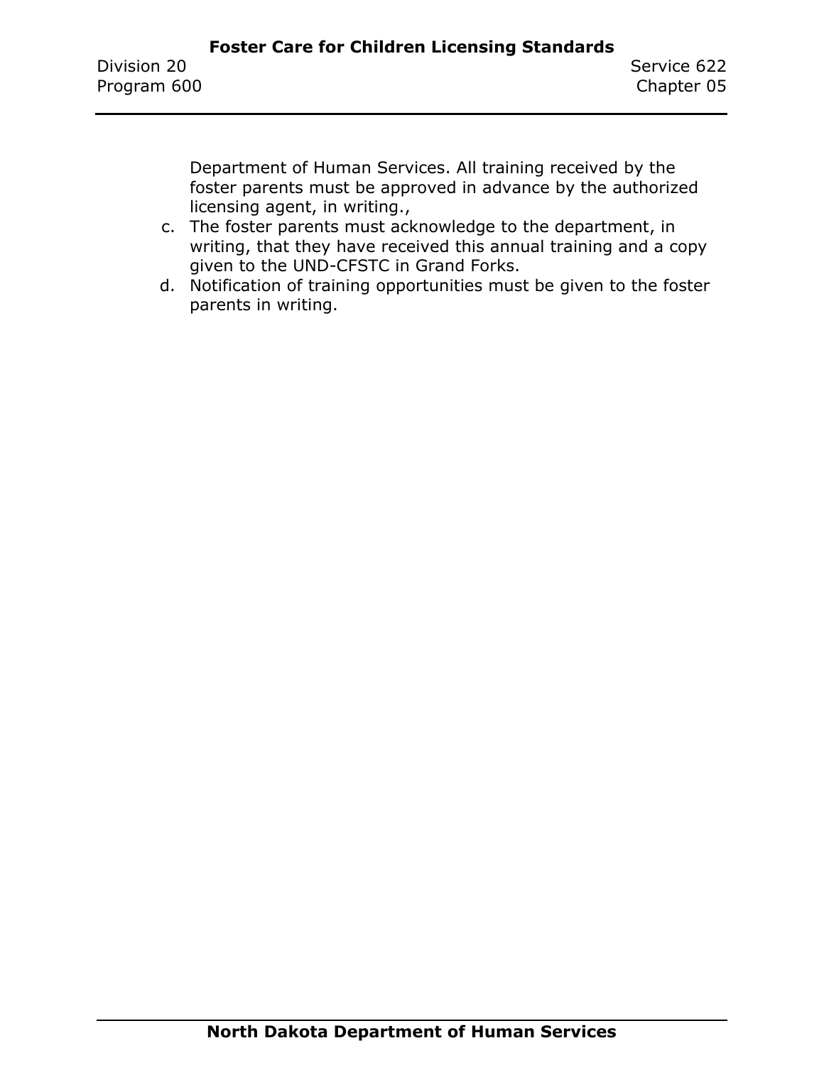Department of Human Services. All training received by the foster parents must be approved in advance by the authorized licensing agent, in writing.,

c. The foster parents must acknowledge to the department, in writing, that they have received this annual training and a copy given to the UND-CFSTC in Grand Forks.
d. Notification of training opportunities must be given to the foster parents in writing.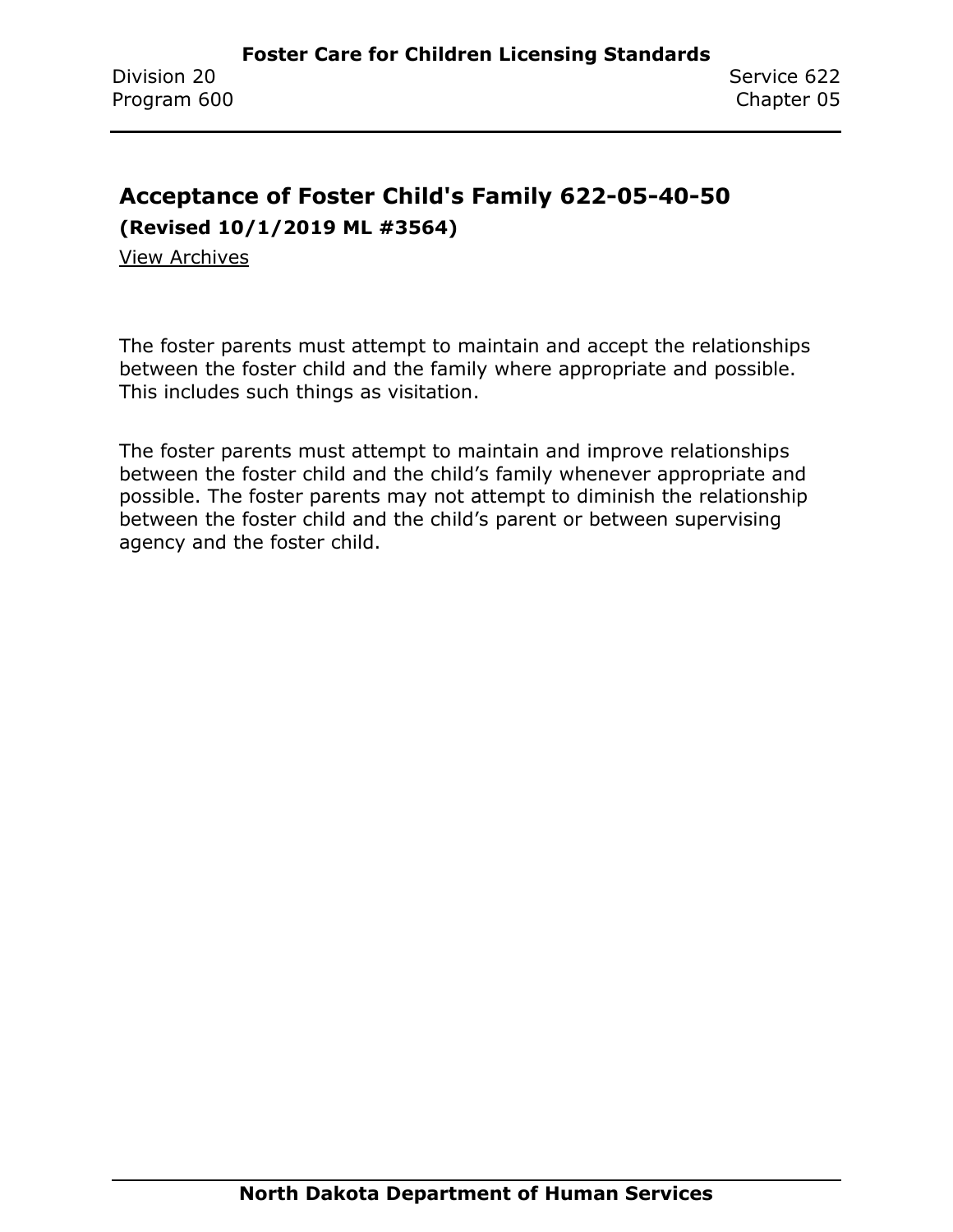## Acceptance of Foster Child's Family 622-05-40-50

**(Revised 10/1/2019 ML #3564)**

View Archives

The foster parents must attempt to maintain and accept the relationships between the foster child and the family where appropriate and possible. This includes such things as visitation.

The foster parents must attempt to maintain and improve relationships between the foster child and the child's family whenever appropriate and possible. The foster parents may not attempt to diminish the relationship between the foster child and the child's parent or between supervising agency and the foster child.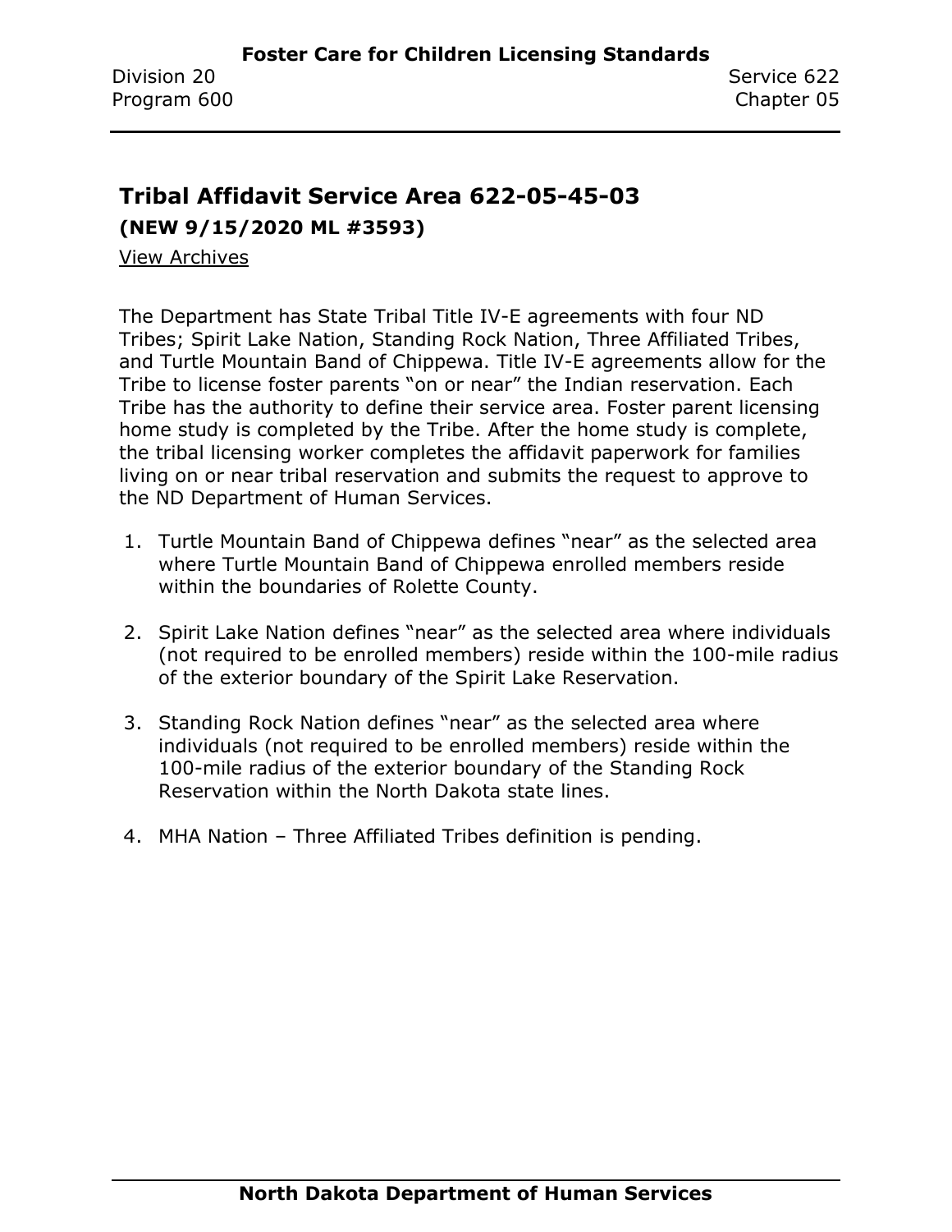## Tribal Affidavit Service Area 622-05-45-03

**(NEW 9/15/2020 ML #3593)**

View Archives

The Department has State Tribal Title IV-E agreements with four ND Tribes; Spirit Lake Nation, Standing Rock Nation, Three Affiliated Tribes, and Turtle Mountain Band of Chippewa. Title IV-E agreements allow for the Tribe to license foster parents "on or near" the Indian reservation. Each Tribe has the authority to define their service area. Foster parent licensing home study is completed by the Tribe. After the home study is complete, the tribal licensing worker completes the affidavit paperwork for families living on or near tribal reservation and submits the request to approve to the ND Department of Human Services.

1. Turtle Mountain Band of Chippewa defines "near" as the selected area where Turtle Mountain Band of Chippewa enrolled members reside within the boundaries of Rolette County.
2. Spirit Lake Nation defines "near" as the selected area where individuals (not required to be enrolled members) reside within the 100-mile radius of the exterior boundary of the Spirit Lake Reservation.
3. Standing Rock Nation defines "near" as the selected area where individuals (not required to be enrolled members) reside within the 100-mile radius of the exterior boundary of the Standing Rock Reservation within the North Dakota state lines.
4. MHA Nation – Three Affiliated Tribes definition is pending.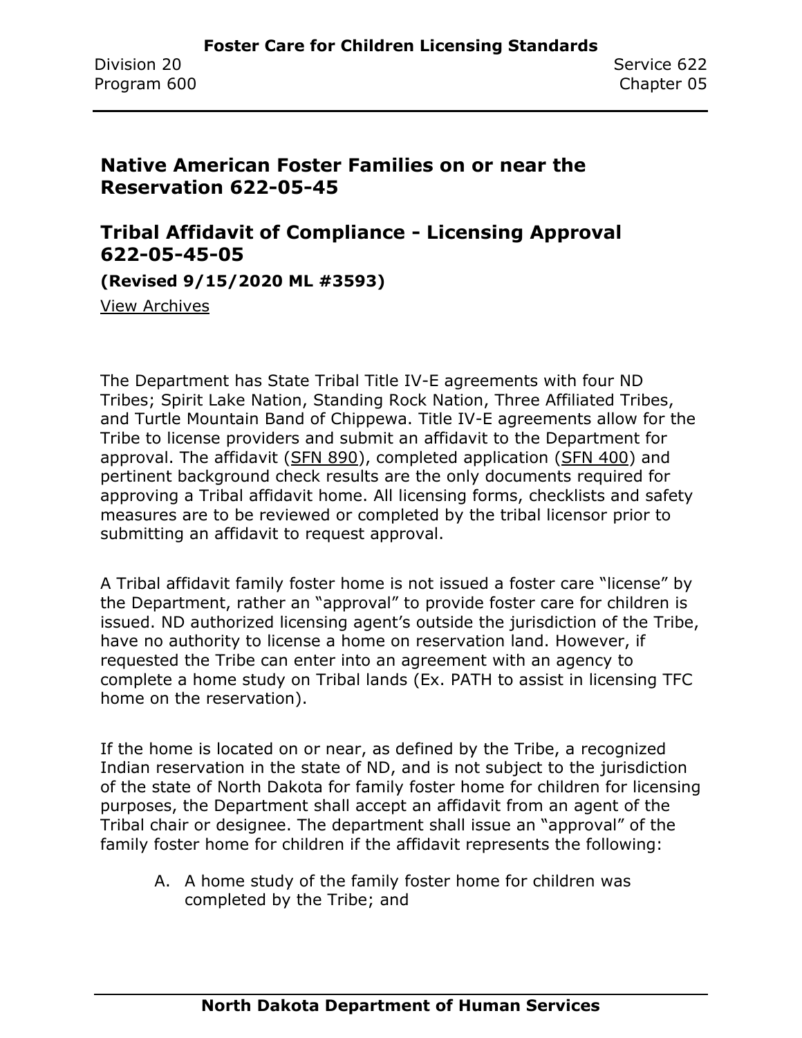## Native American Foster Families on or near the Reservation 622-05-45

## Tribal Affidavit of Compliance - Licensing Approval 622-05-45-05

**(Revised 9/15/2020 ML #3593)**

View Archives

The Department has State Tribal Title IV-E agreements with four ND Tribes; Spirit Lake Nation, Standing Rock Nation, Three Affiliated Tribes, and Turtle Mountain Band of Chippewa. Title IV-E agreements allow for the Tribe to license providers and submit an affidavit to the Department for approval. The affidavit (SFN 890), completed application (SFN 400) and pertinent background check results are the only documents required for approving a Tribal affidavit home. All licensing forms, checklists and safety measures are to be reviewed or completed by the tribal licensor prior to submitting an affidavit to request approval.

A Tribal affidavit family foster home is not issued a foster care "license" by the Department, rather an "approval" to provide foster care for children is issued. ND authorized licensing agent's outside the jurisdiction of the Tribe, have no authority to license a home on reservation land. However, if requested the Tribe can enter into an agreement with an agency to complete a home study on Tribal lands (Ex. PATH to assist in licensing TFC home on the reservation).

If the home is located on or near, as defined by the Tribe, a recognized Indian reservation in the state of ND, and is not subject to the jurisdiction of the state of North Dakota for family foster home for children for licensing purposes, the Department shall accept an affidavit from an agent of the Tribal chair or designee. The department shall issue an "approval" of the family foster home for children if the affidavit represents the following:

A. A home study of the family foster home for children was completed by the Tribe; and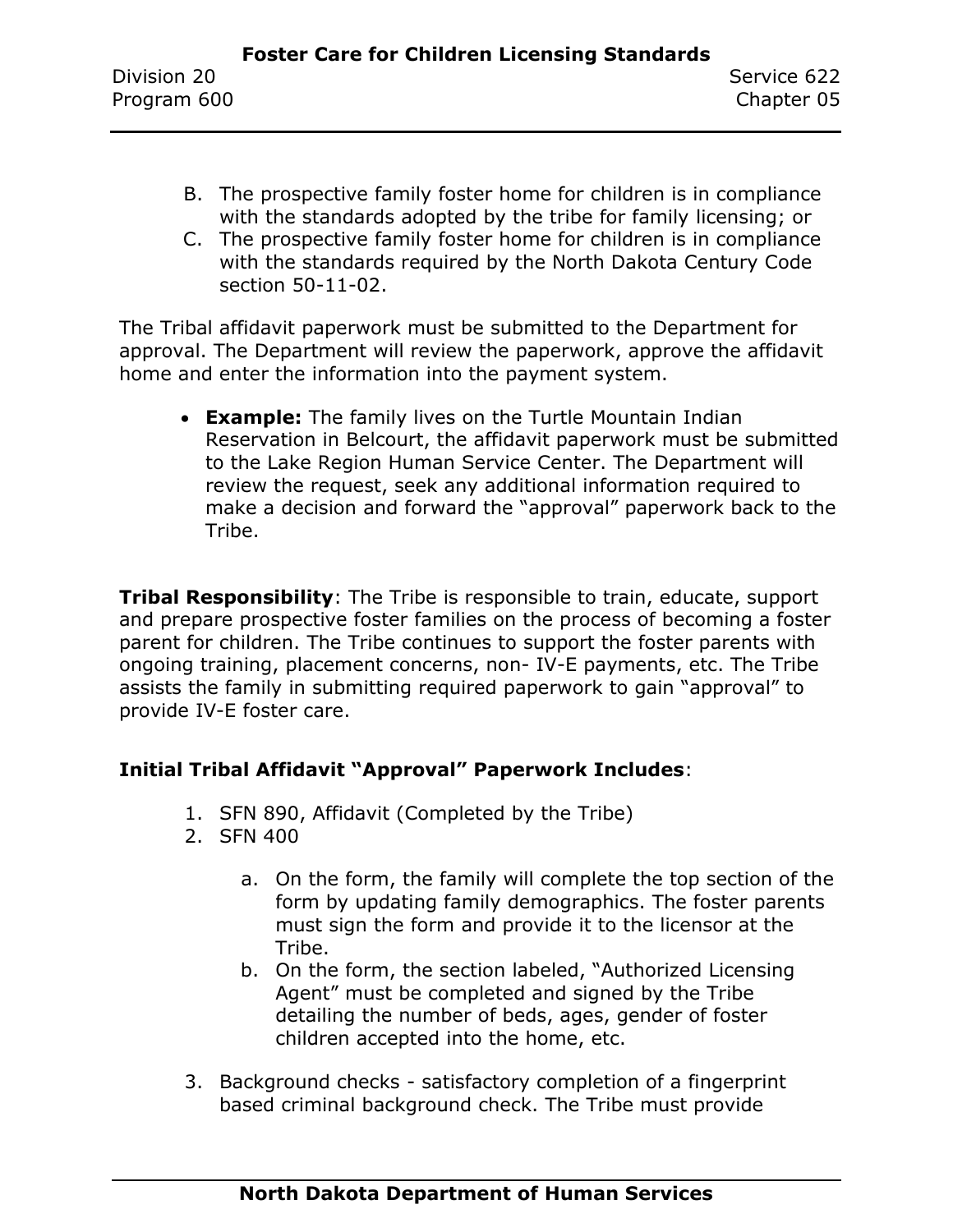B. The prospective family foster home for children is in compliance with the standards adopted by the tribe for family licensing; or
C. The prospective family foster home for children is in compliance with the standards required by the North Dakota Century Code section 50-11-02.

The Tribal affidavit paperwork must be submitted to the Department for approval. The Department will review the paperwork, approve the affidavit home and enter the information into the payment system.

- **Example:** The family lives on the Turtle Mountain Indian Reservation in Belcourt, the affidavit paperwork must be submitted to the Lake Region Human Service Center. The Department will review the request, seek any additional information required to make a decision and forward the "approval" paperwork back to the Tribe.

**Tribal Responsibility**: The Tribe is responsible to train, educate, support and prepare prospective foster families on the process of becoming a foster parent for children. The Tribe continues to support the foster parents with ongoing training, placement concerns, non- IV-E payments, etc. The Tribe assists the family in submitting required paperwork to gain "approval" to provide IV-E foster care.

**Initial Tribal Affidavit "Approval" Paperwork Includes**:

1. SFN 890, Affidavit (Completed by the Tribe)
2. SFN 400
   a. On the form, the family will complete the top section of the form by updating family demographics. The foster parents must sign the form and provide it to the licensor at the Tribe.
   b. On the form, the section labeled, "Authorized Licensing Agent" must be completed and signed by the Tribe detailing the number of beds, ages, gender of foster children accepted into the home, etc.
3. Background checks - satisfactory completion of a fingerprint based criminal background check. The Tribe must provide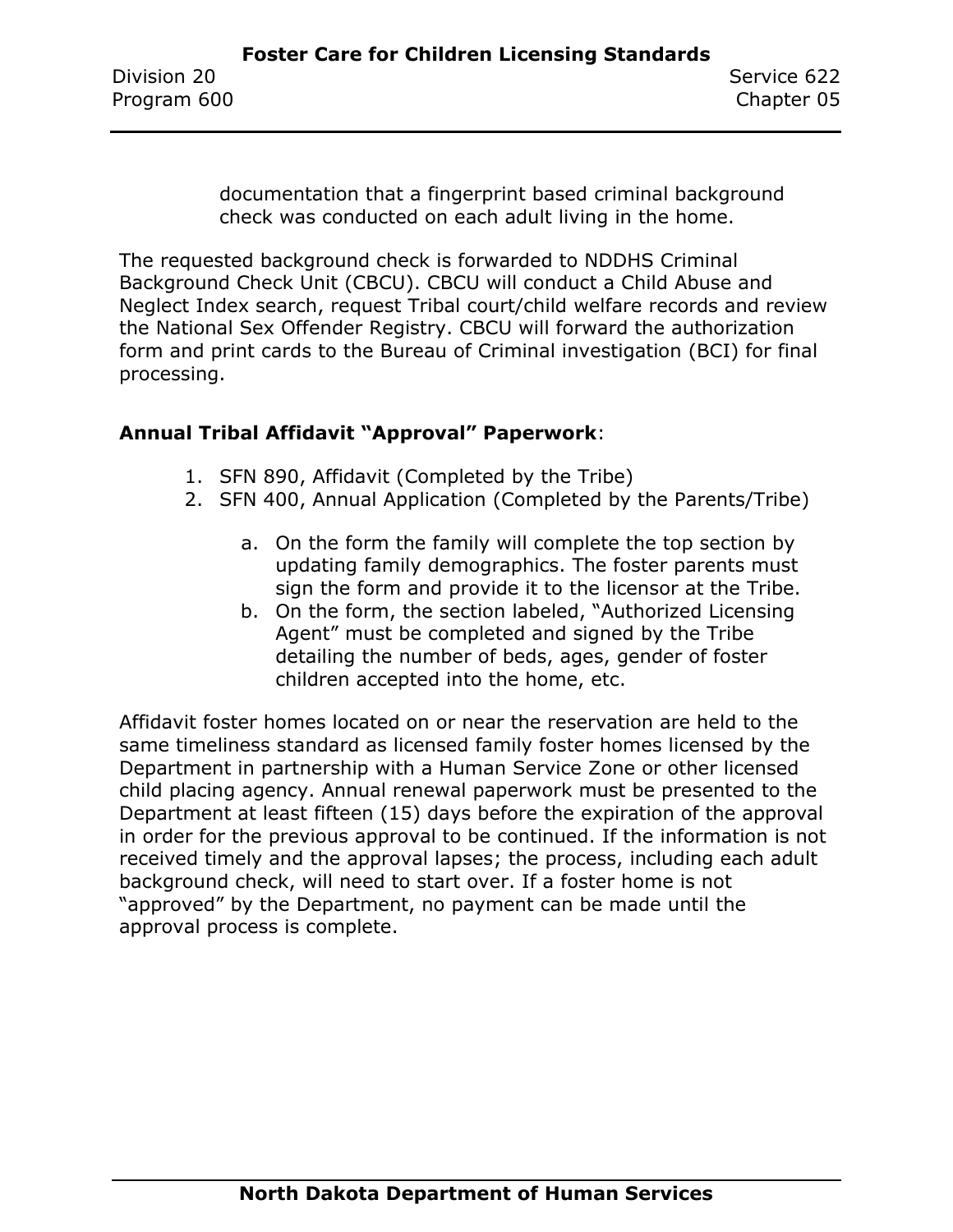documentation that a fingerprint based criminal background check was conducted on each adult living in the home.

The requested background check is forwarded to NDDHS Criminal Background Check Unit (CBCU). CBCU will conduct a Child Abuse and Neglect Index search, request Tribal court/child welfare records and review the National Sex Offender Registry. CBCU will forward the authorization form and print cards to the Bureau of Criminal investigation (BCI) for final processing.

**Annual Tribal Affidavit "Approval" Paperwork**:

1. SFN 890, Affidavit (Completed by the Tribe)
2. SFN 400, Annual Application (Completed by the Parents/Tribe)

    a. On the form the family will complete the top section by updating family demographics. The foster parents must sign the form and provide it to the licensor at the Tribe.
    b. On the form, the section labeled, "Authorized Licensing Agent" must be completed and signed by the Tribe detailing the number of beds, ages, gender of foster children accepted into the home, etc.

Affidavit foster homes located on or near the reservation are held to the same timeliness standard as licensed family foster homes licensed by the Department in partnership with a Human Service Zone or other licensed child placing agency. Annual renewal paperwork must be presented to the Department at least fifteen (15) days before the expiration of the approval in order for the previous approval to be continued. If the information is not received timely and the approval lapses; the process, including each adult background check, will need to start over. If a foster home is not "approved" by the Department, no payment can be made until the approval process is complete.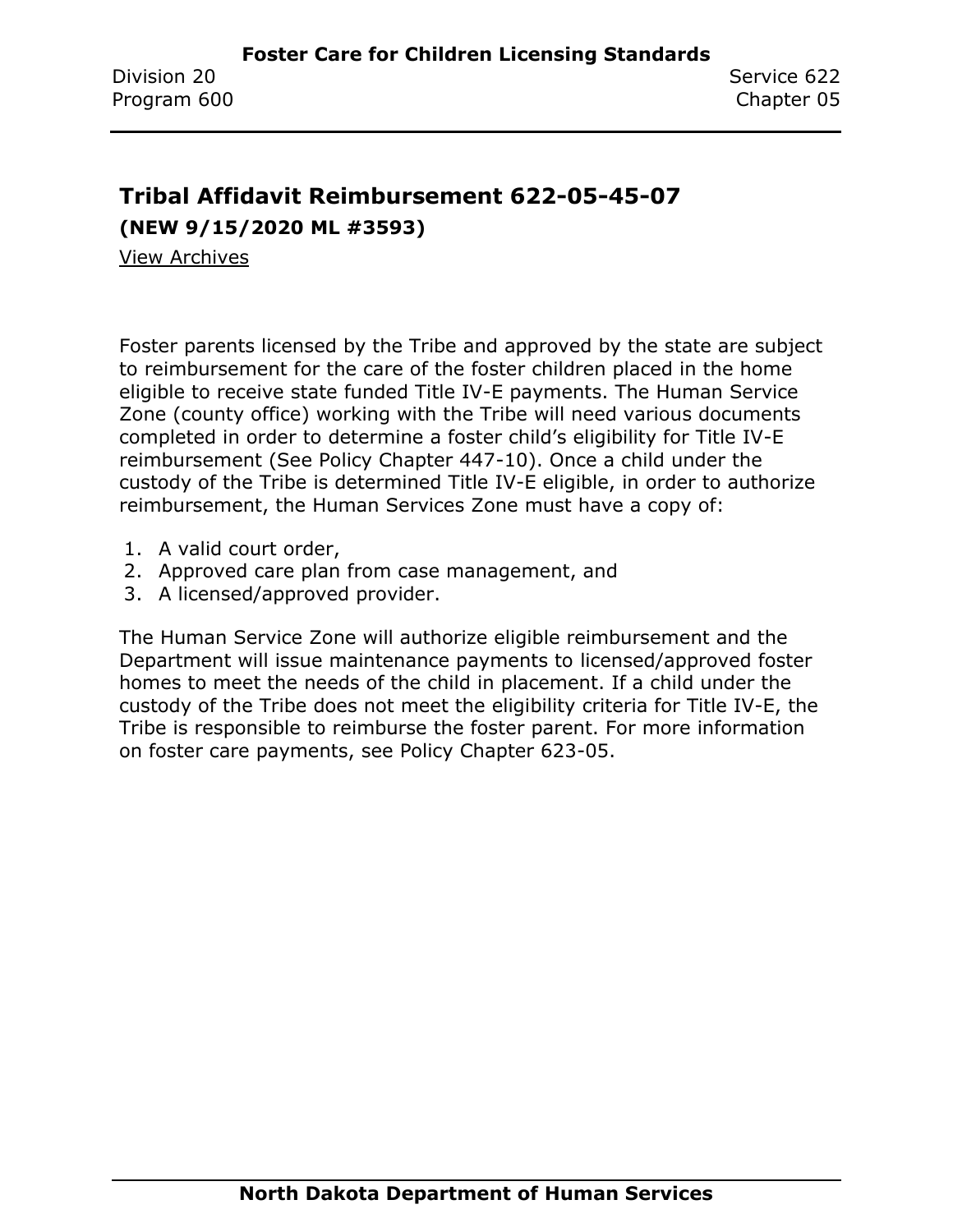## Tribal Affidavit Reimbursement 622-05-45-07

**(NEW 9/15/2020 ML #3593)**

View Archives

Foster parents licensed by the Tribe and approved by the state are subject to reimbursement for the care of the foster children placed in the home eligible to receive state funded Title IV-E payments. The Human Service Zone (county office) working with the Tribe will need various documents completed in order to determine a foster child's eligibility for Title IV-E reimbursement (See Policy Chapter 447-10). Once a child under the custody of the Tribe is determined Title IV-E eligible, in order to authorize reimbursement, the Human Services Zone must have a copy of:

1. A valid court order,
2. Approved care plan from case management, and
3. A licensed/approved provider.

The Human Service Zone will authorize eligible reimbursement and the Department will issue maintenance payments to licensed/approved foster homes to meet the needs of the child in placement. If a child under the custody of the Tribe does not meet the eligibility criteria for Title IV-E, the Tribe is responsible to reimburse the foster parent. For more information on foster care payments, see Policy Chapter 623-05.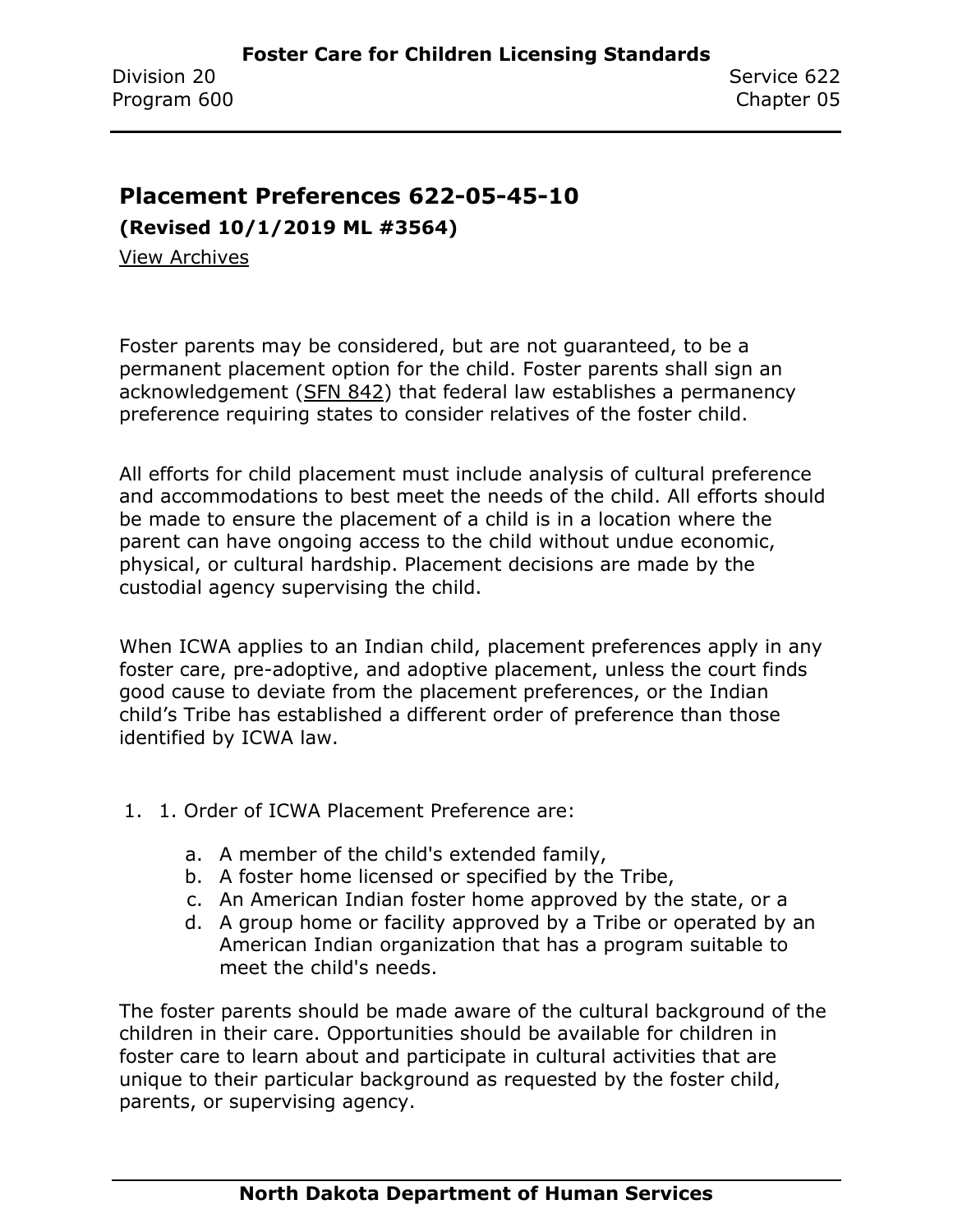## Placement Preferences 622-05-45-10

**(Revised 10/1/2019 ML #3564)**

View Archives

Foster parents may be considered, but are not guaranteed, to be a permanent placement option for the child. Foster parents shall sign an acknowledgement (SFN 842) that federal law establishes a permanency preference requiring states to consider relatives of the foster child.

All efforts for child placement must include analysis of cultural preference and accommodations to best meet the needs of the child. All efforts should be made to ensure the placement of a child is in a location where the parent can have ongoing access to the child without undue economic, physical, or cultural hardship. Placement decisions are made by the custodial agency supervising the child.

When ICWA applies to an Indian child, placement preferences apply in any foster care, pre-adoptive, and adoptive placement, unless the court finds good cause to deviate from the placement preferences, or the Indian child's Tribe has established a different order of preference than those identified by ICWA law.

1. 1. Order of ICWA Placement Preference are:
   a. A member of the child's extended family,
   b. A foster home licensed or specified by the Tribe,
   c. An American Indian foster home approved by the state, or a
   d. A group home or facility approved by a Tribe or operated by an American Indian organization that has a program suitable to meet the child's needs.

The foster parents should be made aware of the cultural background of the children in their care. Opportunities should be available for children in foster care to learn about and participate in cultural activities that are unique to their particular background as requested by the foster child, parents, or supervising agency.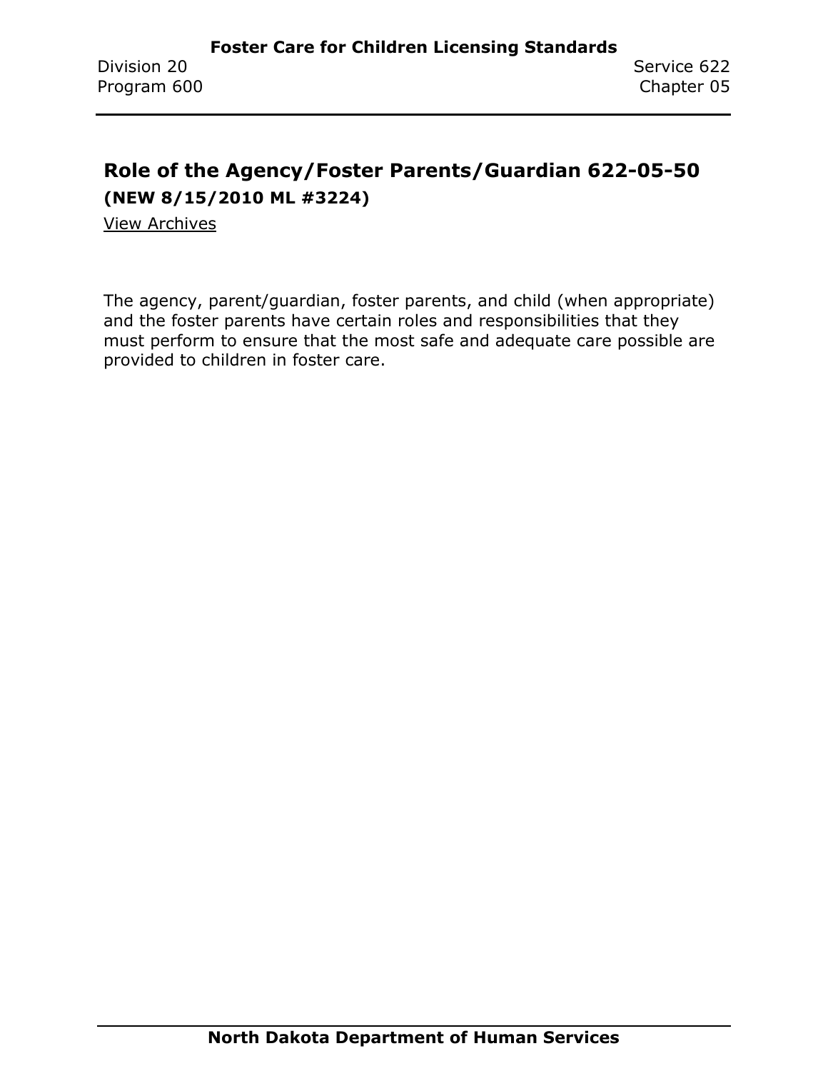## Role of the Agency/Foster Parents/Guardian 622-05-50

**(NEW 8/15/2010 ML #3224)**

View Archives

The agency, parent/guardian, foster parents, and child (when appropriate) and the foster parents have certain roles and responsibilities that they must perform to ensure that the most safe and adequate care possible are provided to children in foster care.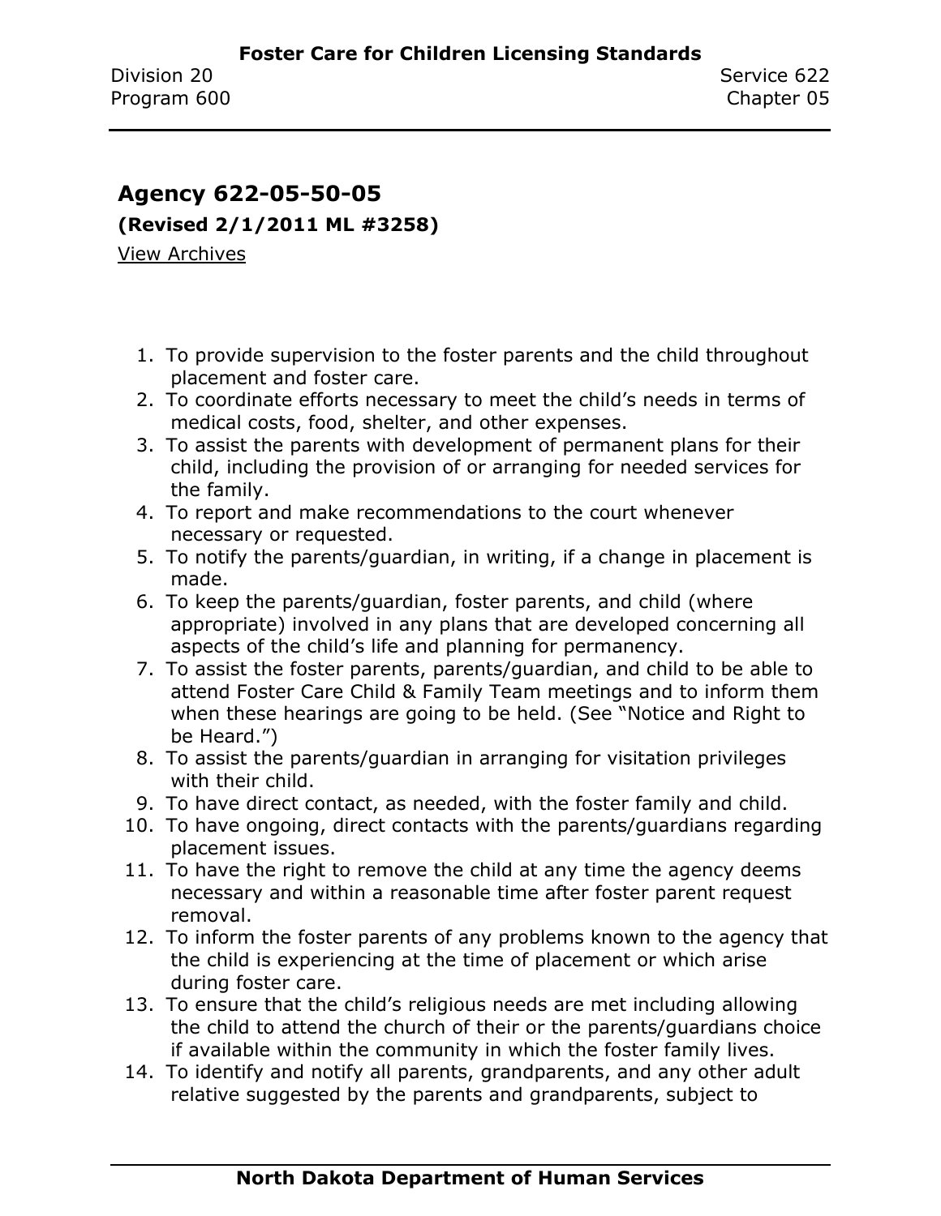## Agency 622-05-50-05

**(Revised 2/1/2011 ML #3258)**

View Archives

1. To provide supervision to the foster parents and the child throughout placement and foster care.
2. To coordinate efforts necessary to meet the child's needs in terms of medical costs, food, shelter, and other expenses.
3. To assist the parents with development of permanent plans for their child, including the provision of or arranging for needed services for the family.
4. To report and make recommendations to the court whenever necessary or requested.
5. To notify the parents/guardian, in writing, if a change in placement is made.
6. To keep the parents/guardian, foster parents, and child (where appropriate) involved in any plans that are developed concerning all aspects of the child's life and planning for permanency.
7. To assist the foster parents, parents/guardian, and child to be able to attend Foster Care Child & Family Team meetings and to inform them when these hearings are going to be held. (See "Notice and Right to be Heard.")
8. To assist the parents/guardian in arranging for visitation privileges with their child.
9. To have direct contact, as needed, with the foster family and child.
10. To have ongoing, direct contacts with the parents/guardians regarding placement issues.
11. To have the right to remove the child at any time the agency deems necessary and within a reasonable time after foster parent request removal.
12. To inform the foster parents of any problems known to the agency that the child is experiencing at the time of placement or which arise during foster care.
13. To ensure that the child's religious needs are met including allowing the child to attend the church of their or the parents/guardians choice if available within the community in which the foster family lives.
14. To identify and notify all parents, grandparents, and any other adult relative suggested by the parents and grandparents, subject to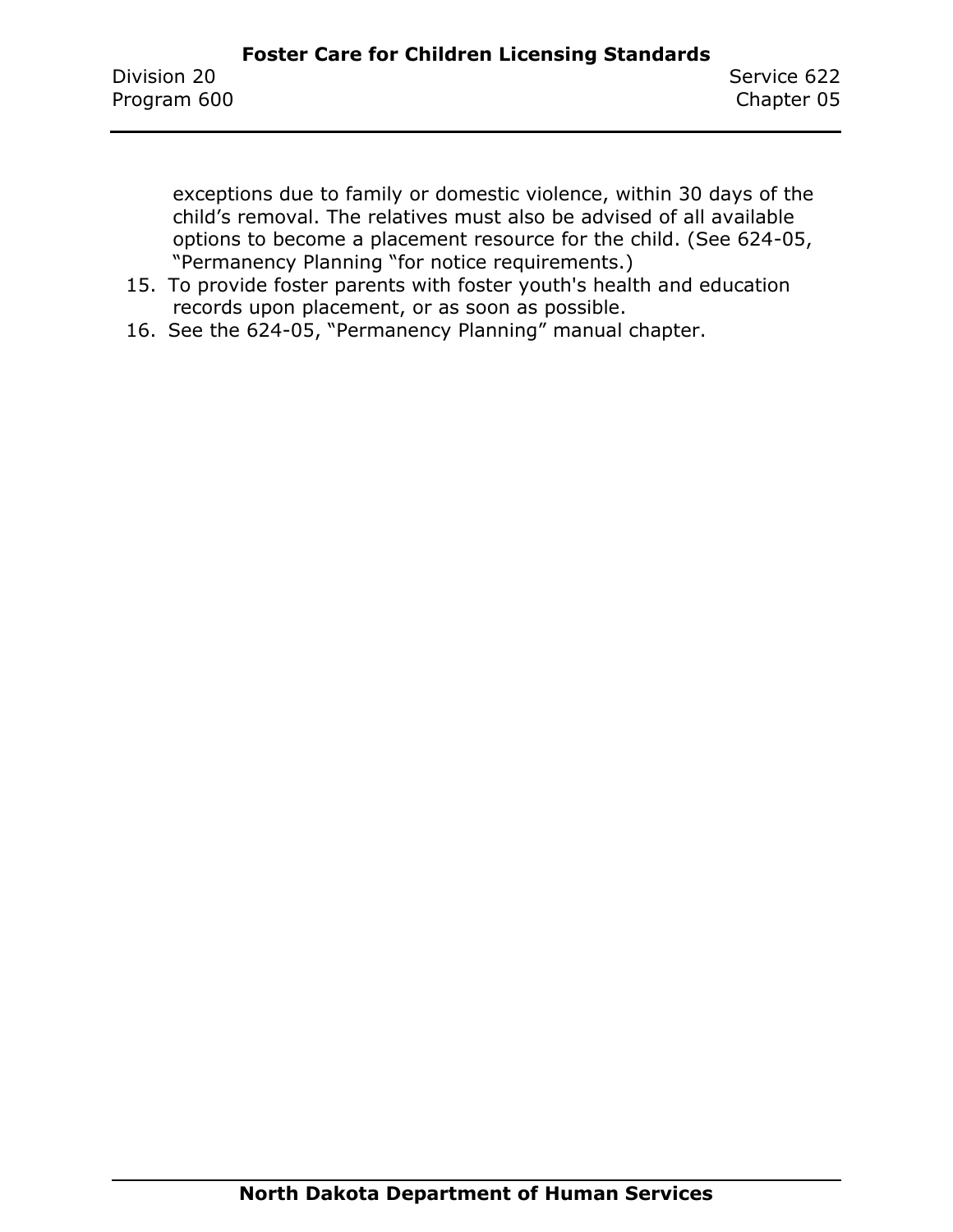exceptions due to family or domestic violence, within 30 days of the child's removal. The relatives must also be advised of all available options to become a placement resource for the child. (See 624-05, "Permanency Planning "for notice requirements.)

15. To provide foster parents with foster youth's health and education records upon placement, or as soon as possible.
16. See the 624-05, "Permanency Planning" manual chapter.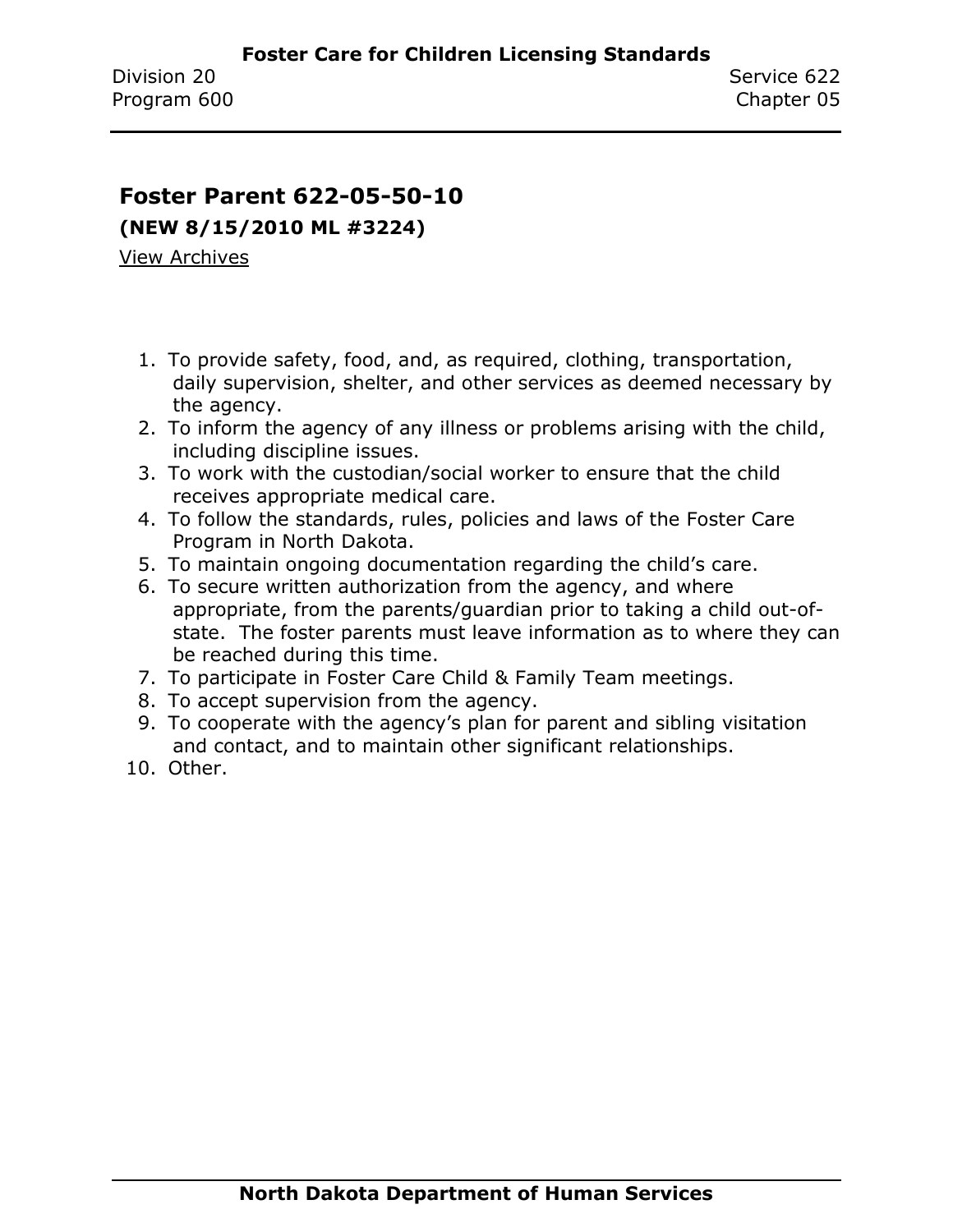## Foster Parent 622-05-50-10

**(NEW 8/15/2010 ML #3224)**

View Archives

1. To provide safety, food, and, as required, clothing, transportation, daily supervision, shelter, and other services as deemed necessary by the agency.
2. To inform the agency of any illness or problems arising with the child, including discipline issues.
3. To work with the custodian/social worker to ensure that the child receives appropriate medical care.
4. To follow the standards, rules, policies and laws of the Foster Care Program in North Dakota.
5. To maintain ongoing documentation regarding the child's care.
6. To secure written authorization from the agency, and where appropriate, from the parents/guardian prior to taking a child out-of-state. The foster parents must leave information as to where they can be reached during this time.
7. To participate in Foster Care Child & Family Team meetings.
8. To accept supervision from the agency.
9. To cooperate with the agency's plan for parent and sibling visitation and contact, and to maintain other significant relationships.
10. Other.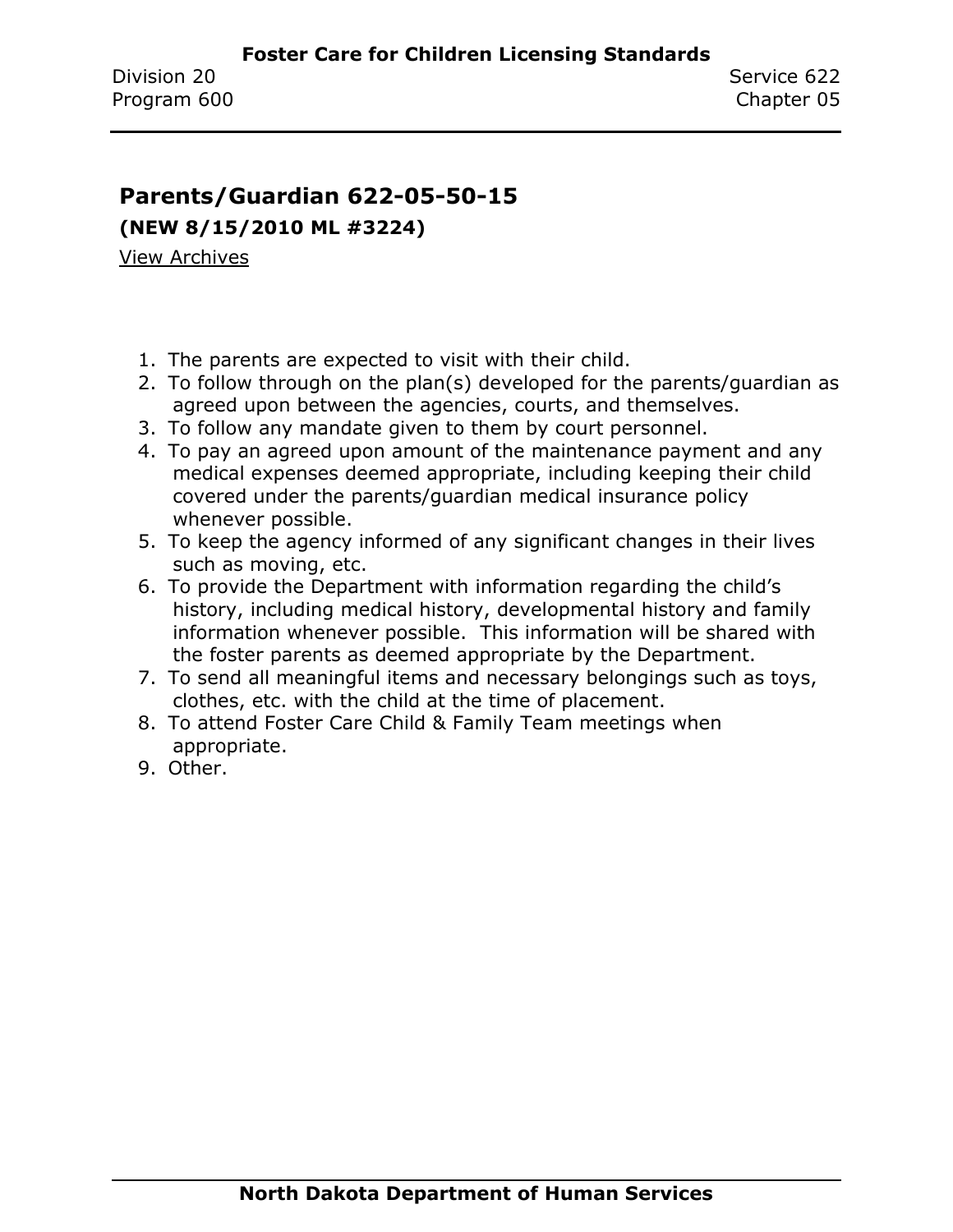## Parents/Guardian 622-05-50-15

**(NEW 8/15/2010 ML #3224)**

View Archives

1. The parents are expected to visit with their child.
2. To follow through on the plan(s) developed for the parents/guardian as agreed upon between the agencies, courts, and themselves.
3. To follow any mandate given to them by court personnel.
4. To pay an agreed upon amount of the maintenance payment and any medical expenses deemed appropriate, including keeping their child covered under the parents/guardian medical insurance policy whenever possible.
5. To keep the agency informed of any significant changes in their lives such as moving, etc.
6. To provide the Department with information regarding the child's history, including medical history, developmental history and family information whenever possible. This information will be shared with the foster parents as deemed appropriate by the Department.
7. To send all meaningful items and necessary belongings such as toys, clothes, etc. with the child at the time of placement.
8. To attend Foster Care Child & Family Team meetings when appropriate.
9. Other.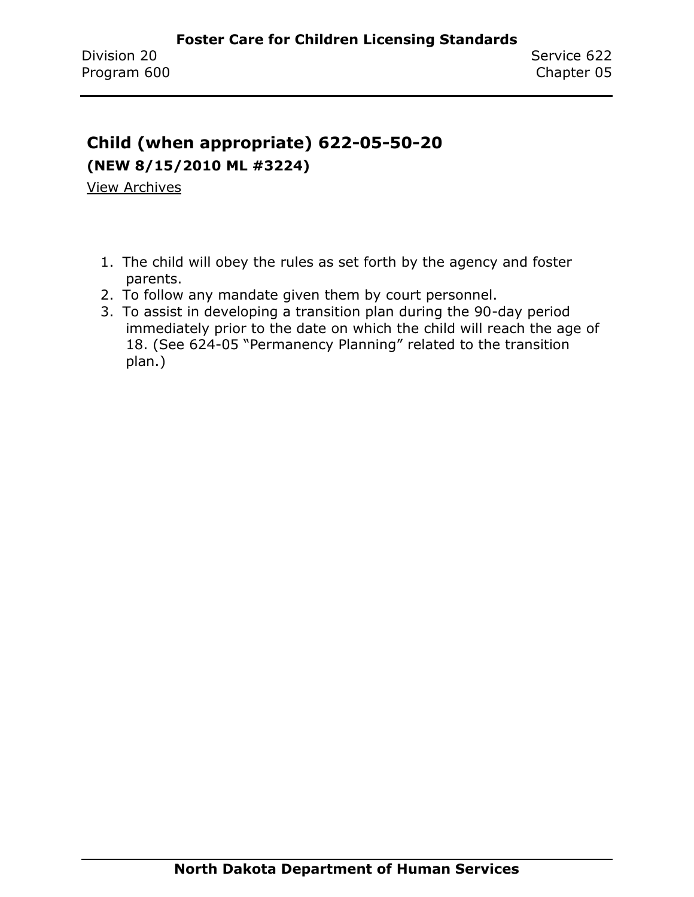## Child (when appropriate) 622-05-50-20

**(NEW 8/15/2010 ML #3224)**

View Archives

1. The child will obey the rules as set forth by the agency and foster parents.
2. To follow any mandate given them by court personnel.
3. To assist in developing a transition plan during the 90-day period immediately prior to the date on which the child will reach the age of 18. (See 624-05 "Permanency Planning" related to the transition plan.)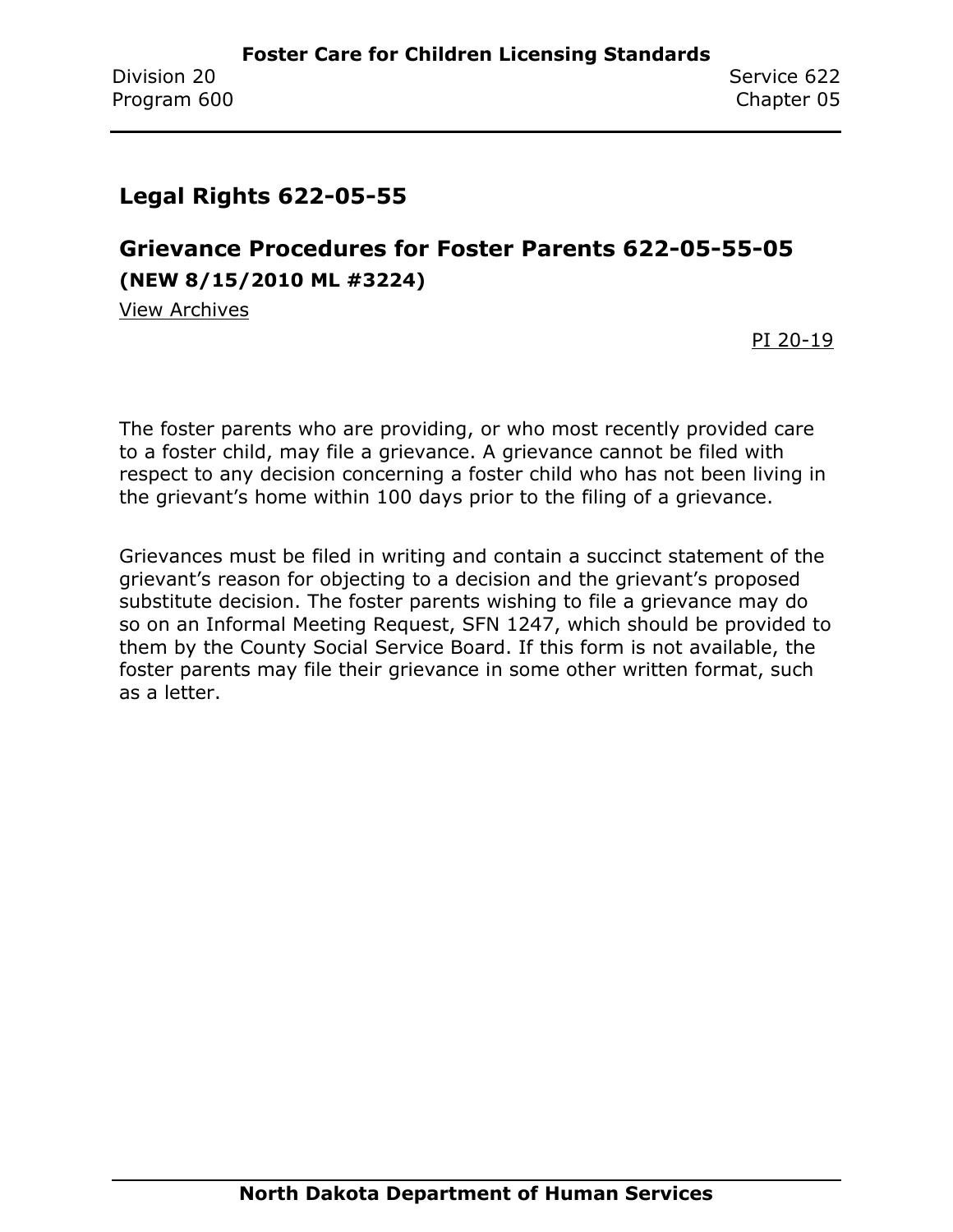## Legal Rights 622-05-55

### Grievance Procedures for Foster Parents 622-05-55-05

**(NEW 8/15/2010 ML #3224)**

View Archives

PI 20-19

The foster parents who are providing, or who most recently provided care to a foster child, may file a grievance. A grievance cannot be filed with respect to any decision concerning a foster child who has not been living in the grievant's home within 100 days prior to the filing of a grievance.

Grievances must be filed in writing and contain a succinct statement of the grievant's reason for objecting to a decision and the grievant's proposed substitute decision. The foster parents wishing to file a grievance may do so on an Informal Meeting Request, SFN 1247, which should be provided to them by the County Social Service Board. If this form is not available, the foster parents may file their grievance in some other written format, such as a letter.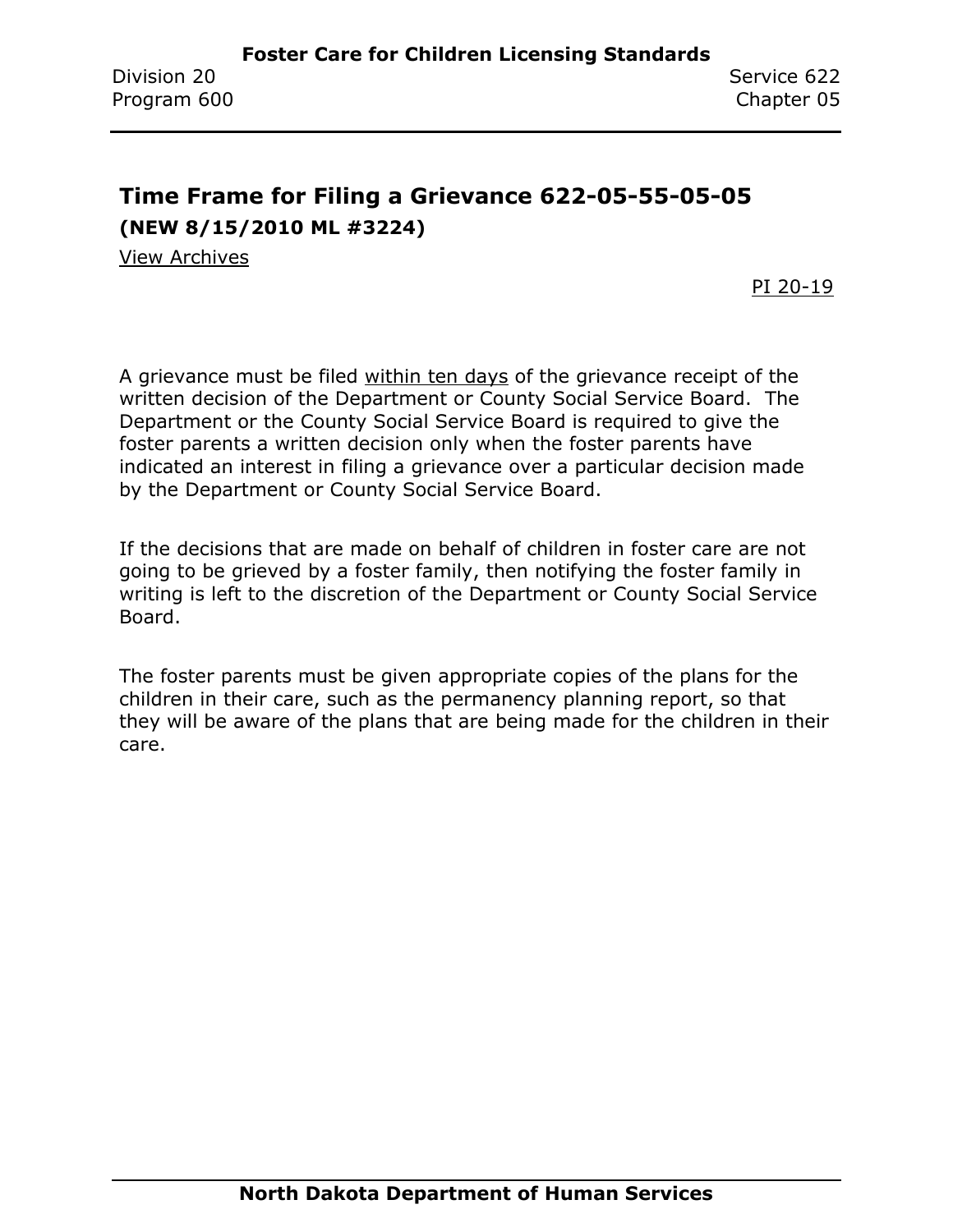## Time Frame for Filing a Grievance 622-05-55-05-05

**(NEW 8/15/2010 ML #3224)**

View Archives

PI 20-19

A grievance must be filed within ten days of the grievance receipt of the written decision of the Department or County Social Service Board. The Department or the County Social Service Board is required to give the foster parents a written decision only when the foster parents have indicated an interest in filing a grievance over a particular decision made by the Department or County Social Service Board.

If the decisions that are made on behalf of children in foster care are not going to be grieved by a foster family, then notifying the foster family in writing is left to the discretion of the Department or County Social Service Board.

The foster parents must be given appropriate copies of the plans for the children in their care, such as the permanency planning report, so that they will be aware of the plans that are being made for the children in their care.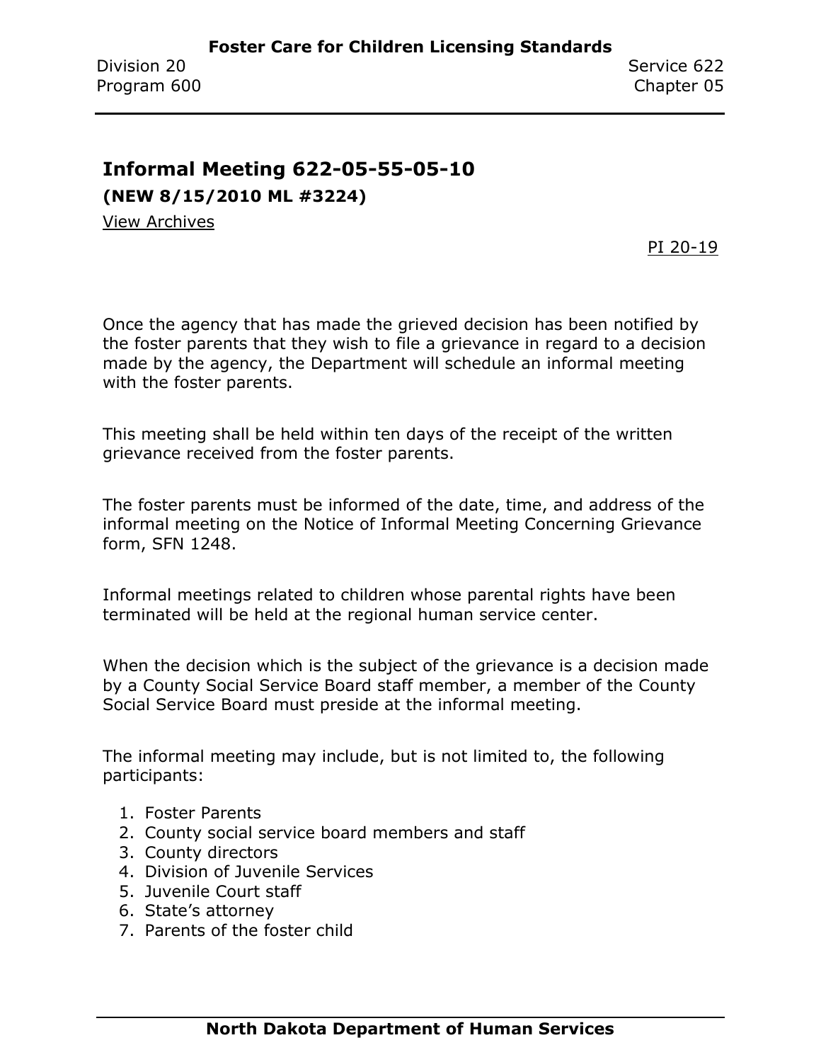## Informal Meeting 622-05-55-05-10

**(NEW 8/15/2010 ML #3224)**

View Archives

PI 20-19

Once the agency that has made the grieved decision has been notified by the foster parents that they wish to file a grievance in regard to a decision made by the agency, the Department will schedule an informal meeting with the foster parents.

This meeting shall be held within ten days of the receipt of the written grievance received from the foster parents.

The foster parents must be informed of the date, time, and address of the informal meeting on the Notice of Informal Meeting Concerning Grievance form, SFN 1248.

Informal meetings related to children whose parental rights have been terminated will be held at the regional human service center.

When the decision which is the subject of the grievance is a decision made by a County Social Service Board staff member, a member of the County Social Service Board must preside at the informal meeting.

The informal meeting may include, but is not limited to, the following participants:

1. Foster Parents
2. County social service board members and staff
3. County directors
4. Division of Juvenile Services
5. Juvenile Court staff
6. State's attorney
7. Parents of the foster child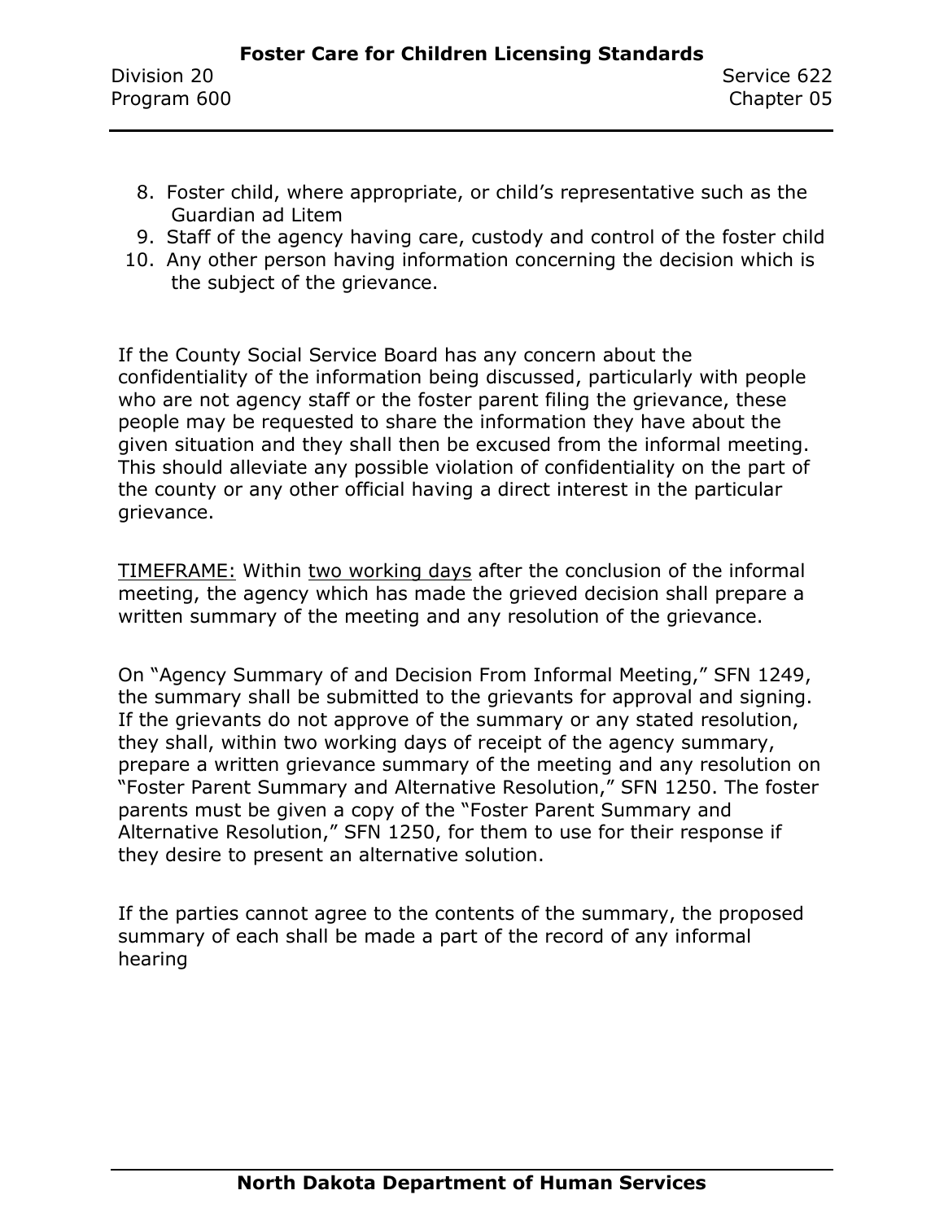8. Foster child, where appropriate, or child's representative such as the Guardian ad Litem
9. Staff of the agency having care, custody and control of the foster child
10. Any other person having information concerning the decision which is the subject of the grievance.

If the County Social Service Board has any concern about the confidentiality of the information being discussed, particularly with people who are not agency staff or the foster parent filing the grievance, these people may be requested to share the information they have about the given situation and they shall then be excused from the informal meeting. This should alleviate any possible violation of confidentiality on the part of the county or any other official having a direct interest in the particular grievance.

<u>TIMEFRAME:</u> Within <u>two working days</u> after the conclusion of the informal meeting, the agency which has made the grieved decision shall prepare a written summary of the meeting and any resolution of the grievance.

On "Agency Summary of and Decision From Informal Meeting," SFN 1249, the summary shall be submitted to the grievants for approval and signing. If the grievants do not approve of the summary or any stated resolution, they shall, within two working days of receipt of the agency summary, prepare a written grievance summary of the meeting and any resolution on "Foster Parent Summary and Alternative Resolution," SFN 1250. The foster parents must be given a copy of the "Foster Parent Summary and Alternative Resolution," SFN 1250, for them to use for their response if they desire to present an alternative solution.

If the parties cannot agree to the contents of the summary, the proposed summary of each shall be made a part of the record of any informal hearing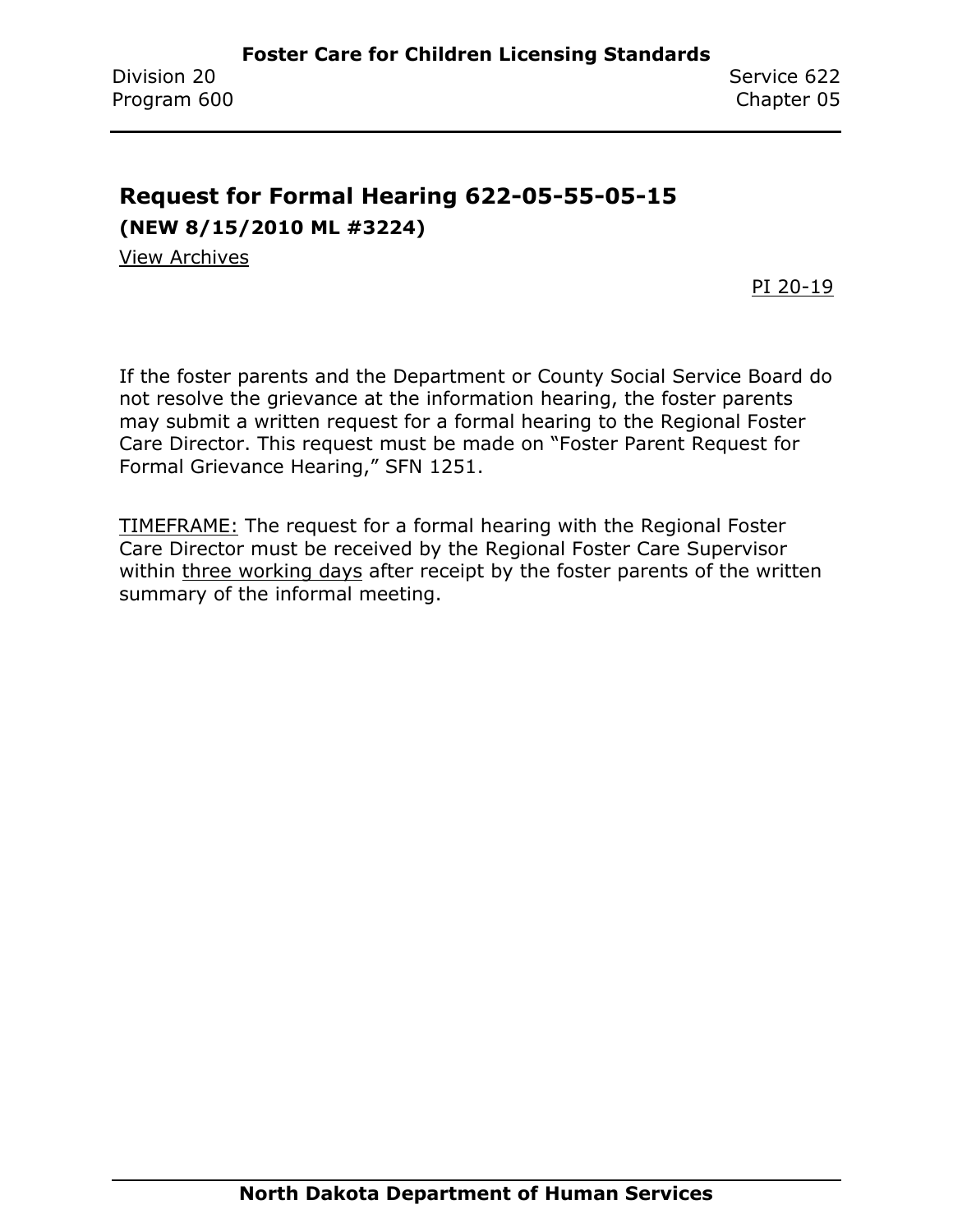## Request for Formal Hearing 622-05-55-05-15

**(NEW 8/15/2010 ML #3224)**

View Archives

PI 20-19

If the foster parents and the Department or County Social Service Board do not resolve the grievance at the information hearing, the foster parents may submit a written request for a formal hearing to the Regional Foster Care Director. This request must be made on "Foster Parent Request for Formal Grievance Hearing," SFN 1251.

TIMEFRAME: The request for a formal hearing with the Regional Foster Care Director must be received by the Regional Foster Care Supervisor within three working days after receipt by the foster parents of the written summary of the informal meeting.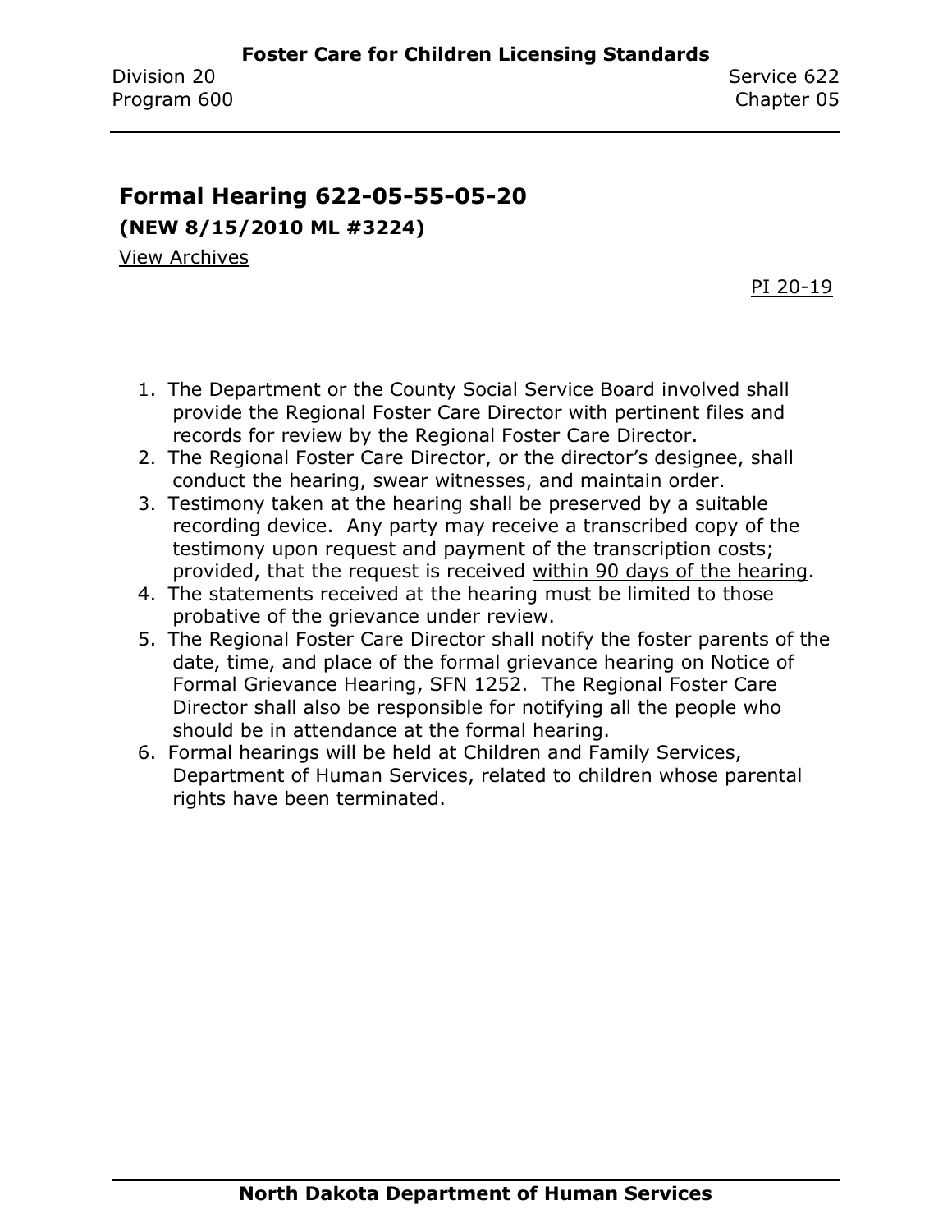## Formal Hearing 622-05-55-05-20

**(NEW 8/15/2010 ML #3224)**

View Archives

PI 20-19

1. The Department or the County Social Service Board involved shall provide the Regional Foster Care Director with pertinent files and records for review by the Regional Foster Care Director.
2. The Regional Foster Care Director, or the director's designee, shall conduct the hearing, swear witnesses, and maintain order.
3. Testimony taken at the hearing shall be preserved by a suitable recording device. Any party may receive a transcribed copy of the testimony upon request and payment of the transcription costs; provided, that the request is received within 90 days of the hearing.
4. The statements received at the hearing must be limited to those probative of the grievance under review.
5. The Regional Foster Care Director shall notify the foster parents of the date, time, and place of the formal grievance hearing on Notice of Formal Grievance Hearing, SFN 1252. The Regional Foster Care Director shall also be responsible for notifying all the people who should be in attendance at the formal hearing.
6. Formal hearings will be held at Children and Family Services, Department of Human Services, related to children whose parental rights have been terminated.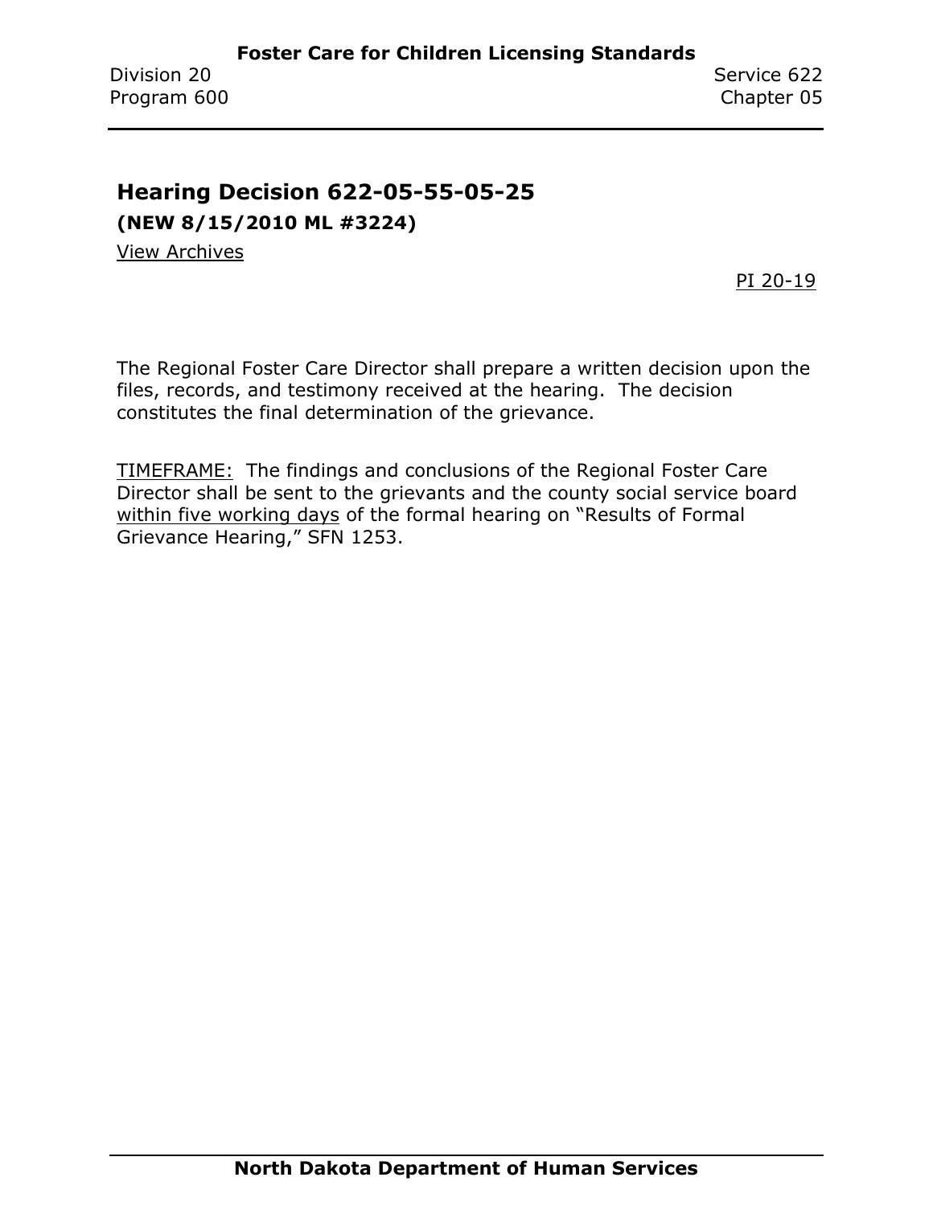## Hearing Decision 622-05-55-05-25

**(NEW 8/15/2010 ML #3224)**

View Archives

PI 20-19

The Regional Foster Care Director shall prepare a written decision upon the files, records, and testimony received at the hearing. The decision constitutes the final determination of the grievance.

TIMEFRAME: The findings and conclusions of the Regional Foster Care Director shall be sent to the grievants and the county social service board within five working days of the formal hearing on "Results of Formal Grievance Hearing," SFN 1253.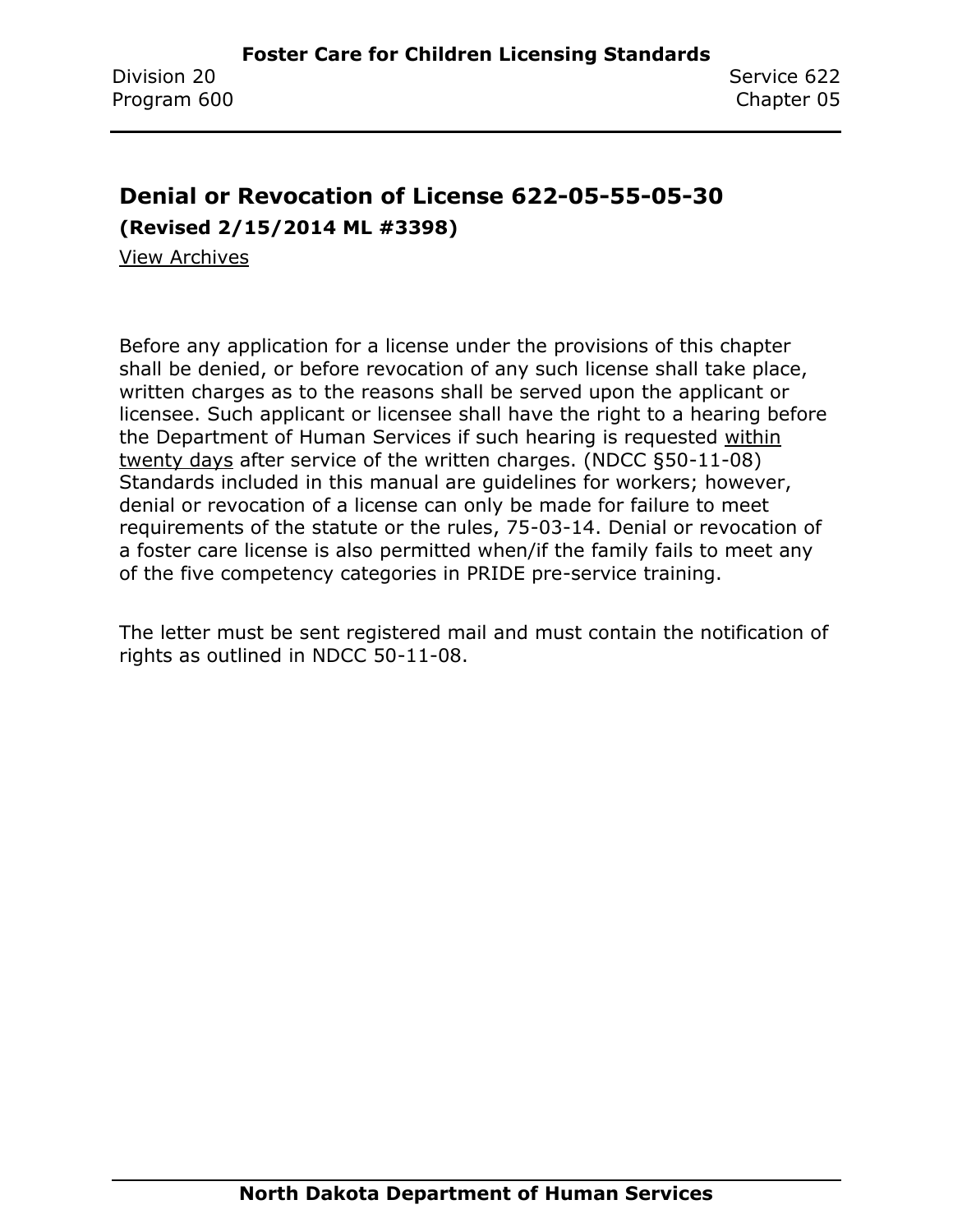## Denial or Revocation of License 622-05-55-05-30

**(Revised 2/15/2014 ML #3398)**

View Archives

Before any application for a license under the provisions of this chapter shall be denied, or before revocation of any such license shall take place, written charges as to the reasons shall be served upon the applicant or licensee. Such applicant or licensee shall have the right to a hearing before the Department of Human Services if such hearing is requested within twenty days after service of the written charges. (NDCC §50-11-08) Standards included in this manual are guidelines for workers; however, denial or revocation of a license can only be made for failure to meet requirements of the statute or the rules, 75-03-14. Denial or revocation of a foster care license is also permitted when/if the family fails to meet any of the five competency categories in PRIDE pre-service training.

The letter must be sent registered mail and must contain the notification of rights as outlined in NDCC 50-11-08.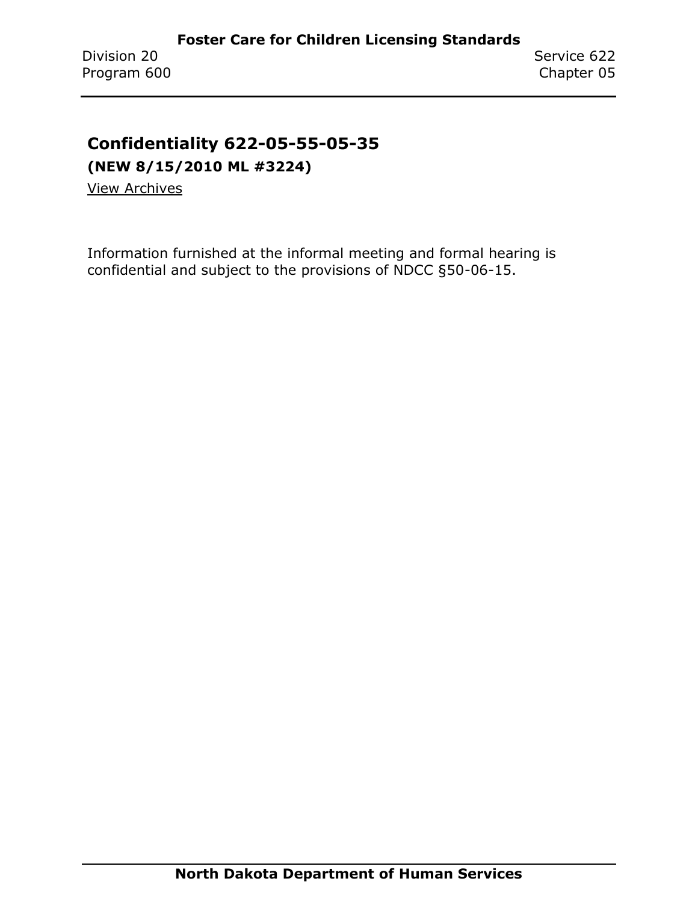## Confidentiality 622-05-55-05-35

**(NEW 8/15/2010 ML #3224)**

View Archives

Information furnished at the informal meeting and formal hearing is confidential and subject to the provisions of NDCC §50-06-15.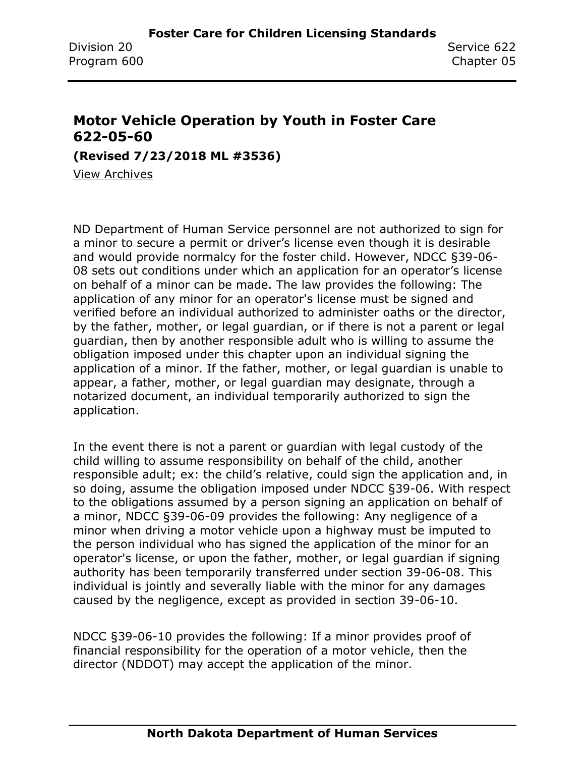## Motor Vehicle Operation by Youth in Foster Care 622-05-60

**(Revised 7/23/2018 ML #3536)**

View Archives

ND Department of Human Service personnel are not authorized to sign for a minor to secure a permit or driver's license even though it is desirable and would provide normalcy for the foster child. However, NDCC §39-06-08 sets out conditions under which an application for an operator's license on behalf of a minor can be made. The law provides the following: The application of any minor for an operator's license must be signed and verified before an individual authorized to administer oaths or the director, by the father, mother, or legal guardian, or if there is not a parent or legal guardian, then by another responsible adult who is willing to assume the obligation imposed under this chapter upon an individual signing the application of a minor. If the father, mother, or legal guardian is unable to appear, a father, mother, or legal guardian may designate, through a notarized document, an individual temporarily authorized to sign the application.

In the event there is not a parent or guardian with legal custody of the child willing to assume responsibility on behalf of the child, another responsible adult; ex: the child's relative, could sign the application and, in so doing, assume the obligation imposed under NDCC §39-06. With respect to the obligations assumed by a person signing an application on behalf of a minor, NDCC §39-06-09 provides the following: Any negligence of a minor when driving a motor vehicle upon a highway must be imputed to the person individual who has signed the application of the minor for an operator's license, or upon the father, mother, or legal guardian if signing authority has been temporarily transferred under section 39-06-08. This individual is jointly and severally liable with the minor for any damages caused by the negligence, except as provided in section 39-06-10.

NDCC §39-06-10 provides the following: If a minor provides proof of financial responsibility for the operation of a motor vehicle, then the director (NDDOT) may accept the application of the minor.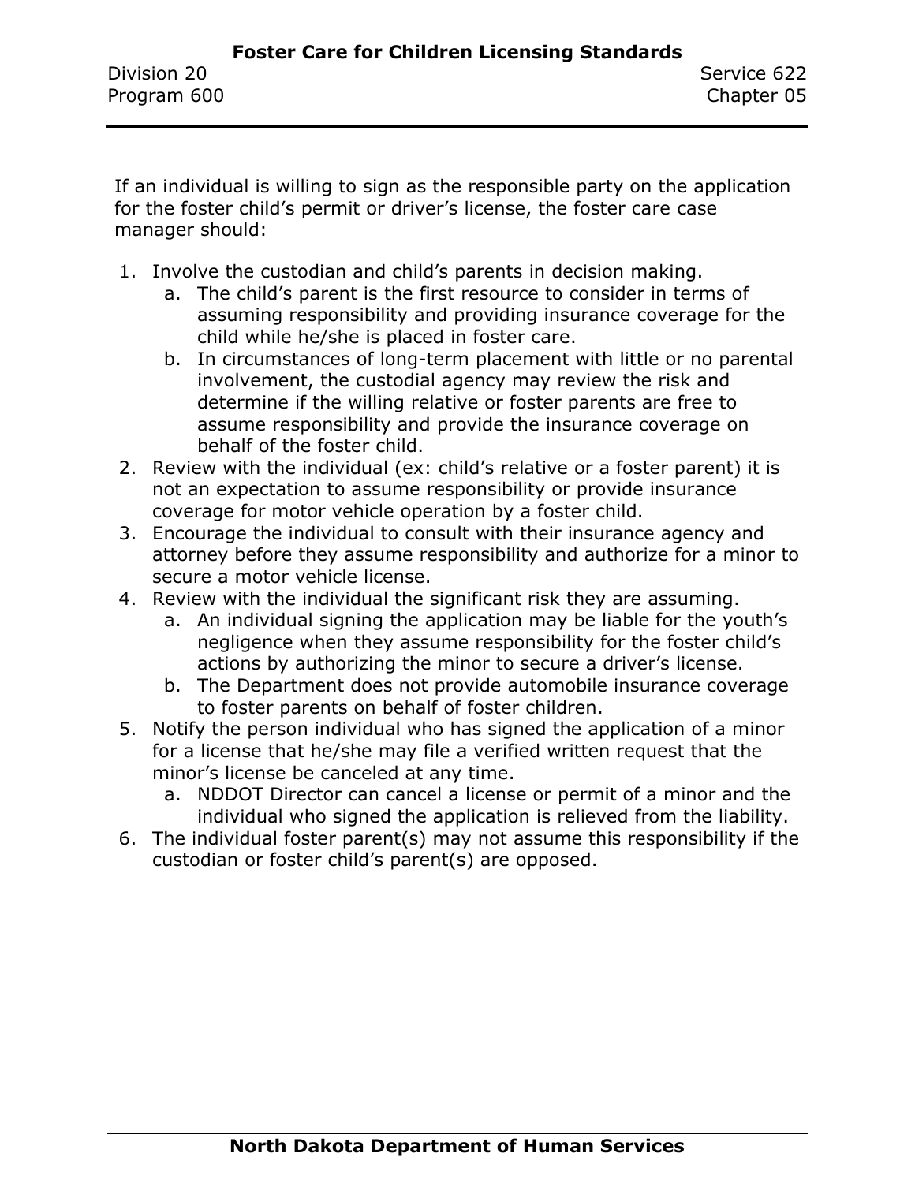If an individual is willing to sign as the responsible party on the application for the foster child's permit or driver's license, the foster care case manager should:

1. Involve the custodian and child's parents in decision making.
   a. The child's parent is the first resource to consider in terms of assuming responsibility and providing insurance coverage for the child while he/she is placed in foster care.
   b. In circumstances of long-term placement with little or no parental involvement, the custodial agency may review the risk and determine if the willing relative or foster parents are free to assume responsibility and provide the insurance coverage on behalf of the foster child.
2. Review with the individual (ex: child's relative or a foster parent) it is not an expectation to assume responsibility or provide insurance coverage for motor vehicle operation by a foster child.
3. Encourage the individual to consult with their insurance agency and attorney before they assume responsibility and authorize for a minor to secure a motor vehicle license.
4. Review with the individual the significant risk they are assuming.
   a. An individual signing the application may be liable for the youth's negligence when they assume responsibility for the foster child's actions by authorizing the minor to secure a driver's license.
   b. The Department does not provide automobile insurance coverage to foster parents on behalf of foster children.
5. Notify the person individual who has signed the application of a minor for a license that he/she may file a verified written request that the minor's license be canceled at any time.
   a. NDDOT Director can cancel a license or permit of a minor and the individual who signed the application is relieved from the liability.
6. The individual foster parent(s) may not assume this responsibility if the custodian or foster child's parent(s) are opposed.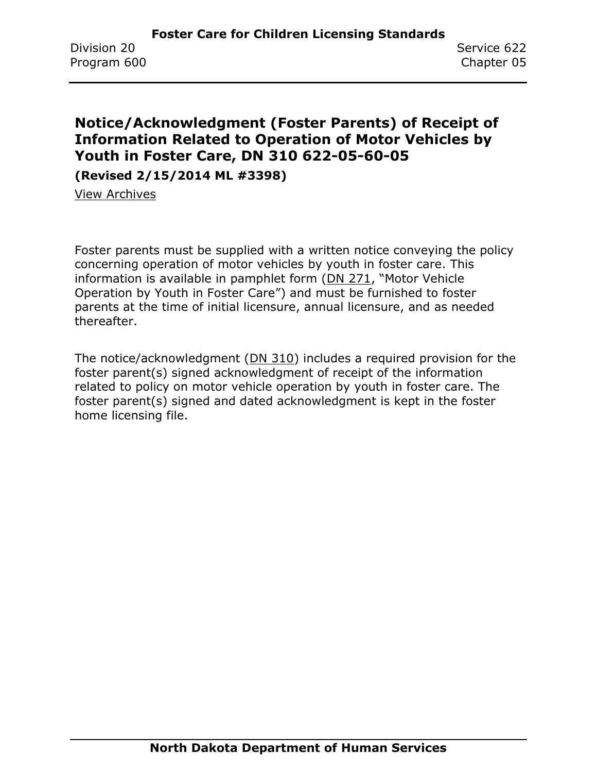## Notice/Acknowledgment (Foster Parents) of Receipt of Information Related to Operation of Motor Vehicles by Youth in Foster Care, DN 310 622-05-60-05

**(Revised 2/15/2014 ML #3398)**

View Archives

Foster parents must be supplied with a written notice conveying the policy concerning operation of motor vehicles by youth in foster care. This information is available in pamphlet form (DN 271, "Motor Vehicle Operation by Youth in Foster Care") and must be furnished to foster parents at the time of initial licensure, annual licensure, and as needed thereafter.

The notice/acknowledgment (DN 310) includes a required provision for the foster parent(s) signed acknowledgment of receipt of the information related to policy on motor vehicle operation by youth in foster care. The foster parent(s) signed and dated acknowledgment is kept in the foster home licensing file.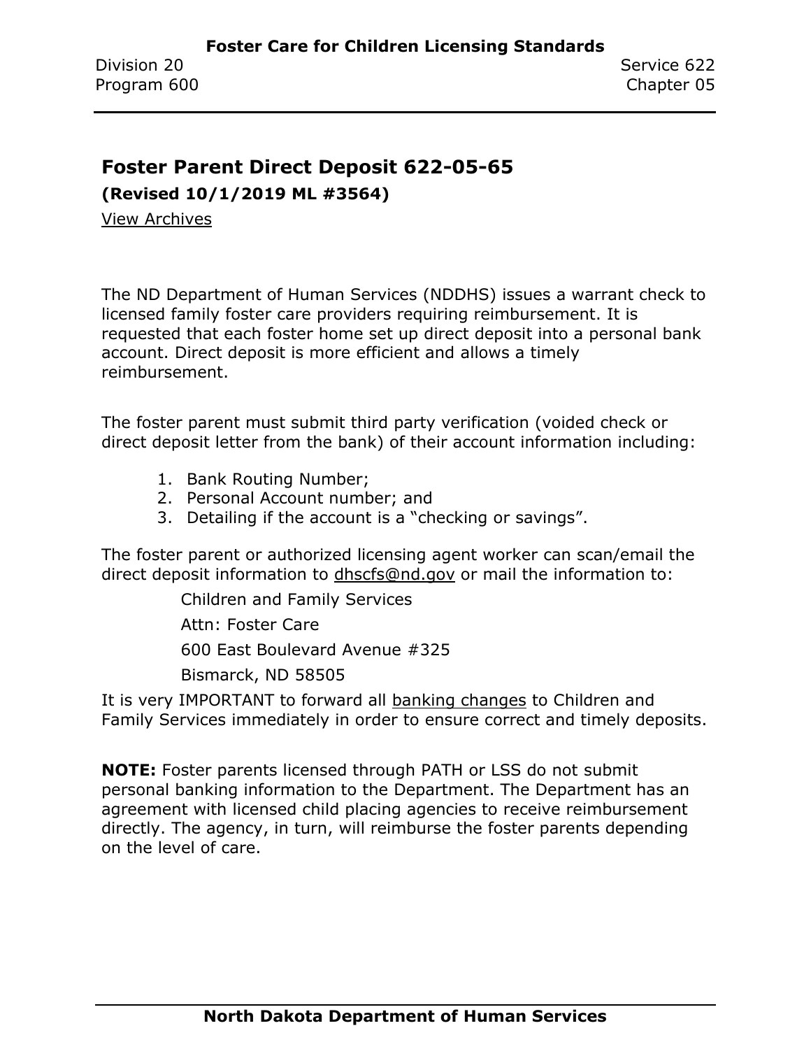## Foster Parent Direct Deposit 622-05-65

**(Revised 10/1/2019 ML #3564)**

View Archives

The ND Department of Human Services (NDDHS) issues a warrant check to licensed family foster care providers requiring reimbursement. It is requested that each foster home set up direct deposit into a personal bank account. Direct deposit is more efficient and allows a timely reimbursement.

The foster parent must submit third party verification (voided check or direct deposit letter from the bank) of their account information including:

1. Bank Routing Number;
2. Personal Account number; and
3. Detailing if the account is a "checking or savings".

The foster parent or authorized licensing agent worker can scan/email the direct deposit information to dhscfs@nd.gov or mail the information to:

Children and Family Services
Attn: Foster Care
600 East Boulevard Avenue #325
Bismarck, ND 58505

It is very IMPORTANT to forward all banking changes to Children and Family Services immediately in order to ensure correct and timely deposits.

**NOTE:** Foster parents licensed through PATH or LSS do not submit personal banking information to the Department. The Department has an agreement with licensed child placing agencies to receive reimbursement directly. The agency, in turn, will reimburse the foster parents depending on the level of care.